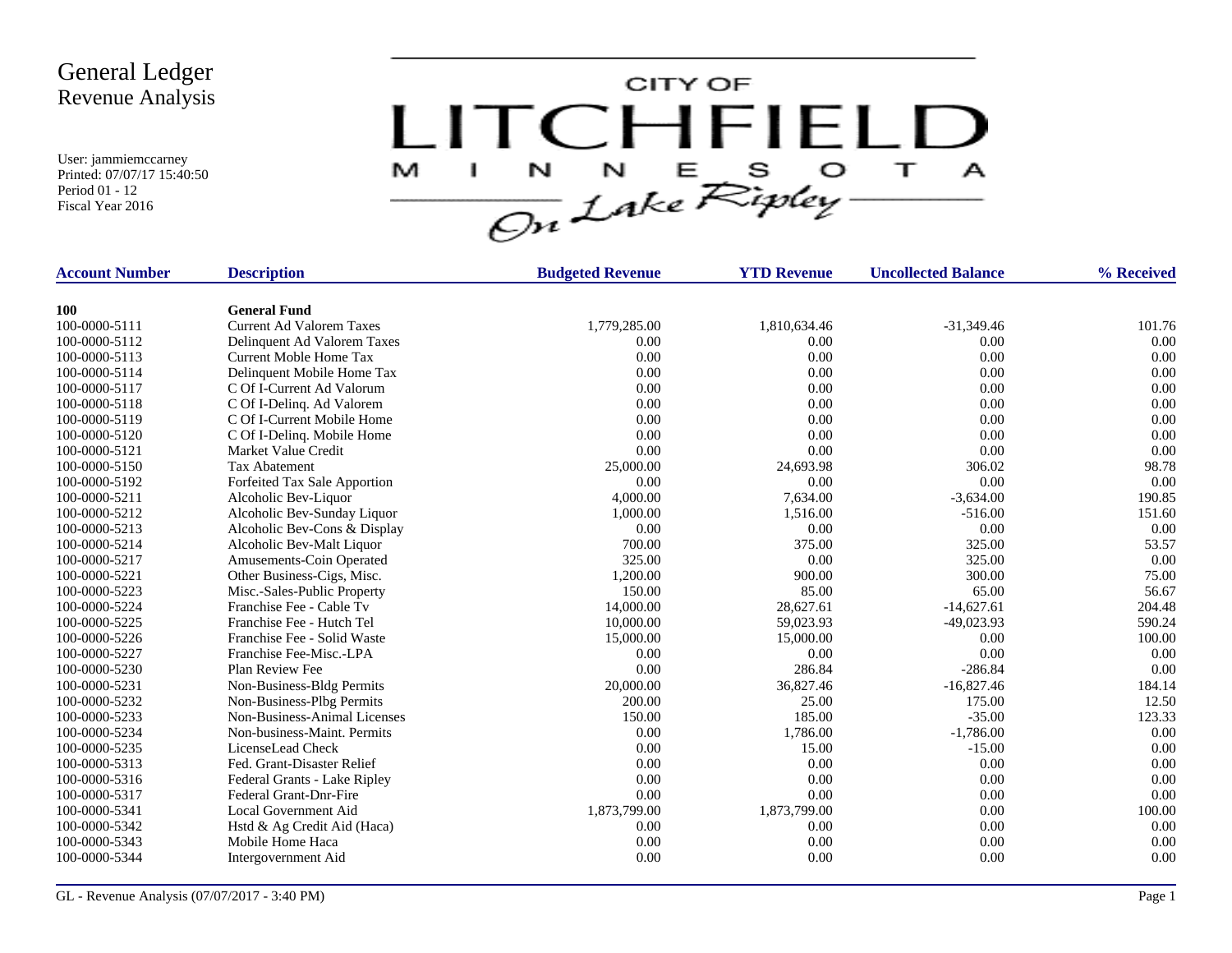# General Ledger
## Revenue Analysis

User: jammiemccarney
Printed: 07/07/17 15:40:50
Period 01 - 12
Fiscal Year 2016

CITY OF LITCHFIELD MINNESOTA On Lake Ripley

| Account Number | Description | Budgeted Revenue | YTD Revenue | Uncollected Balance | % Received |
|---|---|---|---|---|---|
| **100** | **General Fund** | | | | |
| 100-0000-5111 | Current Ad Valorem Taxes | 1,779,285.00 | 1,810,634.46 | -31,349.46 | 101.76 |
| 100-0000-5112 | Delinquent Ad Valorem Taxes | 0.00 | 0.00 | 0.00 | 0.00 |
| 100-0000-5113 | Current Moble Home Tax | 0.00 | 0.00 | 0.00 | 0.00 |
| 100-0000-5114 | Delinquent Mobile Home Tax | 0.00 | 0.00 | 0.00 | 0.00 |
| 100-0000-5117 | C Of I-Current Ad Valorum | 0.00 | 0.00 | 0.00 | 0.00 |
| 100-0000-5118 | C Of I-Delinq. Ad Valorem | 0.00 | 0.00 | 0.00 | 0.00 |
| 100-0000-5119 | C Of I-Current Mobile Home | 0.00 | 0.00 | 0.00 | 0.00 |
| 100-0000-5120 | C Of I-Delinq. Mobile Home | 0.00 | 0.00 | 0.00 | 0.00 |
| 100-0000-5121 | Market Value Credit | 0.00 | 0.00 | 0.00 | 0.00 |
| 100-0000-5150 | Tax Abatement | 25,000.00 | 24,693.98 | 306.02 | 98.78 |
| 100-0000-5192 | Forfeited Tax Sale Apportion | 0.00 | 0.00 | 0.00 | 0.00 |
| 100-0000-5211 | Alcoholic Bev-Liquor | 4,000.00 | 7,634.00 | -3,634.00 | 190.85 |
| 100-0000-5212 | Alcoholic Bev-Sunday Liquor | 1,000.00 | 1,516.00 | -516.00 | 151.60 |
| 100-0000-5213 | Alcoholic Bev-Cons & Display | 0.00 | 0.00 | 0.00 | 0.00 |
| 100-0000-5214 | Alcoholic Bev-Malt Liquor | 700.00 | 375.00 | 325.00 | 53.57 |
| 100-0000-5217 | Amusements-Coin Operated | 325.00 | 0.00 | 325.00 | 0.00 |
| 100-0000-5221 | Other Business-Cigs, Misc. | 1,200.00 | 900.00 | 300.00 | 75.00 |
| 100-0000-5223 | Misc.-Sales-Public Property | 150.00 | 85.00 | 65.00 | 56.67 |
| 100-0000-5224 | Franchise Fee - Cable Tv | 14,000.00 | 28,627.61 | -14,627.61 | 204.48 |
| 100-0000-5225 | Franchise Fee - Hutch Tel | 10,000.00 | 59,023.93 | -49,023.93 | 590.24 |
| 100-0000-5226 | Franchise Fee - Solid Waste | 15,000.00 | 15,000.00 | 0.00 | 100.00 |
| 100-0000-5227 | Franchise Fee-Misc.-LPA | 0.00 | 0.00 | 0.00 | 0.00 |
| 100-0000-5230 | Plan Review Fee | 0.00 | 286.84 | -286.84 | 0.00 |
| 100-0000-5231 | Non-Business-Bldg Permits | 20,000.00 | 36,827.46 | -16,827.46 | 184.14 |
| 100-0000-5232 | Non-Business-Plbg Permits | 200.00 | 25.00 | 175.00 | 12.50 |
| 100-0000-5233 | Non-Business-Animal Licenses | 150.00 | 185.00 | -35.00 | 123.33 |
| 100-0000-5234 | Non-business-Maint. Permits | 0.00 | 1,786.00 | -1,786.00 | 0.00 |
| 100-0000-5235 | LicenseLead Check | 0.00 | 15.00 | -15.00 | 0.00 |
| 100-0000-5313 | Fed. Grant-Disaster Relief | 0.00 | 0.00 | 0.00 | 0.00 |
| 100-0000-5316 | Federal Grants - Lake Ripley | 0.00 | 0.00 | 0.00 | 0.00 |
| 100-0000-5317 | Federal Grant-Dnr-Fire | 0.00 | 0.00 | 0.00 | 0.00 |
| 100-0000-5341 | Local Government Aid | 1,873,799.00 | 1,873,799.00 | 0.00 | 100.00 |
| 100-0000-5342 | Hstd & Ag Credit Aid (Haca) | 0.00 | 0.00 | 0.00 | 0.00 |
| 100-0000-5343 | Mobile Home Haca | 0.00 | 0.00 | 0.00 | 0.00 |
| 100-0000-5344 | Intergovernment Aid | 0.00 | 0.00 | 0.00 | 0.00 |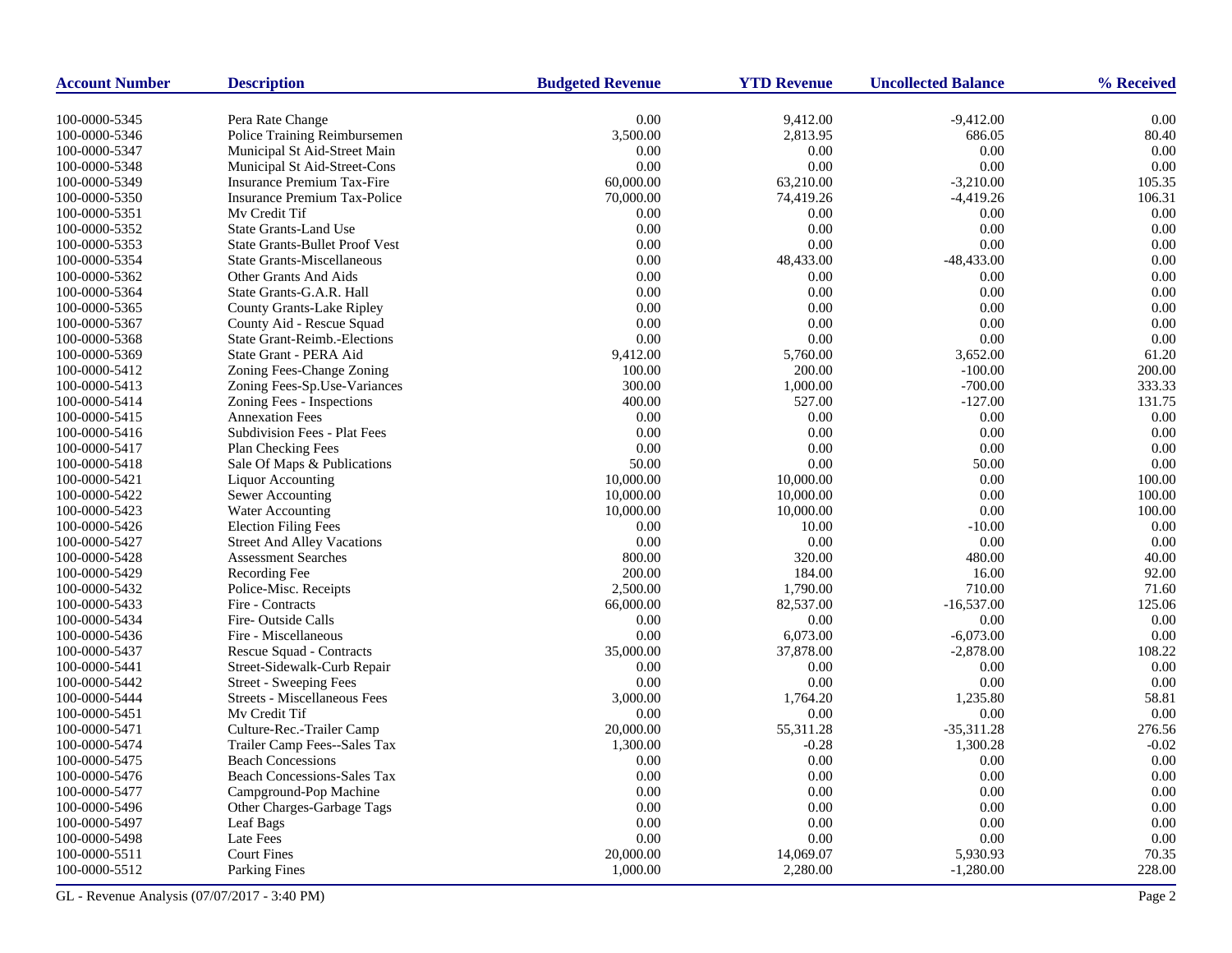| Account Number | Description | Budgeted Revenue | YTD Revenue | Uncollected Balance | % Received |
|---|---|---|---|---|---|
| 100-0000-5345 | Pera Rate Change | 0.00 | 9,412.00 | -9,412.00 | 0.00 |
| 100-0000-5346 | Police Training Reimbursemen | 3,500.00 | 2,813.95 | 686.05 | 80.40 |
| 100-0000-5347 | Municipal St Aid-Street Main | 0.00 | 0.00 | 0.00 | 0.00 |
| 100-0000-5348 | Municipal St Aid-Street-Cons | 0.00 | 0.00 | 0.00 | 0.00 |
| 100-0000-5349 | Insurance Premium Tax-Fire | 60,000.00 | 63,210.00 | -3,210.00 | 105.35 |
| 100-0000-5350 | Insurance Premium Tax-Police | 70,000.00 | 74,419.26 | -4,419.26 | 106.31 |
| 100-0000-5351 | Mv Credit Tif | 0.00 | 0.00 | 0.00 | 0.00 |
| 100-0000-5352 | State Grants-Land Use | 0.00 | 0.00 | 0.00 | 0.00 |
| 100-0000-5353 | State Grants-Bullet Proof Vest | 0.00 | 0.00 | 0.00 | 0.00 |
| 100-0000-5354 | State Grants-Miscellaneous | 0.00 | 48,433.00 | -48,433.00 | 0.00 |
| 100-0000-5362 | Other Grants And Aids | 0.00 | 0.00 | 0.00 | 0.00 |
| 100-0000-5364 | State Grants-G.A.R. Hall | 0.00 | 0.00 | 0.00 | 0.00 |
| 100-0000-5365 | County Grants-Lake Ripley | 0.00 | 0.00 | 0.00 | 0.00 |
| 100-0000-5367 | County Aid - Rescue Squad | 0.00 | 0.00 | 0.00 | 0.00 |
| 100-0000-5368 | State Grant-Reimb.-Elections | 0.00 | 0.00 | 0.00 | 0.00 |
| 100-0000-5369 | State Grant - PERA Aid | 9,412.00 | 5,760.00 | 3,652.00 | 61.20 |
| 100-0000-5412 | Zoning Fees-Change Zoning | 100.00 | 200.00 | -100.00 | 200.00 |
| 100-0000-5413 | Zoning Fees-Sp.Use-Variances | 300.00 | 1,000.00 | -700.00 | 333.33 |
| 100-0000-5414 | Zoning Fees - Inspections | 400.00 | 527.00 | -127.00 | 131.75 |
| 100-0000-5415 | Annexation Fees | 0.00 | 0.00 | 0.00 | 0.00 |
| 100-0000-5416 | Subdivision Fees - Plat Fees | 0.00 | 0.00 | 0.00 | 0.00 |
| 100-0000-5417 | Plan Checking Fees | 0.00 | 0.00 | 0.00 | 0.00 |
| 100-0000-5418 | Sale Of Maps & Publications | 50.00 | 0.00 | 50.00 | 0.00 |
| 100-0000-5421 | Liquor Accounting | 10,000.00 | 10,000.00 | 0.00 | 100.00 |
| 100-0000-5422 | Sewer Accounting | 10,000.00 | 10,000.00 | 0.00 | 100.00 |
| 100-0000-5423 | Water Accounting | 10,000.00 | 10,000.00 | 0.00 | 100.00 |
| 100-0000-5426 | Election Filing Fees | 0.00 | 10.00 | -10.00 | 0.00 |
| 100-0000-5427 | Street And Alley Vacations | 0.00 | 0.00 | 0.00 | 0.00 |
| 100-0000-5428 | Assessment Searches | 800.00 | 320.00 | 480.00 | 40.00 |
| 100-0000-5429 | Recording Fee | 200.00 | 184.00 | 16.00 | 92.00 |
| 100-0000-5432 | Police-Misc. Receipts | 2,500.00 | 1,790.00 | 710.00 | 71.60 |
| 100-0000-5433 | Fire - Contracts | 66,000.00 | 82,537.00 | -16,537.00 | 125.06 |
| 100-0000-5434 | Fire- Outside Calls | 0.00 | 0.00 | 0.00 | 0.00 |
| 100-0000-5436 | Fire - Miscellaneous | 0.00 | 6,073.00 | -6,073.00 | 0.00 |
| 100-0000-5437 | Rescue Squad - Contracts | 35,000.00 | 37,878.00 | -2,878.00 | 108.22 |
| 100-0000-5441 | Street-Sidewalk-Curb Repair | 0.00 | 0.00 | 0.00 | 0.00 |
| 100-0000-5442 | Street - Sweeping Fees | 0.00 | 0.00 | 0.00 | 0.00 |
| 100-0000-5444 | Streets - Miscellaneous Fees | 3,000.00 | 1,764.20 | 1,235.80 | 58.81 |
| 100-0000-5451 | Mv Credit Tif | 0.00 | 0.00 | 0.00 | 0.00 |
| 100-0000-5471 | Culture-Rec.-Trailer Camp | 20,000.00 | 55,311.28 | -35,311.28 | 276.56 |
| 100-0000-5474 | Trailer Camp Fees--Sales Tax | 1,300.00 | -0.28 | 1,300.28 | -0.02 |
| 100-0000-5475 | Beach Concessions | 0.00 | 0.00 | 0.00 | 0.00 |
| 100-0000-5476 | Beach Concessions-Sales Tax | 0.00 | 0.00 | 0.00 | 0.00 |
| 100-0000-5477 | Campground-Pop Machine | 0.00 | 0.00 | 0.00 | 0.00 |
| 100-0000-5496 | Other Charges-Garbage Tags | 0.00 | 0.00 | 0.00 | 0.00 |
| 100-0000-5497 | Leaf Bags | 0.00 | 0.00 | 0.00 | 0.00 |
| 100-0000-5498 | Late Fees | 0.00 | 0.00 | 0.00 | 0.00 |
| 100-0000-5511 | Court Fines | 20,000.00 | 14,069.07 | 5,930.93 | 70.35 |
| 100-0000-5512 | Parking Fines | 1,000.00 | 2,280.00 | -1,280.00 | 228.00 |

GL - Revenue Analysis (07/07/2017 - 3:40 PM)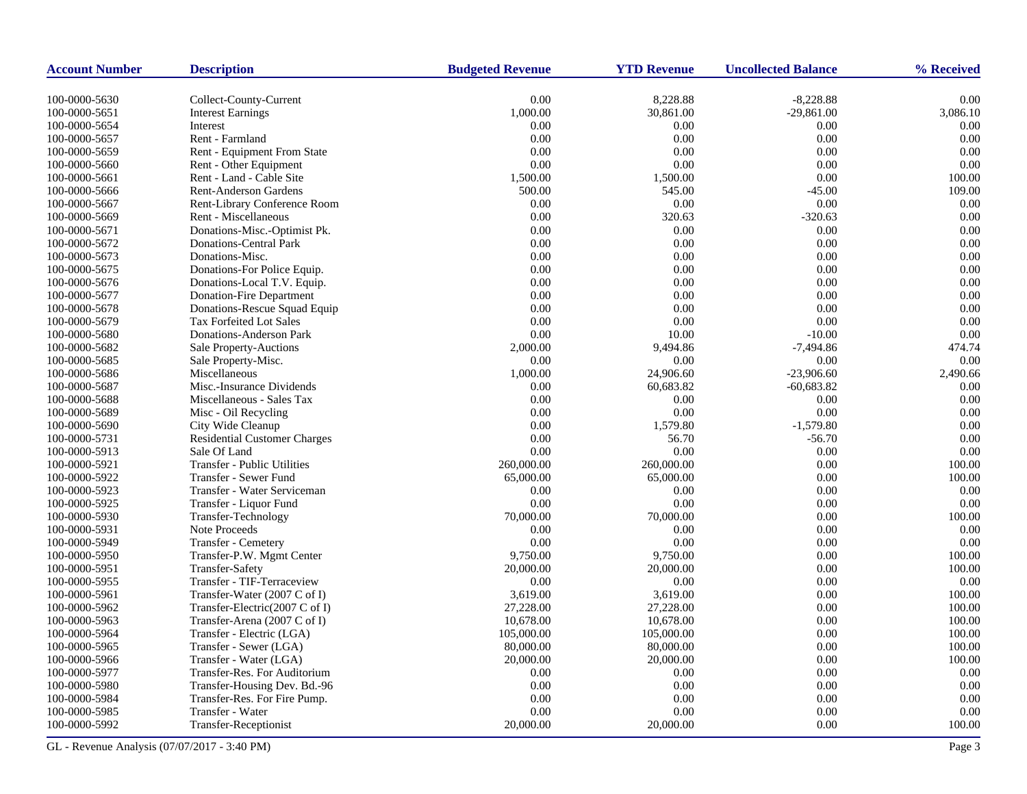| Account Number | Description | Budgeted Revenue | YTD Revenue | Uncollected Balance | % Received |
|---|---|---|---|---|---|
| 100-0000-5630 | Collect-County-Current | 0.00 | 8,228.88 | -8,228.88 | 0.00 |
| 100-0000-5651 | Interest Earnings | 1,000.00 | 30,861.00 | -29,861.00 | 3,086.10 |
| 100-0000-5654 | Interest | 0.00 | 0.00 | 0.00 | 0.00 |
| 100-0000-5657 | Rent - Farmland | 0.00 | 0.00 | 0.00 | 0.00 |
| 100-0000-5659 | Rent - Equipment From State | 0.00 | 0.00 | 0.00 | 0.00 |
| 100-0000-5660 | Rent - Other Equipment | 0.00 | 0.00 | 0.00 | 0.00 |
| 100-0000-5661 | Rent - Land - Cable Site | 1,500.00 | 1,500.00 | 0.00 | 100.00 |
| 100-0000-5666 | Rent-Anderson Gardens | 500.00 | 545.00 | -45.00 | 109.00 |
| 100-0000-5667 | Rent-Library Conference Room | 0.00 | 0.00 | 0.00 | 0.00 |
| 100-0000-5669 | Rent - Miscellaneous | 0.00 | 320.63 | -320.63 | 0.00 |
| 100-0000-5671 | Donations-Misc.-Optimist Pk. | 0.00 | 0.00 | 0.00 | 0.00 |
| 100-0000-5672 | Donations-Central Park | 0.00 | 0.00 | 0.00 | 0.00 |
| 100-0000-5673 | Donations-Misc. | 0.00 | 0.00 | 0.00 | 0.00 |
| 100-0000-5675 | Donations-For Police Equip. | 0.00 | 0.00 | 0.00 | 0.00 |
| 100-0000-5676 | Donations-Local T.V. Equip. | 0.00 | 0.00 | 0.00 | 0.00 |
| 100-0000-5677 | Donation-Fire Department | 0.00 | 0.00 | 0.00 | 0.00 |
| 100-0000-5678 | Donations-Rescue Squad Equip | 0.00 | 0.00 | 0.00 | 0.00 |
| 100-0000-5679 | Tax Forfeited Lot Sales | 0.00 | 0.00 | 0.00 | 0.00 |
| 100-0000-5680 | Donations-Anderson Park | 0.00 | 10.00 | -10.00 | 0.00 |
| 100-0000-5682 | Sale Property-Auctions | 2,000.00 | 9,494.86 | -7,494.86 | 474.74 |
| 100-0000-5685 | Sale Property-Misc. | 0.00 | 0.00 | 0.00 | 0.00 |
| 100-0000-5686 | Miscellaneous | 1,000.00 | 24,906.60 | -23,906.60 | 2,490.66 |
| 100-0000-5687 | Misc.-Insurance Dividends | 0.00 | 60,683.82 | -60,683.82 | 0.00 |
| 100-0000-5688 | Miscellaneous - Sales Tax | 0.00 | 0.00 | 0.00 | 0.00 |
| 100-0000-5689 | Misc - Oil Recycling | 0.00 | 0.00 | 0.00 | 0.00 |
| 100-0000-5690 | City Wide Cleanup | 0.00 | 1,579.80 | -1,579.80 | 0.00 |
| 100-0000-5731 | Residential Customer Charges | 0.00 | 56.70 | -56.70 | 0.00 |
| 100-0000-5913 | Sale Of Land | 0.00 | 0.00 | 0.00 | 0.00 |
| 100-0000-5921 | Transfer - Public Utilities | 260,000.00 | 260,000.00 | 0.00 | 100.00 |
| 100-0000-5922 | Transfer - Sewer Fund | 65,000.00 | 65,000.00 | 0.00 | 100.00 |
| 100-0000-5923 | Transfer - Water Serviceman | 0.00 | 0.00 | 0.00 | 0.00 |
| 100-0000-5925 | Transfer - Liquor Fund | 0.00 | 0.00 | 0.00 | 0.00 |
| 100-0000-5930 | Transfer-Technology | 70,000.00 | 70,000.00 | 0.00 | 100.00 |
| 100-0000-5931 | Note Proceeds | 0.00 | 0.00 | 0.00 | 0.00 |
| 100-0000-5949 | Transfer - Cemetery | 0.00 | 0.00 | 0.00 | 0.00 |
| 100-0000-5950 | Transfer-P.W. Mgmt Center | 9,750.00 | 9,750.00 | 0.00 | 100.00 |
| 100-0000-5951 | Transfer-Safety | 20,000.00 | 20,000.00 | 0.00 | 100.00 |
| 100-0000-5955 | Transfer - TIF-Terraceview | 0.00 | 0.00 | 0.00 | 0.00 |
| 100-0000-5961 | Transfer-Water (2007 C of I) | 3,619.00 | 3,619.00 | 0.00 | 100.00 |
| 100-0000-5962 | Transfer-Electric(2007 C of I) | 27,228.00 | 27,228.00 | 0.00 | 100.00 |
| 100-0000-5963 | Transfer-Arena (2007 C of I) | 10,678.00 | 10,678.00 | 0.00 | 100.00 |
| 100-0000-5964 | Transfer - Electric (LGA) | 105,000.00 | 105,000.00 | 0.00 | 100.00 |
| 100-0000-5965 | Transfer - Sewer (LGA) | 80,000.00 | 80,000.00 | 0.00 | 100.00 |
| 100-0000-5966 | Transfer - Water (LGA) | 20,000.00 | 20,000.00 | 0.00 | 100.00 |
| 100-0000-5977 | Transfer-Res. For Auditorium | 0.00 | 0.00 | 0.00 | 0.00 |
| 100-0000-5980 | Transfer-Housing Dev. Bd.-96 | 0.00 | 0.00 | 0.00 | 0.00 |
| 100-0000-5984 | Transfer-Res. For Fire Pump. | 0.00 | 0.00 | 0.00 | 0.00 |
| 100-0000-5985 | Transfer - Water | 0.00 | 0.00 | 0.00 | 0.00 |
| 100-0000-5992 | Transfer-Receptionist | 20,000.00 | 20,000.00 | 0.00 | 100.00 |

GL - Revenue Analysis (07/07/2017 - 3:40 PM)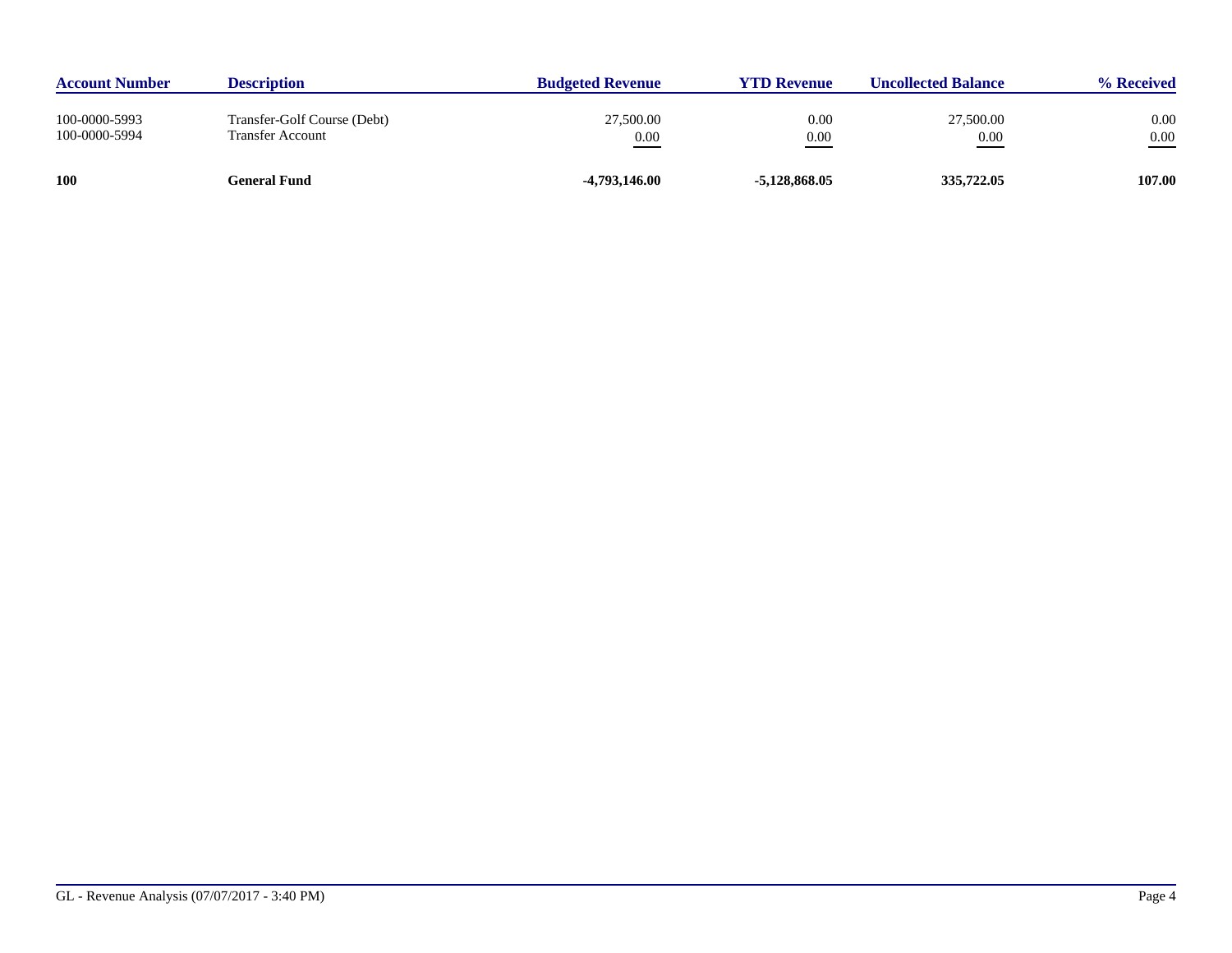| Account Number | Description | Budgeted Revenue | YTD Revenue | Uncollected Balance | % Received |
|---|---|---|---|---|---|
| 100-0000-5993 | Transfer-Golf Course (Debt) | 27,500.00 | 0.00 | 27,500.00 | 0.00 |
| 100-0000-5994 | Transfer Account | 0.00 | 0.00 | 0.00 | 0.00 |
| **100** | **General Fund** | **-4,793,146.00** | **-5,128,868.05** | **335,722.05** | **107.00** |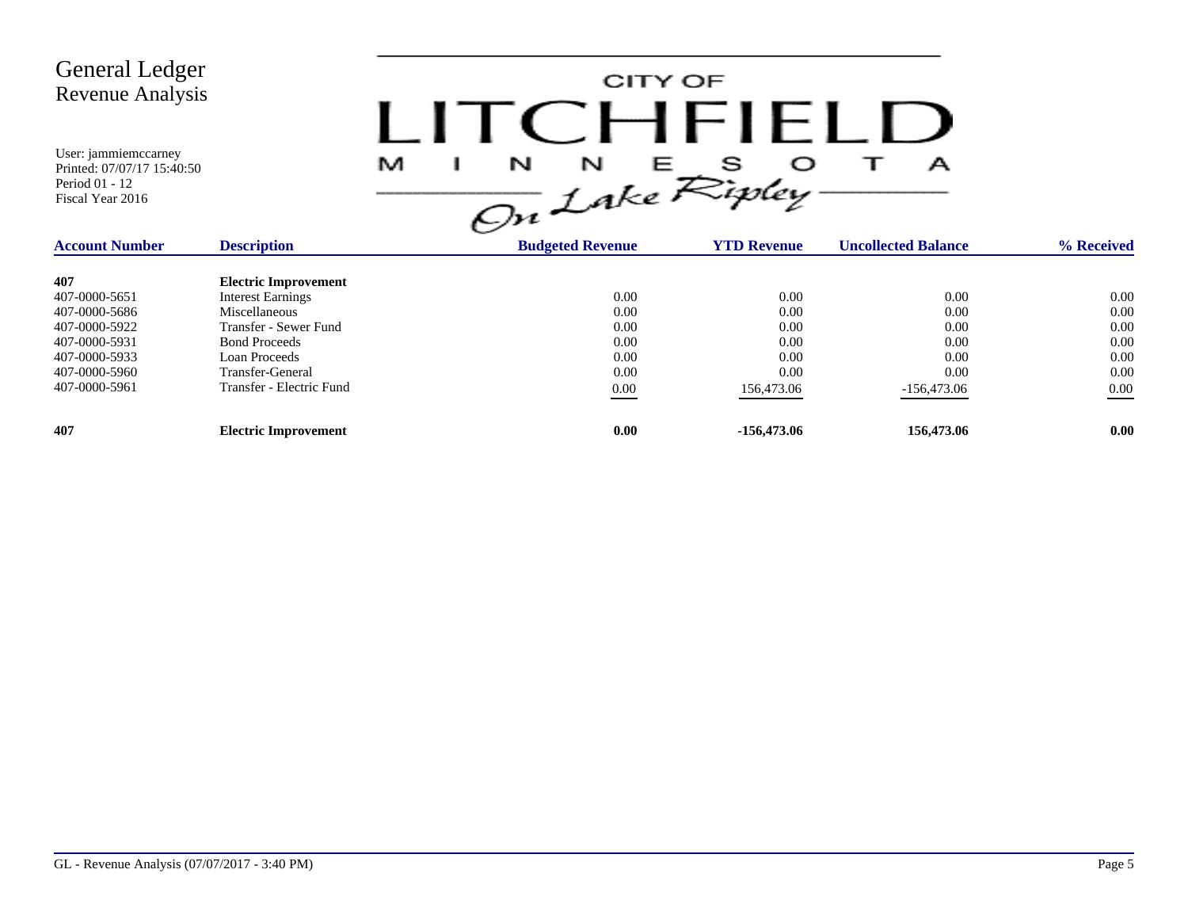# General Ledger
## Revenue Analysis

User: jammiemccarney
Printed: 07/07/17 15:40:50
Period 01 - 12
Fiscal Year 2016

CITY OF LITCHFIELD MINNESOTA On Lake Ripley

| Account Number | Description | Budgeted Revenue | YTD Revenue | Uncollected Balance | % Received |
|---|---|---|---|---|---|
| **407** | **Electric Improvement** | | | | |
| 407-0000-5651 | Interest Earnings | 0.00 | 0.00 | 0.00 | 0.00 |
| 407-0000-5686 | Miscellaneous | 0.00 | 0.00 | 0.00 | 0.00 |
| 407-0000-5922 | Transfer - Sewer Fund | 0.00 | 0.00 | 0.00 | 0.00 |
| 407-0000-5931 | Bond Proceeds | 0.00 | 0.00 | 0.00 | 0.00 |
| 407-0000-5933 | Loan Proceeds | 0.00 | 0.00 | 0.00 | 0.00 |
| 407-0000-5960 | Transfer-General | 0.00 | 0.00 | 0.00 | 0.00 |
| 407-0000-5961 | Transfer - Electric Fund | 0.00 | 156,473.06 | -156,473.06 | 0.00 |
| **407** | **Electric Improvement** | **0.00** | **-156,473.06** | **156,473.06** | **0.00** |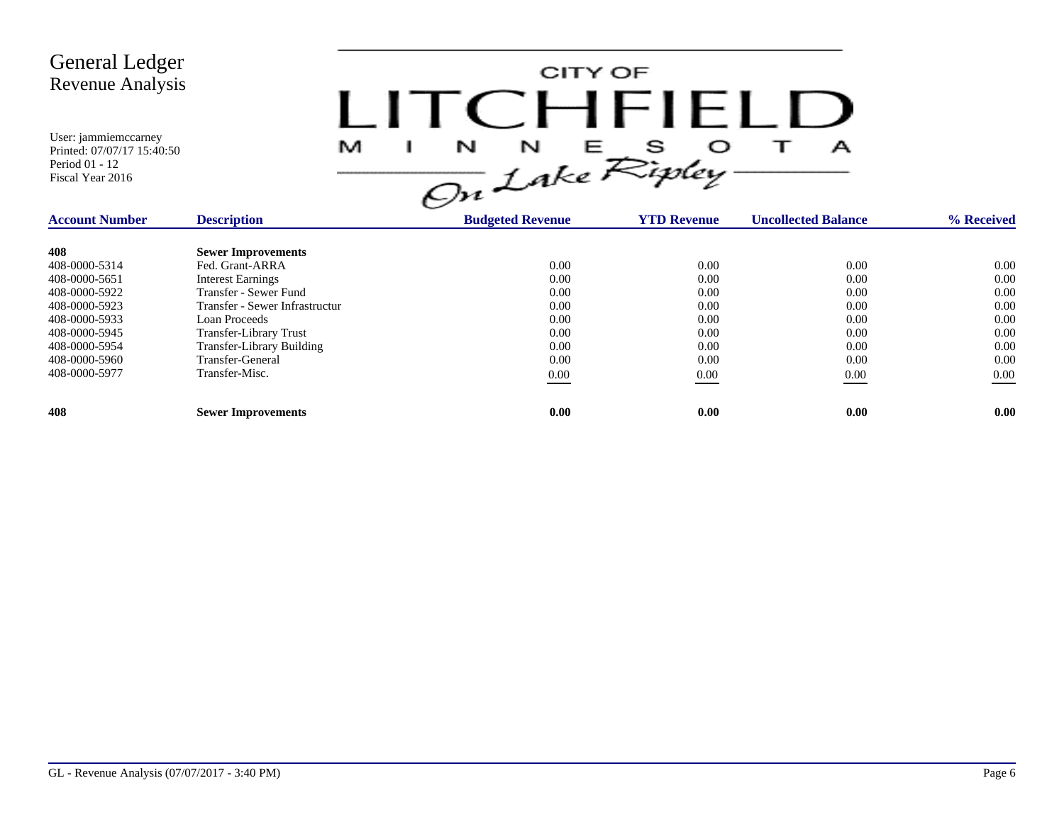# General Ledger
## Revenue Analysis

User: jammiemccarney
Printed: 07/07/17 15:40:50
Period 01 - 12
Fiscal Year 2016

CITY OF LITCHFIELD MINNESOTA On Lake Ripley

| Account Number | Description | Budgeted Revenue | YTD Revenue | Uncollected Balance | % Received |
|---|---|---|---|---|---|
| **408** | **Sewer Improvements** | | | | |
| 408-0000-5314 | Fed. Grant-ARRA | 0.00 | 0.00 | 0.00 | 0.00 |
| 408-0000-5651 | Interest Earnings | 0.00 | 0.00 | 0.00 | 0.00 |
| 408-0000-5922 | Transfer - Sewer Fund | 0.00 | 0.00 | 0.00 | 0.00 |
| 408-0000-5923 | Transfer - Sewer Infrastructur | 0.00 | 0.00 | 0.00 | 0.00 |
| 408-0000-5933 | Loan Proceeds | 0.00 | 0.00 | 0.00 | 0.00 |
| 408-0000-5945 | Transfer-Library Trust | 0.00 | 0.00 | 0.00 | 0.00 |
| 408-0000-5954 | Transfer-Library Building | 0.00 | 0.00 | 0.00 | 0.00 |
| 408-0000-5960 | Transfer-General | 0.00 | 0.00 | 0.00 | 0.00 |
| 408-0000-5977 | Transfer-Misc. | 0.00 | 0.00 | 0.00 | 0.00 |
| **408** | **Sewer Improvements** | **0.00** | **0.00** | **0.00** | **0.00** |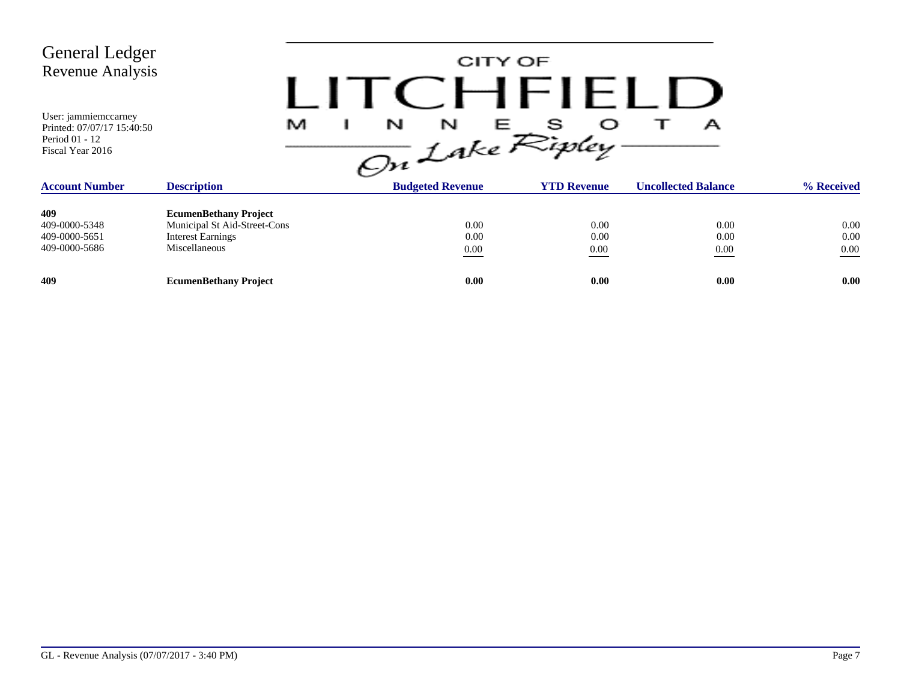# General Ledger
## Revenue Analysis

User: jammiemccarney
Printed: 07/07/17 15:40:50
Period 01 - 12
Fiscal Year 2016

CITY OF LITCHFIELD MINNESOTA On Lake Ripley

| Account Number | Description | Budgeted Revenue | YTD Revenue | Uncollected Balance | % Received |
|---|---|---|---|---|---|
| **409** | **EcumenBethany Project** | | | | |
| 409-0000-5348 | Municipal St Aid-Street-Cons | 0.00 | 0.00 | 0.00 | 0.00 |
| 409-0000-5651 | Interest Earnings | 0.00 | 0.00 | 0.00 | 0.00 |
| 409-0000-5686 | Miscellaneous | 0.00 | 0.00 | 0.00 | 0.00 |
| **409** | **EcumenBethany Project** | **0.00** | **0.00** | **0.00** | **0.00** |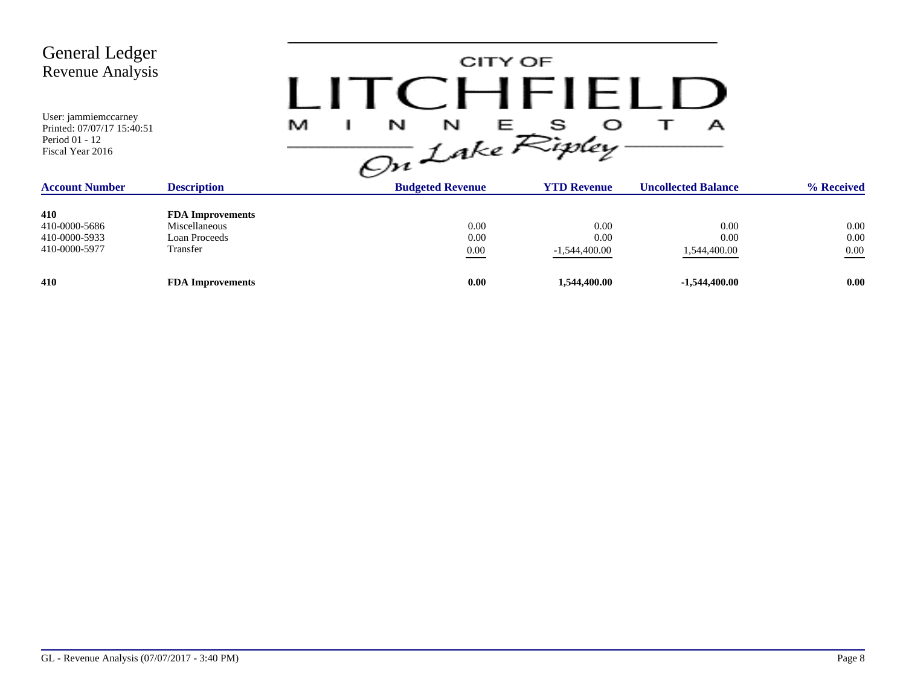# General Ledger
## Revenue Analysis

User: jammiemccarney
Printed: 07/07/17 15:40:51
Period 01 - 12
Fiscal Year 2016

CITY OF LITCHFIELD MINNESOTA On Lake Ripley

| Account Number | Description | Budgeted Revenue | YTD Revenue | Uncollected Balance | % Received |
|---|---|---|---|---|---|
| **410** | **FDA Improvements** | | | | |
| 410-0000-5686 | Miscellaneous | 0.00 | 0.00 | 0.00 | 0.00 |
| 410-0000-5933 | Loan Proceeds | 0.00 | 0.00 | 0.00 | 0.00 |
| 410-0000-5977 | Transfer | 0.00 | -1,544,400.00 | 1,544,400.00 | 0.00 |
| **410** | **FDA Improvements** | **0.00** | **1,544,400.00** | **-1,544,400.00** | **0.00** |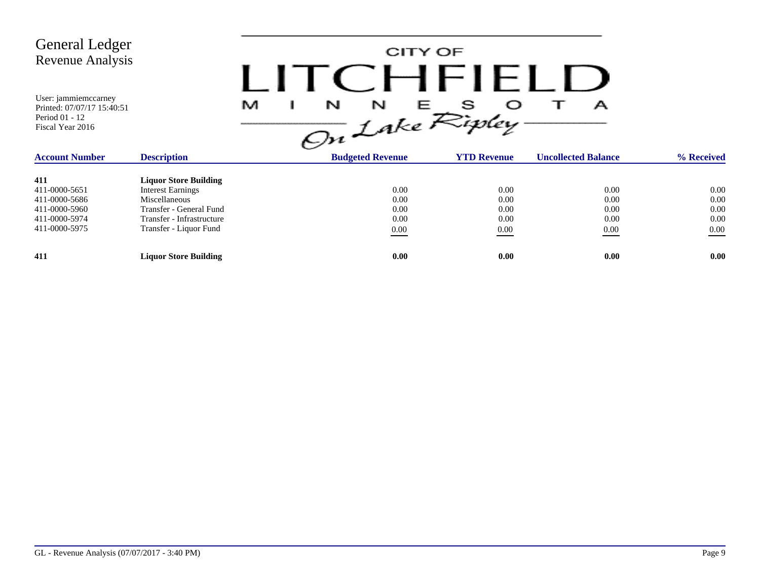# General Ledger
## Revenue Analysis

User: jammiemccarney
Printed: 07/07/17 15:40:51
Period 01 - 12
Fiscal Year 2016

CITY OF LITCHFIELD MINNESOTA *On Lake Ripley*

| Account Number | Description | Budgeted Revenue | YTD Revenue | Uncollected Balance | % Received |
|---|---|---|---|---|---|
| **411** | **Liquor Store Building** | | | | |
| 411-0000-5651 | Interest Earnings | 0.00 | 0.00 | 0.00 | 0.00 |
| 411-0000-5686 | Miscellaneous | 0.00 | 0.00 | 0.00 | 0.00 |
| 411-0000-5960 | Transfer - General Fund | 0.00 | 0.00 | 0.00 | 0.00 |
| 411-0000-5974 | Transfer - Infrastructure | 0.00 | 0.00 | 0.00 | 0.00 |
| 411-0000-5975 | Transfer - Liquor Fund | 0.00 | 0.00 | 0.00 | 0.00 |
| **411** | **Liquor Store Building** | **0.00** | **0.00** | **0.00** | **0.00** |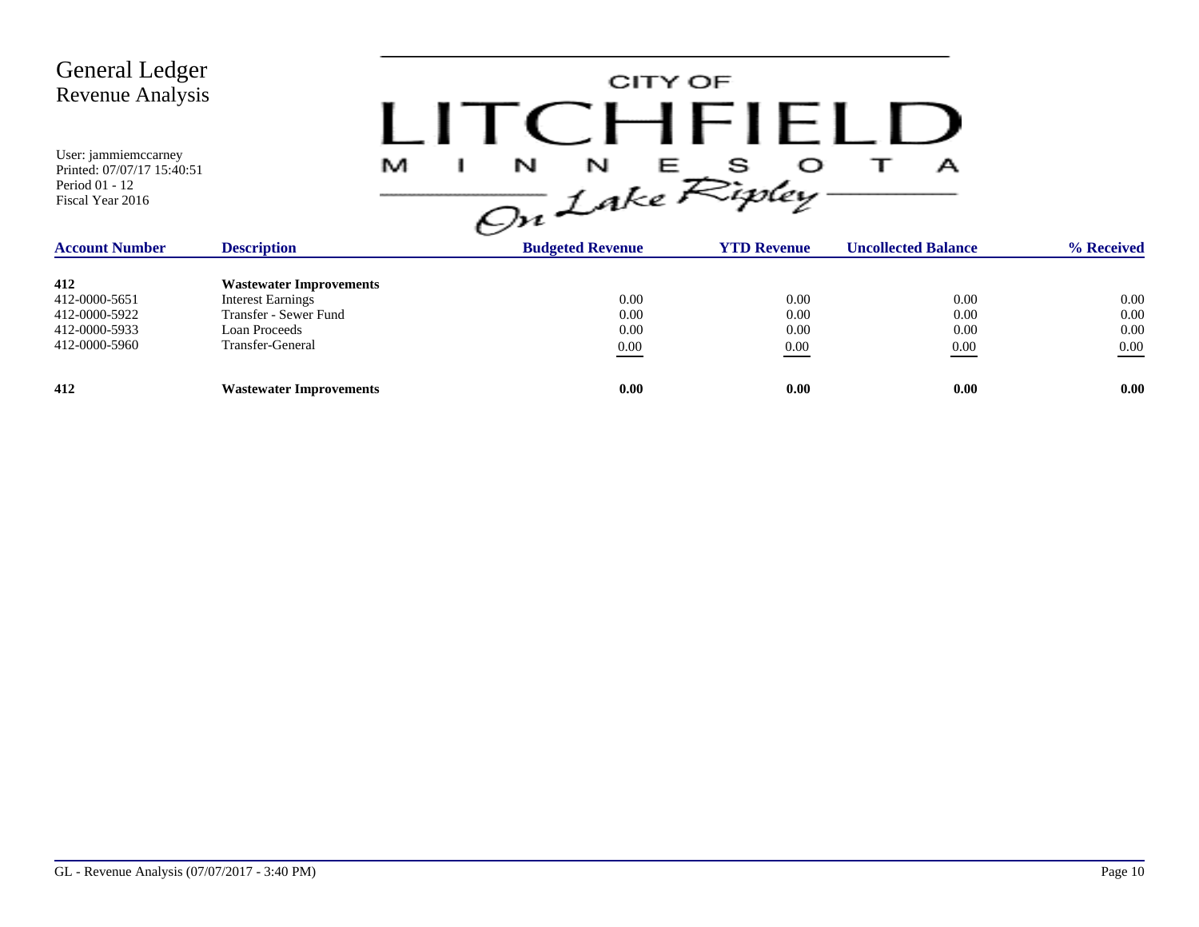# General Ledger
## Revenue Analysis

User: jammiemccarney
Printed: 07/07/17 15:40:51
Period 01 - 12
Fiscal Year 2016

CITY OF LITCHFIELD MINNESOTA On Lake Ripley

| Account Number | Description | Budgeted Revenue | YTD Revenue | Uncollected Balance | % Received |
|---|---|---|---|---|---|
| **412** | **Wastewater Improvements** | | | | |
| 412-0000-5651 | Interest Earnings | 0.00 | 0.00 | 0.00 | 0.00 |
| 412-0000-5922 | Transfer - Sewer Fund | 0.00 | 0.00 | 0.00 | 0.00 |
| 412-0000-5933 | Loan Proceeds | 0.00 | 0.00 | 0.00 | 0.00 |
| 412-0000-5960 | Transfer-General | 0.00 | 0.00 | 0.00 | 0.00 |
| **412** | **Wastewater Improvements** | **0.00** | **0.00** | **0.00** | **0.00** |

GL - Revenue Analysis (07/07/2017 - 3:40 PM)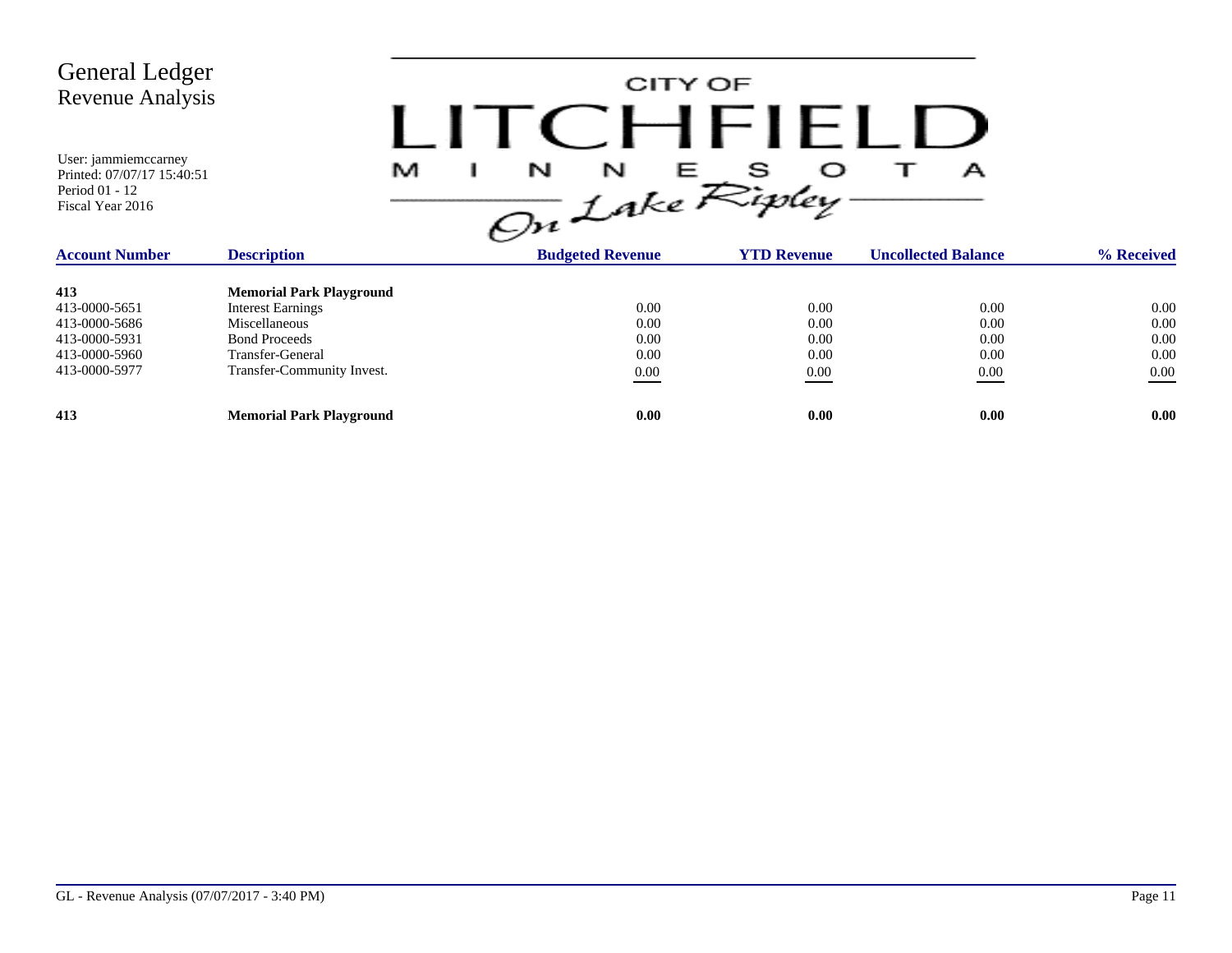# General Ledger
## Revenue Analysis

User: jammiemccarney
Printed: 07/07/17 15:40:51
Period 01 - 12
Fiscal Year 2016

CITY OF LITCHFIELD MINNESOTA On Lake Ripley

| Account Number | Description | Budgeted Revenue | YTD Revenue | Uncollected Balance | % Received |
|---|---|---|---|---|---|
| **413** | **Memorial Park Playground** | | | | |
| 413-0000-5651 | Interest Earnings | 0.00 | 0.00 | 0.00 | 0.00 |
| 413-0000-5686 | Miscellaneous | 0.00 | 0.00 | 0.00 | 0.00 |
| 413-0000-5931 | Bond Proceeds | 0.00 | 0.00 | 0.00 | 0.00 |
| 413-0000-5960 | Transfer-General | 0.00 | 0.00 | 0.00 | 0.00 |
| 413-0000-5977 | Transfer-Community Invest. | 0.00 | 0.00 | 0.00 | 0.00 |
| **413** | **Memorial Park Playground** | **0.00** | **0.00** | **0.00** | **0.00** |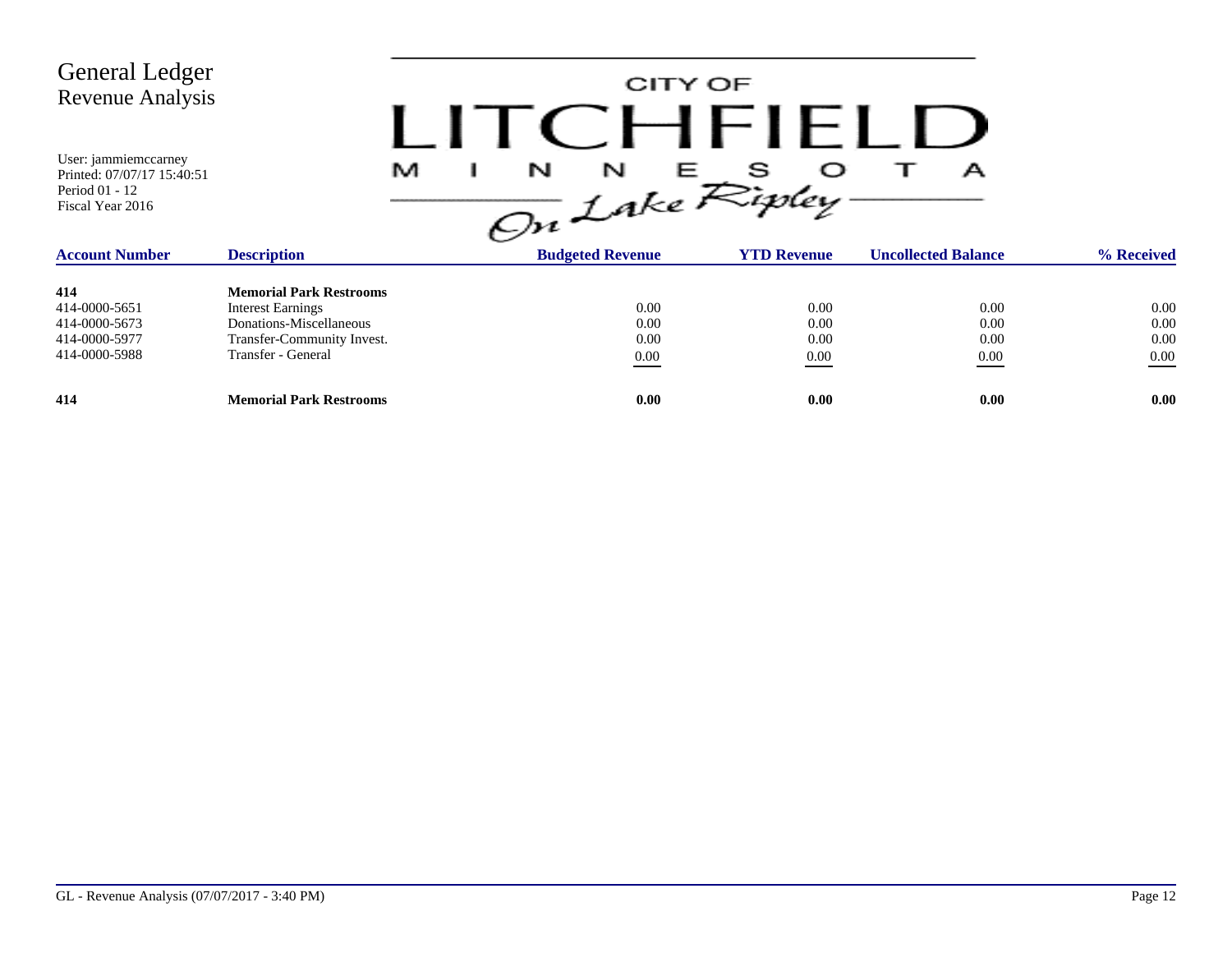# General Ledger
## Revenue Analysis

User: jammiemccarney
Printed: 07/07/17 15:40:51
Period 01 - 12
Fiscal Year 2016

CITY OF LITCHFIELD MINNESOTA *On Lake Ripley*

| Account Number | Description | Budgeted Revenue | YTD Revenue | Uncollected Balance | % Received |
|---|---|---|---|---|---|
| **414** | **Memorial Park Restrooms** | | | | |
| 414-0000-5651 | Interest Earnings | 0.00 | 0.00 | 0.00 | 0.00 |
| 414-0000-5673 | Donations-Miscellaneous | 0.00 | 0.00 | 0.00 | 0.00 |
| 414-0000-5977 | Transfer-Community Invest. | 0.00 | 0.00 | 0.00 | 0.00 |
| 414-0000-5988 | Transfer - General | 0.00 | 0.00 | 0.00 | 0.00 |
| **414** | **Memorial Park Restrooms** | **0.00** | **0.00** | **0.00** | **0.00** |

GL - Revenue Analysis (07/07/2017 - 3:40 PM)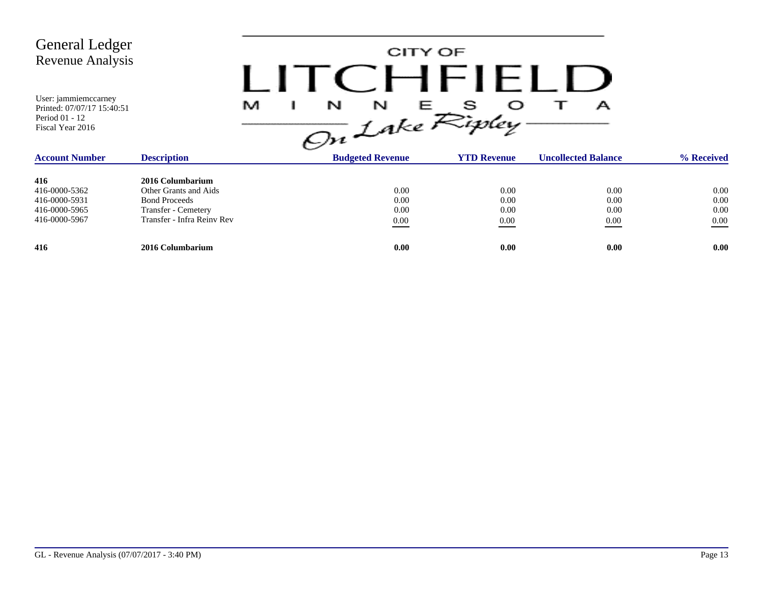# General Ledger
## Revenue Analysis

User: jammiemccarney
Printed: 07/07/17 15:40:51
Period 01 - 12
Fiscal Year 2016

CITY OF LITCHFIELD MINNESOTA *On Lake Ripley*

| Account Number | Description | Budgeted Revenue | YTD Revenue | Uncollected Balance | % Received |
|---|---|---|---|---|---|
| **416** | **2016 Columbarium** | | | | |
| 416-0000-5362 | Other Grants and Aids | 0.00 | 0.00 | 0.00 | 0.00 |
| 416-0000-5931 | Bond Proceeds | 0.00 | 0.00 | 0.00 | 0.00 |
| 416-0000-5965 | Transfer - Cemetery | 0.00 | 0.00 | 0.00 | 0.00 |
| 416-0000-5967 | Transfer - Infra Reinv Rev | 0.00 | 0.00 | 0.00 | 0.00 |
| **416** | **2016 Columbarium** | **0.00** | **0.00** | **0.00** | **0.00** |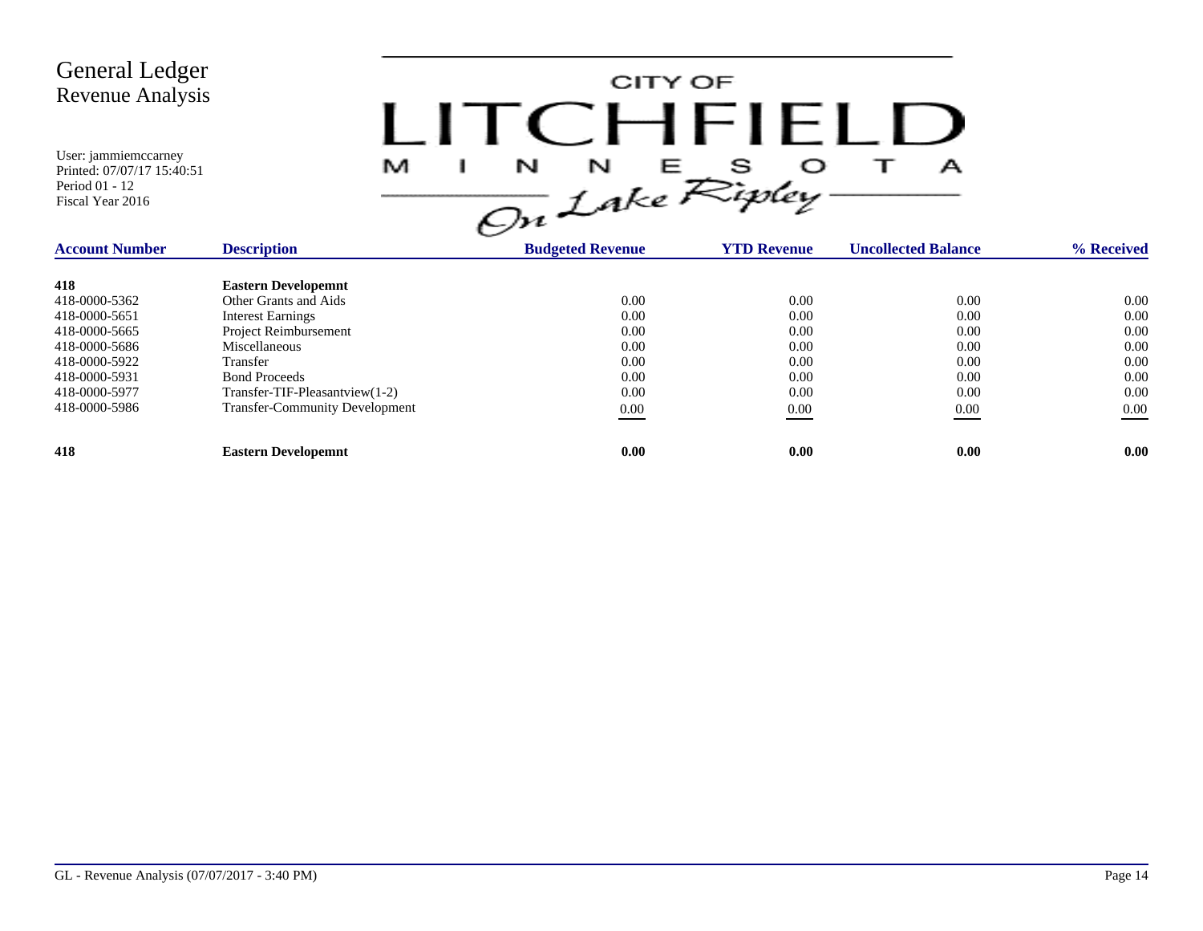# General Ledger
## Revenue Analysis

User: jammiemccarney
Printed: 07/07/17 15:40:51
Period 01 - 12
Fiscal Year 2016

CITY OF LITCHFIELD MINNESOTA *On Lake Ripley*

| Account Number | Description | Budgeted Revenue | YTD Revenue | Uncollected Balance | % Received |
|---|---|---|---|---|---|
| **418** | **Eastern Developemnt** | | | | |
| 418-0000-5362 | Other Grants and Aids | 0.00 | 0.00 | 0.00 | 0.00 |
| 418-0000-5651 | Interest Earnings | 0.00 | 0.00 | 0.00 | 0.00 |
| 418-0000-5665 | Project Reimbursement | 0.00 | 0.00 | 0.00 | 0.00 |
| 418-0000-5686 | Miscellaneous | 0.00 | 0.00 | 0.00 | 0.00 |
| 418-0000-5922 | Transfer | 0.00 | 0.00 | 0.00 | 0.00 |
| 418-0000-5931 | Bond Proceeds | 0.00 | 0.00 | 0.00 | 0.00 |
| 418-0000-5977 | Transfer-TIF-Pleasantview(1-2) | 0.00 | 0.00 | 0.00 | 0.00 |
| 418-0000-5986 | Transfer-Community Development | 0.00 | 0.00 | 0.00 | 0.00 |
| **418** | **Eastern Developemnt** | **0.00** | **0.00** | **0.00** | **0.00** |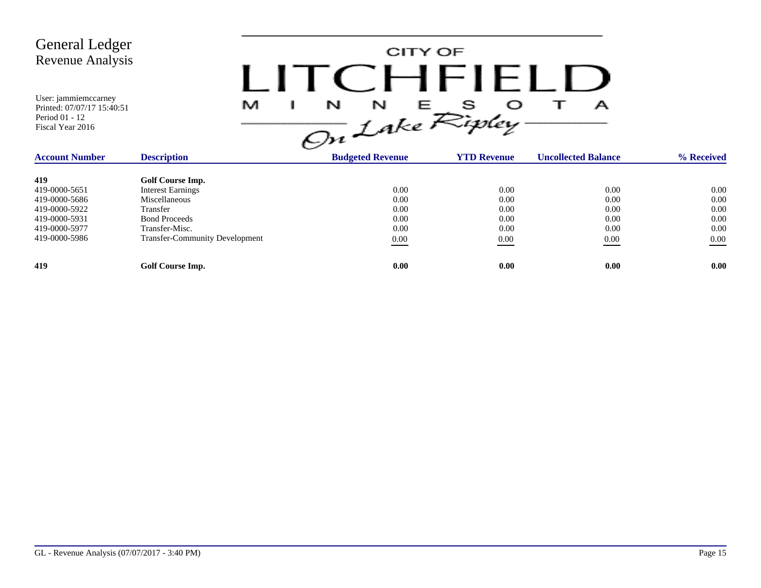# General Ledger
## Revenue Analysis

User: jammiemccarney
Printed: 07/07/17 15:40:51
Period 01 - 12
Fiscal Year 2016

CITY OF LITCHFIELD MINNESOTA On Lake Ripley

| Account Number | Description | Budgeted Revenue | YTD Revenue | Uncollected Balance | % Received |
|---|---|---|---|---|---|
| **419** | **Golf Course Imp.** | | | | |
| 419-0000-5651 | Interest Earnings | 0.00 | 0.00 | 0.00 | 0.00 |
| 419-0000-5686 | Miscellaneous | 0.00 | 0.00 | 0.00 | 0.00 |
| 419-0000-5922 | Transfer | 0.00 | 0.00 | 0.00 | 0.00 |
| 419-0000-5931 | Bond Proceeds | 0.00 | 0.00 | 0.00 | 0.00 |
| 419-0000-5977 | Transfer-Misc. | 0.00 | 0.00 | 0.00 | 0.00 |
| 419-0000-5986 | Transfer-Community Development | 0.00 | 0.00 | 0.00 | 0.00 |
| **419** | **Golf Course Imp.** | **0.00** | **0.00** | **0.00** | **0.00** |

GL - Revenue Analysis (07/07/2017 - 3:40 PM)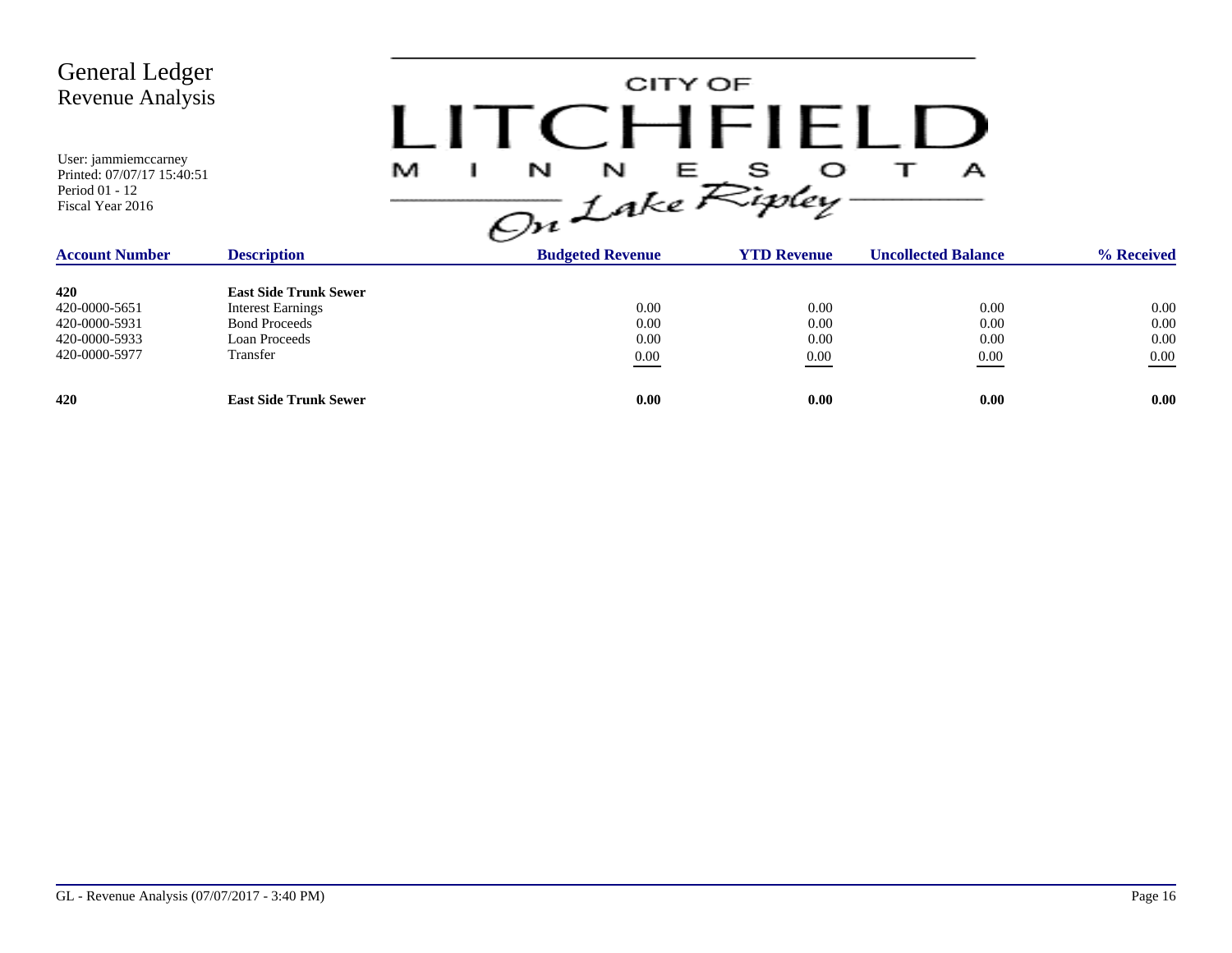# General Ledger
## Revenue Analysis

User: jammiemccarney
Printed: 07/07/17 15:40:51
Period 01 - 12
Fiscal Year 2016

CITY OF LITCHFIELD MINNESOTA *On Lake Ripley*

| Account Number | Description | Budgeted Revenue | YTD Revenue | Uncollected Balance | % Received |
|---|---|---|---|---|---|
| **420** | **East Side Trunk Sewer** | | | | |
| 420-0000-5651 | Interest Earnings | 0.00 | 0.00 | 0.00 | 0.00 |
| 420-0000-5931 | Bond Proceeds | 0.00 | 0.00 | 0.00 | 0.00 |
| 420-0000-5933 | Loan Proceeds | 0.00 | 0.00 | 0.00 | 0.00 |
| 420-0000-5977 | Transfer | 0.00 | 0.00 | 0.00 | 0.00 |
| **420** | **East Side Trunk Sewer** | **0.00** | **0.00** | **0.00** | **0.00** |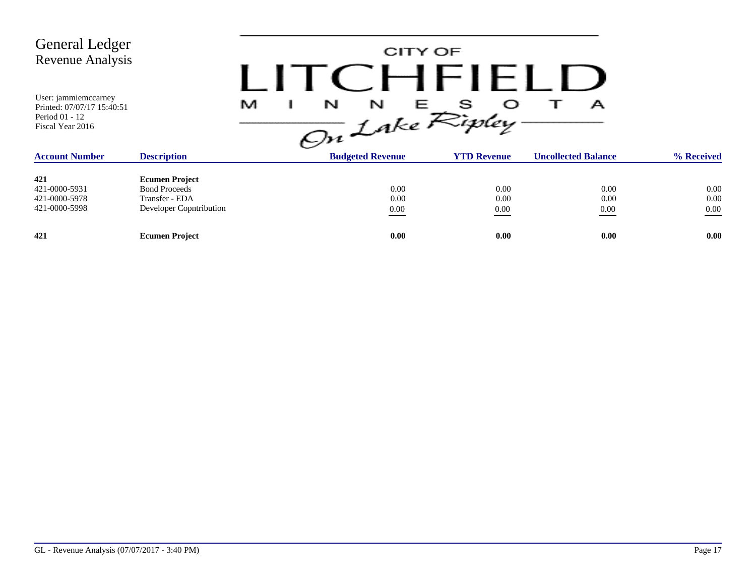# General Ledger
## Revenue Analysis

User: jammiemccarney
Printed: 07/07/17 15:40:51
Period 01 - 12
Fiscal Year 2016

CITY OF LITCHFIELD MINNESOTA
*On Lake Ripley*

| Account Number | Description | Budgeted Revenue | YTD Revenue | Uncollected Balance | % Received |
|---|---|---|---|---|---|
| **421** | **Ecumen Project** | | | | |
| 421-0000-5931 | Bond Proceeds | 0.00 | 0.00 | 0.00 | 0.00 |
| 421-0000-5978 | Transfer - EDA | 0.00 | 0.00 | 0.00 | 0.00 |
| 421-0000-5998 | Developer Copntribution | 0.00 | 0.00 | 0.00 | 0.00 |
| **421** | **Ecumen Project** | **0.00** | **0.00** | **0.00** | **0.00** |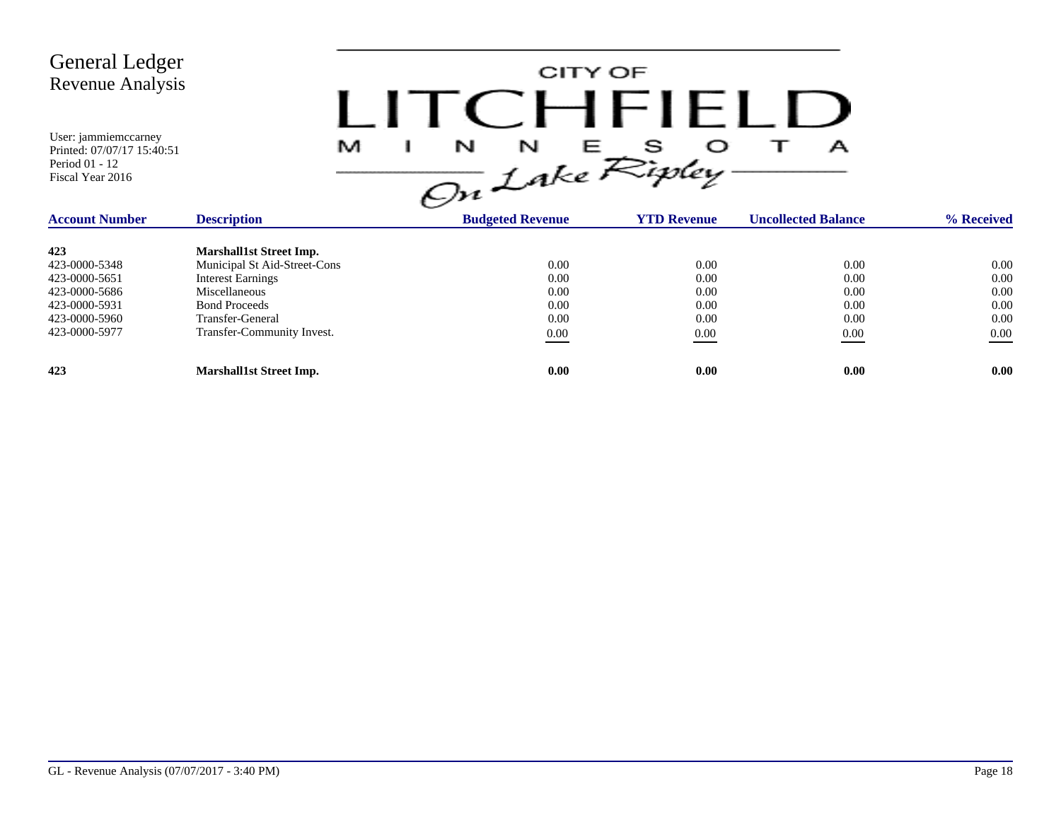# General Ledger
## Revenue Analysis

User: jammiemccarney
Printed: 07/07/17 15:40:51
Period 01 - 12
Fiscal Year 2016

CITY OF LITCHFIELD MINNESOTA On Lake Ripley

| Account Number | Description | Budgeted Revenue | YTD Revenue | Uncollected Balance | % Received |
|---|---|---|---|---|---|
| **423** | **Marshall1st Street Imp.** | | | | |
| 423-0000-5348 | Municipal St Aid-Street-Cons | 0.00 | 0.00 | 0.00 | 0.00 |
| 423-0000-5651 | Interest Earnings | 0.00 | 0.00 | 0.00 | 0.00 |
| 423-0000-5686 | Miscellaneous | 0.00 | 0.00 | 0.00 | 0.00 |
| 423-0000-5931 | Bond Proceeds | 0.00 | 0.00 | 0.00 | 0.00 |
| 423-0000-5960 | Transfer-General | 0.00 | 0.00 | 0.00 | 0.00 |
| 423-0000-5977 | Transfer-Community Invest. | 0.00 | 0.00 | 0.00 | 0.00 |
| **423** | **Marshall1st Street Imp.** | **0.00** | **0.00** | **0.00** | **0.00** |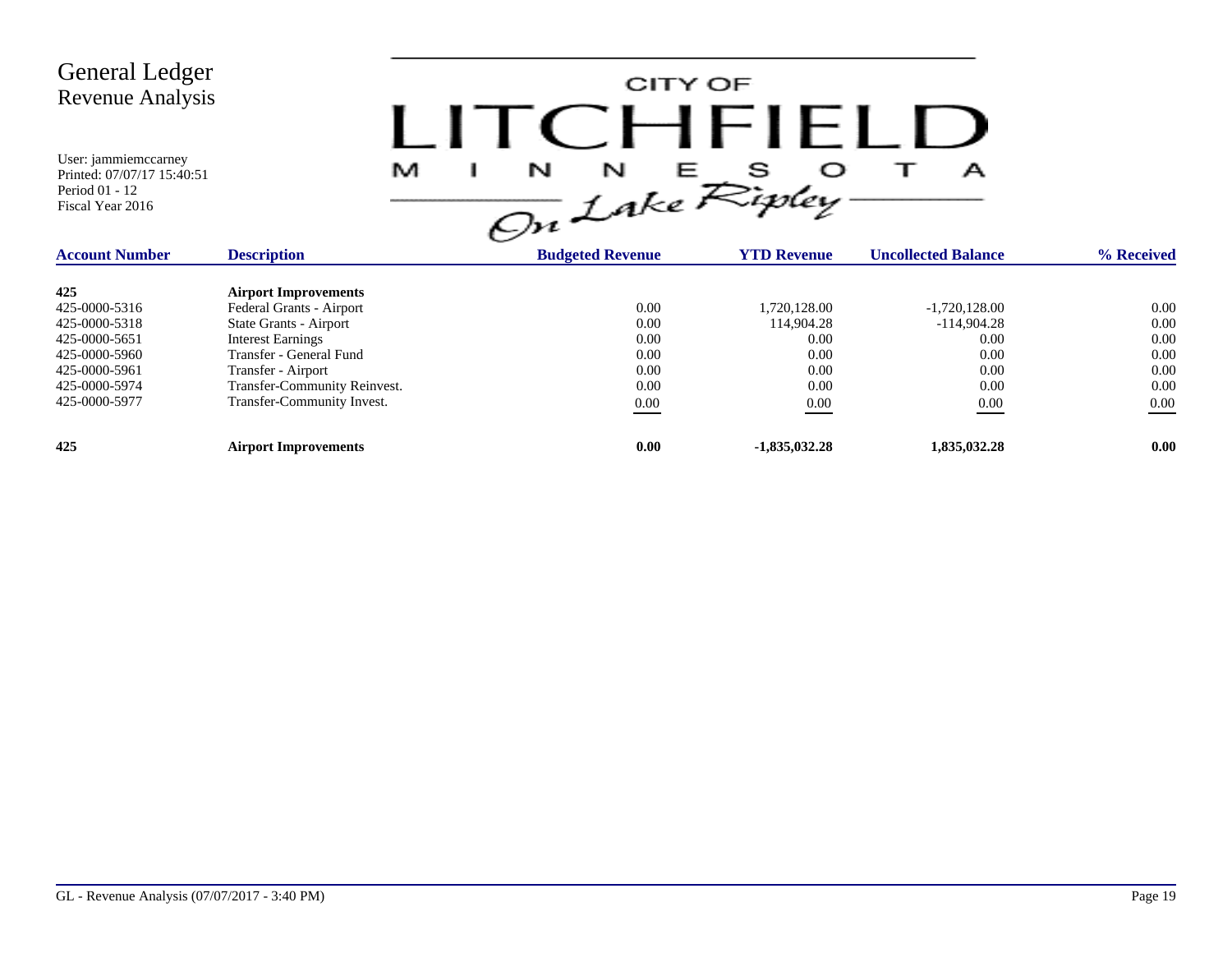# General Ledger
## Revenue Analysis

User: jammiemccarney
Printed: 07/07/17 15:40:51
Period 01 - 12
Fiscal Year 2016

CITY OF LITCHFIELD MINNESOTA *On Lake Ripley*

| Account Number | Description | Budgeted Revenue | YTD Revenue | Uncollected Balance | % Received |
|---|---|---|---|---|---|
| **425** | **Airport Improvements** | | | | |
| 425-0000-5316 | Federal Grants - Airport | 0.00 | 1,720,128.00 | -1,720,128.00 | 0.00 |
| 425-0000-5318 | State Grants - Airport | 0.00 | 114,904.28 | -114,904.28 | 0.00 |
| 425-0000-5651 | Interest Earnings | 0.00 | 0.00 | 0.00 | 0.00 |
| 425-0000-5960 | Transfer - General Fund | 0.00 | 0.00 | 0.00 | 0.00 |
| 425-0000-5961 | Transfer - Airport | 0.00 | 0.00 | 0.00 | 0.00 |
| 425-0000-5974 | Transfer-Community Reinvest. | 0.00 | 0.00 | 0.00 | 0.00 |
| 425-0000-5977 | Transfer-Community Invest. | 0.00 | 0.00 | 0.00 | 0.00 |
| **425** | **Airport Improvements** | **0.00** | **-1,835,032.28** | **1,835,032.28** | **0.00** |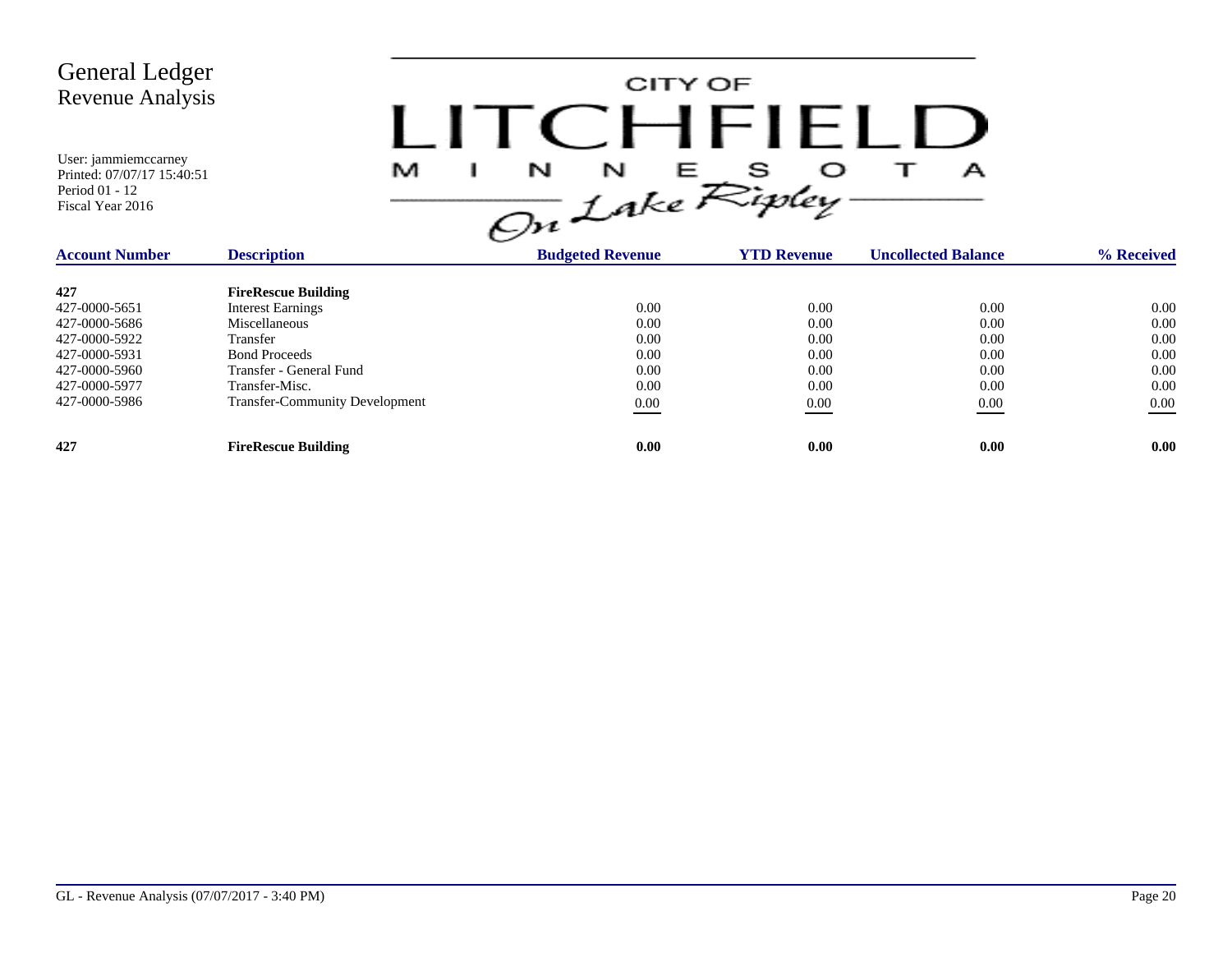# General Ledger
## Revenue Analysis

User: jammiemccarney
Printed: 07/07/17 15:40:51
Period 01 - 12
Fiscal Year 2016

CITY OF LITCHFIELD MINNESOTA On Lake Ripley

| Account Number | Description | Budgeted Revenue | YTD Revenue | Uncollected Balance | % Received |
|---|---|---|---|---|---|
| **427** | **FireRescue Building** | | | | |
| 427-0000-5651 | Interest Earnings | 0.00 | 0.00 | 0.00 | 0.00 |
| 427-0000-5686 | Miscellaneous | 0.00 | 0.00 | 0.00 | 0.00 |
| 427-0000-5922 | Transfer | 0.00 | 0.00 | 0.00 | 0.00 |
| 427-0000-5931 | Bond Proceeds | 0.00 | 0.00 | 0.00 | 0.00 |
| 427-0000-5960 | Transfer - General Fund | 0.00 | 0.00 | 0.00 | 0.00 |
| 427-0000-5977 | Transfer-Misc. | 0.00 | 0.00 | 0.00 | 0.00 |
| 427-0000-5986 | Transfer-Community Development | 0.00 | 0.00 | 0.00 | 0.00 |
| **427** | **FireRescue Building** | **0.00** | **0.00** | **0.00** | **0.00** |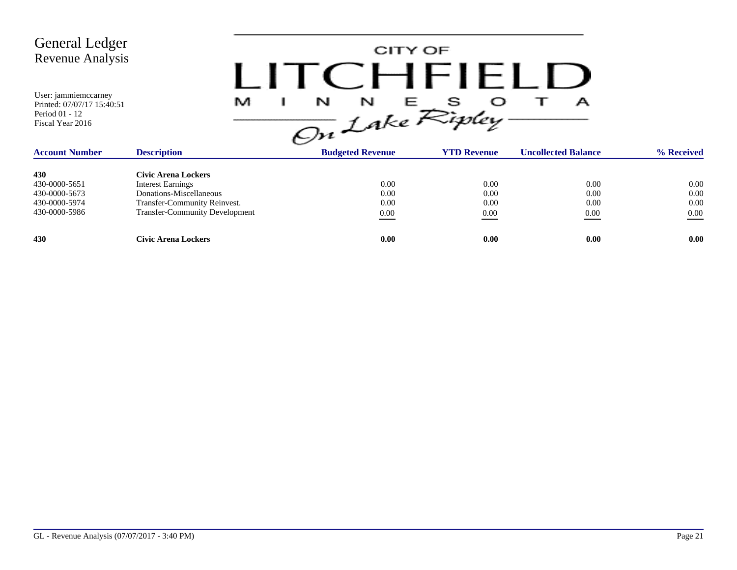# General Ledger
## Revenue Analysis

User: jammiemccarney
Printed: 07/07/17 15:40:51
Period 01 - 12
Fiscal Year 2016

CITY OF LITCHFIELD MINNESOTA On Lake Ripley

| Account Number | Description | Budgeted Revenue | YTD Revenue | Uncollected Balance | % Received |
|---|---|---|---|---|---|
| **430** | **Civic Arena Lockers** | | | | |
| 430-0000-5651 | Interest Earnings | 0.00 | 0.00 | 0.00 | 0.00 |
| 430-0000-5673 | Donations-Miscellaneous | 0.00 | 0.00 | 0.00 | 0.00 |
| 430-0000-5974 | Transfer-Community Reinvest. | 0.00 | 0.00 | 0.00 | 0.00 |
| 430-0000-5986 | Transfer-Community Development | 0.00 | 0.00 | 0.00 | 0.00 |
| **430** | **Civic Arena Lockers** | **0.00** | **0.00** | **0.00** | **0.00** |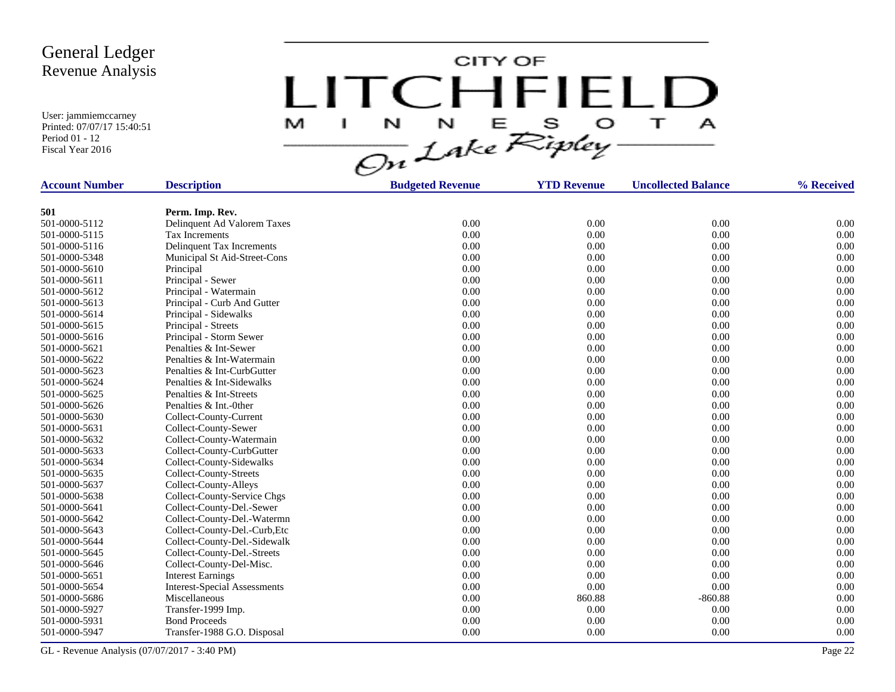# General Ledger
## Revenue Analysis

User: jammiemccarney
Printed: 07/07/17 15:40:51
Period 01 - 12
Fiscal Year 2016

CITY OF LITCHFIELD MINNESOTA — On Lake Ripley

| Account Number | Description | Budgeted Revenue | YTD Revenue | Uncollected Balance | % Received |
|---|---|---|---|---|---|
| **501** | **Perm. Imp. Rev.** | | | | |
| 501-0000-5112 | Delinquent Ad Valorem Taxes | 0.00 | 0.00 | 0.00 | 0.00 |
| 501-0000-5115 | Tax Increments | 0.00 | 0.00 | 0.00 | 0.00 |
| 501-0000-5116 | Delinquent Tax Increments | 0.00 | 0.00 | 0.00 | 0.00 |
| 501-0000-5348 | Municipal St Aid-Street-Cons | 0.00 | 0.00 | 0.00 | 0.00 |
| 501-0000-5610 | Principal | 0.00 | 0.00 | 0.00 | 0.00 |
| 501-0000-5611 | Principal - Sewer | 0.00 | 0.00 | 0.00 | 0.00 |
| 501-0000-5612 | Principal - Watermain | 0.00 | 0.00 | 0.00 | 0.00 |
| 501-0000-5613 | Principal - Curb And Gutter | 0.00 | 0.00 | 0.00 | 0.00 |
| 501-0000-5614 | Principal - Sidewalks | 0.00 | 0.00 | 0.00 | 0.00 |
| 501-0000-5615 | Principal - Streets | 0.00 | 0.00 | 0.00 | 0.00 |
| 501-0000-5616 | Principal - Storm Sewer | 0.00 | 0.00 | 0.00 | 0.00 |
| 501-0000-5621 | Penalties & Int-Sewer | 0.00 | 0.00 | 0.00 | 0.00 |
| 501-0000-5622 | Penalties & Int-Watermain | 0.00 | 0.00 | 0.00 | 0.00 |
| 501-0000-5623 | Penalties & Int-CurbGutter | 0.00 | 0.00 | 0.00 | 0.00 |
| 501-0000-5624 | Penalties & Int-Sidewalks | 0.00 | 0.00 | 0.00 | 0.00 |
| 501-0000-5625 | Penalties & Int-Streets | 0.00 | 0.00 | 0.00 | 0.00 |
| 501-0000-5626 | Penalties & Int.-0ther | 0.00 | 0.00 | 0.00 | 0.00 |
| 501-0000-5630 | Collect-County-Current | 0.00 | 0.00 | 0.00 | 0.00 |
| 501-0000-5631 | Collect-County-Sewer | 0.00 | 0.00 | 0.00 | 0.00 |
| 501-0000-5632 | Collect-County-Watermain | 0.00 | 0.00 | 0.00 | 0.00 |
| 501-0000-5633 | Collect-County-CurbGutter | 0.00 | 0.00 | 0.00 | 0.00 |
| 501-0000-5634 | Collect-County-Sidewalks | 0.00 | 0.00 | 0.00 | 0.00 |
| 501-0000-5635 | Collect-County-Streets | 0.00 | 0.00 | 0.00 | 0.00 |
| 501-0000-5637 | Collect-County-Alleys | 0.00 | 0.00 | 0.00 | 0.00 |
| 501-0000-5638 | Collect-County-Service Chgs | 0.00 | 0.00 | 0.00 | 0.00 |
| 501-0000-5641 | Collect-County-Del.-Sewer | 0.00 | 0.00 | 0.00 | 0.00 |
| 501-0000-5642 | Collect-County-Del.-Watermn | 0.00 | 0.00 | 0.00 | 0.00 |
| 501-0000-5643 | Collect-County-Del.-Curb,Etc | 0.00 | 0.00 | 0.00 | 0.00 |
| 501-0000-5644 | Collect-County-Del.-Sidewalk | 0.00 | 0.00 | 0.00 | 0.00 |
| 501-0000-5645 | Collect-County-Del.-Streets | 0.00 | 0.00 | 0.00 | 0.00 |
| 501-0000-5646 | Collect-County-Del-Misc. | 0.00 | 0.00 | 0.00 | 0.00 |
| 501-0000-5651 | Interest Earnings | 0.00 | 0.00 | 0.00 | 0.00 |
| 501-0000-5654 | Interest-Special Assessments | 0.00 | 0.00 | 0.00 | 0.00 |
| 501-0000-5686 | Miscellaneous | 0.00 | 860.88 | -860.88 | 0.00 |
| 501-0000-5927 | Transfer-1999 Imp. | 0.00 | 0.00 | 0.00 | 0.00 |
| 501-0000-5931 | Bond Proceeds | 0.00 | 0.00 | 0.00 | 0.00 |
| 501-0000-5947 | Transfer-1988 G.O. Disposal | 0.00 | 0.00 | 0.00 | 0.00 |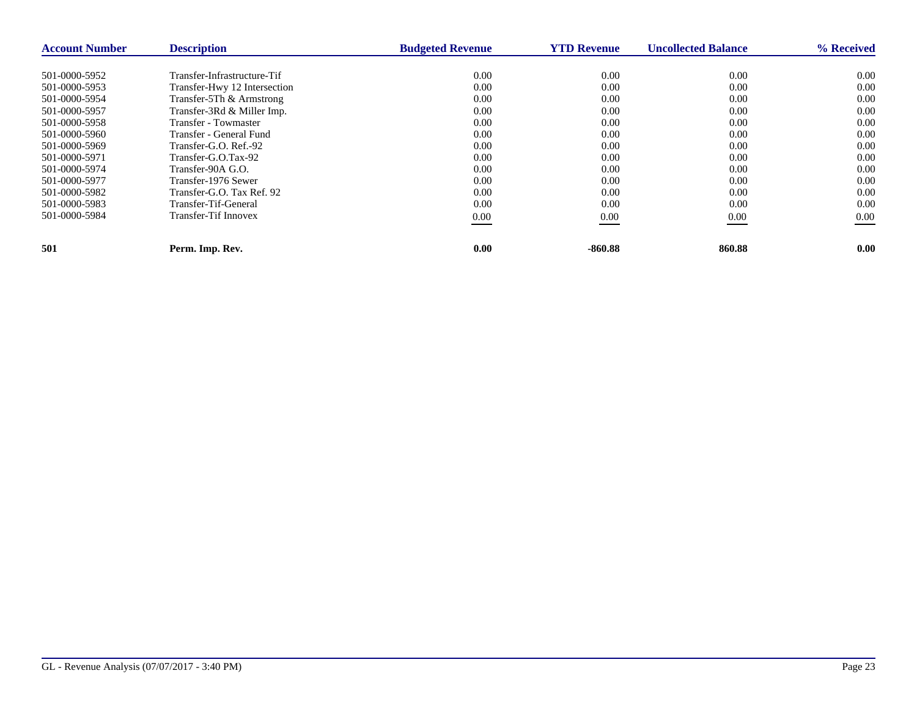| Account Number | Description | Budgeted Revenue | YTD Revenue | Uncollected Balance | % Received |
|---|---|---|---|---|---|
| 501-0000-5952 | Transfer-Infrastructure-Tif | 0.00 | 0.00 | 0.00 | 0.00 |
| 501-0000-5953 | Transfer-Hwy 12 Intersection | 0.00 | 0.00 | 0.00 | 0.00 |
| 501-0000-5954 | Transfer-5Th & Armstrong | 0.00 | 0.00 | 0.00 | 0.00 |
| 501-0000-5957 | Transfer-3Rd & Miller Imp. | 0.00 | 0.00 | 0.00 | 0.00 |
| 501-0000-5958 | Transfer - Towmaster | 0.00 | 0.00 | 0.00 | 0.00 |
| 501-0000-5960 | Transfer - General Fund | 0.00 | 0.00 | 0.00 | 0.00 |
| 501-0000-5969 | Transfer-G.O. Ref.-92 | 0.00 | 0.00 | 0.00 | 0.00 |
| 501-0000-5971 | Transfer-G.O.Tax-92 | 0.00 | 0.00 | 0.00 | 0.00 |
| 501-0000-5974 | Transfer-90A G.O. | 0.00 | 0.00 | 0.00 | 0.00 |
| 501-0000-5977 | Transfer-1976 Sewer | 0.00 | 0.00 | 0.00 | 0.00 |
| 501-0000-5982 | Transfer-G.O. Tax Ref. 92 | 0.00 | 0.00 | 0.00 | 0.00 |
| 501-0000-5983 | Transfer-Tif-General | 0.00 | 0.00 | 0.00 | 0.00 |
| 501-0000-5984 | Transfer-Tif Innovex | 0.00 | 0.00 | 0.00 | 0.00 |
| **501** | **Perm. Imp. Rev.** | **0.00** | **-860.88** | **860.88** | **0.00** |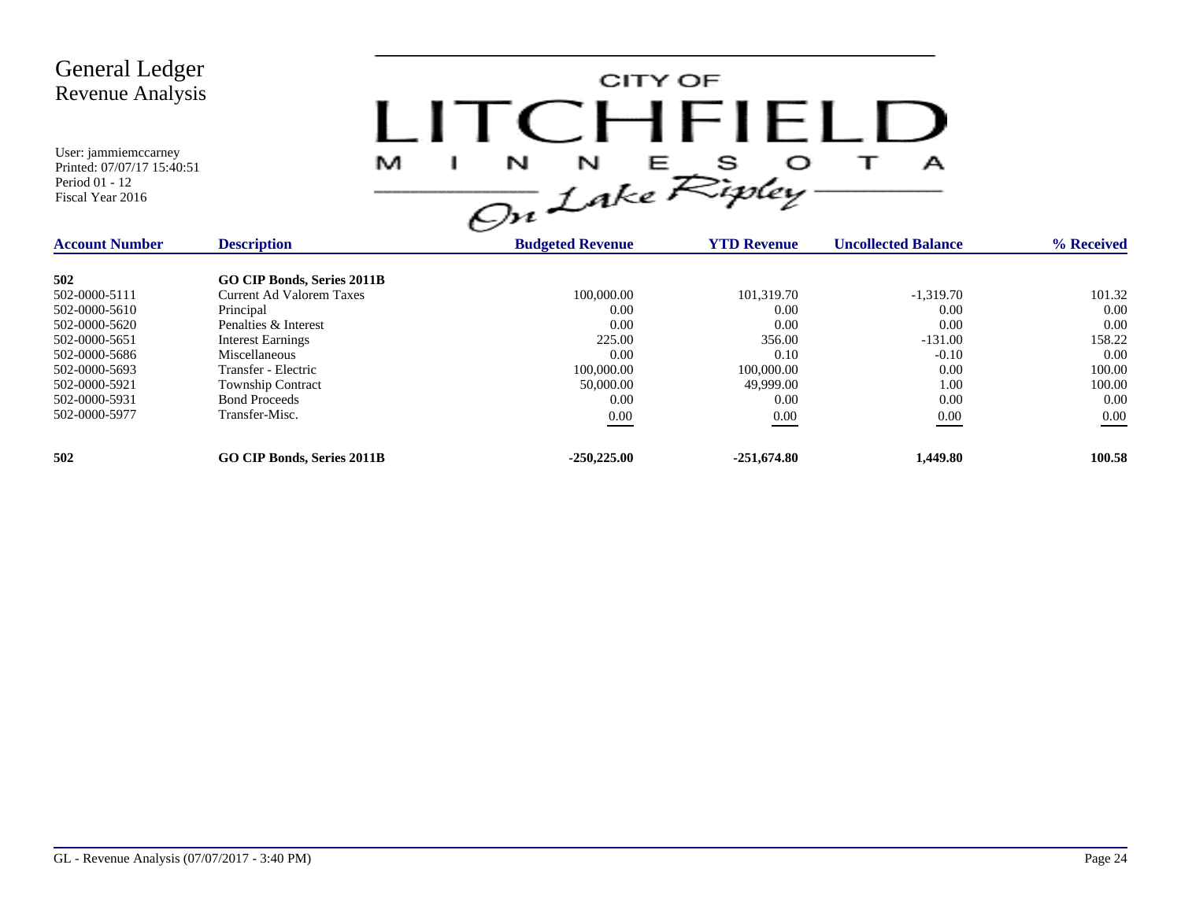# General Ledger
## Revenue Analysis

User: jammiemccarney
Printed: 07/07/17 15:40:51
Period 01 - 12
Fiscal Year 2016

CITY OF LITCHFIELD MINNESOTA *On Lake Ripley*

| Account Number | Description | Budgeted Revenue | YTD Revenue | Uncollected Balance | % Received |
|---|---|---|---|---|---|
| **502** | **GO CIP Bonds, Series 2011B** | | | | |
| 502-0000-5111 | Current Ad Valorem Taxes | 100,000.00 | 101,319.70 | -1,319.70 | 101.32 |
| 502-0000-5610 | Principal | 0.00 | 0.00 | 0.00 | 0.00 |
| 502-0000-5620 | Penalties & Interest | 0.00 | 0.00 | 0.00 | 0.00 |
| 502-0000-5651 | Interest Earnings | 225.00 | 356.00 | -131.00 | 158.22 |
| 502-0000-5686 | Miscellaneous | 0.00 | 0.10 | -0.10 | 0.00 |
| 502-0000-5693 | Transfer - Electric | 100,000.00 | 100,000.00 | 0.00 | 100.00 |
| 502-0000-5921 | Township Contract | 50,000.00 | 49,999.00 | 1.00 | 100.00 |
| 502-0000-5931 | Bond Proceeds | 0.00 | 0.00 | 0.00 | 0.00 |
| 502-0000-5977 | Transfer-Misc. | 0.00 | 0.00 | 0.00 | 0.00 |
| **502** | **GO CIP Bonds, Series 2011B** | **-250,225.00** | **-251,674.80** | **1,449.80** | **100.58** |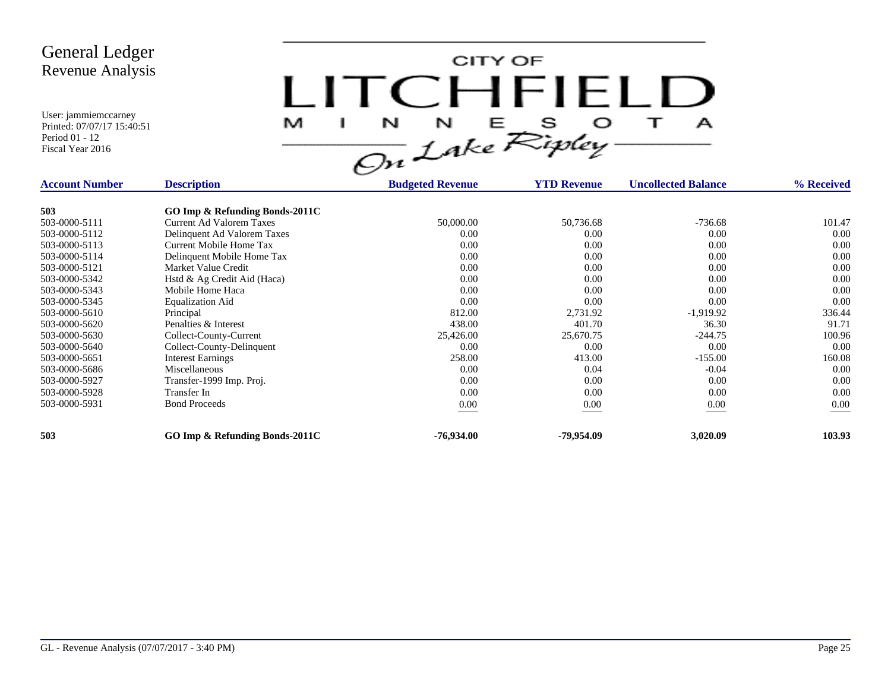# General Ledger
## Revenue Analysis

User: jammiemccarney
Printed: 07/07/17 15:40:51
Period 01 - 12
Fiscal Year 2016

CITY OF LITCHFIELD MINNESOTA On Lake Ripley

| Account Number | Description | Budgeted Revenue | YTD Revenue | Uncollected Balance | % Received |
|---|---|---|---|---|---|
| **503** | **GO Imp & Refunding Bonds-2011C** | | | | |
| 503-0000-5111 | Current Ad Valorem Taxes | 50,000.00 | 50,736.68 | -736.68 | 101.47 |
| 503-0000-5112 | Delinquent Ad Valorem Taxes | 0.00 | 0.00 | 0.00 | 0.00 |
| 503-0000-5113 | Current Mobile Home Tax | 0.00 | 0.00 | 0.00 | 0.00 |
| 503-0000-5114 | Delinquent Mobile Home Tax | 0.00 | 0.00 | 0.00 | 0.00 |
| 503-0000-5121 | Market Value Credit | 0.00 | 0.00 | 0.00 | 0.00 |
| 503-0000-5342 | Hstd & Ag Credit Aid (Haca) | 0.00 | 0.00 | 0.00 | 0.00 |
| 503-0000-5343 | Mobile Home Haca | 0.00 | 0.00 | 0.00 | 0.00 |
| 503-0000-5345 | Equalization Aid | 0.00 | 0.00 | 0.00 | 0.00 |
| 503-0000-5610 | Principal | 812.00 | 2,731.92 | -1,919.92 | 336.44 |
| 503-0000-5620 | Penalties & Interest | 438.00 | 401.70 | 36.30 | 91.71 |
| 503-0000-5630 | Collect-County-Current | 25,426.00 | 25,670.75 | -244.75 | 100.96 |
| 503-0000-5640 | Collect-County-Delinquent | 0.00 | 0.00 | 0.00 | 0.00 |
| 503-0000-5651 | Interest Earnings | 258.00 | 413.00 | -155.00 | 160.08 |
| 503-0000-5686 | Miscellaneous | 0.00 | 0.04 | -0.04 | 0.00 |
| 503-0000-5927 | Transfer-1999 Imp. Proj. | 0.00 | 0.00 | 0.00 | 0.00 |
| 503-0000-5928 | Transfer In | 0.00 | 0.00 | 0.00 | 0.00 |
| 503-0000-5931 | Bond Proceeds | 0.00 | 0.00 | 0.00 | 0.00 |
| **503** | **GO Imp & Refunding Bonds-2011C** | **-76,934.00** | **-79,954.09** | **3,020.09** | **103.93** |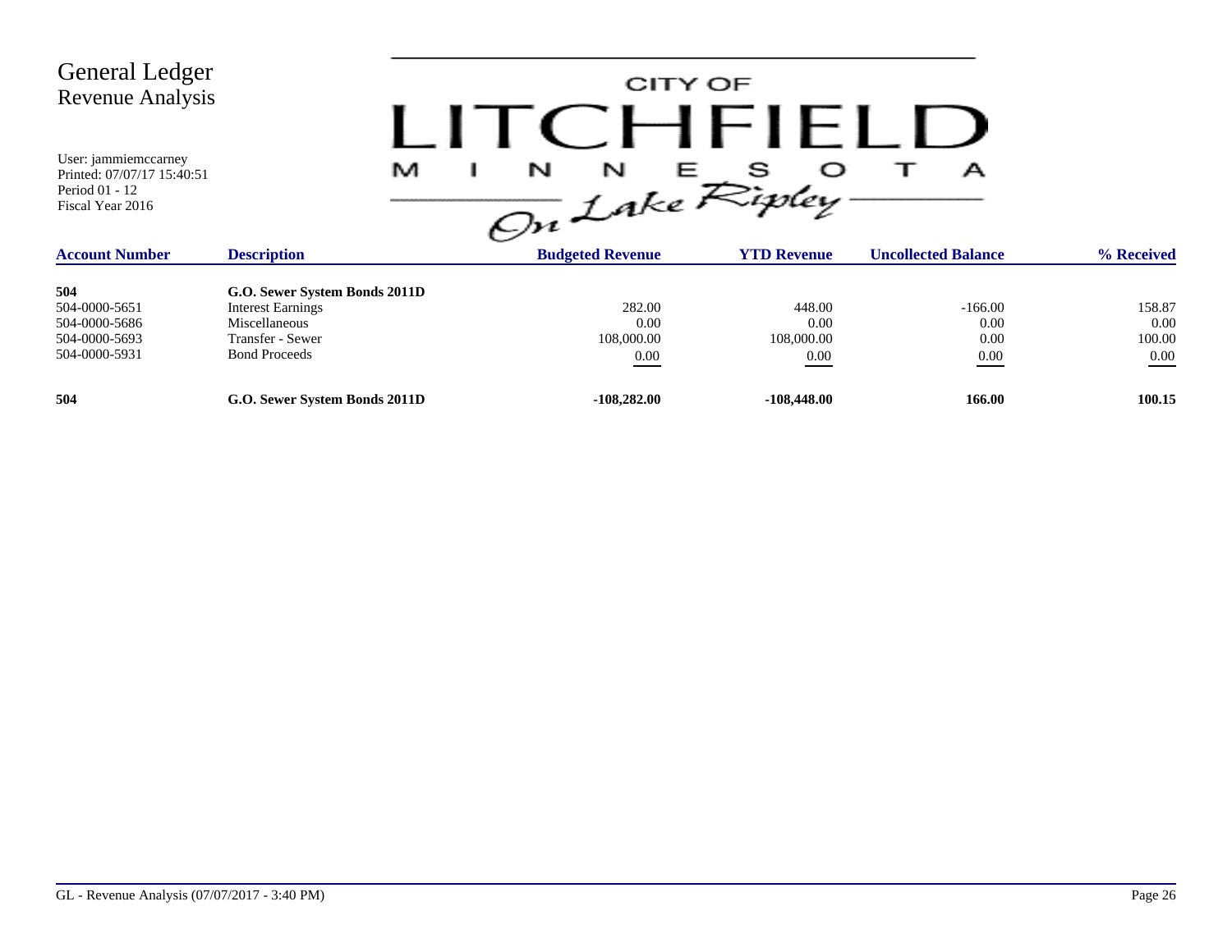# General Ledger
## Revenue Analysis

User: jammiemccarney
Printed: 07/07/17 15:40:51
Period 01 - 12
Fiscal Year 2016

CITY OF LITCHFIELD MINNESOTA On Lake Ripley

| Account Number | Description | Budgeted Revenue | YTD Revenue | Uncollected Balance | % Received |
|---|---|---|---|---|---|
| **504** | **G.O. Sewer System Bonds 2011D** | | | | |
| 504-0000-5651 | Interest Earnings | 282.00 | 448.00 | -166.00 | 158.87 |
| 504-0000-5686 | Miscellaneous | 0.00 | 0.00 | 0.00 | 0.00 |
| 504-0000-5693 | Transfer - Sewer | 108,000.00 | 108,000.00 | 0.00 | 100.00 |
| 504-0000-5931 | Bond Proceeds | 0.00 | 0.00 | 0.00 | 0.00 |
| **504** | **G.O. Sewer System Bonds 2011D** | **-108,282.00** | **-108,448.00** | **166.00** | **100.15** |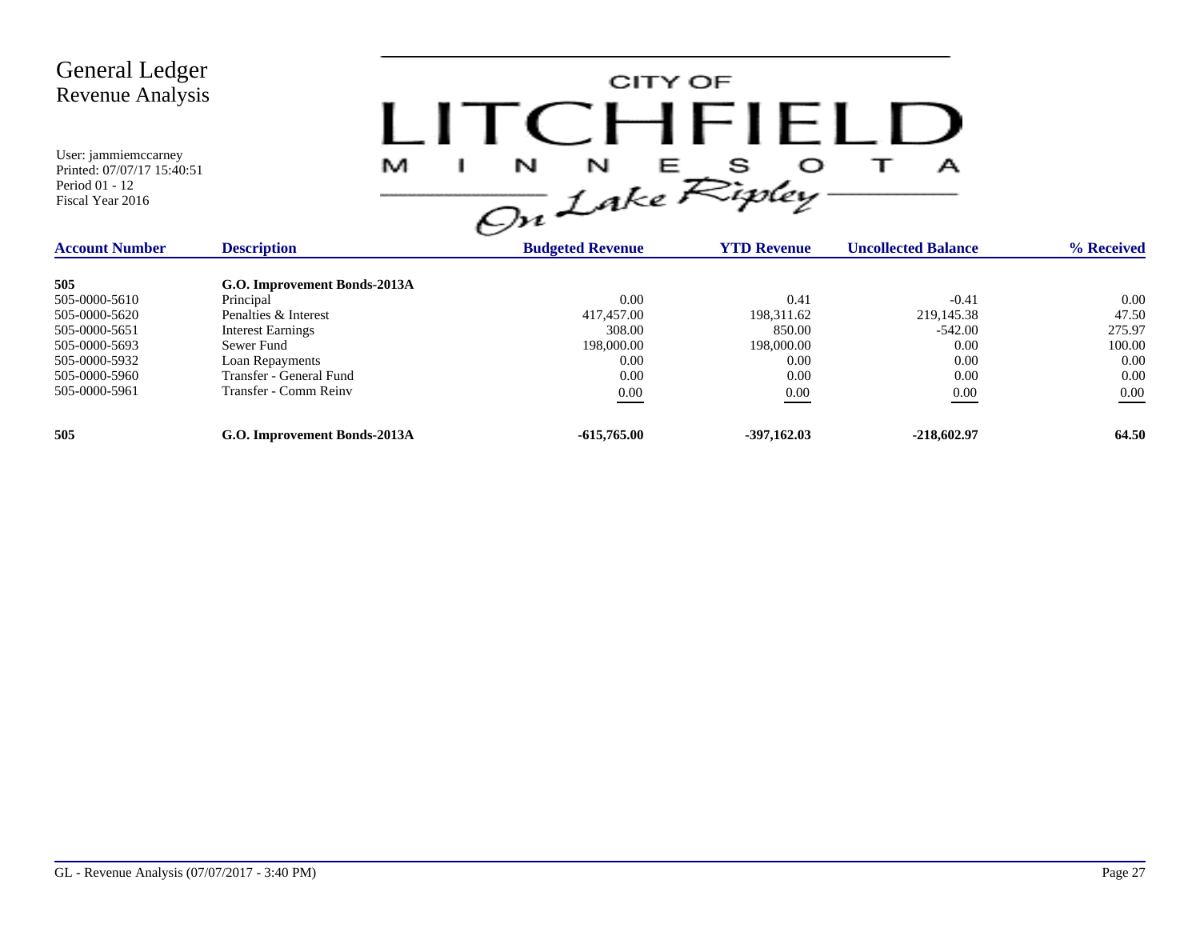# General Ledger
## Revenue Analysis

User: jammiemccarney
Printed: 07/07/17 15:40:51
Period 01 - 12
Fiscal Year 2016

CITY OF LITCHFIELD MINNESOTA On Lake Ripley

| Account Number | Description | Budgeted Revenue | YTD Revenue | Uncollected Balance | % Received |
|---|---|---|---|---|---|
| **505** | **G.O. Improvement Bonds-2013A** | | | | |
| 505-0000-5610 | Principal | 0.00 | 0.41 | -0.41 | 0.00 |
| 505-0000-5620 | Penalties & Interest | 417,457.00 | 198,311.62 | 219,145.38 | 47.50 |
| 505-0000-5651 | Interest Earnings | 308.00 | 850.00 | -542.00 | 275.97 |
| 505-0000-5693 | Sewer Fund | 198,000.00 | 198,000.00 | 0.00 | 100.00 |
| 505-0000-5932 | Loan Repayments | 0.00 | 0.00 | 0.00 | 0.00 |
| 505-0000-5960 | Transfer - General Fund | 0.00 | 0.00 | 0.00 | 0.00 |
| 505-0000-5961 | Transfer - Comm Reinv | 0.00 | 0.00 | 0.00 | 0.00 |
| **505** | **G.O. Improvement Bonds-2013A** | **-615,765.00** | **-397,162.03** | **-218,602.97** | **64.50** |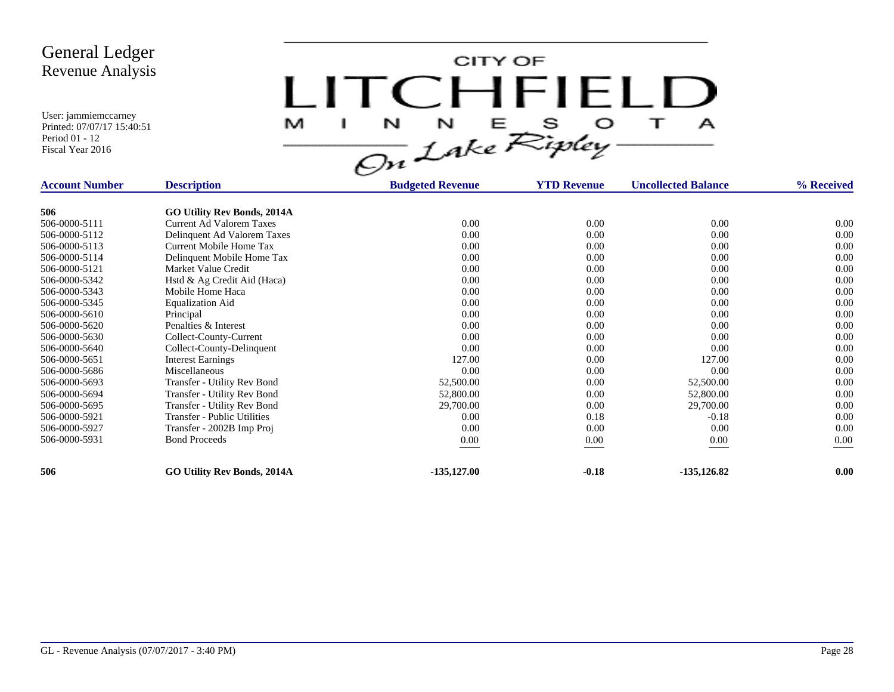# General Ledger
## Revenue Analysis

User: jammiemccarney
Printed: 07/07/17 15:40:51
Period 01 - 12
Fiscal Year 2016

CITY OF LITCHFIELD MINNESOTA
*On Lake Ripley*

| Account Number | Description | Budgeted Revenue | YTD Revenue | Uncollected Balance | % Received |
|---|---|---|---|---|---|
| **506** | **GO Utility Rev Bonds, 2014A** | | | | |
| 506-0000-5111 | Current Ad Valorem Taxes | 0.00 | 0.00 | 0.00 | 0.00 |
| 506-0000-5112 | Delinquent Ad Valorem Taxes | 0.00 | 0.00 | 0.00 | 0.00 |
| 506-0000-5113 | Current Mobile Home Tax | 0.00 | 0.00 | 0.00 | 0.00 |
| 506-0000-5114 | Delinquent Mobile Home Tax | 0.00 | 0.00 | 0.00 | 0.00 |
| 506-0000-5121 | Market Value Credit | 0.00 | 0.00 | 0.00 | 0.00 |
| 506-0000-5342 | Hstd & Ag Credit Aid (Haca) | 0.00 | 0.00 | 0.00 | 0.00 |
| 506-0000-5343 | Mobile Home Haca | 0.00 | 0.00 | 0.00 | 0.00 |
| 506-0000-5345 | Equalization Aid | 0.00 | 0.00 | 0.00 | 0.00 |
| 506-0000-5610 | Principal | 0.00 | 0.00 | 0.00 | 0.00 |
| 506-0000-5620 | Penalties & Interest | 0.00 | 0.00 | 0.00 | 0.00 |
| 506-0000-5630 | Collect-County-Current | 0.00 | 0.00 | 0.00 | 0.00 |
| 506-0000-5640 | Collect-County-Delinquent | 0.00 | 0.00 | 0.00 | 0.00 |
| 506-0000-5651 | Interest Earnings | 127.00 | 0.00 | 127.00 | 0.00 |
| 506-0000-5686 | Miscellaneous | 0.00 | 0.00 | 0.00 | 0.00 |
| 506-0000-5693 | Transfer - Utility Rev Bond | 52,500.00 | 0.00 | 52,500.00 | 0.00 |
| 506-0000-5694 | Transfer - Utility Rev Bond | 52,800.00 | 0.00 | 52,800.00 | 0.00 |
| 506-0000-5695 | Transfer - Utility Rev Bond | 29,700.00 | 0.00 | 29,700.00 | 0.00 |
| 506-0000-5921 | Transfer - Public Utilities | 0.00 | 0.18 | -0.18 | 0.00 |
| 506-0000-5927 | Transfer - 2002B Imp Proj | 0.00 | 0.00 | 0.00 | 0.00 |
| 506-0000-5931 | Bond Proceeds | 0.00 | 0.00 | 0.00 | 0.00 |
| **506** | **GO Utility Rev Bonds, 2014A** | **-135,127.00** | **-0.18** | **-135,126.82** | **0.00** |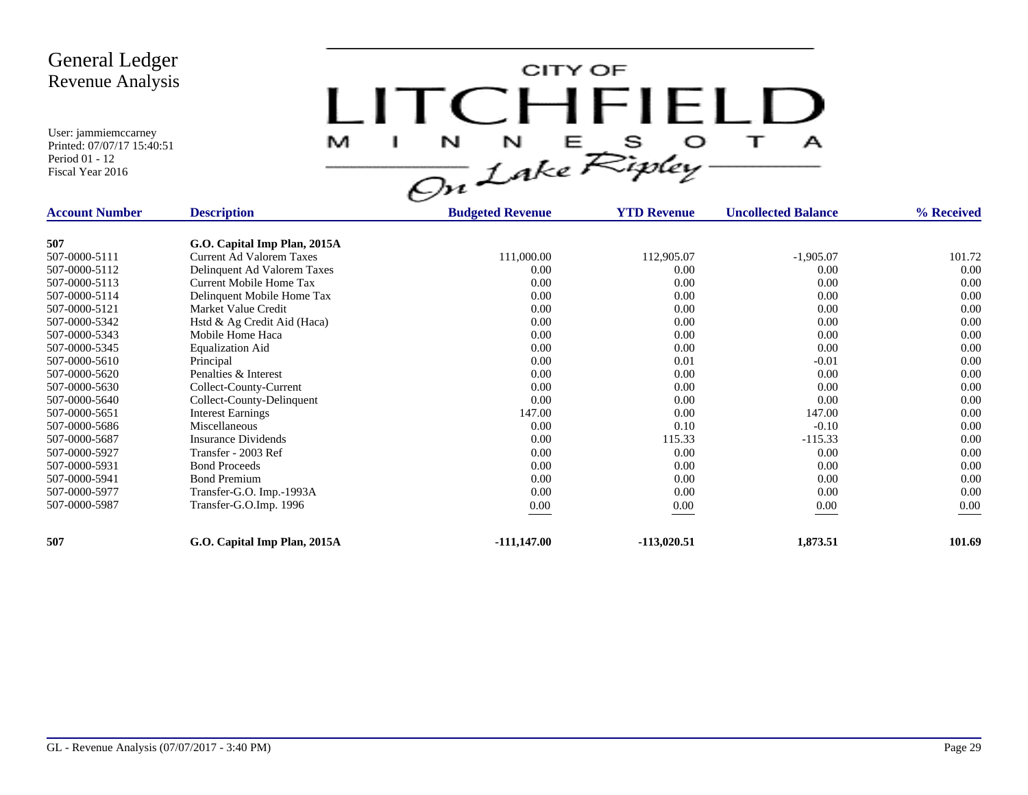# General Ledger
## Revenue Analysis

User: jammiemccarney
Printed: 07/07/17 15:40:51
Period 01 - 12
Fiscal Year 2016

CITY OF LITCHFIELD MINNESOTA — On Lake Ripley

| Account Number | Description | Budgeted Revenue | YTD Revenue | Uncollected Balance | % Received |
|---|---|---|---|---|---|
| **507** | **G.O. Capital Imp Plan, 2015A** | | | | |
| 507-0000-5111 | Current Ad Valorem Taxes | 111,000.00 | 112,905.07 | -1,905.07 | 101.72 |
| 507-0000-5112 | Delinquent Ad Valorem Taxes | 0.00 | 0.00 | 0.00 | 0.00 |
| 507-0000-5113 | Current Mobile Home Tax | 0.00 | 0.00 | 0.00 | 0.00 |
| 507-0000-5114 | Delinquent Mobile Home Tax | 0.00 | 0.00 | 0.00 | 0.00 |
| 507-0000-5121 | Market Value Credit | 0.00 | 0.00 | 0.00 | 0.00 |
| 507-0000-5342 | Hstd & Ag Credit Aid (Haca) | 0.00 | 0.00 | 0.00 | 0.00 |
| 507-0000-5343 | Mobile Home Haca | 0.00 | 0.00 | 0.00 | 0.00 |
| 507-0000-5345 | Equalization Aid | 0.00 | 0.00 | 0.00 | 0.00 |
| 507-0000-5610 | Principal | 0.00 | 0.01 | -0.01 | 0.00 |
| 507-0000-5620 | Penalties & Interest | 0.00 | 0.00 | 0.00 | 0.00 |
| 507-0000-5630 | Collect-County-Current | 0.00 | 0.00 | 0.00 | 0.00 |
| 507-0000-5640 | Collect-County-Delinquent | 0.00 | 0.00 | 0.00 | 0.00 |
| 507-0000-5651 | Interest Earnings | 147.00 | 0.00 | 147.00 | 0.00 |
| 507-0000-5686 | Miscellaneous | 0.00 | 0.10 | -0.10 | 0.00 |
| 507-0000-5687 | Insurance Dividends | 0.00 | 115.33 | -115.33 | 0.00 |
| 507-0000-5927 | Transfer - 2003 Ref | 0.00 | 0.00 | 0.00 | 0.00 |
| 507-0000-5931 | Bond Proceeds | 0.00 | 0.00 | 0.00 | 0.00 |
| 507-0000-5941 | Bond Premium | 0.00 | 0.00 | 0.00 | 0.00 |
| 507-0000-5977 | Transfer-G.O. Imp.-1993A | 0.00 | 0.00 | 0.00 | 0.00 |
| 507-0000-5987 | Transfer-G.O.Imp. 1996 | 0.00 | 0.00 | 0.00 | 0.00 |
| **507** | **G.O. Capital Imp Plan, 2015A** | **-111,147.00** | **-113,020.51** | **1,873.51** | **101.69** |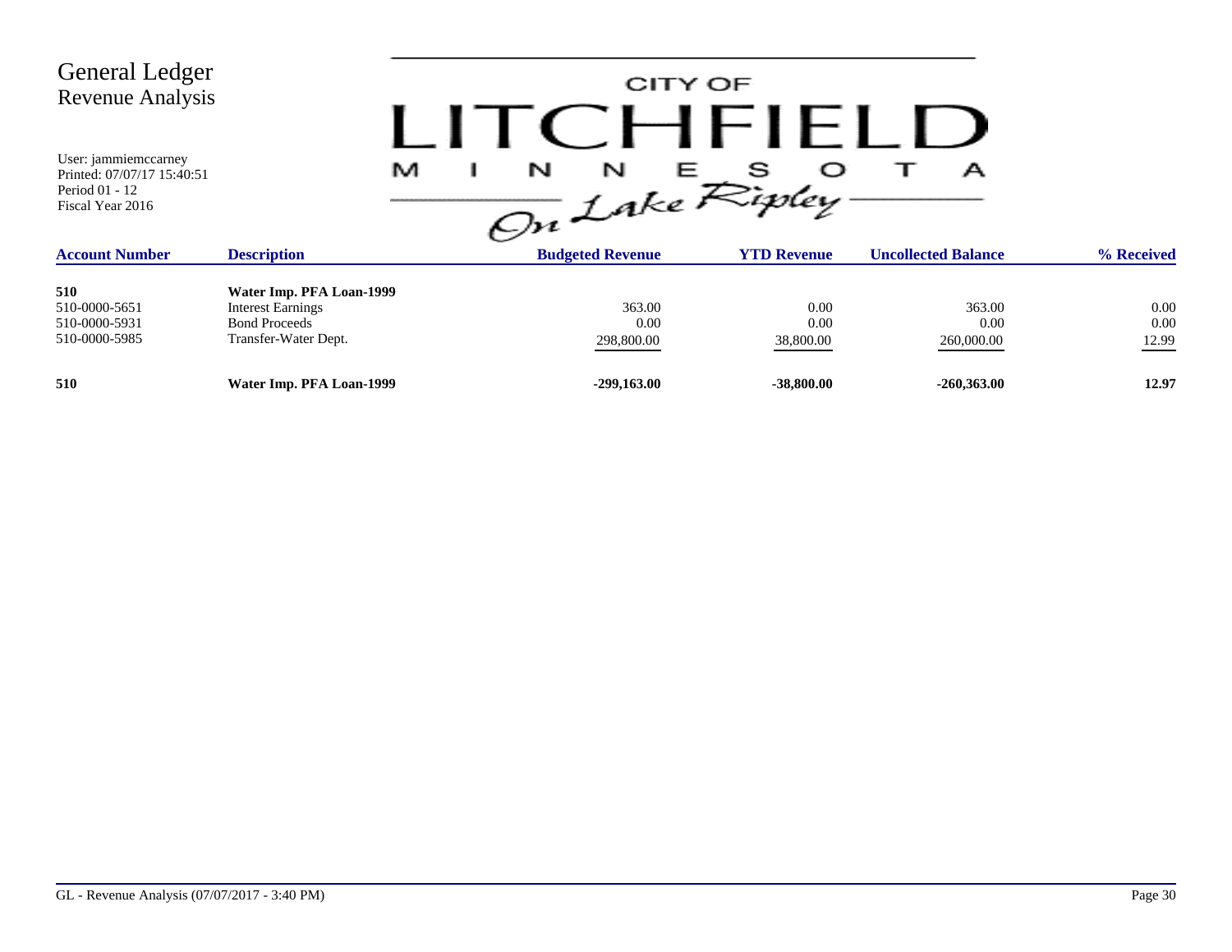# General Ledger
## Revenue Analysis

User: jammiemccarney
Printed: 07/07/17 15:40:51
Period 01 - 12
Fiscal Year 2016

CITY OF LITCHFIELD MINNESOTA On Lake Ripley

| Account Number | Description | Budgeted Revenue | YTD Revenue | Uncollected Balance | % Received |
|---|---|---|---|---|---|
| **510** | **Water Imp. PFA Loan-1999** | | | | |
| 510-0000-5651 | Interest Earnings | 363.00 | 0.00 | 363.00 | 0.00 |
| 510-0000-5931 | Bond Proceeds | 0.00 | 0.00 | 0.00 | 0.00 |
| 510-0000-5985 | Transfer-Water Dept. | 298,800.00 | 38,800.00 | 260,000.00 | 12.99 |
| **510** | **Water Imp. PFA Loan-1999** | **-299,163.00** | **-38,800.00** | **-260,363.00** | **12.97** |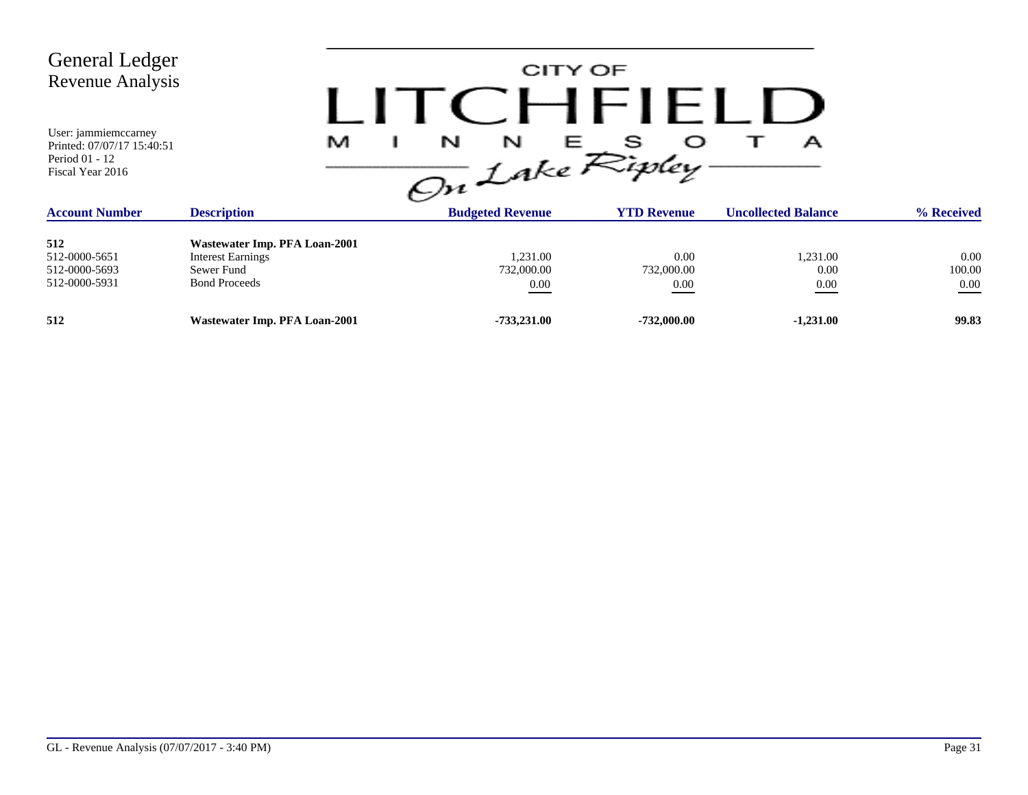# General Ledger
## Revenue Analysis

User: jammiemccarney
Printed: 07/07/17 15:40:51
Period 01 - 12
Fiscal Year 2016

CITY OF LITCHFIELD MINNESOTA *On Lake Ripley*

| Account Number | Description | Budgeted Revenue | YTD Revenue | Uncollected Balance | % Received |
|---|---|---|---|---|---|
| **512** | **Wastewater Imp. PFA Loan-2001** | | | | |
| 512-0000-5651 | Interest Earnings | 1,231.00 | 0.00 | 1,231.00 | 0.00 |
| 512-0000-5693 | Sewer Fund | 732,000.00 | 732,000.00 | 0.00 | 100.00 |
| 512-0000-5931 | Bond Proceeds | 0.00 | 0.00 | 0.00 | 0.00 |
| **512** | **Wastewater Imp. PFA Loan-2001** | **-733,231.00** | **-732,000.00** | **-1,231.00** | **99.83** |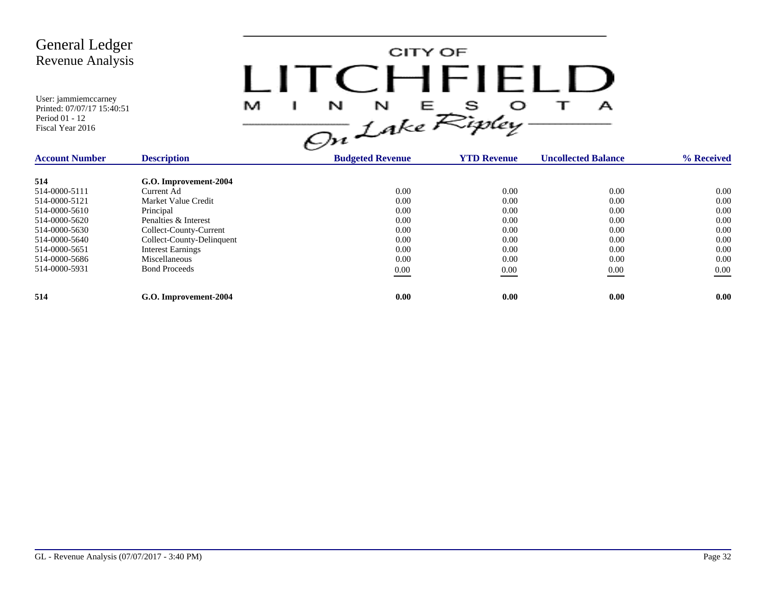# General Ledger
## Revenue Analysis

User: jammiemccarney
Printed: 07/07/17 15:40:51
Period 01 - 12
Fiscal Year 2016

CITY OF LITCHFIELD MINNESOTA
On Lake Ripley

| Account Number | Description | Budgeted Revenue | YTD Revenue | Uncollected Balance | % Received |
|---|---|---|---|---|---|
| **514** | **G.O. Improvement-2004** | | | | |
| 514-0000-5111 | Current Ad | 0.00 | 0.00 | 0.00 | 0.00 |
| 514-0000-5121 | Market Value Credit | 0.00 | 0.00 | 0.00 | 0.00 |
| 514-0000-5610 | Principal | 0.00 | 0.00 | 0.00 | 0.00 |
| 514-0000-5620 | Penalties & Interest | 0.00 | 0.00 | 0.00 | 0.00 |
| 514-0000-5630 | Collect-County-Current | 0.00 | 0.00 | 0.00 | 0.00 |
| 514-0000-5640 | Collect-County-Delinquent | 0.00 | 0.00 | 0.00 | 0.00 |
| 514-0000-5651 | Interest Earnings | 0.00 | 0.00 | 0.00 | 0.00 |
| 514-0000-5686 | Miscellaneous | 0.00 | 0.00 | 0.00 | 0.00 |
| 514-0000-5931 | Bond Proceeds | 0.00 | 0.00 | 0.00 | 0.00 |
| **514** | **G.O. Improvement-2004** | **0.00** | **0.00** | **0.00** | **0.00** |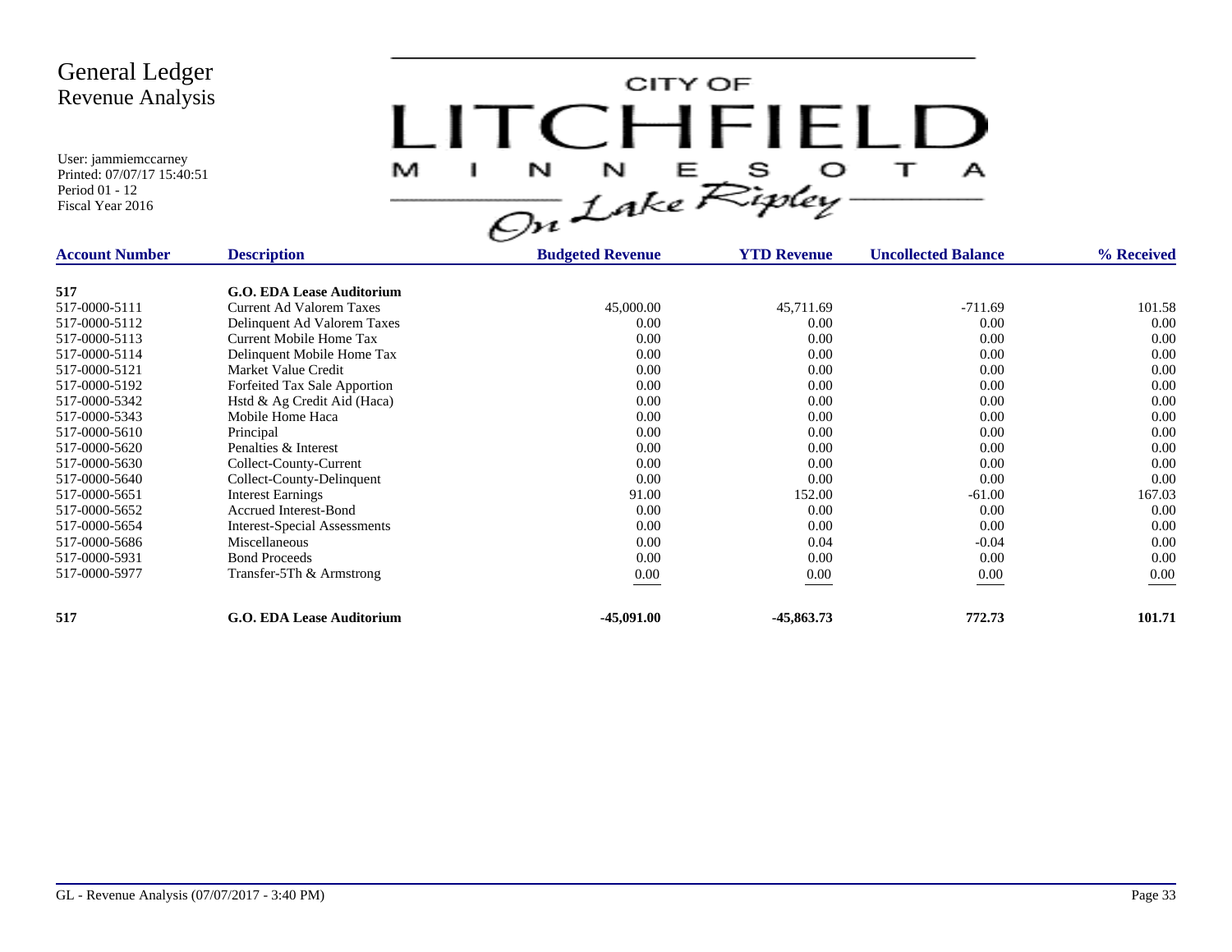# General Ledger
## Revenue Analysis

User: jammiemccarney
Printed: 07/07/17 15:40:51
Period 01 - 12
Fiscal Year 2016

CITY OF LITCHFIELD MINNESOTA On Lake Ripley

| Account Number | Description | Budgeted Revenue | YTD Revenue | Uncollected Balance | % Received |
|---|---|---|---|---|---|
| **517** | **G.O. EDA Lease Auditorium** | | | | |
| 517-0000-5111 | Current Ad Valorem Taxes | 45,000.00 | 45,711.69 | -711.69 | 101.58 |
| 517-0000-5112 | Delinquent Ad Valorem Taxes | 0.00 | 0.00 | 0.00 | 0.00 |
| 517-0000-5113 | Current Mobile Home Tax | 0.00 | 0.00 | 0.00 | 0.00 |
| 517-0000-5114 | Delinquent Mobile Home Tax | 0.00 | 0.00 | 0.00 | 0.00 |
| 517-0000-5121 | Market Value Credit | 0.00 | 0.00 | 0.00 | 0.00 |
| 517-0000-5192 | Forfeited Tax Sale Apportion | 0.00 | 0.00 | 0.00 | 0.00 |
| 517-0000-5342 | Hstd & Ag Credit Aid (Haca) | 0.00 | 0.00 | 0.00 | 0.00 |
| 517-0000-5343 | Mobile Home Haca | 0.00 | 0.00 | 0.00 | 0.00 |
| 517-0000-5610 | Principal | 0.00 | 0.00 | 0.00 | 0.00 |
| 517-0000-5620 | Penalties & Interest | 0.00 | 0.00 | 0.00 | 0.00 |
| 517-0000-5630 | Collect-County-Current | 0.00 | 0.00 | 0.00 | 0.00 |
| 517-0000-5640 | Collect-County-Delinquent | 0.00 | 0.00 | 0.00 | 0.00 |
| 517-0000-5651 | Interest Earnings | 91.00 | 152.00 | -61.00 | 167.03 |
| 517-0000-5652 | Accrued Interest-Bond | 0.00 | 0.00 | 0.00 | 0.00 |
| 517-0000-5654 | Interest-Special Assessments | 0.00 | 0.00 | 0.00 | 0.00 |
| 517-0000-5686 | Miscellaneous | 0.00 | 0.04 | -0.04 | 0.00 |
| 517-0000-5931 | Bond Proceeds | 0.00 | 0.00 | 0.00 | 0.00 |
| 517-0000-5977 | Transfer-5Th & Armstrong | 0.00 | 0.00 | 0.00 | 0.00 |
| **517** | **G.O. EDA Lease Auditorium** | **-45,091.00** | **-45,863.73** | **772.73** | **101.71** |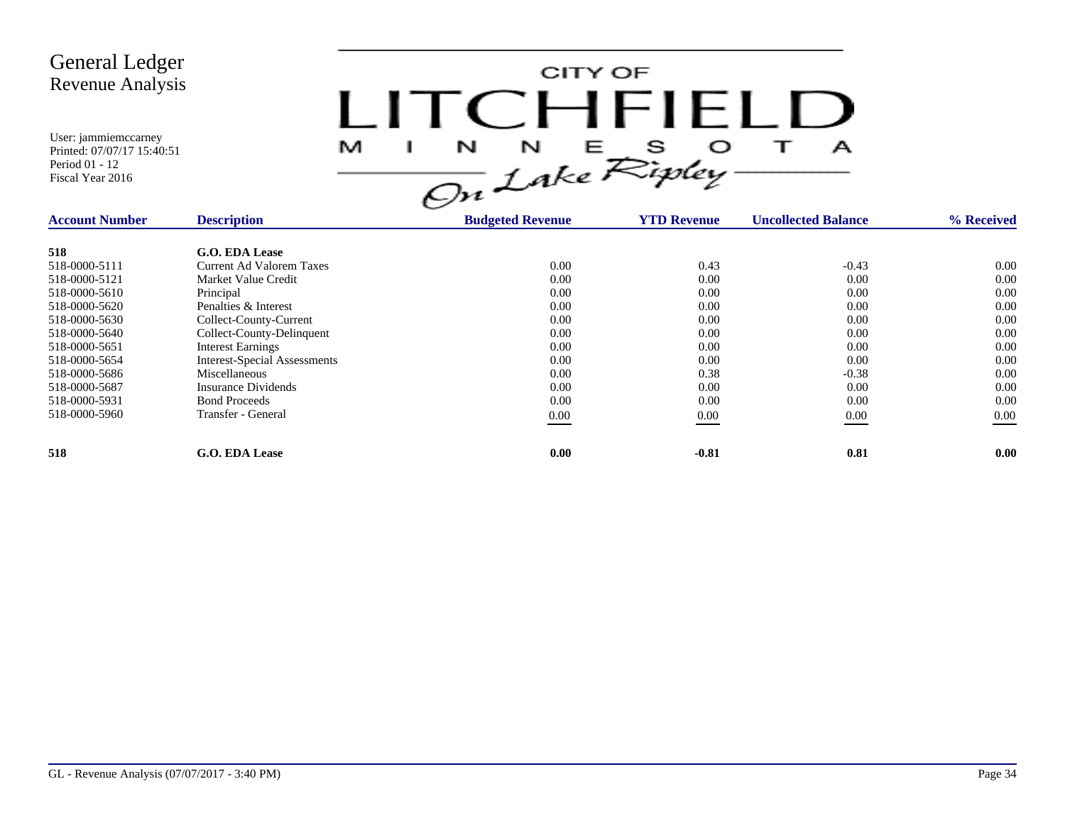# General Ledger
## Revenue Analysis

User: jammiemccarney
Printed: 07/07/17 15:40:51
Period 01 - 12
Fiscal Year 2016

CITY OF LITCHFIELD MINNESOTA
*On Lake Ripley*

| Account Number | Description | Budgeted Revenue | YTD Revenue | Uncollected Balance | % Received |
|---|---|---|---|---|---|
| **518** | **G.O. EDA Lease** | | | | |
| 518-0000-5111 | Current Ad Valorem Taxes | 0.00 | 0.43 | -0.43 | 0.00 |
| 518-0000-5121 | Market Value Credit | 0.00 | 0.00 | 0.00 | 0.00 |
| 518-0000-5610 | Principal | 0.00 | 0.00 | 0.00 | 0.00 |
| 518-0000-5620 | Penalties & Interest | 0.00 | 0.00 | 0.00 | 0.00 |
| 518-0000-5630 | Collect-County-Current | 0.00 | 0.00 | 0.00 | 0.00 |
| 518-0000-5640 | Collect-County-Delinquent | 0.00 | 0.00 | 0.00 | 0.00 |
| 518-0000-5651 | Interest Earnings | 0.00 | 0.00 | 0.00 | 0.00 |
| 518-0000-5654 | Interest-Special Assessments | 0.00 | 0.00 | 0.00 | 0.00 |
| 518-0000-5686 | Miscellaneous | 0.00 | 0.38 | -0.38 | 0.00 |
| 518-0000-5687 | Insurance Dividends | 0.00 | 0.00 | 0.00 | 0.00 |
| 518-0000-5931 | Bond Proceeds | 0.00 | 0.00 | 0.00 | 0.00 |
| 518-0000-5960 | Transfer - General | 0.00 | 0.00 | 0.00 | 0.00 |
| **518** | **G.O. EDA Lease** | **0.00** | **-0.81** | **0.81** | **0.00** |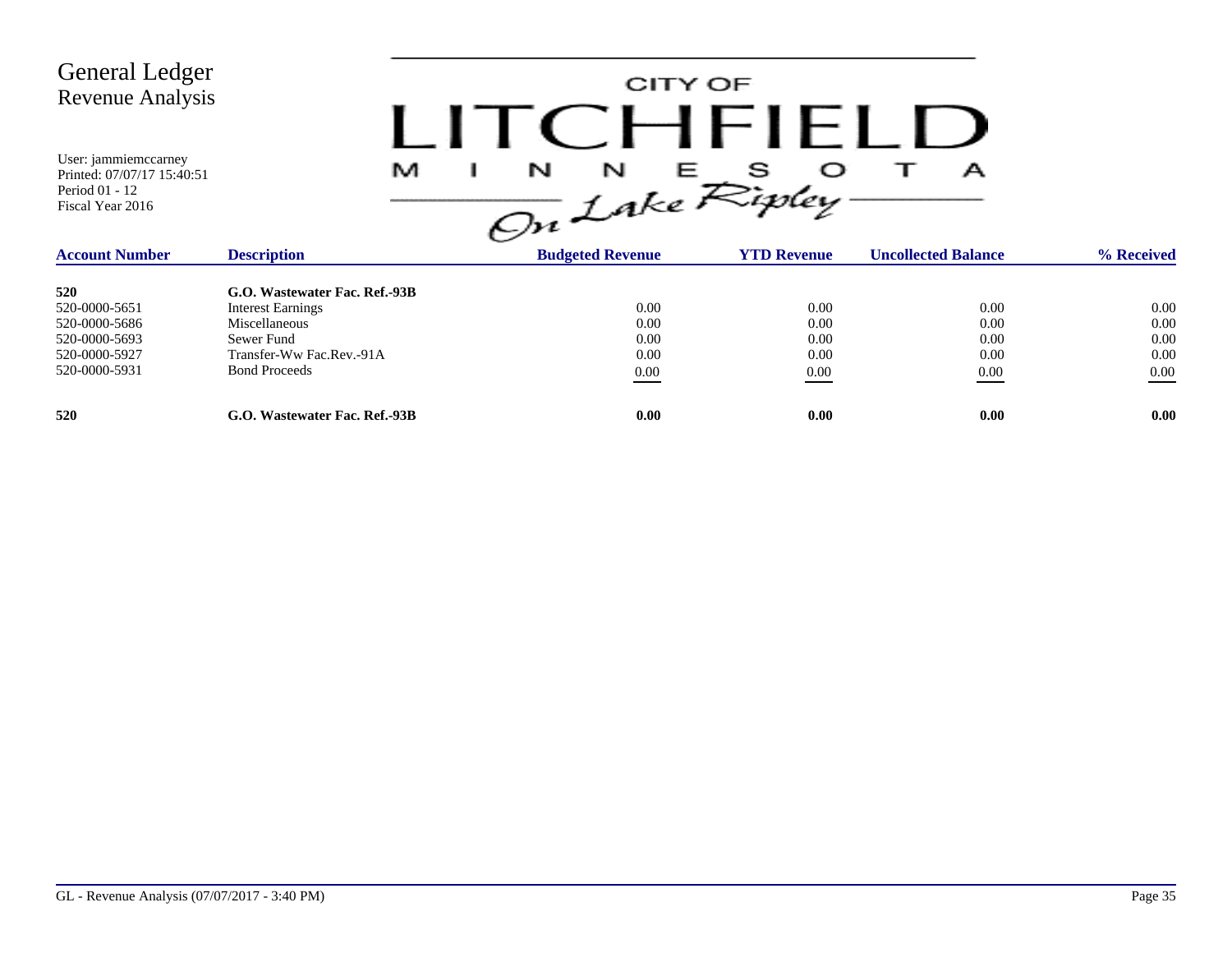# General Ledger
## Revenue Analysis

User: jammiemccarney
Printed: 07/07/17 15:40:51
Period 01 - 12
Fiscal Year 2016

CITY OF LITCHFIELD MINNESOTA
*On Lake Ripley*

| Account Number | Description | Budgeted Revenue | YTD Revenue | Uncollected Balance | % Received |
|---|---|---|---|---|---|
| **520** | **G.O. Wastewater Fac. Ref.-93B** | | | | |
| 520-0000-5651 | Interest Earnings | 0.00 | 0.00 | 0.00 | 0.00 |
| 520-0000-5686 | Miscellaneous | 0.00 | 0.00 | 0.00 | 0.00 |
| 520-0000-5693 | Sewer Fund | 0.00 | 0.00 | 0.00 | 0.00 |
| 520-0000-5927 | Transfer-Ww Fac.Rev.-91A | 0.00 | 0.00 | 0.00 | 0.00 |
| 520-0000-5931 | Bond Proceeds | 0.00 | 0.00 | 0.00 | 0.00 |
| **520** | **G.O. Wastewater Fac. Ref.-93B** | **0.00** | **0.00** | **0.00** | **0.00** |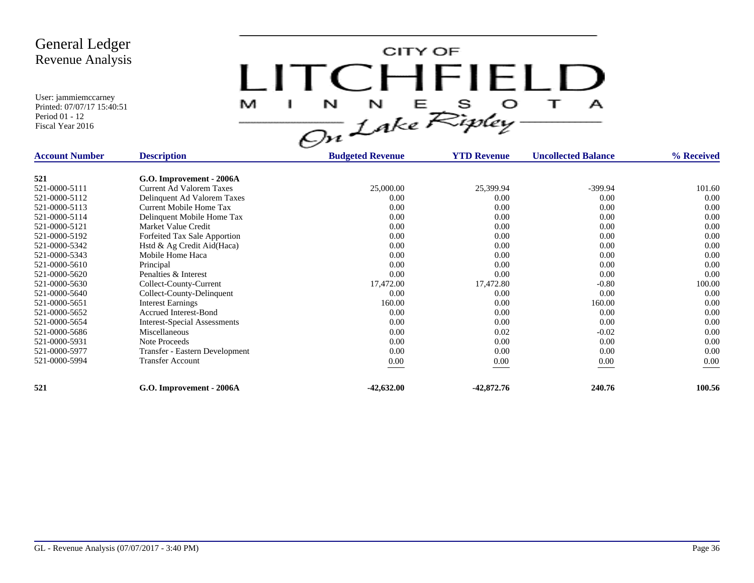# General Ledger
## Revenue Analysis

User: jammiemccarney
Printed: 07/07/17 15:40:51
Period 01 - 12
Fiscal Year 2016

CITY OF LITCHFIELD MINNESOTA — On Lake Ripley

| Account Number | Description | Budgeted Revenue | YTD Revenue | Uncollected Balance | % Received |
|---|---|---|---|---|---|
| **521** | **G.O. Improvement - 2006A** | | | | |
| 521-0000-5111 | Current Ad Valorem Taxes | 25,000.00 | 25,399.94 | -399.94 | 101.60 |
| 521-0000-5112 | Delinquent Ad Valorem Taxes | 0.00 | 0.00 | 0.00 | 0.00 |
| 521-0000-5113 | Current Mobile Home Tax | 0.00 | 0.00 | 0.00 | 0.00 |
| 521-0000-5114 | Delinquent Mobile Home Tax | 0.00 | 0.00 | 0.00 | 0.00 |
| 521-0000-5121 | Market Value Credit | 0.00 | 0.00 | 0.00 | 0.00 |
| 521-0000-5192 | Forfeited Tax Sale Apportion | 0.00 | 0.00 | 0.00 | 0.00 |
| 521-0000-5342 | Hstd & Ag Credit Aid(Haca) | 0.00 | 0.00 | 0.00 | 0.00 |
| 521-0000-5343 | Mobile Home Haca | 0.00 | 0.00 | 0.00 | 0.00 |
| 521-0000-5610 | Principal | 0.00 | 0.00 | 0.00 | 0.00 |
| 521-0000-5620 | Penalties & Interest | 0.00 | 0.00 | 0.00 | 0.00 |
| 521-0000-5630 | Collect-County-Current | 17,472.00 | 17,472.80 | -0.80 | 100.00 |
| 521-0000-5640 | Collect-County-Delinquent | 0.00 | 0.00 | 0.00 | 0.00 |
| 521-0000-5651 | Interest Earnings | 160.00 | 0.00 | 160.00 | 0.00 |
| 521-0000-5652 | Accrued Interest-Bond | 0.00 | 0.00 | 0.00 | 0.00 |
| 521-0000-5654 | Interest-Special Assessments | 0.00 | 0.00 | 0.00 | 0.00 |
| 521-0000-5686 | Miscellaneous | 0.00 | 0.02 | -0.02 | 0.00 |
| 521-0000-5931 | Note Proceeds | 0.00 | 0.00 | 0.00 | 0.00 |
| 521-0000-5977 | Transfer - Eastern Development | 0.00 | 0.00 | 0.00 | 0.00 |
| 521-0000-5994 | Transfer Account | 0.00 | 0.00 | 0.00 | 0.00 |
| **521** | **G.O. Improvement - 2006A** | **-42,632.00** | **-42,872.76** | **240.76** | **100.56** |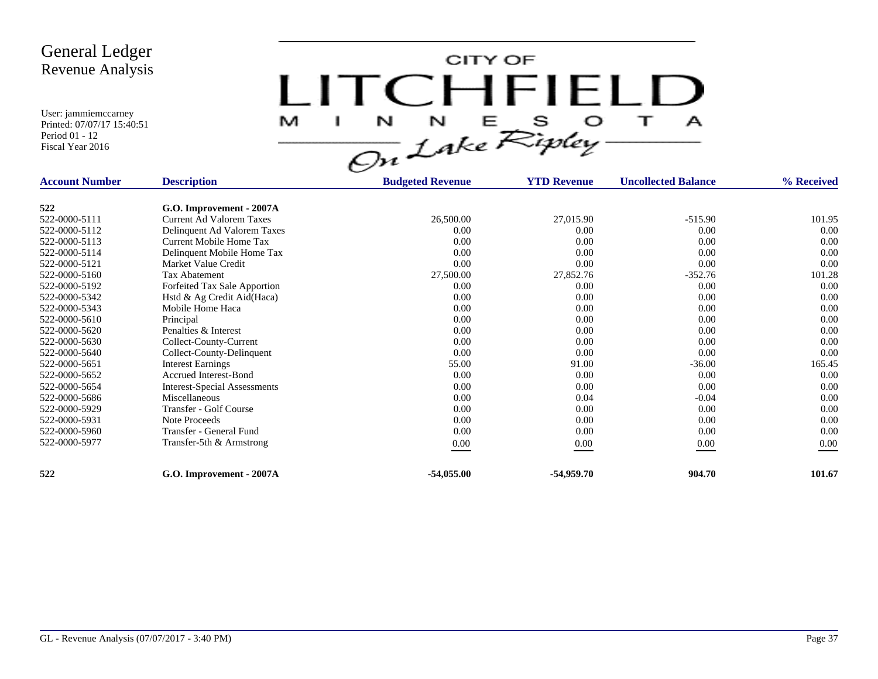# General Ledger
## Revenue Analysis

User: jammiemccarney
Printed: 07/07/17 15:40:51
Period 01 - 12
Fiscal Year 2016

CITY OF LITCHFIELD MINNESOTA
On Lake Ripley

| Account Number | Description | Budgeted Revenue | YTD Revenue | Uncollected Balance | % Received |
|---|---|---|---|---|---|
| **522** | **G.O. Improvement - 2007A** | | | | |
| 522-0000-5111 | Current Ad Valorem Taxes | 26,500.00 | 27,015.90 | -515.90 | 101.95 |
| 522-0000-5112 | Delinquent Ad Valorem Taxes | 0.00 | 0.00 | 0.00 | 0.00 |
| 522-0000-5113 | Current Mobile Home Tax | 0.00 | 0.00 | 0.00 | 0.00 |
| 522-0000-5114 | Delinquent Mobile Home Tax | 0.00 | 0.00 | 0.00 | 0.00 |
| 522-0000-5121 | Market Value Credit | 0.00 | 0.00 | 0.00 | 0.00 |
| 522-0000-5160 | Tax Abatement | 27,500.00 | 27,852.76 | -352.76 | 101.28 |
| 522-0000-5192 | Forfeited Tax Sale Apportion | 0.00 | 0.00 | 0.00 | 0.00 |
| 522-0000-5342 | Hstd & Ag Credit Aid(Haca) | 0.00 | 0.00 | 0.00 | 0.00 |
| 522-0000-5343 | Mobile Home Haca | 0.00 | 0.00 | 0.00 | 0.00 |
| 522-0000-5610 | Principal | 0.00 | 0.00 | 0.00 | 0.00 |
| 522-0000-5620 | Penalties & Interest | 0.00 | 0.00 | 0.00 | 0.00 |
| 522-0000-5630 | Collect-County-Current | 0.00 | 0.00 | 0.00 | 0.00 |
| 522-0000-5640 | Collect-County-Delinquent | 0.00 | 0.00 | 0.00 | 0.00 |
| 522-0000-5651 | Interest Earnings | 55.00 | 91.00 | -36.00 | 165.45 |
| 522-0000-5652 | Accrued Interest-Bond | 0.00 | 0.00 | 0.00 | 0.00 |
| 522-0000-5654 | Interest-Special Assessments | 0.00 | 0.00 | 0.00 | 0.00 |
| 522-0000-5686 | Miscellaneous | 0.00 | 0.04 | -0.04 | 0.00 |
| 522-0000-5929 | Transfer - Golf Course | 0.00 | 0.00 | 0.00 | 0.00 |
| 522-0000-5931 | Note Proceeds | 0.00 | 0.00 | 0.00 | 0.00 |
| 522-0000-5960 | Transfer - General Fund | 0.00 | 0.00 | 0.00 | 0.00 |
| 522-0000-5977 | Transfer-5th & Armstrong | 0.00 | 0.00 | 0.00 | 0.00 |
| **522** | **G.O. Improvement - 2007A** | **-54,055.00** | **-54,959.70** | **904.70** | **101.67** |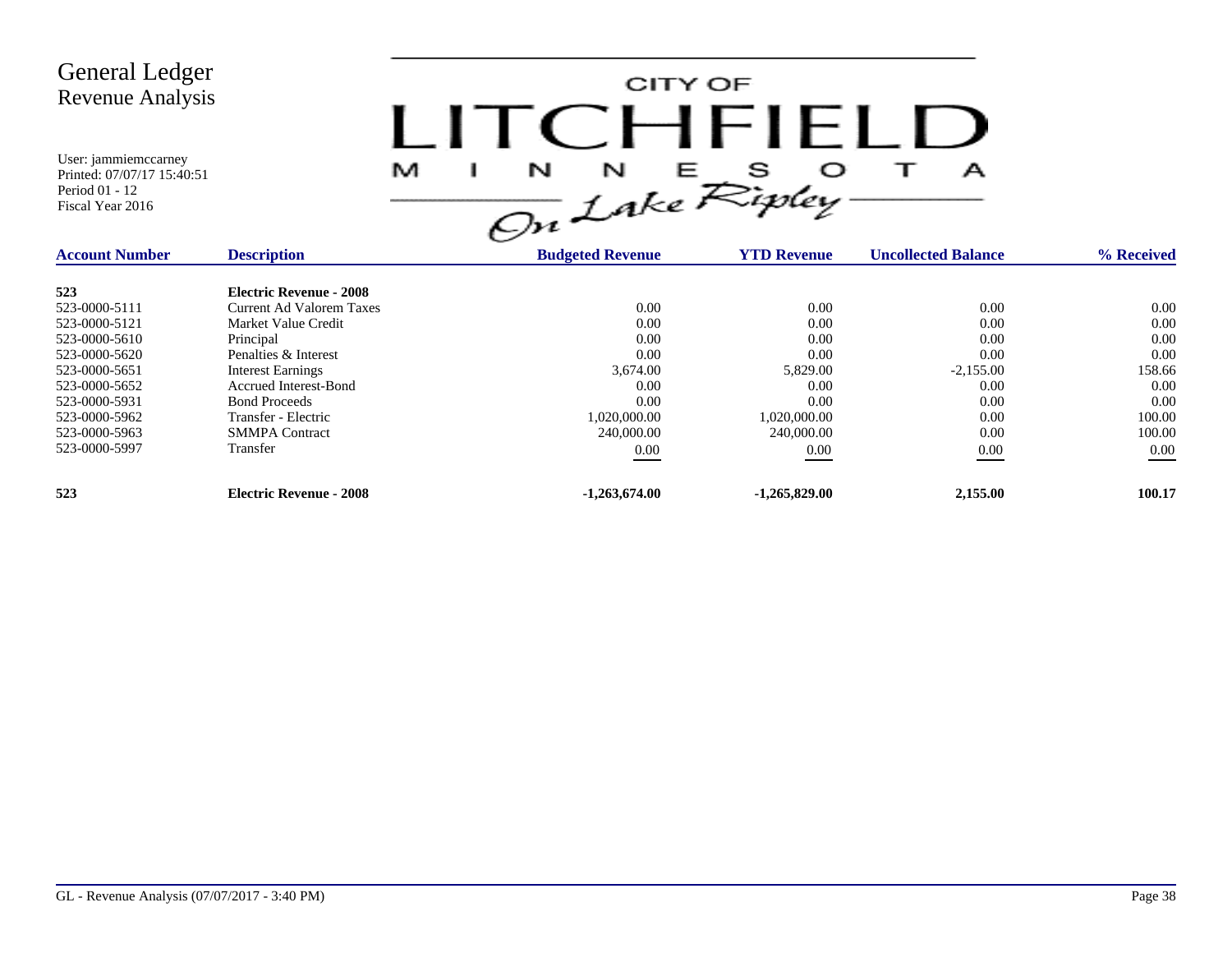# General Ledger
## Revenue Analysis

User: jammiemccarney
Printed: 07/07/17 15:40:51
Period 01 - 12
Fiscal Year 2016

CITY OF LITCHFIELD MINNESOTA *On Lake Ripley*

| Account Number | Description | Budgeted Revenue | YTD Revenue | Uncollected Balance | % Received |
|---|---|---|---|---|---|
| **523** | **Electric Revenue - 2008** | | | | |
| 523-0000-5111 | Current Ad Valorem Taxes | 0.00 | 0.00 | 0.00 | 0.00 |
| 523-0000-5121 | Market Value Credit | 0.00 | 0.00 | 0.00 | 0.00 |
| 523-0000-5610 | Principal | 0.00 | 0.00 | 0.00 | 0.00 |
| 523-0000-5620 | Penalties & Interest | 0.00 | 0.00 | 0.00 | 0.00 |
| 523-0000-5651 | Interest Earnings | 3,674.00 | 5,829.00 | -2,155.00 | 158.66 |
| 523-0000-5652 | Accrued Interest-Bond | 0.00 | 0.00 | 0.00 | 0.00 |
| 523-0000-5931 | Bond Proceeds | 0.00 | 0.00 | 0.00 | 0.00 |
| 523-0000-5962 | Transfer - Electric | 1,020,000.00 | 1,020,000.00 | 0.00 | 100.00 |
| 523-0000-5963 | SMMPA Contract | 240,000.00 | 240,000.00 | 0.00 | 100.00 |
| 523-0000-5997 | Transfer | 0.00 | 0.00 | 0.00 | 0.00 |
| **523** | **Electric Revenue - 2008** | **-1,263,674.00** | **-1,265,829.00** | **2,155.00** | **100.17** |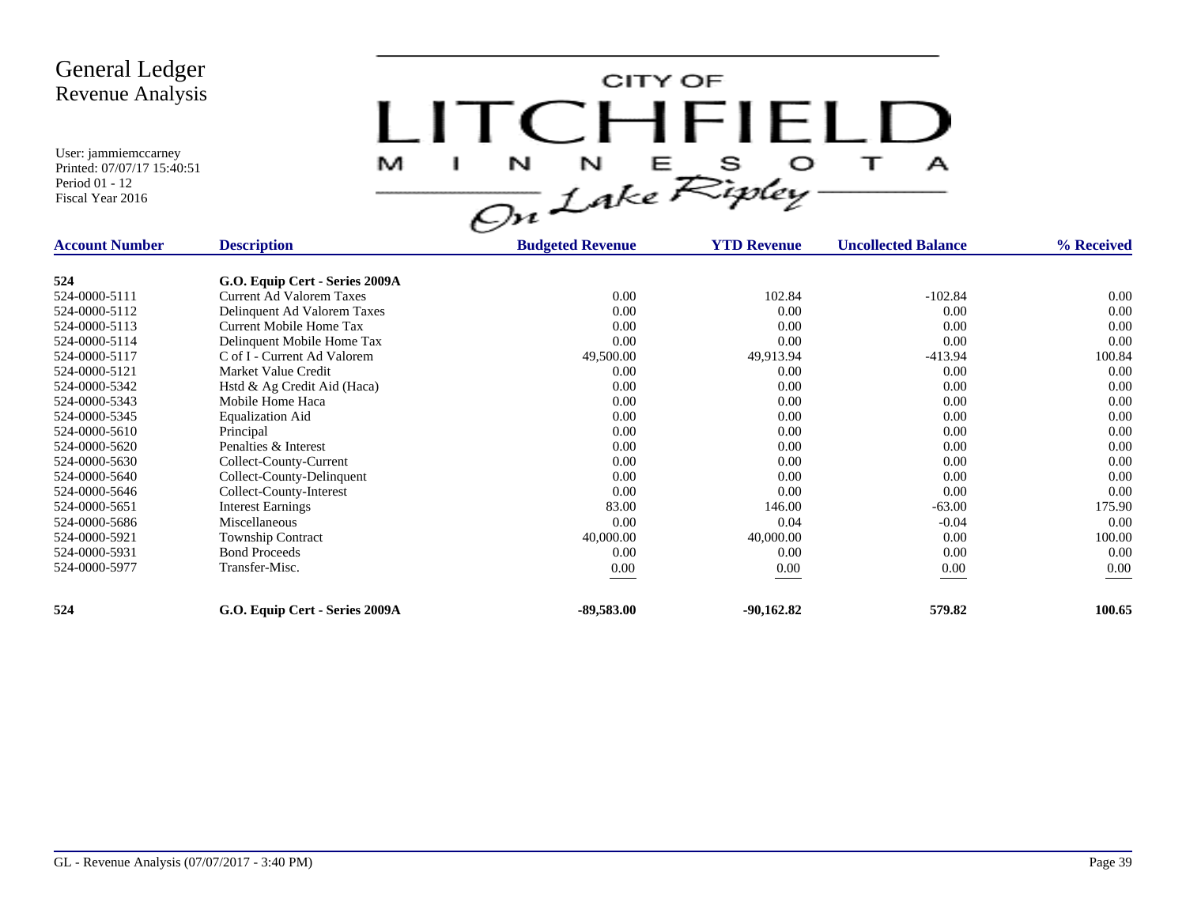# General Ledger
## Revenue Analysis

User: jammiemccarney
Printed: 07/07/17 15:40:51
Period 01 - 12
Fiscal Year 2016

CITY OF LITCHFIELD MINNESOTA
On Lake Ripley

| Account Number | Description | Budgeted Revenue | YTD Revenue | Uncollected Balance | % Received |
|---|---|---|---|---|---|
| **524** | **G.O. Equip Cert - Series 2009A** | | | | |
| 524-0000-5111 | Current Ad Valorem Taxes | 0.00 | 102.84 | -102.84 | 0.00 |
| 524-0000-5112 | Delinquent Ad Valorem Taxes | 0.00 | 0.00 | 0.00 | 0.00 |
| 524-0000-5113 | Current Mobile Home Tax | 0.00 | 0.00 | 0.00 | 0.00 |
| 524-0000-5114 | Delinquent Mobile Home Tax | 0.00 | 0.00 | 0.00 | 0.00 |
| 524-0000-5117 | C of I - Current Ad Valorem | 49,500.00 | 49,913.94 | -413.94 | 100.84 |
| 524-0000-5121 | Market Value Credit | 0.00 | 0.00 | 0.00 | 0.00 |
| 524-0000-5342 | Hstd & Ag Credit Aid (Haca) | 0.00 | 0.00 | 0.00 | 0.00 |
| 524-0000-5343 | Mobile Home Haca | 0.00 | 0.00 | 0.00 | 0.00 |
| 524-0000-5345 | Equalization Aid | 0.00 | 0.00 | 0.00 | 0.00 |
| 524-0000-5610 | Principal | 0.00 | 0.00 | 0.00 | 0.00 |
| 524-0000-5620 | Penalties & Interest | 0.00 | 0.00 | 0.00 | 0.00 |
| 524-0000-5630 | Collect-County-Current | 0.00 | 0.00 | 0.00 | 0.00 |
| 524-0000-5640 | Collect-County-Delinquent | 0.00 | 0.00 | 0.00 | 0.00 |
| 524-0000-5646 | Collect-County-Interest | 0.00 | 0.00 | 0.00 | 0.00 |
| 524-0000-5651 | Interest Earnings | 83.00 | 146.00 | -63.00 | 175.90 |
| 524-0000-5686 | Miscellaneous | 0.00 | 0.04 | -0.04 | 0.00 |
| 524-0000-5921 | Township Contract | 40,000.00 | 40,000.00 | 0.00 | 100.00 |
| 524-0000-5931 | Bond Proceeds | 0.00 | 0.00 | 0.00 | 0.00 |
| 524-0000-5977 | Transfer-Misc. | 0.00 | 0.00 | 0.00 | 0.00 |
| **524** | **G.O. Equip Cert - Series 2009A** | **-89,583.00** | **-90,162.82** | **579.82** | **100.65** |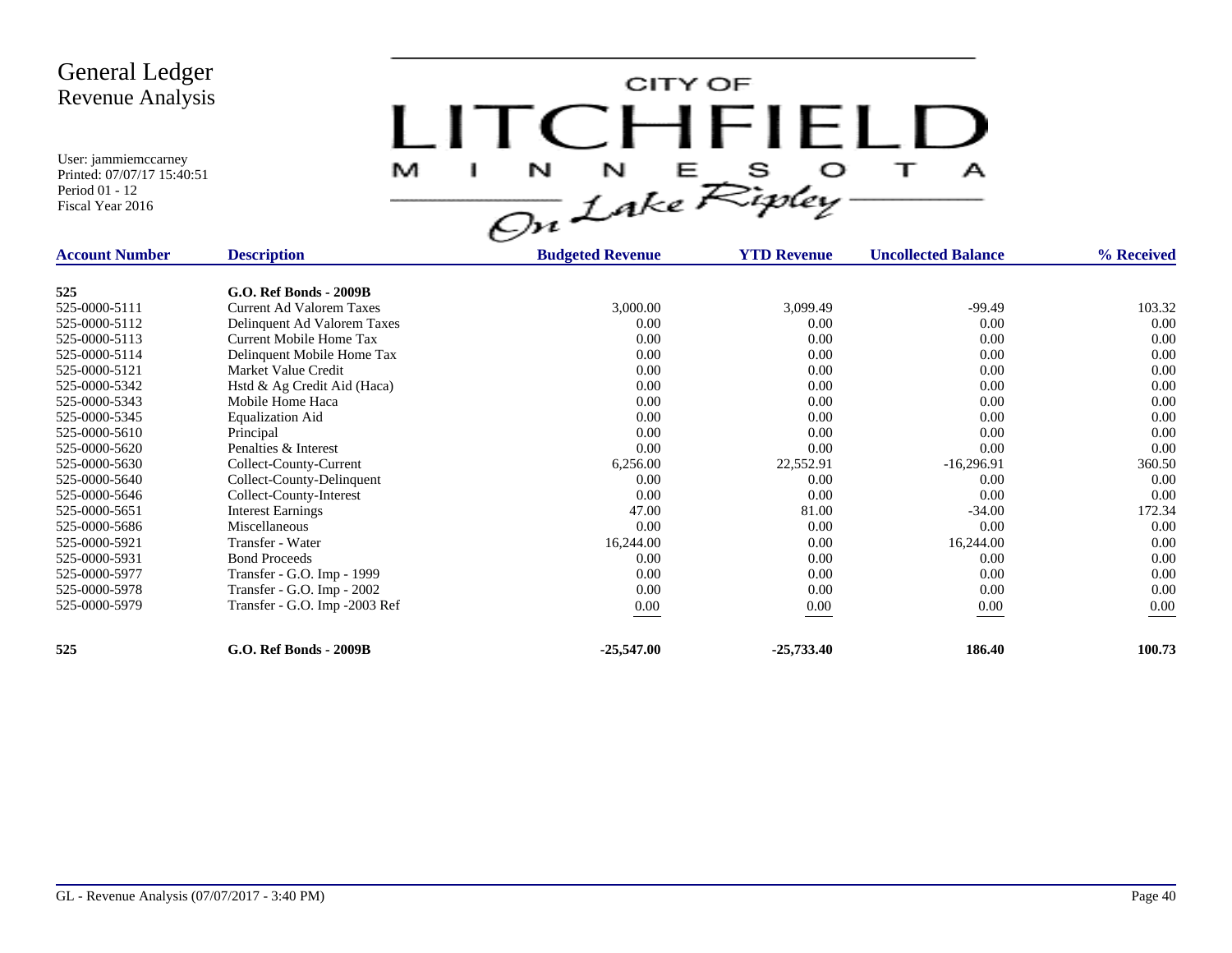# General Ledger
## Revenue Analysis

User: jammiemccarney
Printed: 07/07/17 15:40:51
Period 01 - 12
Fiscal Year 2016

CITY OF LITCHFIELD MINNESOTA On Lake Ripley

| Account Number | Description | Budgeted Revenue | YTD Revenue | Uncollected Balance | % Received |
|---|---|---|---|---|---|
| **525** | **G.O. Ref Bonds - 2009B** | | | | |
| 525-0000-5111 | Current Ad Valorem Taxes | 3,000.00 | 3,099.49 | -99.49 | 103.32 |
| 525-0000-5112 | Delinquent Ad Valorem Taxes | 0.00 | 0.00 | 0.00 | 0.00 |
| 525-0000-5113 | Current Mobile Home Tax | 0.00 | 0.00 | 0.00 | 0.00 |
| 525-0000-5114 | Delinquent Mobile Home Tax | 0.00 | 0.00 | 0.00 | 0.00 |
| 525-0000-5121 | Market Value Credit | 0.00 | 0.00 | 0.00 | 0.00 |
| 525-0000-5342 | Hstd & Ag Credit Aid (Haca) | 0.00 | 0.00 | 0.00 | 0.00 |
| 525-0000-5343 | Mobile Home Haca | 0.00 | 0.00 | 0.00 | 0.00 |
| 525-0000-5345 | Equalization Aid | 0.00 | 0.00 | 0.00 | 0.00 |
| 525-0000-5610 | Principal | 0.00 | 0.00 | 0.00 | 0.00 |
| 525-0000-5620 | Penalties & Interest | 0.00 | 0.00 | 0.00 | 0.00 |
| 525-0000-5630 | Collect-County-Current | 6,256.00 | 22,552.91 | -16,296.91 | 360.50 |
| 525-0000-5640 | Collect-County-Delinquent | 0.00 | 0.00 | 0.00 | 0.00 |
| 525-0000-5646 | Collect-County-Interest | 0.00 | 0.00 | 0.00 | 0.00 |
| 525-0000-5651 | Interest Earnings | 47.00 | 81.00 | -34.00 | 172.34 |
| 525-0000-5686 | Miscellaneous | 0.00 | 0.00 | 0.00 | 0.00 |
| 525-0000-5921 | Transfer - Water | 16,244.00 | 0.00 | 16,244.00 | 0.00 |
| 525-0000-5931 | Bond Proceeds | 0.00 | 0.00 | 0.00 | 0.00 |
| 525-0000-5977 | Transfer - G.O. Imp - 1999 | 0.00 | 0.00 | 0.00 | 0.00 |
| 525-0000-5978 | Transfer - G.O. Imp - 2002 | 0.00 | 0.00 | 0.00 | 0.00 |
| 525-0000-5979 | Transfer - G.O. Imp -2003 Ref | 0.00 | 0.00 | 0.00 | 0.00 |
| **525** | **G.O. Ref Bonds - 2009B** | **-25,547.00** | **-25,733.40** | **186.40** | **100.73** |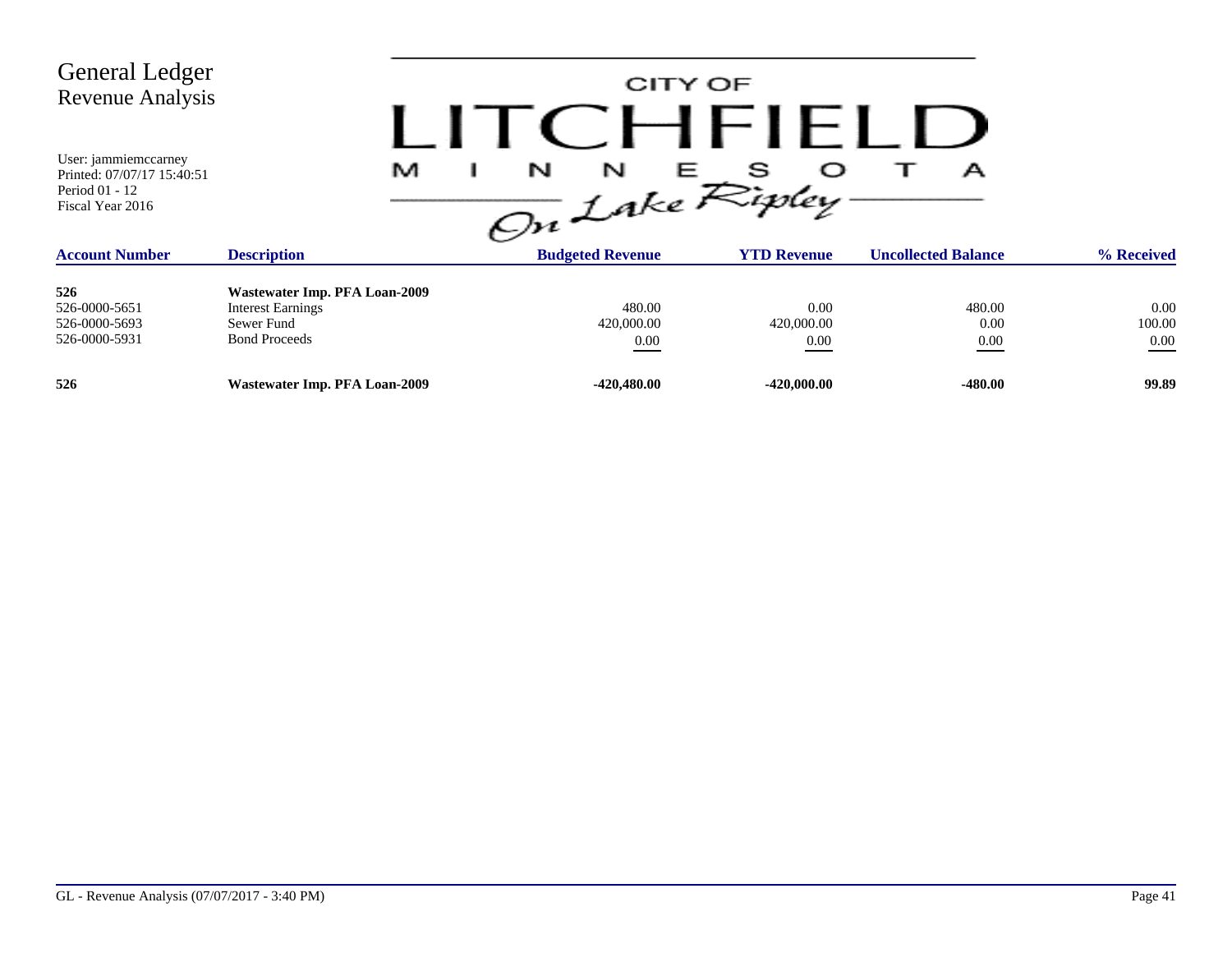# General Ledger
## Revenue Analysis

User: jammiemccarney
Printed: 07/07/17 15:40:51
Period 01 - 12
Fiscal Year 2016

CITY OF LITCHFIELD MINNESOTA On Lake Ripley

| Account Number | Description | Budgeted Revenue | YTD Revenue | Uncollected Balance | % Received |
|---|---|---|---|---|---|
| **526** | **Wastewater Imp. PFA Loan-2009** | | | | |
| 526-0000-5651 | Interest Earnings | 480.00 | 0.00 | 480.00 | 0.00 |
| 526-0000-5693 | Sewer Fund | 420,000.00 | 420,000.00 | 0.00 | 100.00 |
| 526-0000-5931 | Bond Proceeds | 0.00 | 0.00 | 0.00 | 0.00 |
| **526** | **Wastewater Imp. PFA Loan-2009** | **-420,480.00** | **-420,000.00** | **-480.00** | **99.89** |

GL - Revenue Analysis (07/07/2017 - 3:40 PM)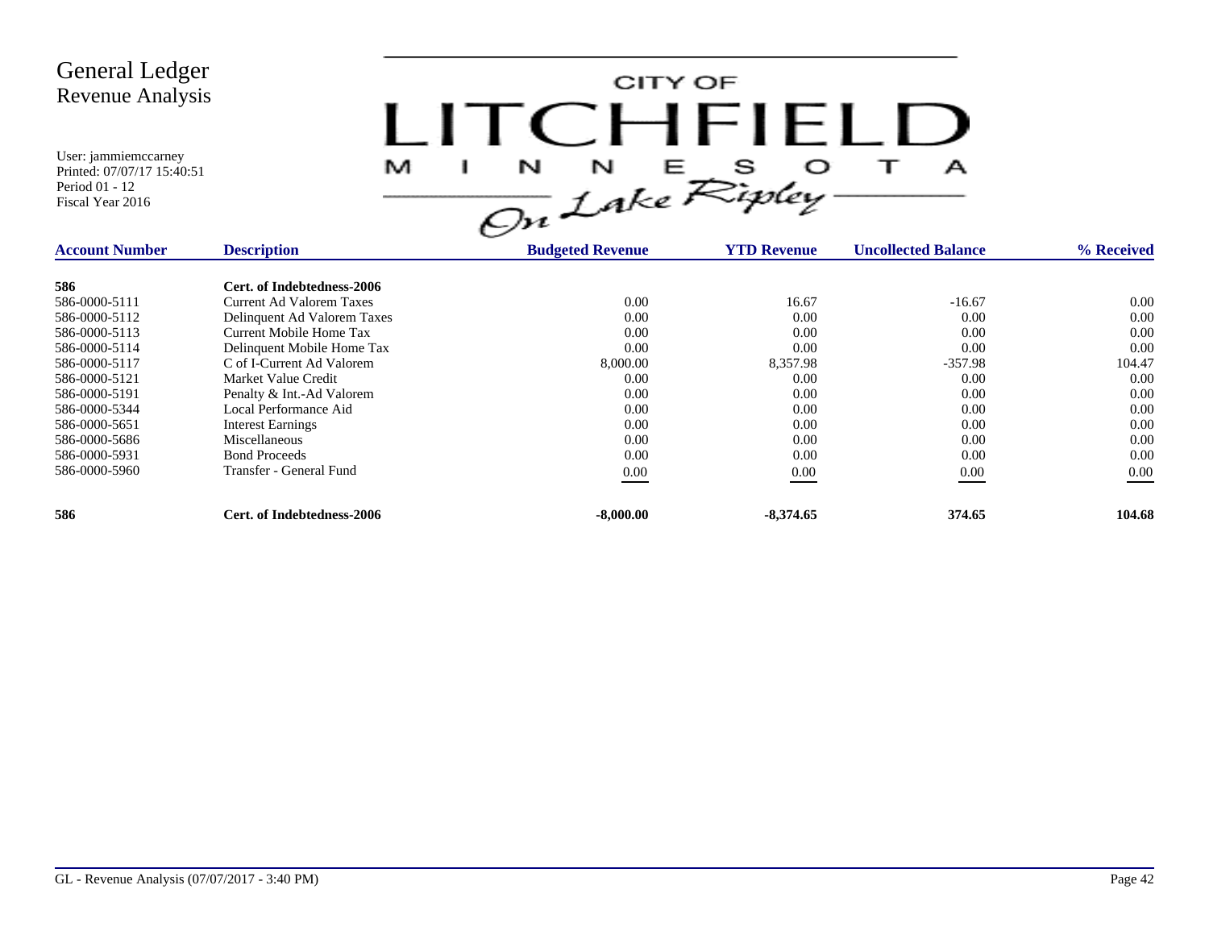# General Ledger
## Revenue Analysis

User: jammiemccarney
Printed: 07/07/17 15:40:51
Period 01 - 12
Fiscal Year 2016

CITY OF LITCHFIELD MINNESOTA On Lake Ripley

| Account Number | Description | Budgeted Revenue | YTD Revenue | Uncollected Balance | % Received |
|---|---|---|---|---|---|
| **586** | **Cert. of Indebtedness-2006** | | | | |
| 586-0000-5111 | Current Ad Valorem Taxes | 0.00 | 16.67 | -16.67 | 0.00 |
| 586-0000-5112 | Delinquent Ad Valorem Taxes | 0.00 | 0.00 | 0.00 | 0.00 |
| 586-0000-5113 | Current Mobile Home Tax | 0.00 | 0.00 | 0.00 | 0.00 |
| 586-0000-5114 | Delinquent Mobile Home Tax | 0.00 | 0.00 | 0.00 | 0.00 |
| 586-0000-5117 | C of I-Current Ad Valorem | 8,000.00 | 8,357.98 | -357.98 | 104.47 |
| 586-0000-5121 | Market Value Credit | 0.00 | 0.00 | 0.00 | 0.00 |
| 586-0000-5191 | Penalty & Int.-Ad Valorem | 0.00 | 0.00 | 0.00 | 0.00 |
| 586-0000-5344 | Local Performance Aid | 0.00 | 0.00 | 0.00 | 0.00 |
| 586-0000-5651 | Interest Earnings | 0.00 | 0.00 | 0.00 | 0.00 |
| 586-0000-5686 | Miscellaneous | 0.00 | 0.00 | 0.00 | 0.00 |
| 586-0000-5931 | Bond Proceeds | 0.00 | 0.00 | 0.00 | 0.00 |
| 586-0000-5960 | Transfer - General Fund | 0.00 | 0.00 | 0.00 | 0.00 |
| **586** | **Cert. of Indebtedness-2006** | **-8,000.00** | **-8,374.65** | **374.65** | **104.68** |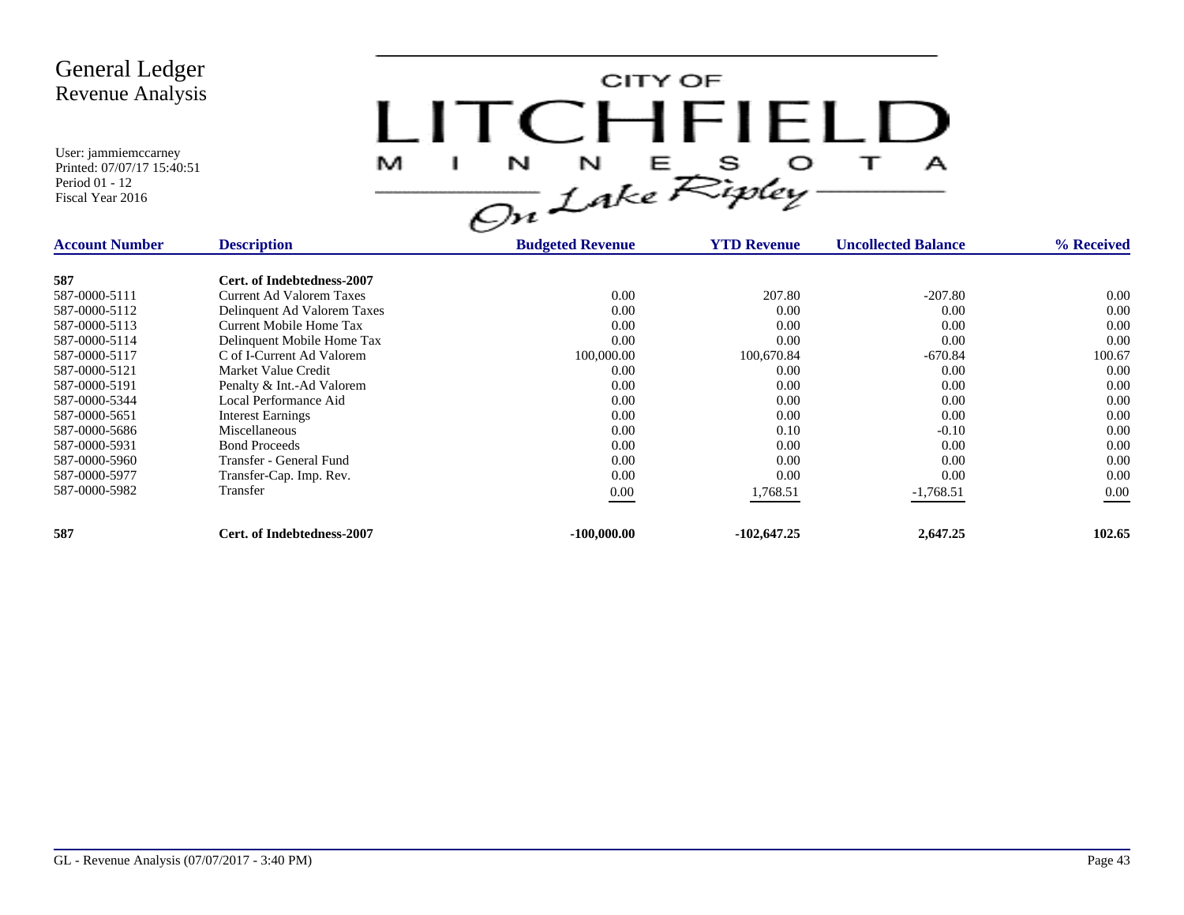# General Ledger
## Revenue Analysis

User: jammiemccarney
Printed: 07/07/17 15:40:51
Period 01 - 12
Fiscal Year 2016

CITY OF LITCHFIELD MINNESOTA *On Lake Ripley*

| Account Number | Description | Budgeted Revenue | YTD Revenue | Uncollected Balance | % Received |
|---|---|---|---|---|---|
| **587** | **Cert. of Indebtedness-2007** | | | | |
| 587-0000-5111 | Current Ad Valorem Taxes | 0.00 | 207.80 | -207.80 | 0.00 |
| 587-0000-5112 | Delinquent Ad Valorem Taxes | 0.00 | 0.00 | 0.00 | 0.00 |
| 587-0000-5113 | Current Mobile Home Tax | 0.00 | 0.00 | 0.00 | 0.00 |
| 587-0000-5114 | Delinquent Mobile Home Tax | 0.00 | 0.00 | 0.00 | 0.00 |
| 587-0000-5117 | C of I-Current Ad Valorem | 100,000.00 | 100,670.84 | -670.84 | 100.67 |
| 587-0000-5121 | Market Value Credit | 0.00 | 0.00 | 0.00 | 0.00 |
| 587-0000-5191 | Penalty & Int.-Ad Valorem | 0.00 | 0.00 | 0.00 | 0.00 |
| 587-0000-5344 | Local Performance Aid | 0.00 | 0.00 | 0.00 | 0.00 |
| 587-0000-5651 | Interest Earnings | 0.00 | 0.00 | 0.00 | 0.00 |
| 587-0000-5686 | Miscellaneous | 0.00 | 0.10 | -0.10 | 0.00 |
| 587-0000-5931 | Bond Proceeds | 0.00 | 0.00 | 0.00 | 0.00 |
| 587-0000-5960 | Transfer - General Fund | 0.00 | 0.00 | 0.00 | 0.00 |
| 587-0000-5977 | Transfer-Cap. Imp. Rev. | 0.00 | 0.00 | 0.00 | 0.00 |
| 587-0000-5982 | Transfer | 0.00 | 1,768.51 | -1,768.51 | 0.00 |
| **587** | **Cert. of Indebtedness-2007** | **-100,000.00** | **-102,647.25** | **2,647.25** | **102.65** |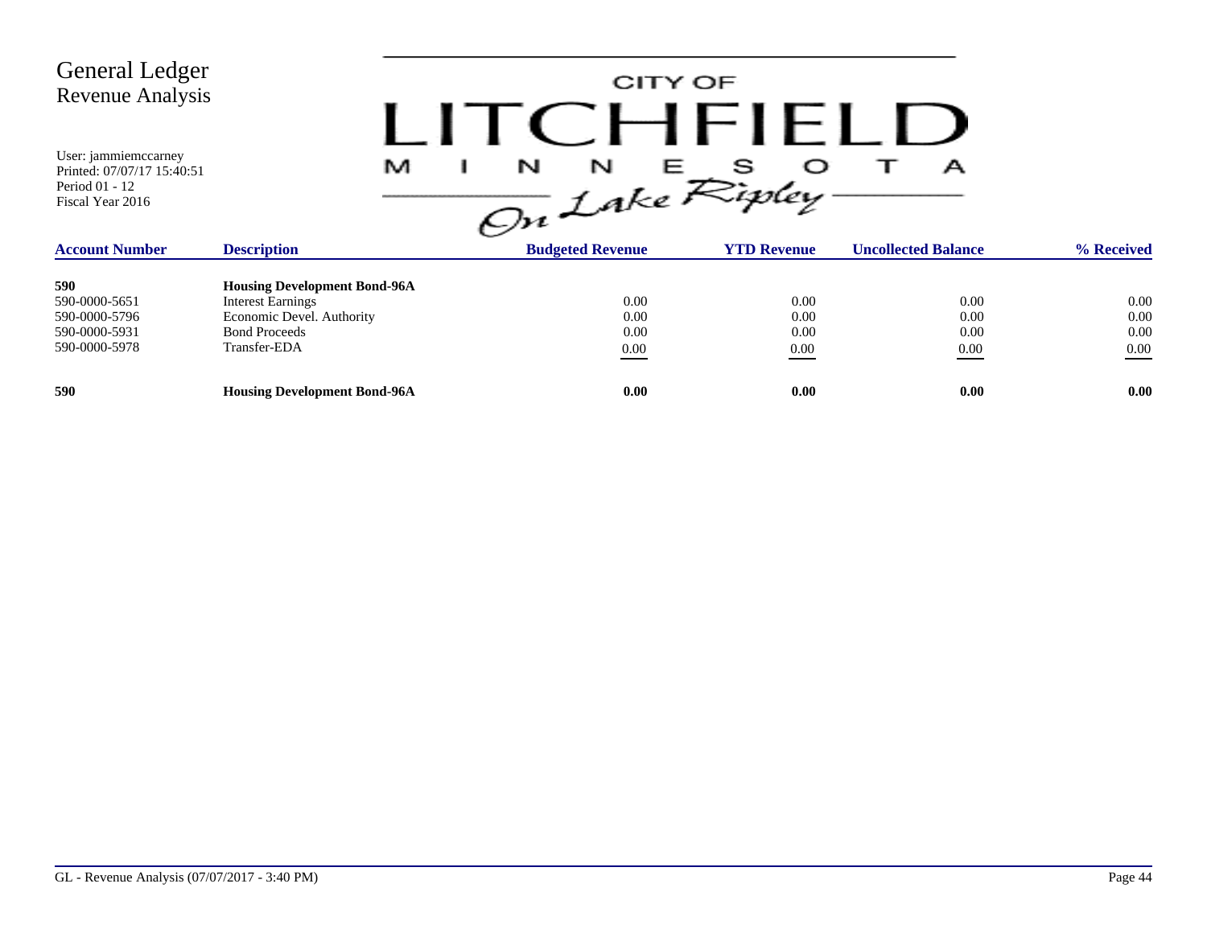# General Ledger
## Revenue Analysis

User: jammiemccarney
Printed: 07/07/17 15:40:51
Period 01 - 12
Fiscal Year 2016

CITY OF LITCHFIELD MINNESOTA *On Lake Ripley*

| Account Number | Description | Budgeted Revenue | YTD Revenue | Uncollected Balance | % Received |
|---|---|---|---|---|---|
| **590** | **Housing Development Bond-96A** | | | | |
| 590-0000-5651 | Interest Earnings | 0.00 | 0.00 | 0.00 | 0.00 |
| 590-0000-5796 | Economic Devel. Authority | 0.00 | 0.00 | 0.00 | 0.00 |
| 590-0000-5931 | Bond Proceeds | 0.00 | 0.00 | 0.00 | 0.00 |
| 590-0000-5978 | Transfer-EDA | 0.00 | 0.00 | 0.00 | 0.00 |
| **590** | **Housing Development Bond-96A** | **0.00** | **0.00** | **0.00** | **0.00** |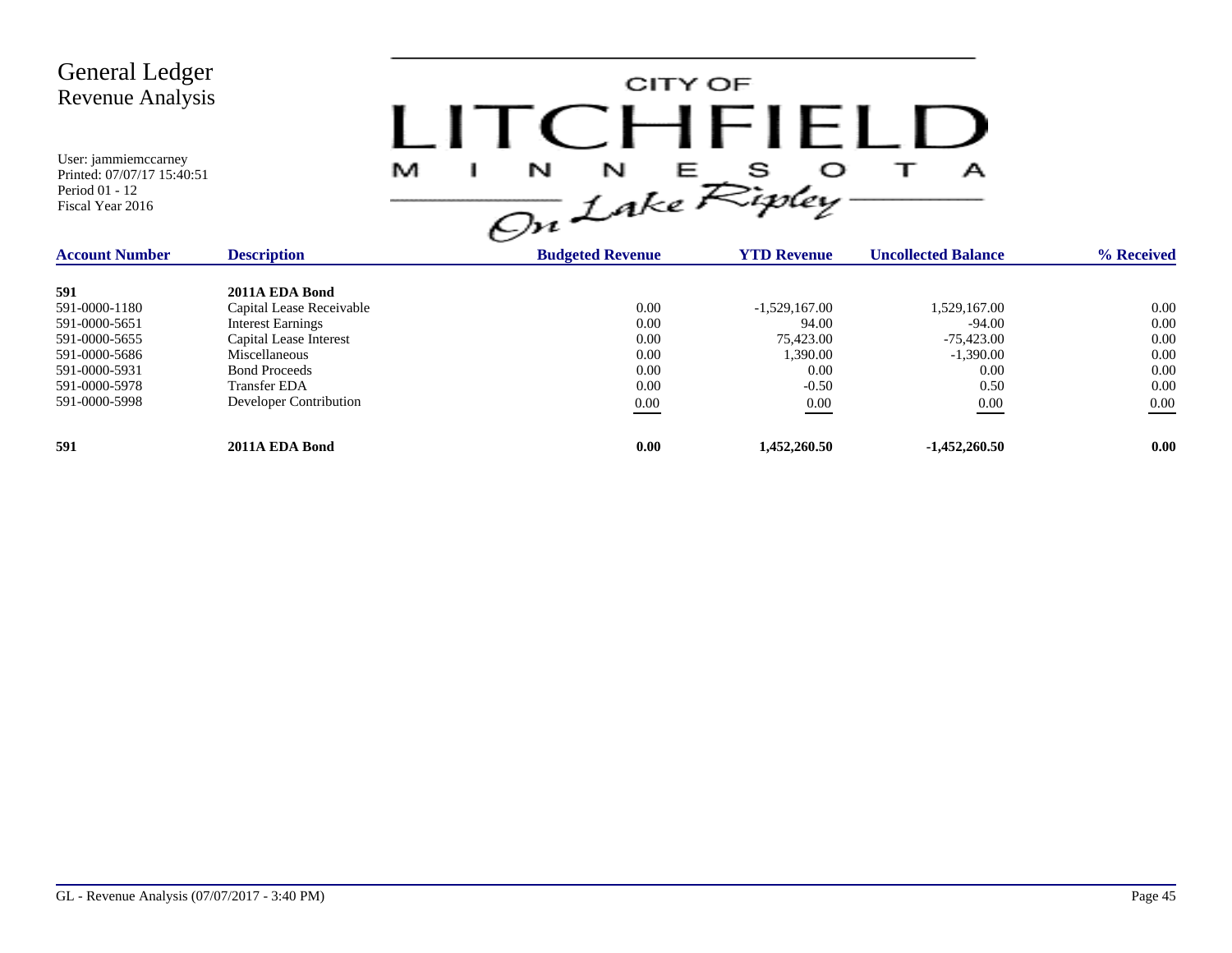# General Ledger
## Revenue Analysis

User: jammiemccarney
Printed: 07/07/17 15:40:51
Period 01 - 12
Fiscal Year 2016

CITY OF LITCHFIELD MINNESOTA On Lake Ripley

| Account Number | Description | Budgeted Revenue | YTD Revenue | Uncollected Balance | % Received |
|---|---|---|---|---|---|
| **591** | **2011A EDA Bond** | | | | |
| 591-0000-1180 | Capital Lease Receivable | 0.00 | -1,529,167.00 | 1,529,167.00 | 0.00 |
| 591-0000-5651 | Interest Earnings | 0.00 | 94.00 | -94.00 | 0.00 |
| 591-0000-5655 | Capital Lease Interest | 0.00 | 75,423.00 | -75,423.00 | 0.00 |
| 591-0000-5686 | Miscellaneous | 0.00 | 1,390.00 | -1,390.00 | 0.00 |
| 591-0000-5931 | Bond Proceeds | 0.00 | 0.00 | 0.00 | 0.00 |
| 591-0000-5978 | Transfer EDA | 0.00 | -0.50 | 0.50 | 0.00 |
| 591-0000-5998 | Developer Contribution | 0.00 | 0.00 | 0.00 | 0.00 |
| **591** | **2011A EDA Bond** | **0.00** | **1,452,260.50** | **-1,452,260.50** | **0.00** |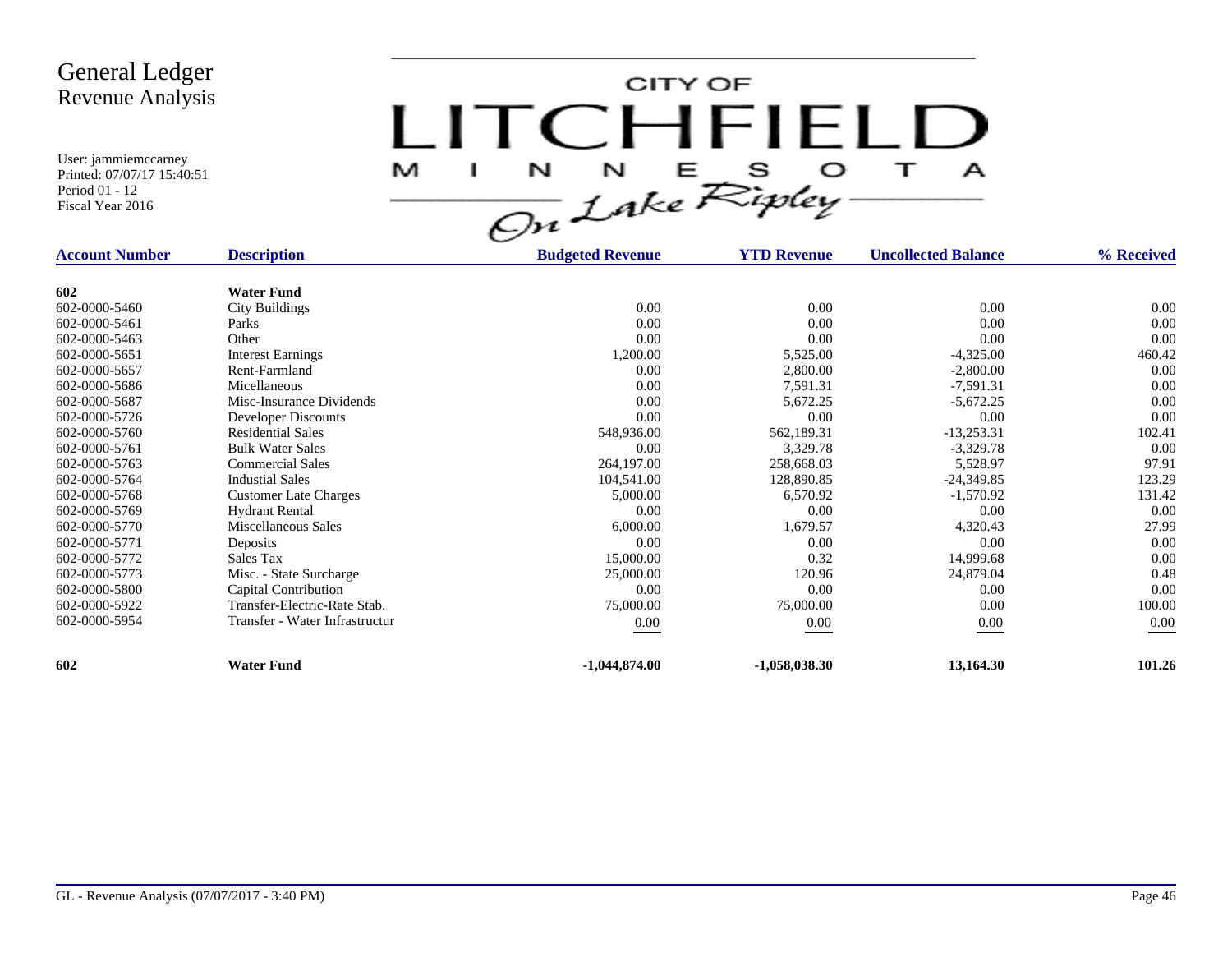# General Ledger
## Revenue Analysis

User: jammiemccarney
Printed: 07/07/17 15:40:51
Period 01 - 12
Fiscal Year 2016

CITY OF LITCHFIELD MINNESOTA *On Lake Ripley*

| Account Number | Description | Budgeted Revenue | YTD Revenue | Uncollected Balance | % Received |
|---|---|---|---|---|---|
| **602** | **Water Fund** | | | | |
| 602-0000-5460 | City Buildings | 0.00 | 0.00 | 0.00 | 0.00 |
| 602-0000-5461 | Parks | 0.00 | 0.00 | 0.00 | 0.00 |
| 602-0000-5463 | Other | 0.00 | 0.00 | 0.00 | 0.00 |
| 602-0000-5651 | Interest Earnings | 1,200.00 | 5,525.00 | -4,325.00 | 460.42 |
| 602-0000-5657 | Rent-Farmland | 0.00 | 2,800.00 | -2,800.00 | 0.00 |
| 602-0000-5686 | Micellaneous | 0.00 | 7,591.31 | -7,591.31 | 0.00 |
| 602-0000-5687 | Misc-Insurance Dividends | 0.00 | 5,672.25 | -5,672.25 | 0.00 |
| 602-0000-5726 | Developer Discounts | 0.00 | 0.00 | 0.00 | 0.00 |
| 602-0000-5760 | Residential Sales | 548,936.00 | 562,189.31 | -13,253.31 | 102.41 |
| 602-0000-5761 | Bulk Water Sales | 0.00 | 3,329.78 | -3,329.78 | 0.00 |
| 602-0000-5763 | Commercial Sales | 264,197.00 | 258,668.03 | 5,528.97 | 97.91 |
| 602-0000-5764 | Industial Sales | 104,541.00 | 128,890.85 | -24,349.85 | 123.29 |
| 602-0000-5768 | Customer Late Charges | 5,000.00 | 6,570.92 | -1,570.92 | 131.42 |
| 602-0000-5769 | Hydrant Rental | 0.00 | 0.00 | 0.00 | 0.00 |
| 602-0000-5770 | Miscellaneous Sales | 6,000.00 | 1,679.57 | 4,320.43 | 27.99 |
| 602-0000-5771 | Deposits | 0.00 | 0.00 | 0.00 | 0.00 |
| 602-0000-5772 | Sales Tax | 15,000.00 | 0.32 | 14,999.68 | 0.00 |
| 602-0000-5773 | Misc. - State Surcharge | 25,000.00 | 120.96 | 24,879.04 | 0.48 |
| 602-0000-5800 | Capital Contribution | 0.00 | 0.00 | 0.00 | 0.00 |
| 602-0000-5922 | Transfer-Electric-Rate Stab. | 75,000.00 | 75,000.00 | 0.00 | 100.00 |
| 602-0000-5954 | Transfer - Water Infrastructur | 0.00 | 0.00 | 0.00 | 0.00 |
| **602** | **Water Fund** | **-1,044,874.00** | **-1,058,038.30** | **13,164.30** | **101.26** |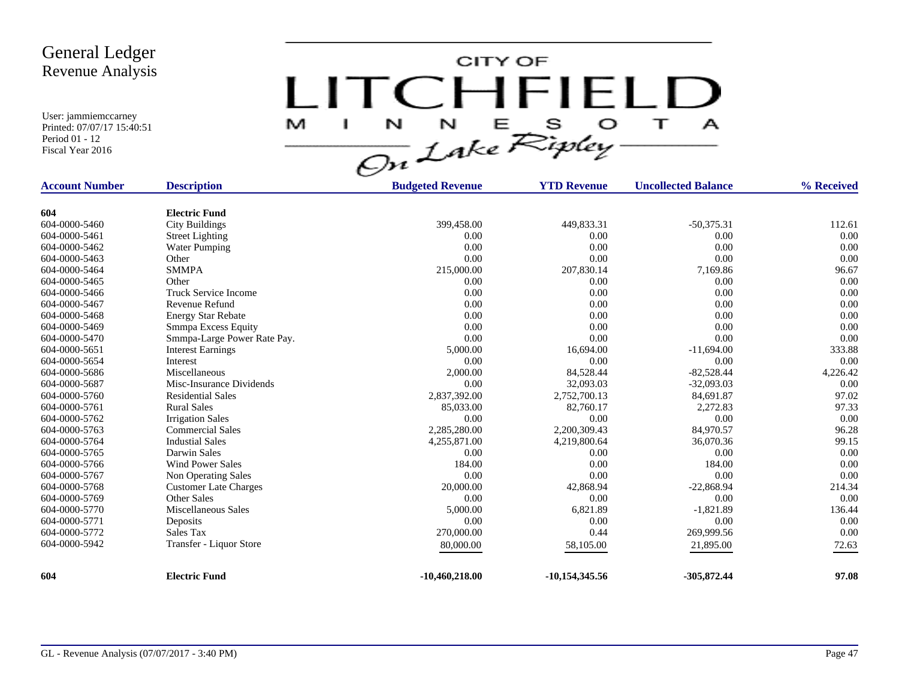# General Ledger
## Revenue Analysis

User: jammiemccarney
Printed: 07/07/17 15:40:51
Period 01 - 12
Fiscal Year 2016

CITY OF LITCHFIELD MINNESOTA On Lake Ripley

| Account Number | Description | Budgeted Revenue | YTD Revenue | Uncollected Balance | % Received |
|---|---|---|---|---|---|
| **604** | **Electric Fund** | | | | |
| 604-0000-5460 | City Buildings | 399,458.00 | 449,833.31 | -50,375.31 | 112.61 |
| 604-0000-5461 | Street Lighting | 0.00 | 0.00 | 0.00 | 0.00 |
| 604-0000-5462 | Water Pumping | 0.00 | 0.00 | 0.00 | 0.00 |
| 604-0000-5463 | Other | 0.00 | 0.00 | 0.00 | 0.00 |
| 604-0000-5464 | SMMPA | 215,000.00 | 207,830.14 | 7,169.86 | 96.67 |
| 604-0000-5465 | Other | 0.00 | 0.00 | 0.00 | 0.00 |
| 604-0000-5466 | Truck Service Income | 0.00 | 0.00 | 0.00 | 0.00 |
| 604-0000-5467 | Revenue Refund | 0.00 | 0.00 | 0.00 | 0.00 |
| 604-0000-5468 | Energy Star Rebate | 0.00 | 0.00 | 0.00 | 0.00 |
| 604-0000-5469 | Smmpa Excess Equity | 0.00 | 0.00 | 0.00 | 0.00 |
| 604-0000-5470 | Smmpa-Large Power Rate Pay. | 0.00 | 0.00 | 0.00 | 0.00 |
| 604-0000-5651 | Interest Earnings | 5,000.00 | 16,694.00 | -11,694.00 | 333.88 |
| 604-0000-5654 | Interest | 0.00 | 0.00 | 0.00 | 0.00 |
| 604-0000-5686 | Miscellaneous | 2,000.00 | 84,528.44 | -82,528.44 | 4,226.42 |
| 604-0000-5687 | Misc-Insurance Dividends | 0.00 | 32,093.03 | -32,093.03 | 0.00 |
| 604-0000-5760 | Residential Sales | 2,837,392.00 | 2,752,700.13 | 84,691.87 | 97.02 |
| 604-0000-5761 | Rural Sales | 85,033.00 | 82,760.17 | 2,272.83 | 97.33 |
| 604-0000-5762 | Irrigation Sales | 0.00 | 0.00 | 0.00 | 0.00 |
| 604-0000-5763 | Commercial Sales | 2,285,280.00 | 2,200,309.43 | 84,970.57 | 96.28 |
| 604-0000-5764 | Industial Sales | 4,255,871.00 | 4,219,800.64 | 36,070.36 | 99.15 |
| 604-0000-5765 | Darwin Sales | 0.00 | 0.00 | 0.00 | 0.00 |
| 604-0000-5766 | Wind Power Sales | 184.00 | 0.00 | 184.00 | 0.00 |
| 604-0000-5767 | Non Operating Sales | 0.00 | 0.00 | 0.00 | 0.00 |
| 604-0000-5768 | Customer Late Charges | 20,000.00 | 42,868.94 | -22,868.94 | 214.34 |
| 604-0000-5769 | Other Sales | 0.00 | 0.00 | 0.00 | 0.00 |
| 604-0000-5770 | Miscellaneous Sales | 5,000.00 | 6,821.89 | -1,821.89 | 136.44 |
| 604-0000-5771 | Deposits | 0.00 | 0.00 | 0.00 | 0.00 |
| 604-0000-5772 | Sales Tax | 270,000.00 | 0.44 | 269,999.56 | 0.00 |
| 604-0000-5942 | Transfer - Liquor Store | 80,000.00 | 58,105.00 | 21,895.00 | 72.63 |
| **604** | **Electric Fund** | **-10,460,218.00** | **-10,154,345.56** | **-305,872.44** | **97.08** |

GL - Revenue Analysis (07/07/2017 - 3:40 PM)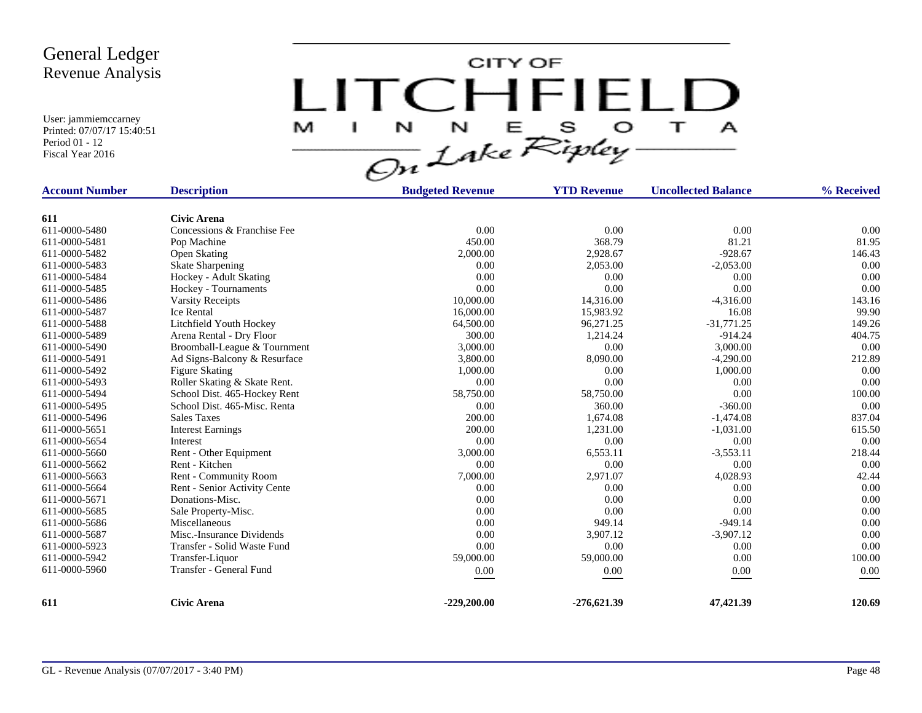# General Ledger
## Revenue Analysis

User: jammiemccarney
Printed: 07/07/17 15:40:51
Period 01 - 12
Fiscal Year 2016

CITY OF LITCHFIELD MINNESOTA
On Lake Ripley

| Account Number | Description | Budgeted Revenue | YTD Revenue | Uncollected Balance | % Received |
|---|---|---|---|---|---|
| **611** | **Civic Arena** | | | | |
| 611-0000-5480 | Concessions & Franchise Fee | 0.00 | 0.00 | 0.00 | 0.00 |
| 611-0000-5481 | Pop Machine | 450.00 | 368.79 | 81.21 | 81.95 |
| 611-0000-5482 | Open Skating | 2,000.00 | 2,928.67 | -928.67 | 146.43 |
| 611-0000-5483 | Skate Sharpening | 0.00 | 2,053.00 | -2,053.00 | 0.00 |
| 611-0000-5484 | Hockey - Adult Skating | 0.00 | 0.00 | 0.00 | 0.00 |
| 611-0000-5485 | Hockey - Tournaments | 0.00 | 0.00 | 0.00 | 0.00 |
| 611-0000-5486 | Varsity Receipts | 10,000.00 | 14,316.00 | -4,316.00 | 143.16 |
| 611-0000-5487 | Ice Rental | 16,000.00 | 15,983.92 | 16.08 | 99.90 |
| 611-0000-5488 | Litchfield Youth Hockey | 64,500.00 | 96,271.25 | -31,771.25 | 149.26 |
| 611-0000-5489 | Arena Rental - Dry Floor | 300.00 | 1,214.24 | -914.24 | 404.75 |
| 611-0000-5490 | Broomball-League & Tournment | 3,000.00 | 0.00 | 3,000.00 | 0.00 |
| 611-0000-5491 | Ad Signs-Balcony & Resurface | 3,800.00 | 8,090.00 | -4,290.00 | 212.89 |
| 611-0000-5492 | Figure Skating | 1,000.00 | 0.00 | 1,000.00 | 0.00 |
| 611-0000-5493 | Roller Skating & Skate Rent. | 0.00 | 0.00 | 0.00 | 0.00 |
| 611-0000-5494 | School Dist. 465-Hockey Rent | 58,750.00 | 58,750.00 | 0.00 | 100.00 |
| 611-0000-5495 | School Dist. 465-Misc. Renta | 0.00 | 360.00 | -360.00 | 0.00 |
| 611-0000-5496 | Sales Taxes | 200.00 | 1,674.08 | -1,474.08 | 837.04 |
| 611-0000-5651 | Interest Earnings | 200.00 | 1,231.00 | -1,031.00 | 615.50 |
| 611-0000-5654 | Interest | 0.00 | 0.00 | 0.00 | 0.00 |
| 611-0000-5660 | Rent - Other Equipment | 3,000.00 | 6,553.11 | -3,553.11 | 218.44 |
| 611-0000-5662 | Rent - Kitchen | 0.00 | 0.00 | 0.00 | 0.00 |
| 611-0000-5663 | Rent - Community Room | 7,000.00 | 2,971.07 | 4,028.93 | 42.44 |
| 611-0000-5664 | Rent - Senior Activity Cente | 0.00 | 0.00 | 0.00 | 0.00 |
| 611-0000-5671 | Donations-Misc. | 0.00 | 0.00 | 0.00 | 0.00 |
| 611-0000-5685 | Sale Property-Misc. | 0.00 | 0.00 | 0.00 | 0.00 |
| 611-0000-5686 | Miscellaneous | 0.00 | 949.14 | -949.14 | 0.00 |
| 611-0000-5687 | Misc.-Insurance Dividends | 0.00 | 3,907.12 | -3,907.12 | 0.00 |
| 611-0000-5923 | Transfer - Solid Waste Fund | 0.00 | 0.00 | 0.00 | 0.00 |
| 611-0000-5942 | Transfer-Liquor | 59,000.00 | 59,000.00 | 0.00 | 100.00 |
| 611-0000-5960 | Transfer - General Fund | 0.00 | 0.00 | 0.00 | 0.00 |
| **611** | **Civic Arena** | **-229,200.00** | **-276,621.39** | **47,421.39** | **120.69** |

GL - Revenue Analysis (07/07/2017 - 3:40 PM)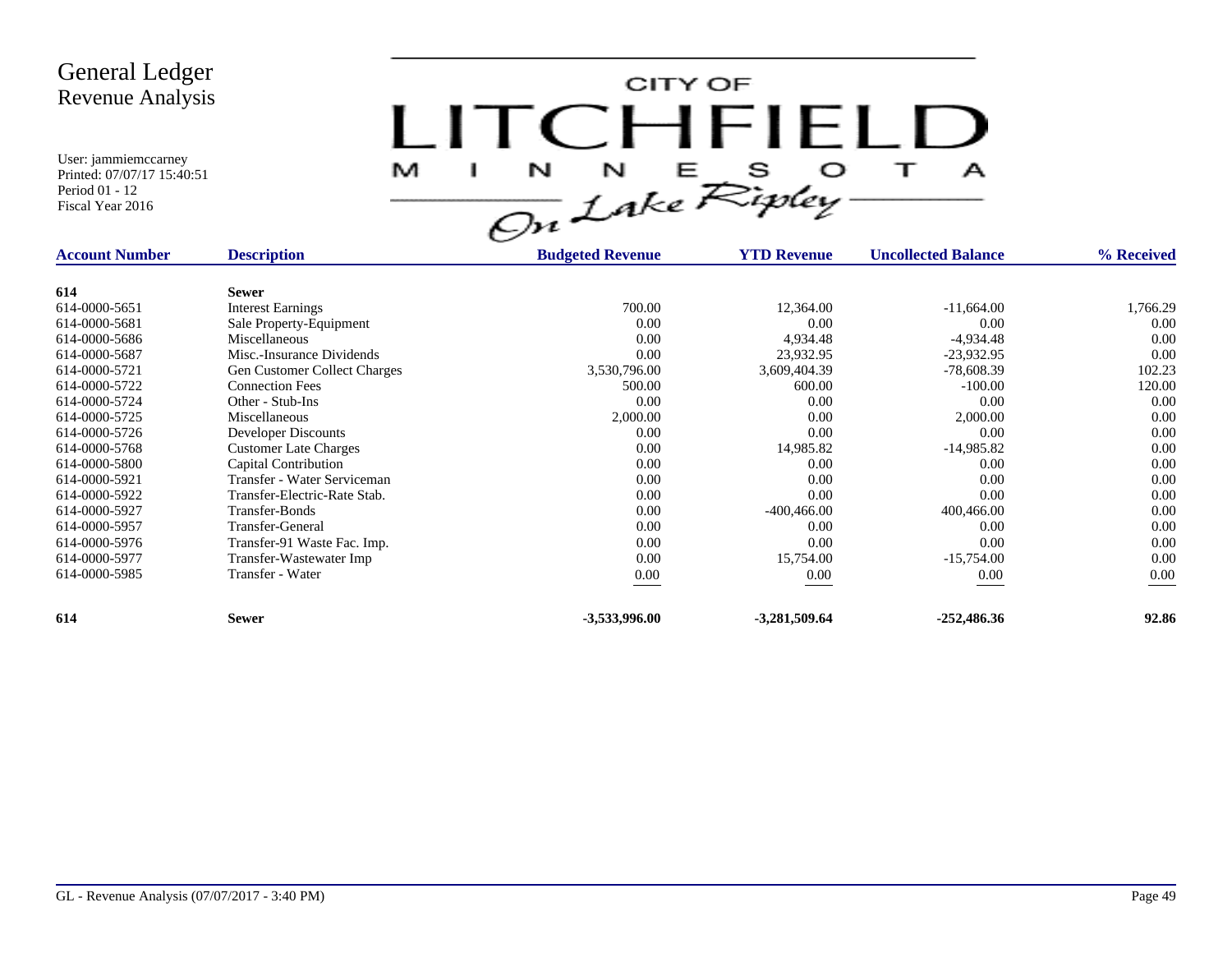# General Ledger
## Revenue Analysis

User: jammiemccarney
Printed: 07/07/17 15:40:51
Period 01 - 12
Fiscal Year 2016

CITY OF LITCHFIELD MINNESOTA On Lake Ripley

| Account Number | Description | Budgeted Revenue | YTD Revenue | Uncollected Balance | % Received |
|---|---|---|---|---|---|
| **614** | **Sewer** | | | | |
| 614-0000-5651 | Interest Earnings | 700.00 | 12,364.00 | -11,664.00 | 1,766.29 |
| 614-0000-5681 | Sale Property-Equipment | 0.00 | 0.00 | 0.00 | 0.00 |
| 614-0000-5686 | Miscellaneous | 0.00 | 4,934.48 | -4,934.48 | 0.00 |
| 614-0000-5687 | Misc.-Insurance Dividends | 0.00 | 23,932.95 | -23,932.95 | 0.00 |
| 614-0000-5721 | Gen Customer Collect Charges | 3,530,796.00 | 3,609,404.39 | -78,608.39 | 102.23 |
| 614-0000-5722 | Connection Fees | 500.00 | 600.00 | -100.00 | 120.00 |
| 614-0000-5724 | Other - Stub-Ins | 0.00 | 0.00 | 0.00 | 0.00 |
| 614-0000-5725 | Miscellaneous | 2,000.00 | 0.00 | 2,000.00 | 0.00 |
| 614-0000-5726 | Developer Discounts | 0.00 | 0.00 | 0.00 | 0.00 |
| 614-0000-5768 | Customer Late Charges | 0.00 | 14,985.82 | -14,985.82 | 0.00 |
| 614-0000-5800 | Capital Contribution | 0.00 | 0.00 | 0.00 | 0.00 |
| 614-0000-5921 | Transfer - Water Serviceman | 0.00 | 0.00 | 0.00 | 0.00 |
| 614-0000-5922 | Transfer-Electric-Rate Stab. | 0.00 | 0.00 | 0.00 | 0.00 |
| 614-0000-5927 | Transfer-Bonds | 0.00 | -400,466.00 | 400,466.00 | 0.00 |
| 614-0000-5957 | Transfer-General | 0.00 | 0.00 | 0.00 | 0.00 |
| 614-0000-5976 | Transfer-91 Waste Fac. Imp. | 0.00 | 0.00 | 0.00 | 0.00 |
| 614-0000-5977 | Transfer-Wastewater Imp | 0.00 | 15,754.00 | -15,754.00 | 0.00 |
| 614-0000-5985 | Transfer - Water | 0.00 | 0.00 | 0.00 | 0.00 |
| **614** | **Sewer** | **-3,533,996.00** | **-3,281,509.64** | **-252,486.36** | **92.86** |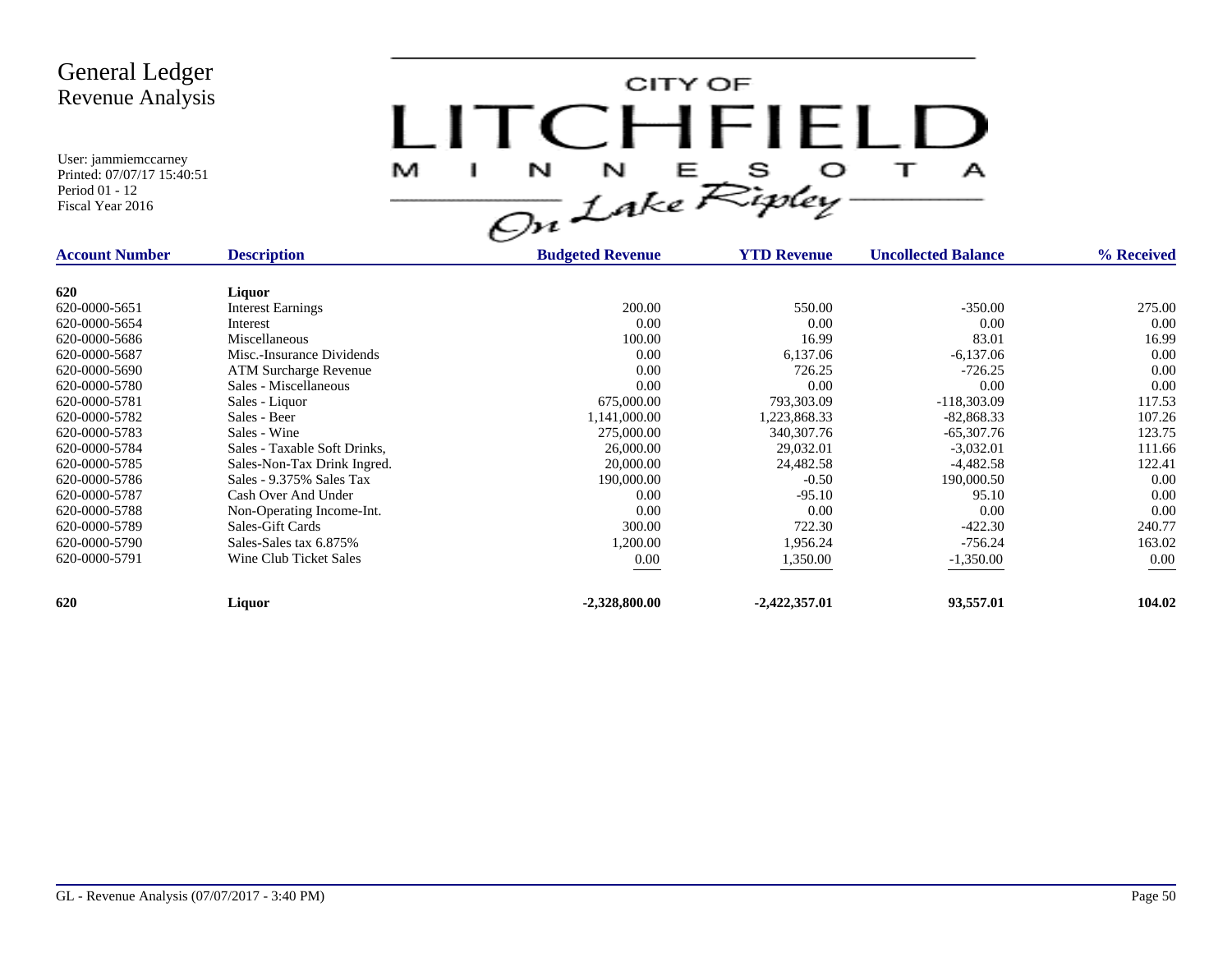# General Ledger
## Revenue Analysis

User: jammiemccarney
Printed: 07/07/17 15:40:51
Period 01 - 12
Fiscal Year 2016

CITY OF LITCHFIELD MINNESOTA *On Lake Ripley*

| Account Number | Description | Budgeted Revenue | YTD Revenue | Uncollected Balance | % Received |
|---|---|---|---|---|---|
| **620** | **Liquor** | | | | |
| 620-0000-5651 | Interest Earnings | 200.00 | 550.00 | -350.00 | 275.00 |
| 620-0000-5654 | Interest | 0.00 | 0.00 | 0.00 | 0.00 |
| 620-0000-5686 | Miscellaneous | 100.00 | 16.99 | 83.01 | 16.99 |
| 620-0000-5687 | Misc.-Insurance Dividends | 0.00 | 6,137.06 | -6,137.06 | 0.00 |
| 620-0000-5690 | ATM Surcharge Revenue | 0.00 | 726.25 | -726.25 | 0.00 |
| 620-0000-5780 | Sales - Miscellaneous | 0.00 | 0.00 | 0.00 | 0.00 |
| 620-0000-5781 | Sales - Liquor | 675,000.00 | 793,303.09 | -118,303.09 | 117.53 |
| 620-0000-5782 | Sales - Beer | 1,141,000.00 | 1,223,868.33 | -82,868.33 | 107.26 |
| 620-0000-5783 | Sales - Wine | 275,000.00 | 340,307.76 | -65,307.76 | 123.75 |
| 620-0000-5784 | Sales - Taxable Soft Drinks, | 26,000.00 | 29,032.01 | -3,032.01 | 111.66 |
| 620-0000-5785 | Sales-Non-Tax Drink Ingred. | 20,000.00 | 24,482.58 | -4,482.58 | 122.41 |
| 620-0000-5786 | Sales - 9.375% Sales Tax | 190,000.00 | -0.50 | 190,000.50 | 0.00 |
| 620-0000-5787 | Cash Over And Under | 0.00 | -95.10 | 95.10 | 0.00 |
| 620-0000-5788 | Non-Operating Income-Int. | 0.00 | 0.00 | 0.00 | 0.00 |
| 620-0000-5789 | Sales-Gift Cards | 300.00 | 722.30 | -422.30 | 240.77 |
| 620-0000-5790 | Sales-Sales tax 6.875% | 1,200.00 | 1,956.24 | -756.24 | 163.02 |
| 620-0000-5791 | Wine Club Ticket Sales | 0.00 | 1,350.00 | -1,350.00 | 0.00 |
| **620** | **Liquor** | **-2,328,800.00** | **-2,422,357.01** | **93,557.01** | **104.02** |

GL - Revenue Analysis (07/07/2017 - 3:40 PM)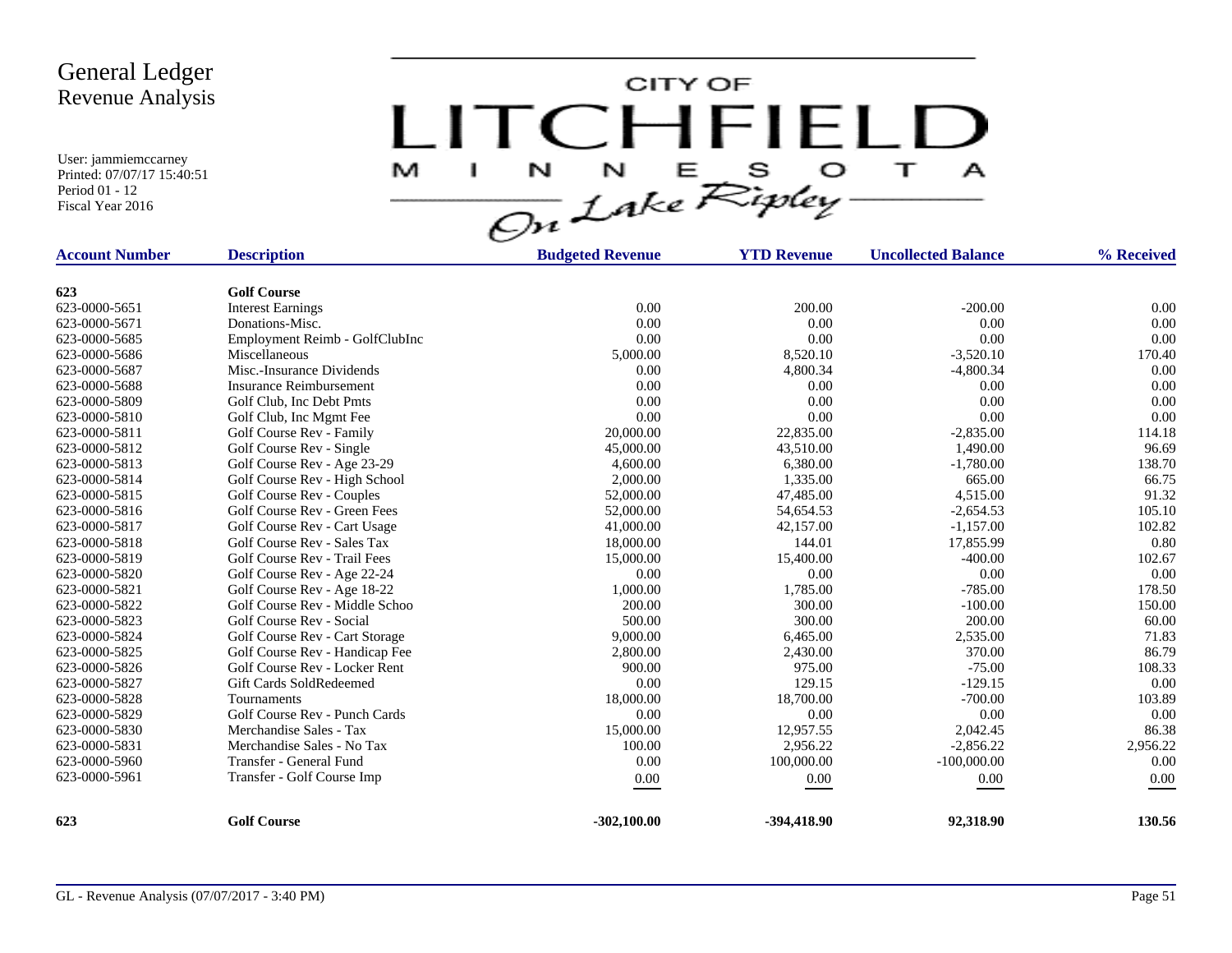# General Ledger
## Revenue Analysis

User: jammiemccarney
Printed: 07/07/17 15:40:51
Period 01 - 12
Fiscal Year 2016

CITY OF LITCHFIELD MINNESOTA On Lake Ripley

| Account Number | Description | Budgeted Revenue | YTD Revenue | Uncollected Balance | % Received |
|---|---|---|---|---|---|
| **623** | **Golf Course** | | | | |
| 623-0000-5651 | Interest Earnings | 0.00 | 200.00 | -200.00 | 0.00 |
| 623-0000-5671 | Donations-Misc. | 0.00 | 0.00 | 0.00 | 0.00 |
| 623-0000-5685 | Employment Reimb - GolfClubInc | 0.00 | 0.00 | 0.00 | 0.00 |
| 623-0000-5686 | Miscellaneous | 5,000.00 | 8,520.10 | -3,520.10 | 170.40 |
| 623-0000-5687 | Misc.-Insurance Dividends | 0.00 | 4,800.34 | -4,800.34 | 0.00 |
| 623-0000-5688 | Insurance Reimbursement | 0.00 | 0.00 | 0.00 | 0.00 |
| 623-0000-5809 | Golf Club, Inc Debt Pmts | 0.00 | 0.00 | 0.00 | 0.00 |
| 623-0000-5810 | Golf Club, Inc Mgmt Fee | 0.00 | 0.00 | 0.00 | 0.00 |
| 623-0000-5811 | Golf Course Rev - Family | 20,000.00 | 22,835.00 | -2,835.00 | 114.18 |
| 623-0000-5812 | Golf Course Rev - Single | 45,000.00 | 43,510.00 | 1,490.00 | 96.69 |
| 623-0000-5813 | Golf Course Rev - Age 23-29 | 4,600.00 | 6,380.00 | -1,780.00 | 138.70 |
| 623-0000-5814 | Golf Course Rev - High School | 2,000.00 | 1,335.00 | 665.00 | 66.75 |
| 623-0000-5815 | Golf Course Rev - Couples | 52,000.00 | 47,485.00 | 4,515.00 | 91.32 |
| 623-0000-5816 | Golf Course Rev - Green Fees | 52,000.00 | 54,654.53 | -2,654.53 | 105.10 |
| 623-0000-5817 | Golf Course Rev - Cart Usage | 41,000.00 | 42,157.00 | -1,157.00 | 102.82 |
| 623-0000-5818 | Golf Course Rev - Sales Tax | 18,000.00 | 144.01 | 17,855.99 | 0.80 |
| 623-0000-5819 | Golf Course Rev - Trail Fees | 15,000.00 | 15,400.00 | -400.00 | 102.67 |
| 623-0000-5820 | Golf Course Rev - Age 22-24 | 0.00 | 0.00 | 0.00 | 0.00 |
| 623-0000-5821 | Golf Course Rev - Age 18-22 | 1,000.00 | 1,785.00 | -785.00 | 178.50 |
| 623-0000-5822 | Golf Course Rev - Middle Schoo | 200.00 | 300.00 | -100.00 | 150.00 |
| 623-0000-5823 | Golf Course Rev - Social | 500.00 | 300.00 | 200.00 | 60.00 |
| 623-0000-5824 | Golf Course Rev - Cart Storage | 9,000.00 | 6,465.00 | 2,535.00 | 71.83 |
| 623-0000-5825 | Golf Course Rev - Handicap Fee | 2,800.00 | 2,430.00 | 370.00 | 86.79 |
| 623-0000-5826 | Golf Course Rev - Locker Rent | 900.00 | 975.00 | -75.00 | 108.33 |
| 623-0000-5827 | Gift Cards SoldRedeemed | 0.00 | 129.15 | -129.15 | 0.00 |
| 623-0000-5828 | Tournaments | 18,000.00 | 18,700.00 | -700.00 | 103.89 |
| 623-0000-5829 | Golf Course Rev - Punch Cards | 0.00 | 0.00 | 0.00 | 0.00 |
| 623-0000-5830 | Merchandise Sales - Tax | 15,000.00 | 12,957.55 | 2,042.45 | 86.38 |
| 623-0000-5831 | Merchandise Sales - No Tax | 100.00 | 2,956.22 | -2,856.22 | 2,956.22 |
| 623-0000-5960 | Transfer - General Fund | 0.00 | 100,000.00 | -100,000.00 | 0.00 |
| 623-0000-5961 | Transfer - Golf Course Imp | 0.00 | 0.00 | 0.00 | 0.00 |
| **623** | **Golf Course** | **-302,100.00** | **-394,418.90** | **92,318.90** | **130.56** |

GL - Revenue Analysis (07/07/2017 - 3:40 PM)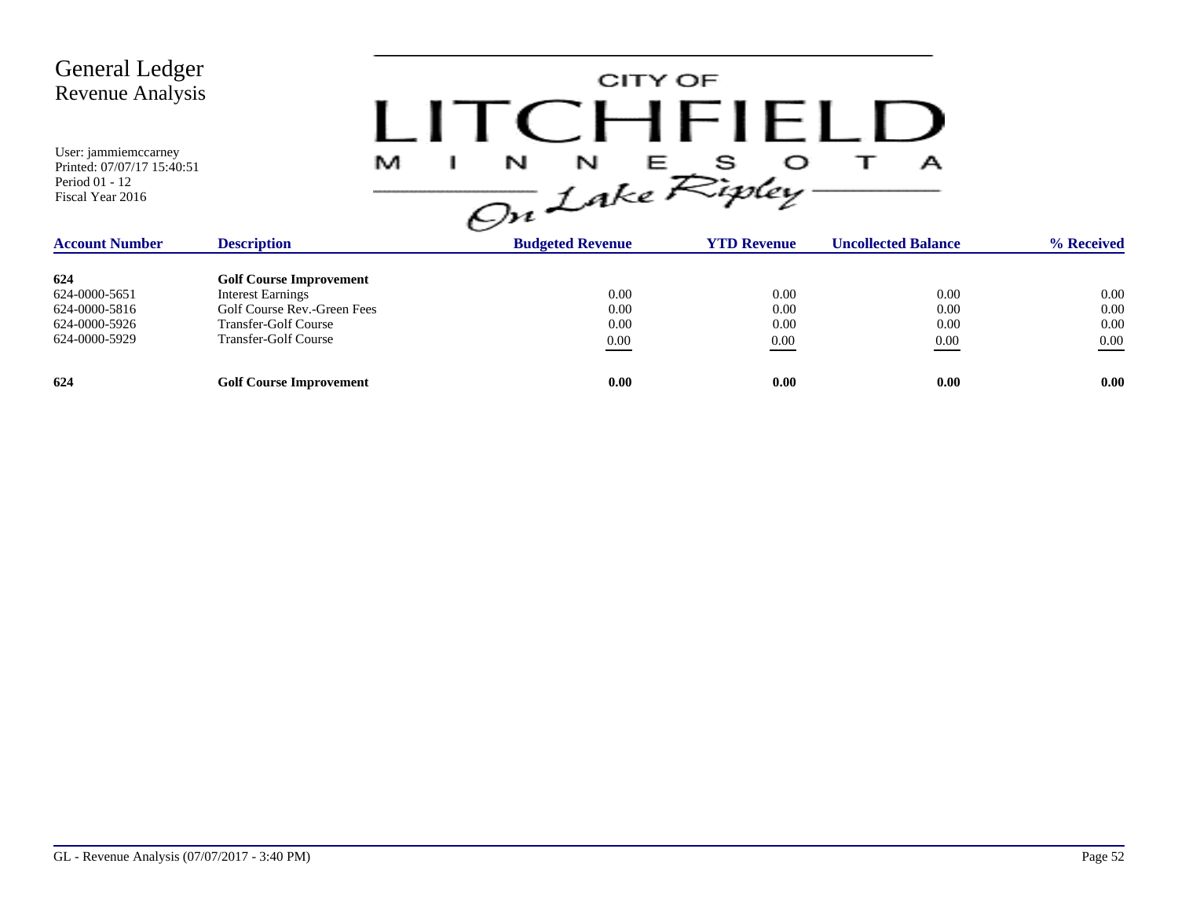# General Ledger
## Revenue Analysis

User: jammiemccarney
Printed: 07/07/17 15:40:51
Period 01 - 12
Fiscal Year 2016

CITY OF LITCHFIELD MINNESOTA *On Lake Ripley*

| Account Number | Description | Budgeted Revenue | YTD Revenue | Uncollected Balance | % Received |
|---|---|---|---|---|---|
| **624** | **Golf Course Improvement** | | | | |
| 624-0000-5651 | Interest Earnings | 0.00 | 0.00 | 0.00 | 0.00 |
| 624-0000-5816 | Golf Course Rev.-Green Fees | 0.00 | 0.00 | 0.00 | 0.00 |
| 624-0000-5926 | Transfer-Golf Course | 0.00 | 0.00 | 0.00 | 0.00 |
| 624-0000-5929 | Transfer-Golf Course | 0.00 | 0.00 | 0.00 | 0.00 |
| **624** | **Golf Course Improvement** | **0.00** | **0.00** | **0.00** | **0.00** |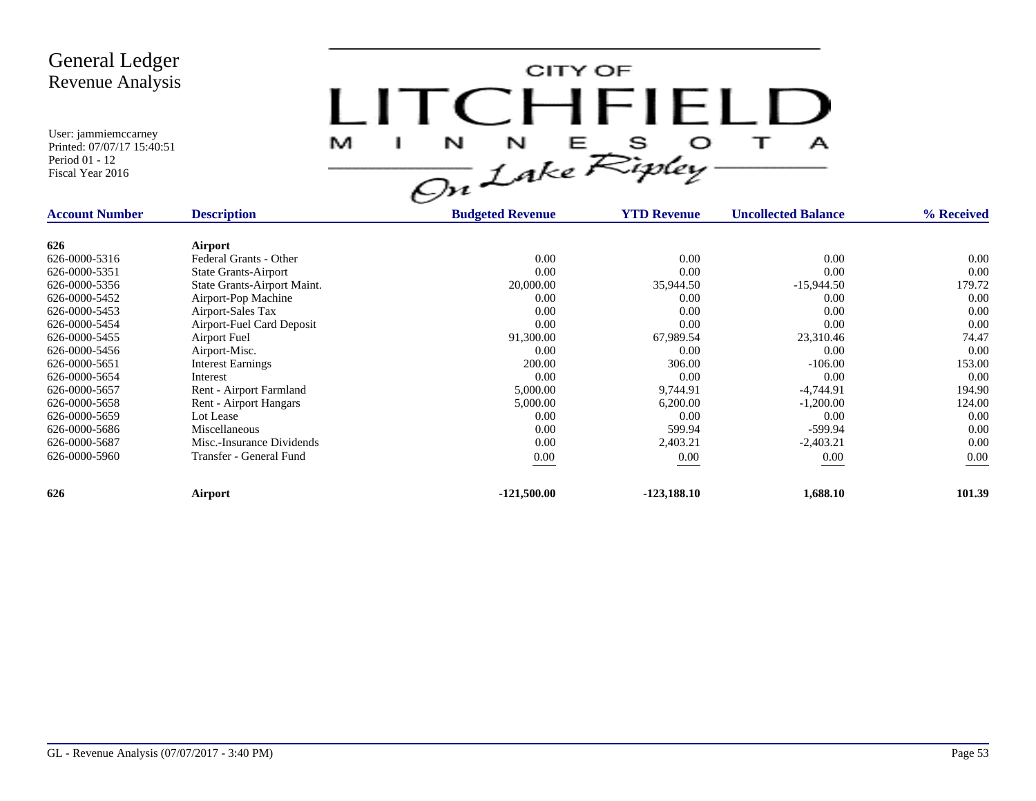# General Ledger
## Revenue Analysis

User: jammiemccarney
Printed: 07/07/17 15:40:51
Period 01 - 12
Fiscal Year 2016

CITY OF LITCHFIELD MINNESOTA *On Lake Ripley*

| Account Number | Description | Budgeted Revenue | YTD Revenue | Uncollected Balance | % Received |
|---|---|---|---|---|---|
| **626** | **Airport** | | | | |
| 626-0000-5316 | Federal Grants - Other | 0.00 | 0.00 | 0.00 | 0.00 |
| 626-0000-5351 | State Grants-Airport | 0.00 | 0.00 | 0.00 | 0.00 |
| 626-0000-5356 | State Grants-Airport Maint. | 20,000.00 | 35,944.50 | -15,944.50 | 179.72 |
| 626-0000-5452 | Airport-Pop Machine | 0.00 | 0.00 | 0.00 | 0.00 |
| 626-0000-5453 | Airport-Sales Tax | 0.00 | 0.00 | 0.00 | 0.00 |
| 626-0000-5454 | Airport-Fuel Card Deposit | 0.00 | 0.00 | 0.00 | 0.00 |
| 626-0000-5455 | Airport Fuel | 91,300.00 | 67,989.54 | 23,310.46 | 74.47 |
| 626-0000-5456 | Airport-Misc. | 0.00 | 0.00 | 0.00 | 0.00 |
| 626-0000-5651 | Interest Earnings | 200.00 | 306.00 | -106.00 | 153.00 |
| 626-0000-5654 | Interest | 0.00 | 0.00 | 0.00 | 0.00 |
| 626-0000-5657 | Rent - Airport Farmland | 5,000.00 | 9,744.91 | -4,744.91 | 194.90 |
| 626-0000-5658 | Rent - Airport Hangars | 5,000.00 | 6,200.00 | -1,200.00 | 124.00 |
| 626-0000-5659 | Lot Lease | 0.00 | 0.00 | 0.00 | 0.00 |
| 626-0000-5686 | Miscellaneous | 0.00 | 599.94 | -599.94 | 0.00 |
| 626-0000-5687 | Misc.-Insurance Dividends | 0.00 | 2,403.21 | -2,403.21 | 0.00 |
| 626-0000-5960 | Transfer - General Fund | 0.00 | 0.00 | 0.00 | 0.00 |
| **626** | **Airport** | **-121,500.00** | **-123,188.10** | **1,688.10** | **101.39** |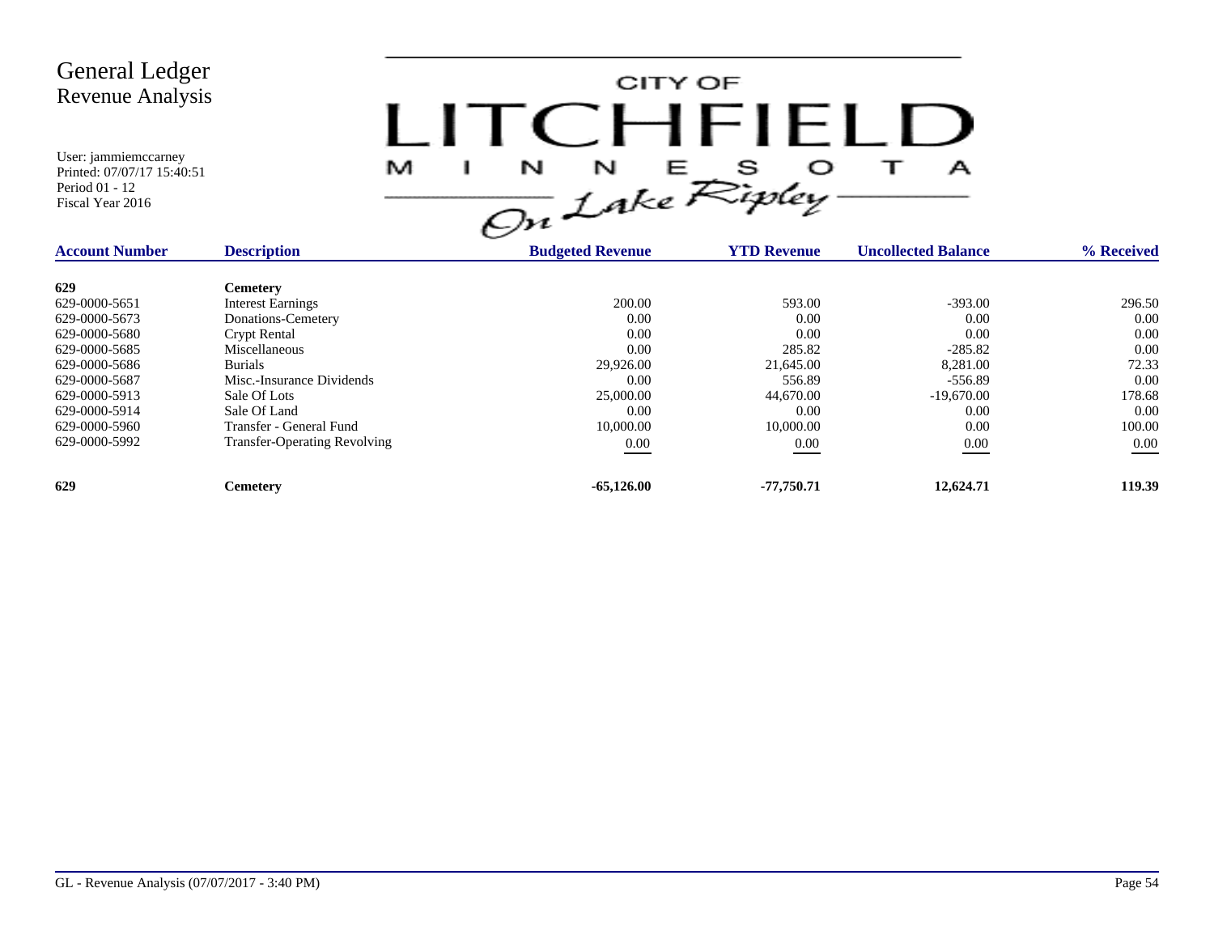# General Ledger
## Revenue Analysis

User: jammiemccarney
Printed: 07/07/17 15:40:51
Period 01 - 12
Fiscal Year 2016

CITY OF LITCHFIELD MINNESOTA *On Lake Ripley*

| Account Number | Description | Budgeted Revenue | YTD Revenue | Uncollected Balance | % Received |
|---|---|---|---|---|---|
| **629** | **Cemetery** | | | | |
| 629-0000-5651 | Interest Earnings | 200.00 | 593.00 | -393.00 | 296.50 |
| 629-0000-5673 | Donations-Cemetery | 0.00 | 0.00 | 0.00 | 0.00 |
| 629-0000-5680 | Crypt Rental | 0.00 | 0.00 | 0.00 | 0.00 |
| 629-0000-5685 | Miscellaneous | 0.00 | 285.82 | -285.82 | 0.00 |
| 629-0000-5686 | Burials | 29,926.00 | 21,645.00 | 8,281.00 | 72.33 |
| 629-0000-5687 | Misc.-Insurance Dividends | 0.00 | 556.89 | -556.89 | 0.00 |
| 629-0000-5913 | Sale Of Lots | 25,000.00 | 44,670.00 | -19,670.00 | 178.68 |
| 629-0000-5914 | Sale Of Land | 0.00 | 0.00 | 0.00 | 0.00 |
| 629-0000-5960 | Transfer - General Fund | 10,000.00 | 10,000.00 | 0.00 | 100.00 |
| 629-0000-5992 | Transfer-Operating Revolving | 0.00 | 0.00 | 0.00 | 0.00 |
| **629** | **Cemetery** | **-65,126.00** | **-77,750.71** | **12,624.71** | **119.39** |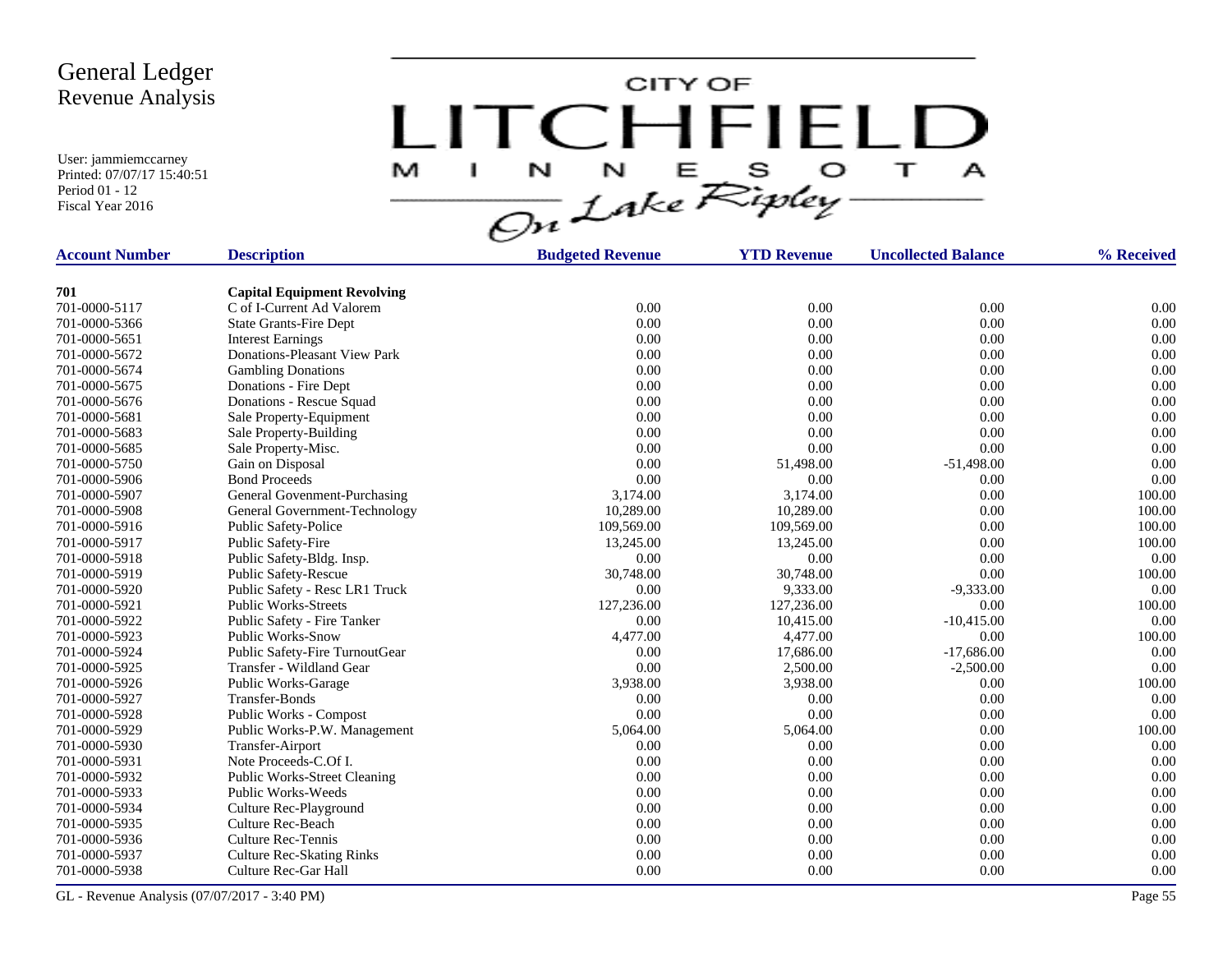# General Ledger
## Revenue Analysis

User: jammiemccarney
Printed: 07/07/17 15:40:51
Period 01 - 12
Fiscal Year 2016

CITY OF LITCHFIELD MINNESOTA On Lake Ripley

| Account Number | Description | Budgeted Revenue | YTD Revenue | Uncollected Balance | % Received |
|---|---|---|---|---|---|
| **701** | **Capital Equipment Revolving** | | | | |
| 701-0000-5117 | C of I-Current Ad Valorem | 0.00 | 0.00 | 0.00 | 0.00 |
| 701-0000-5366 | State Grants-Fire Dept | 0.00 | 0.00 | 0.00 | 0.00 |
| 701-0000-5651 | Interest Earnings | 0.00 | 0.00 | 0.00 | 0.00 |
| 701-0000-5672 | Donations-Pleasant View Park | 0.00 | 0.00 | 0.00 | 0.00 |
| 701-0000-5674 | Gambling Donations | 0.00 | 0.00 | 0.00 | 0.00 |
| 701-0000-5675 | Donations - Fire Dept | 0.00 | 0.00 | 0.00 | 0.00 |
| 701-0000-5676 | Donations - Rescue Squad | 0.00 | 0.00 | 0.00 | 0.00 |
| 701-0000-5681 | Sale Property-Equipment | 0.00 | 0.00 | 0.00 | 0.00 |
| 701-0000-5683 | Sale Property-Building | 0.00 | 0.00 | 0.00 | 0.00 |
| 701-0000-5685 | Sale Property-Misc. | 0.00 | 0.00 | 0.00 | 0.00 |
| 701-0000-5750 | Gain on Disposal | 0.00 | 51,498.00 | -51,498.00 | 0.00 |
| 701-0000-5906 | Bond Proceeds | 0.00 | 0.00 | 0.00 | 0.00 |
| 701-0000-5907 | General Govenment-Purchasing | 3,174.00 | 3,174.00 | 0.00 | 100.00 |
| 701-0000-5908 | General Government-Technology | 10,289.00 | 10,289.00 | 0.00 | 100.00 |
| 701-0000-5916 | Public Safety-Police | 109,569.00 | 109,569.00 | 0.00 | 100.00 |
| 701-0000-5917 | Public Safety-Fire | 13,245.00 | 13,245.00 | 0.00 | 100.00 |
| 701-0000-5918 | Public Safety-Bldg. Insp. | 0.00 | 0.00 | 0.00 | 0.00 |
| 701-0000-5919 | Public Safety-Rescue | 30,748.00 | 30,748.00 | 0.00 | 100.00 |
| 701-0000-5920 | Public Safety - Resc LR1 Truck | 0.00 | 9,333.00 | -9,333.00 | 0.00 |
| 701-0000-5921 | Public Works-Streets | 127,236.00 | 127,236.00 | 0.00 | 100.00 |
| 701-0000-5922 | Public Safety - Fire Tanker | 0.00 | 10,415.00 | -10,415.00 | 0.00 |
| 701-0000-5923 | Public Works-Snow | 4,477.00 | 4,477.00 | 0.00 | 100.00 |
| 701-0000-5924 | Public Safety-Fire TurnoutGear | 0.00 | 17,686.00 | -17,686.00 | 0.00 |
| 701-0000-5925 | Transfer - Wildland Gear | 0.00 | 2,500.00 | -2,500.00 | 0.00 |
| 701-0000-5926 | Public Works-Garage | 3,938.00 | 3,938.00 | 0.00 | 100.00 |
| 701-0000-5927 | Transfer-Bonds | 0.00 | 0.00 | 0.00 | 0.00 |
| 701-0000-5928 | Public Works - Compost | 0.00 | 0.00 | 0.00 | 0.00 |
| 701-0000-5929 | Public Works-P.W. Management | 5,064.00 | 5,064.00 | 0.00 | 100.00 |
| 701-0000-5930 | Transfer-Airport | 0.00 | 0.00 | 0.00 | 0.00 |
| 701-0000-5931 | Note Proceeds-C.Of I. | 0.00 | 0.00 | 0.00 | 0.00 |
| 701-0000-5932 | Public Works-Street Cleaning | 0.00 | 0.00 | 0.00 | 0.00 |
| 701-0000-5933 | Public Works-Weeds | 0.00 | 0.00 | 0.00 | 0.00 |
| 701-0000-5934 | Culture Rec-Playground | 0.00 | 0.00 | 0.00 | 0.00 |
| 701-0000-5935 | Culture Rec-Beach | 0.00 | 0.00 | 0.00 | 0.00 |
| 701-0000-5936 | Culture Rec-Tennis | 0.00 | 0.00 | 0.00 | 0.00 |
| 701-0000-5937 | Culture Rec-Skating Rinks | 0.00 | 0.00 | 0.00 | 0.00 |
| 701-0000-5938 | Culture Rec-Gar Hall | 0.00 | 0.00 | 0.00 | 0.00 |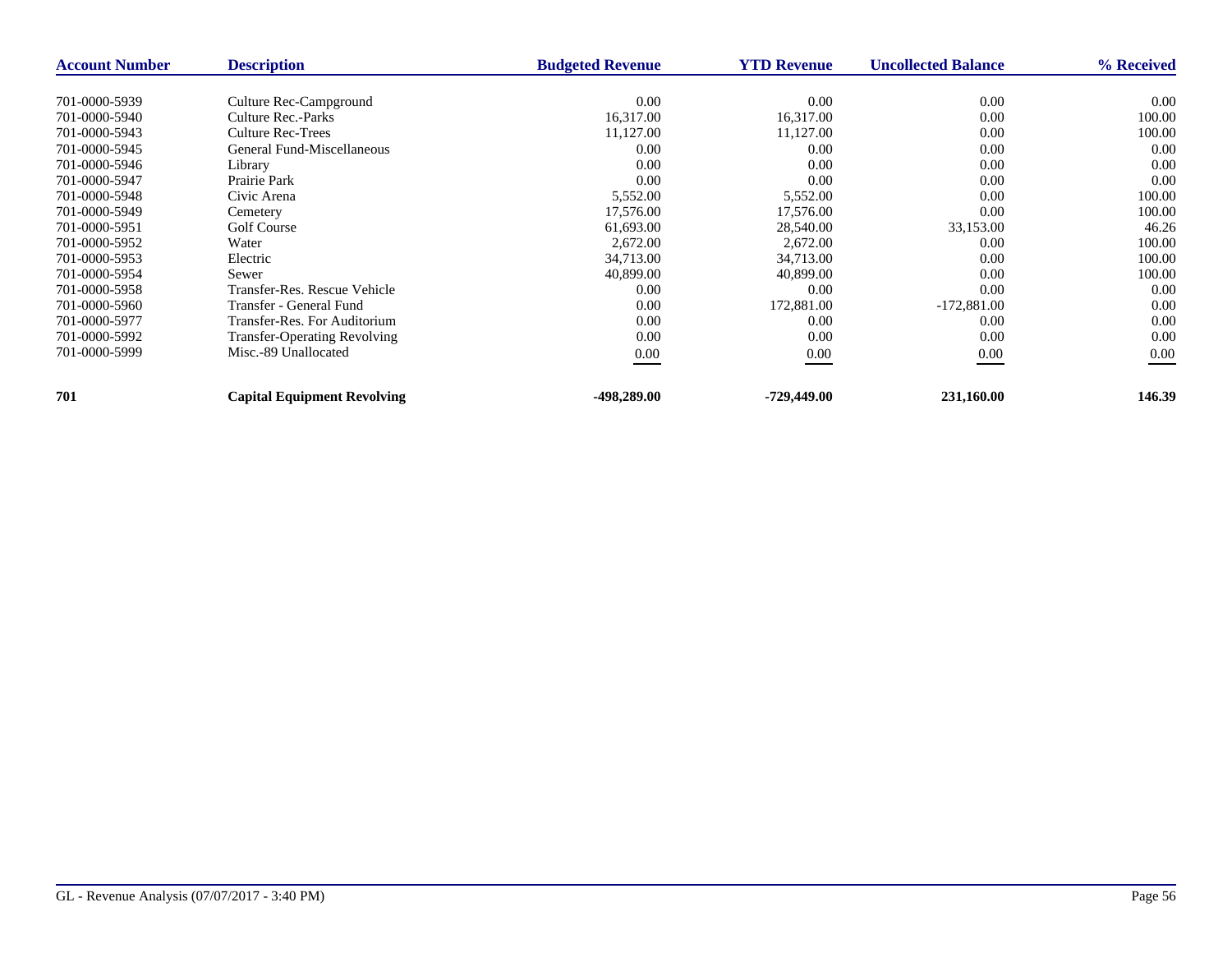| Account Number | Description | Budgeted Revenue | YTD Revenue | Uncollected Balance | % Received |
|---|---|---|---|---|---|
| 701-0000-5939 | Culture Rec-Campground | 0.00 | 0.00 | 0.00 | 0.00 |
| 701-0000-5940 | Culture Rec.-Parks | 16,317.00 | 16,317.00 | 0.00 | 100.00 |
| 701-0000-5943 | Culture Rec-Trees | 11,127.00 | 11,127.00 | 0.00 | 100.00 |
| 701-0000-5945 | General Fund-Miscellaneous | 0.00 | 0.00 | 0.00 | 0.00 |
| 701-0000-5946 | Library | 0.00 | 0.00 | 0.00 | 0.00 |
| 701-0000-5947 | Prairie Park | 0.00 | 0.00 | 0.00 | 0.00 |
| 701-0000-5948 | Civic Arena | 5,552.00 | 5,552.00 | 0.00 | 100.00 |
| 701-0000-5949 | Cemetery | 17,576.00 | 17,576.00 | 0.00 | 100.00 |
| 701-0000-5951 | Golf Course | 61,693.00 | 28,540.00 | 33,153.00 | 46.26 |
| 701-0000-5952 | Water | 2,672.00 | 2,672.00 | 0.00 | 100.00 |
| 701-0000-5953 | Electric | 34,713.00 | 34,713.00 | 0.00 | 100.00 |
| 701-0000-5954 | Sewer | 40,899.00 | 40,899.00 | 0.00 | 100.00 |
| 701-0000-5958 | Transfer-Res. Rescue Vehicle | 0.00 | 0.00 | 0.00 | 0.00 |
| 701-0000-5960 | Transfer - General Fund | 0.00 | 172,881.00 | -172,881.00 | 0.00 |
| 701-0000-5977 | Transfer-Res. For Auditorium | 0.00 | 0.00 | 0.00 | 0.00 |
| 701-0000-5992 | Transfer-Operating Revolving | 0.00 | 0.00 | 0.00 | 0.00 |
| 701-0000-5999 | Misc.-89 Unallocated | 0.00 | 0.00 | 0.00 | 0.00 |
| **701** | **Capital Equipment Revolving** | **-498,289.00** | **-729,449.00** | **231,160.00** | **146.39** |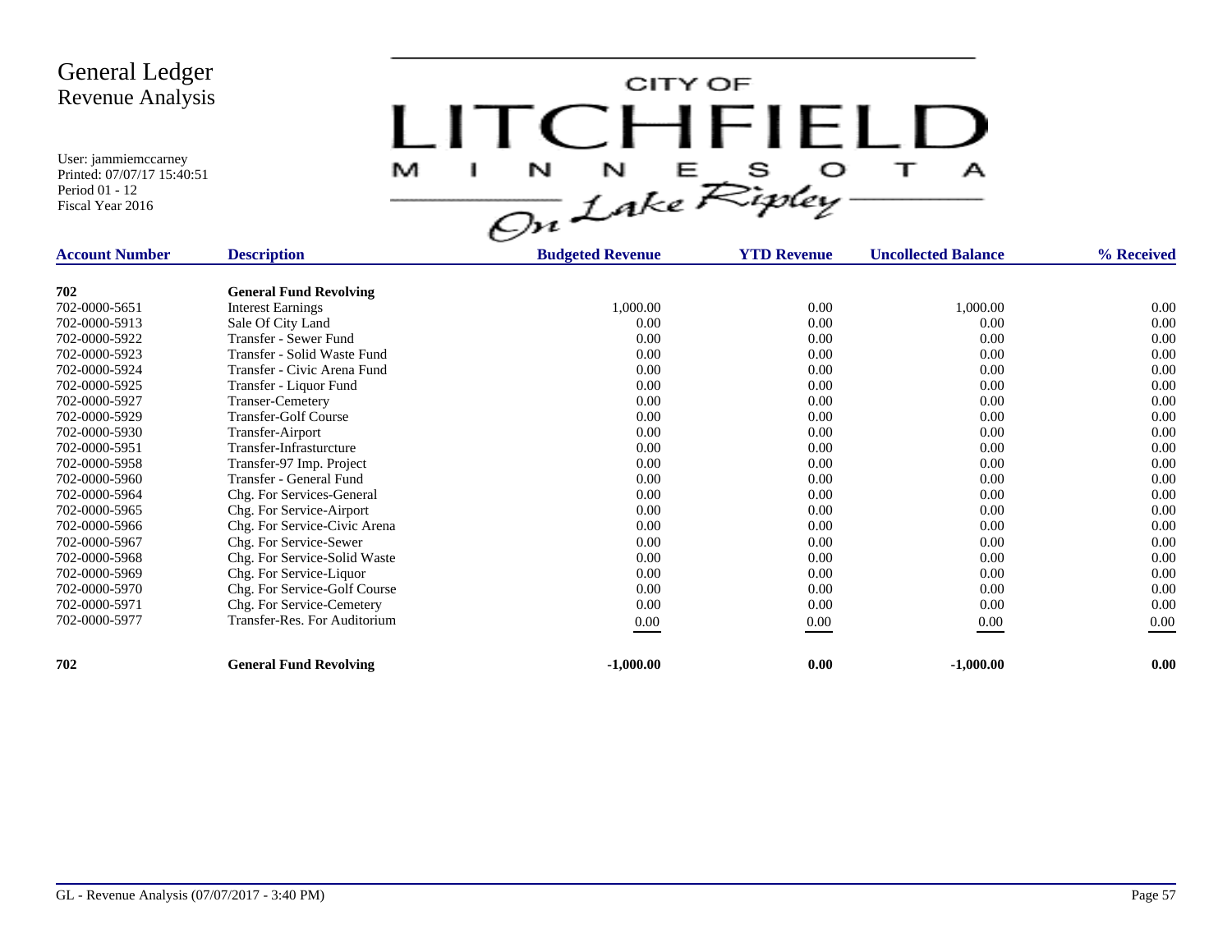# General Ledger
## Revenue Analysis

User: jammiemccarney
Printed: 07/07/17 15:40:51
Period 01 - 12
Fiscal Year 2016

CITY OF LITCHFIELD MINNESOTA On Lake Ripley

| Account Number | Description | Budgeted Revenue | YTD Revenue | Uncollected Balance | % Received |
|---|---|---|---|---|---|
| **702** | **General Fund Revolving** | | | | |
| 702-0000-5651 | Interest Earnings | 1,000.00 | 0.00 | 1,000.00 | 0.00 |
| 702-0000-5913 | Sale Of City Land | 0.00 | 0.00 | 0.00 | 0.00 |
| 702-0000-5922 | Transfer - Sewer Fund | 0.00 | 0.00 | 0.00 | 0.00 |
| 702-0000-5923 | Transfer - Solid Waste Fund | 0.00 | 0.00 | 0.00 | 0.00 |
| 702-0000-5924 | Transfer - Civic Arena Fund | 0.00 | 0.00 | 0.00 | 0.00 |
| 702-0000-5925 | Transfer - Liquor Fund | 0.00 | 0.00 | 0.00 | 0.00 |
| 702-0000-5927 | Transer-Cemetery | 0.00 | 0.00 | 0.00 | 0.00 |
| 702-0000-5929 | Transfer-Golf Course | 0.00 | 0.00 | 0.00 | 0.00 |
| 702-0000-5930 | Transfer-Airport | 0.00 | 0.00 | 0.00 | 0.00 |
| 702-0000-5951 | Transfer-Infrasturcture | 0.00 | 0.00 | 0.00 | 0.00 |
| 702-0000-5958 | Transfer-97 Imp. Project | 0.00 | 0.00 | 0.00 | 0.00 |
| 702-0000-5960 | Transfer - General Fund | 0.00 | 0.00 | 0.00 | 0.00 |
| 702-0000-5964 | Chg. For Services-General | 0.00 | 0.00 | 0.00 | 0.00 |
| 702-0000-5965 | Chg. For Service-Airport | 0.00 | 0.00 | 0.00 | 0.00 |
| 702-0000-5966 | Chg. For Service-Civic Arena | 0.00 | 0.00 | 0.00 | 0.00 |
| 702-0000-5967 | Chg. For Service-Sewer | 0.00 | 0.00 | 0.00 | 0.00 |
| 702-0000-5968 | Chg. For Service-Solid Waste | 0.00 | 0.00 | 0.00 | 0.00 |
| 702-0000-5969 | Chg. For Service-Liquor | 0.00 | 0.00 | 0.00 | 0.00 |
| 702-0000-5970 | Chg. For Service-Golf Course | 0.00 | 0.00 | 0.00 | 0.00 |
| 702-0000-5971 | Chg. For Service-Cemetery | 0.00 | 0.00 | 0.00 | 0.00 |
| 702-0000-5977 | Transfer-Res. For Auditorium | 0.00 | 0.00 | 0.00 | 0.00 |
| **702** | **General Fund Revolving** | **-1,000.00** | **0.00** | **-1,000.00** | **0.00** |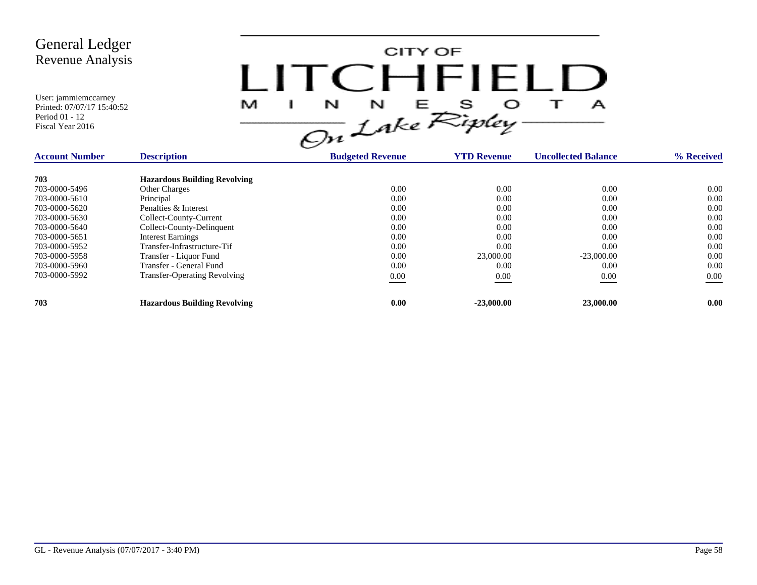# General Ledger
## Revenue Analysis

User: jammiemccarney
Printed: 07/07/17 15:40:52
Period 01 - 12
Fiscal Year 2016

CITY OF LITCHFIELD MINNESOTA *On Lake Ripley*

| Account Number | Description | Budgeted Revenue | YTD Revenue | Uncollected Balance | % Received |
|---|---|---|---|---|---|
| **703** | **Hazardous Building Revolving** | | | | |
| 703-0000-5496 | Other Charges | 0.00 | 0.00 | 0.00 | 0.00 |
| 703-0000-5610 | Principal | 0.00 | 0.00 | 0.00 | 0.00 |
| 703-0000-5620 | Penalties & Interest | 0.00 | 0.00 | 0.00 | 0.00 |
| 703-0000-5630 | Collect-County-Current | 0.00 | 0.00 | 0.00 | 0.00 |
| 703-0000-5640 | Collect-County-Delinquent | 0.00 | 0.00 | 0.00 | 0.00 |
| 703-0000-5651 | Interest Earnings | 0.00 | 0.00 | 0.00 | 0.00 |
| 703-0000-5952 | Transfer-Infrastructure-Tif | 0.00 | 0.00 | 0.00 | 0.00 |
| 703-0000-5958 | Transfer - Liquor Fund | 0.00 | 23,000.00 | -23,000.00 | 0.00 |
| 703-0000-5960 | Transfer - General Fund | 0.00 | 0.00 | 0.00 | 0.00 |
| 703-0000-5992 | Transfer-Operating Revolving | 0.00 | 0.00 | 0.00 | 0.00 |
| **703** | **Hazardous Building Revolving** | **0.00** | **-23,000.00** | **23,000.00** | **0.00** |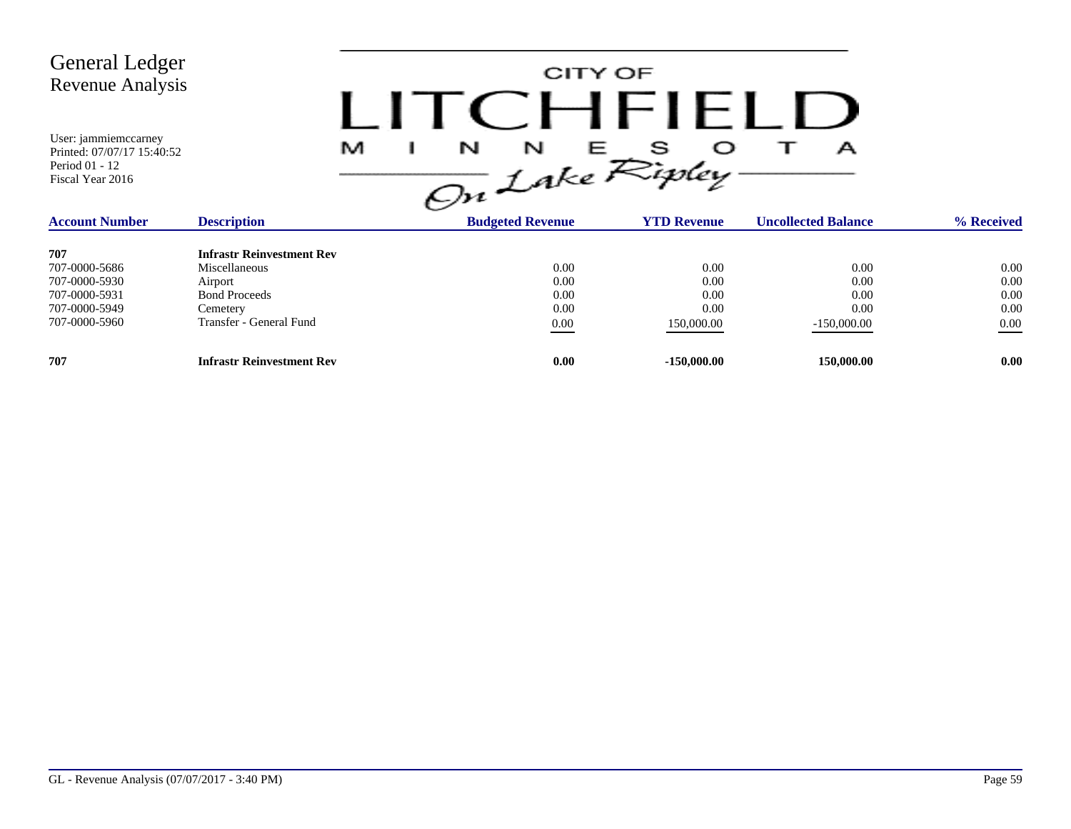# General Ledger
## Revenue Analysis

User: jammiemccarney
Printed: 07/07/17 15:40:52
Period 01 - 12
Fiscal Year 2016

CITY OF LITCHFIELD MINNESOTA
On Lake Ripley

| Account Number | Description | Budgeted Revenue | YTD Revenue | Uncollected Balance | % Received |
|---|---|---|---|---|---|
| **707** | **Infrastr Reinvestment Rev** | | | | |
| 707-0000-5686 | Miscellaneous | 0.00 | 0.00 | 0.00 | 0.00 |
| 707-0000-5930 | Airport | 0.00 | 0.00 | 0.00 | 0.00 |
| 707-0000-5931 | Bond Proceeds | 0.00 | 0.00 | 0.00 | 0.00 |
| 707-0000-5949 | Cemetery | 0.00 | 0.00 | 0.00 | 0.00 |
| 707-0000-5960 | Transfer - General Fund | 0.00 | 150,000.00 | -150,000.00 | 0.00 |
| **707** | **Infrastr Reinvestment Rev** | **0.00** | **-150,000.00** | **150,000.00** | **0.00** |

GL - Revenue Analysis (07/07/2017 - 3:40 PM)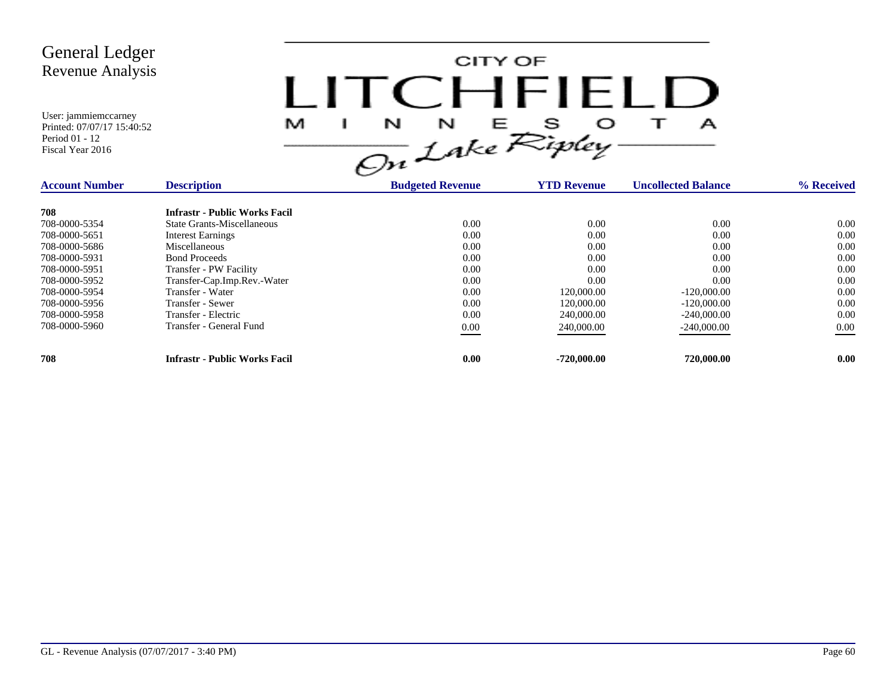# General Ledger
## Revenue Analysis

User: jammiemccarney
Printed: 07/07/17 15:40:52
Period 01 - 12
Fiscal Year 2016

CITY OF LITCHFIELD MINNESOTA On Lake Ripley

| Account Number | Description | Budgeted Revenue | YTD Revenue | Uncollected Balance | % Received |
|---|---|---|---|---|---|
| **708** | **Infrastr - Public Works Facil** | | | | |
| 708-0000-5354 | State Grants-Miscellaneous | 0.00 | 0.00 | 0.00 | 0.00 |
| 708-0000-5651 | Interest Earnings | 0.00 | 0.00 | 0.00 | 0.00 |
| 708-0000-5686 | Miscellaneous | 0.00 | 0.00 | 0.00 | 0.00 |
| 708-0000-5931 | Bond Proceeds | 0.00 | 0.00 | 0.00 | 0.00 |
| 708-0000-5951 | Transfer - PW Facility | 0.00 | 0.00 | 0.00 | 0.00 |
| 708-0000-5952 | Transfer-Cap.Imp.Rev.-Water | 0.00 | 0.00 | 0.00 | 0.00 |
| 708-0000-5954 | Transfer - Water | 0.00 | 120,000.00 | -120,000.00 | 0.00 |
| 708-0000-5956 | Transfer - Sewer | 0.00 | 120,000.00 | -120,000.00 | 0.00 |
| 708-0000-5958 | Transfer - Electric | 0.00 | 240,000.00 | -240,000.00 | 0.00 |
| 708-0000-5960 | Transfer - General Fund | 0.00 | 240,000.00 | -240,000.00 | 0.00 |
| **708** | **Infrastr - Public Works Facil** | **0.00** | **-720,000.00** | **720,000.00** | **0.00** |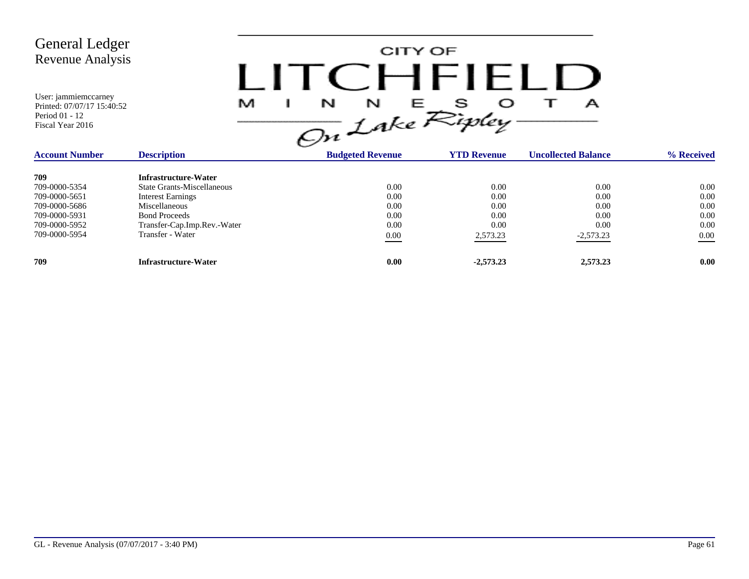# General Ledger
## Revenue Analysis

User: jammiemccarney
Printed: 07/07/17 15:40:52
Period 01 - 12
Fiscal Year 2016

CITY OF LITCHFIELD MINNESOTA *On Lake Ripley*

| Account Number | Description | Budgeted Revenue | YTD Revenue | Uncollected Balance | % Received |
|---|---|---|---|---|---|
| **709** | **Infrastructure-Water** | | | | |
| 709-0000-5354 | State Grants-Miscellaneous | 0.00 | 0.00 | 0.00 | 0.00 |
| 709-0000-5651 | Interest Earnings | 0.00 | 0.00 | 0.00 | 0.00 |
| 709-0000-5686 | Miscellaneous | 0.00 | 0.00 | 0.00 | 0.00 |
| 709-0000-5931 | Bond Proceeds | 0.00 | 0.00 | 0.00 | 0.00 |
| 709-0000-5952 | Transfer-Cap.Imp.Rev.-Water | 0.00 | 0.00 | 0.00 | 0.00 |
| 709-0000-5954 | Transfer - Water | 0.00 | 2,573.23 | -2,573.23 | 0.00 |
| **709** | **Infrastructure-Water** | **0.00** | **-2,573.23** | **2,573.23** | **0.00** |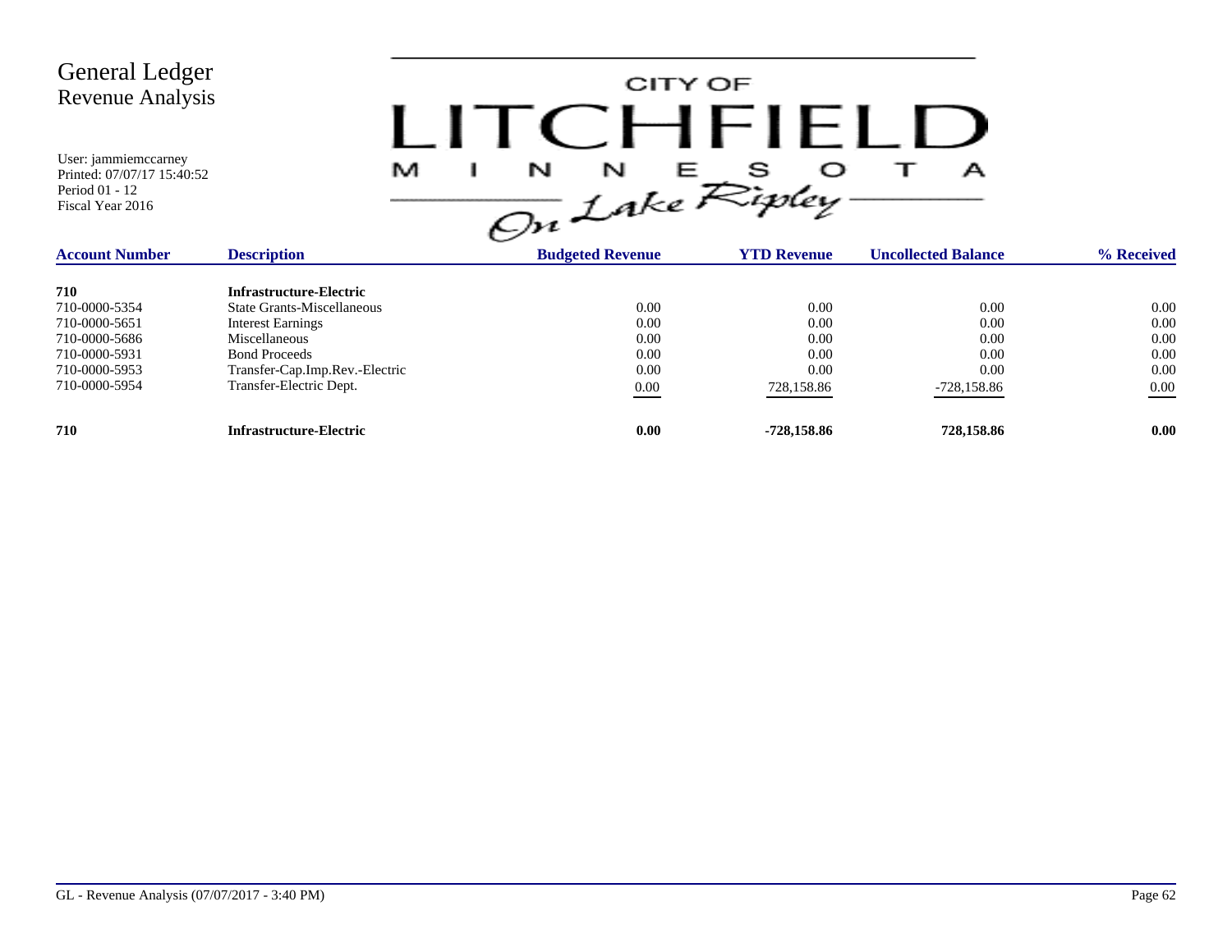# General Ledger
## Revenue Analysis

User: jammiemccarney
Printed: 07/07/17 15:40:52
Period 01 - 12
Fiscal Year 2016

CITY OF LITCHFIELD MINNESOTA *On Lake Ripley*

| Account Number | Description | Budgeted Revenue | YTD Revenue | Uncollected Balance | % Received |
|---|---|---|---|---|---|
| **710** | **Infrastructure-Electric** | | | | |
| 710-0000-5354 | State Grants-Miscellaneous | 0.00 | 0.00 | 0.00 | 0.00 |
| 710-0000-5651 | Interest Earnings | 0.00 | 0.00 | 0.00 | 0.00 |
| 710-0000-5686 | Miscellaneous | 0.00 | 0.00 | 0.00 | 0.00 |
| 710-0000-5931 | Bond Proceeds | 0.00 | 0.00 | 0.00 | 0.00 |
| 710-0000-5953 | Transfer-Cap.Imp.Rev.-Electric | 0.00 | 0.00 | 0.00 | 0.00 |
| 710-0000-5954 | Transfer-Electric Dept. | 0.00 | 728,158.86 | -728,158.86 | 0.00 |
| **710** | **Infrastructure-Electric** | **0.00** | **-728,158.86** | **728,158.86** | **0.00** |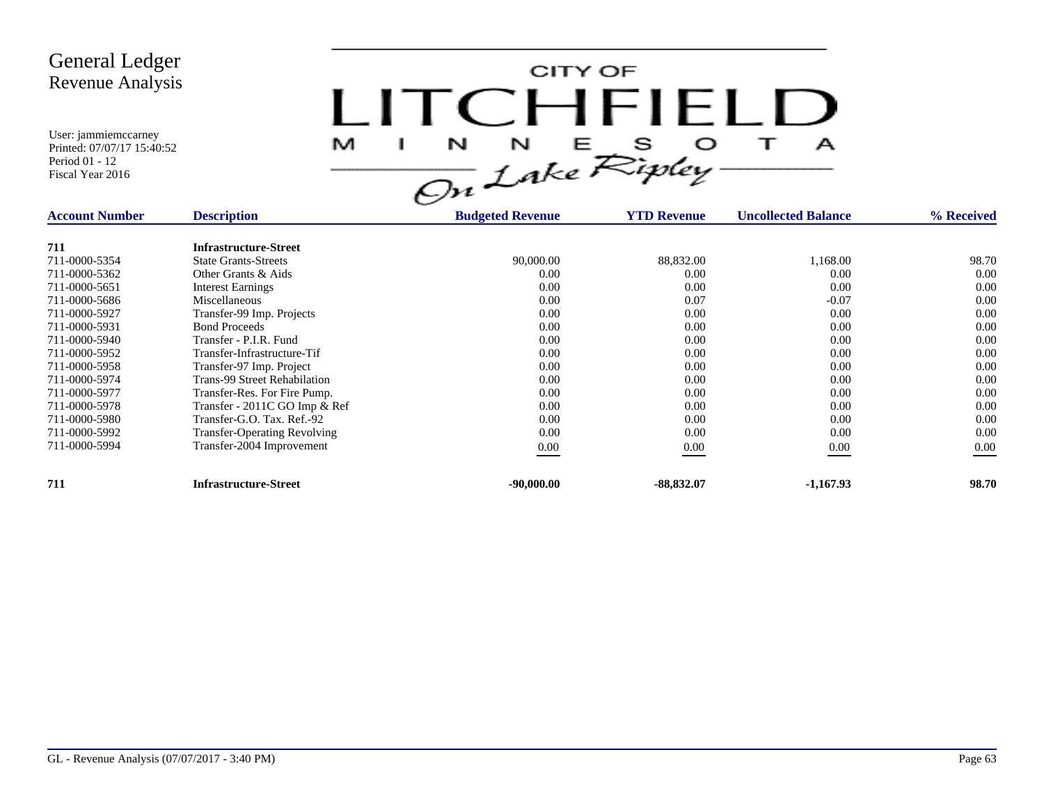# General Ledger
## Revenue Analysis

User: jammiemccarney
Printed: 07/07/17 15:40:52
Period 01 - 12
Fiscal Year 2016

CITY OF LITCHFIELD MINNESOTA — On Lake Ripley

| Account Number | Description | Budgeted Revenue | YTD Revenue | Uncollected Balance | % Received |
|---|---|---|---|---|---|
| **711** | **Infrastructure-Street** | | | | |
| 711-0000-5354 | State Grants-Streets | 90,000.00 | 88,832.00 | 1,168.00 | 98.70 |
| 711-0000-5362 | Other Grants & Aids | 0.00 | 0.00 | 0.00 | 0.00 |
| 711-0000-5651 | Interest Earnings | 0.00 | 0.00 | 0.00 | 0.00 |
| 711-0000-5686 | Miscellaneous | 0.00 | 0.07 | -0.07 | 0.00 |
| 711-0000-5927 | Transfer-99 Imp. Projects | 0.00 | 0.00 | 0.00 | 0.00 |
| 711-0000-5931 | Bond Proceeds | 0.00 | 0.00 | 0.00 | 0.00 |
| 711-0000-5940 | Transfer - P.I.R. Fund | 0.00 | 0.00 | 0.00 | 0.00 |
| 711-0000-5952 | Transfer-Infrastructure-Tif | 0.00 | 0.00 | 0.00 | 0.00 |
| 711-0000-5958 | Transfer-97 Imp. Project | 0.00 | 0.00 | 0.00 | 0.00 |
| 711-0000-5974 | Trans-99 Street Rehabilation | 0.00 | 0.00 | 0.00 | 0.00 |
| 711-0000-5977 | Transfer-Res. For Fire Pump. | 0.00 | 0.00 | 0.00 | 0.00 |
| 711-0000-5978 | Transfer - 2011C GO Imp & Ref | 0.00 | 0.00 | 0.00 | 0.00 |
| 711-0000-5980 | Transfer-G.O. Tax. Ref.-92 | 0.00 | 0.00 | 0.00 | 0.00 |
| 711-0000-5992 | Transfer-Operating Revolving | 0.00 | 0.00 | 0.00 | 0.00 |
| 711-0000-5994 | Transfer-2004 Improvement | 0.00 | 0.00 | 0.00 | 0.00 |
| **711** | **Infrastructure-Street** | **-90,000.00** | **-88,832.07** | **-1,167.93** | **98.70** |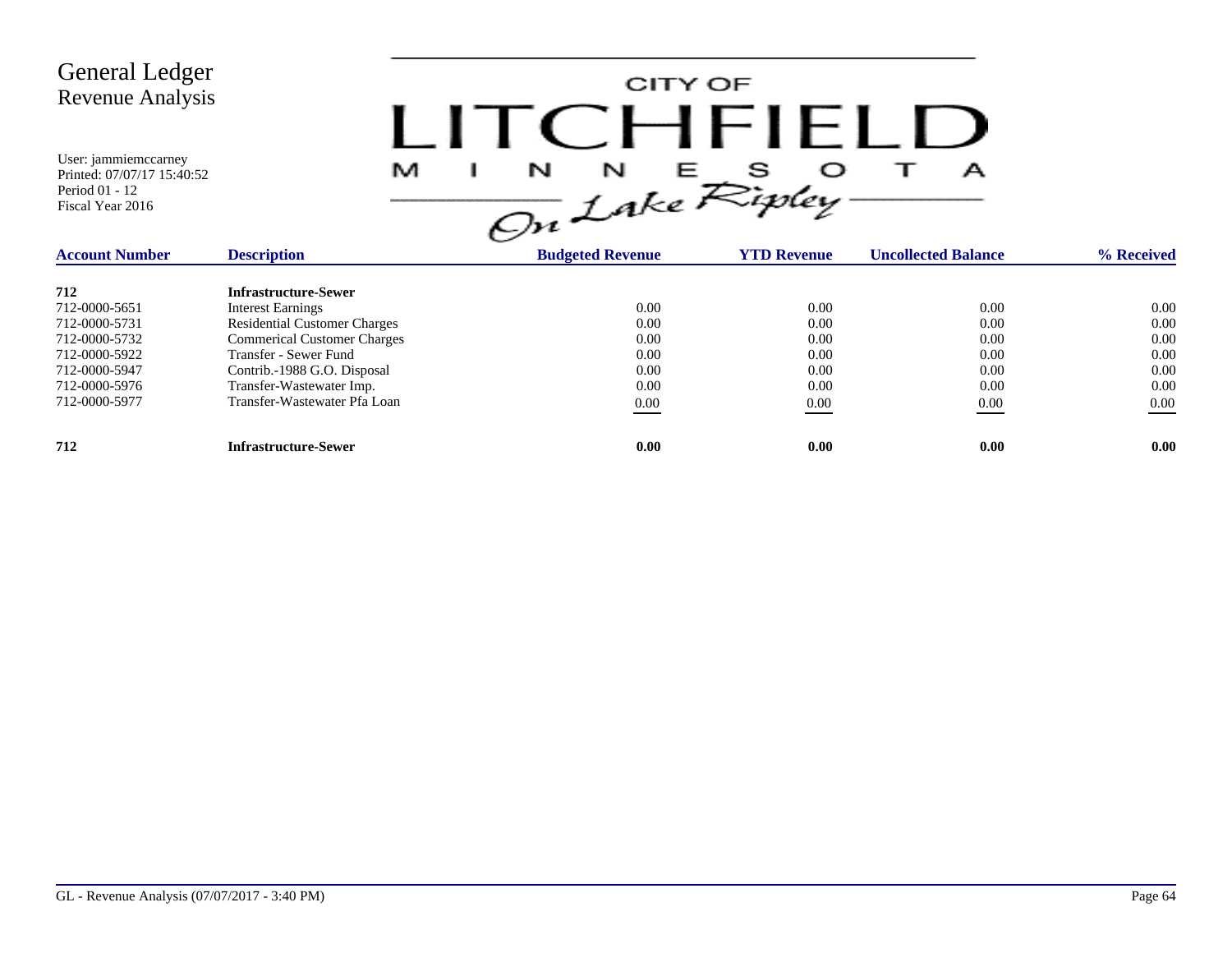# General Ledger
## Revenue Analysis

User: jammiemccarney
Printed: 07/07/17 15:40:52
Period 01 - 12
Fiscal Year 2016

CITY OF LITCHFIELD MINNESOTA On Lake Ripley

| Account Number | Description | Budgeted Revenue | YTD Revenue | Uncollected Balance | % Received |
|---|---|---|---|---|---|
| **712** | **Infrastructure-Sewer** | | | | |
| 712-0000-5651 | Interest Earnings | 0.00 | 0.00 | 0.00 | 0.00 |
| 712-0000-5731 | Residential Customer Charges | 0.00 | 0.00 | 0.00 | 0.00 |
| 712-0000-5732 | Commerical Customer Charges | 0.00 | 0.00 | 0.00 | 0.00 |
| 712-0000-5922 | Transfer - Sewer Fund | 0.00 | 0.00 | 0.00 | 0.00 |
| 712-0000-5947 | Contrib.-1988 G.O. Disposal | 0.00 | 0.00 | 0.00 | 0.00 |
| 712-0000-5976 | Transfer-Wastewater Imp. | 0.00 | 0.00 | 0.00 | 0.00 |
| 712-0000-5977 | Transfer-Wastewater Pfa Loan | 0.00 | 0.00 | 0.00 | 0.00 |
| **712** | **Infrastructure-Sewer** | **0.00** | **0.00** | **0.00** | **0.00** |

GL - Revenue Analysis (07/07/2017 - 3:40 PM)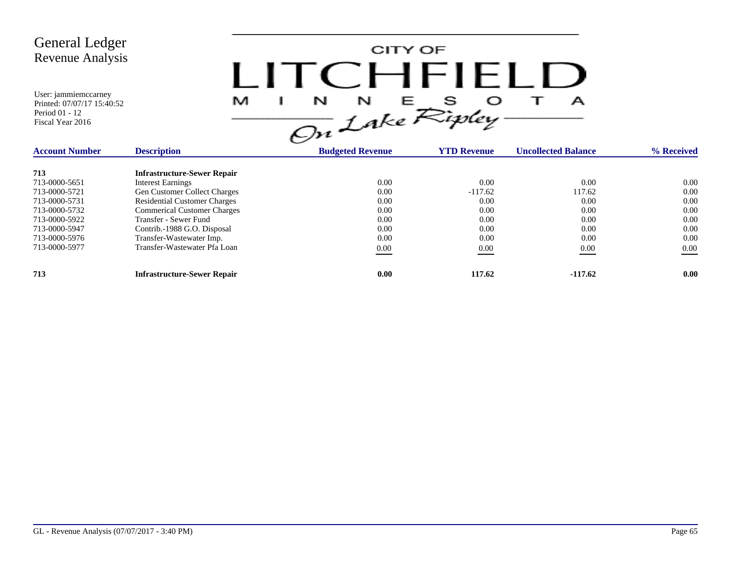# General Ledger
## Revenue Analysis

User: jammiemccarney
Printed: 07/07/17 15:40:52
Period 01 - 12
Fiscal Year 2016

CITY OF LITCHFIELD MINNESOTA *On Lake Ripley*

| Account Number | Description | Budgeted Revenue | YTD Revenue | Uncollected Balance | % Received |
|---|---|---|---|---|---|
| **713** | **Infrastructure-Sewer Repair** | | | | |
| 713-0000-5651 | Interest Earnings | 0.00 | 0.00 | 0.00 | 0.00 |
| 713-0000-5721 | Gen Customer Collect Charges | 0.00 | -117.62 | 117.62 | 0.00 |
| 713-0000-5731 | Residential Customer Charges | 0.00 | 0.00 | 0.00 | 0.00 |
| 713-0000-5732 | Commerical Customer Charges | 0.00 | 0.00 | 0.00 | 0.00 |
| 713-0000-5922 | Transfer - Sewer Fund | 0.00 | 0.00 | 0.00 | 0.00 |
| 713-0000-5947 | Contrib.-1988 G.O. Disposal | 0.00 | 0.00 | 0.00 | 0.00 |
| 713-0000-5976 | Transfer-Wastewater Imp. | 0.00 | 0.00 | 0.00 | 0.00 |
| 713-0000-5977 | Transfer-Wastewater Pfa Loan | 0.00 | 0.00 | 0.00 | 0.00 |
| **713** | **Infrastructure-Sewer Repair** | **0.00** | **117.62** | **-117.62** | **0.00** |

GL - Revenue Analysis (07/07/2017 - 3:40 PM)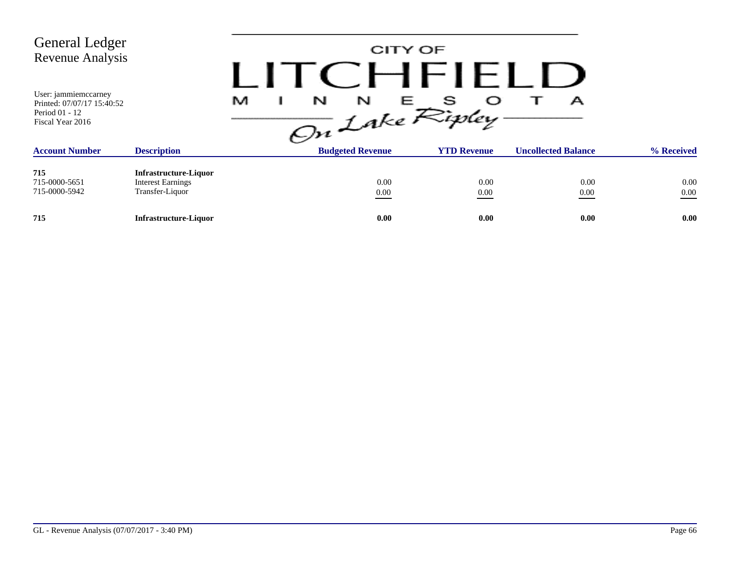# General Ledger
## Revenue Analysis

User: jammiemccarney
Printed: 07/07/17 15:40:52
Period 01 - 12
Fiscal Year 2016

CITY OF LITCHFIELD MINNESOTA *On Lake Ripley*

| Account Number | Description | Budgeted Revenue | YTD Revenue | Uncollected Balance | % Received |
|---|---|---|---|---|---|
| **715** | **Infrastructure-Liquor** | | | | |
| 715-0000-5651 | Interest Earnings | 0.00 | 0.00 | 0.00 | 0.00 |
| 715-0000-5942 | Transfer-Liquor | 0.00 | 0.00 | 0.00 | 0.00 |
| **715** | **Infrastructure-Liquor** | **0.00** | **0.00** | **0.00** | **0.00** |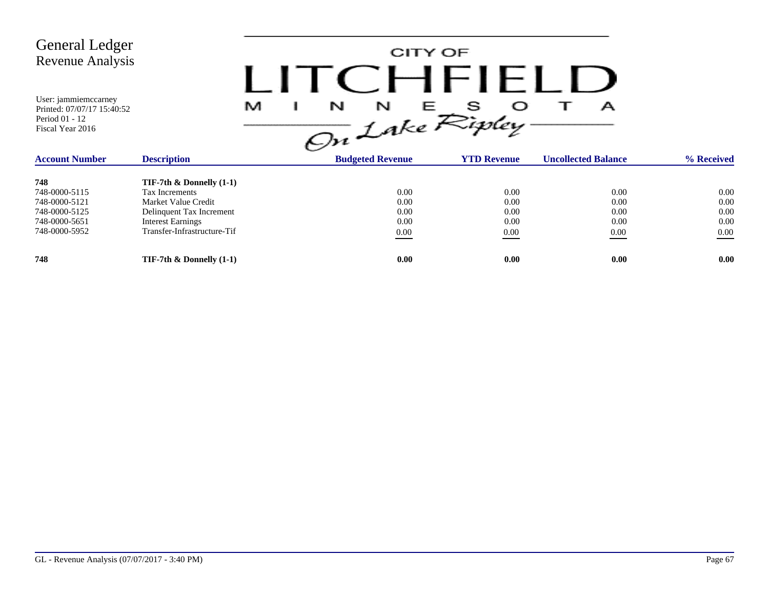# General Ledger
## Revenue Analysis

User: jammiemccarney
Printed: 07/07/17 15:40:52
Period 01 - 12
Fiscal Year 2016

CITY OF LITCHFIELD MINNESOTA On Lake Ripley

| Account Number | Description | Budgeted Revenue | YTD Revenue | Uncollected Balance | % Received |
|---|---|---|---|---|---|
| **748** | **TIF-7th & Donnelly (1-1)** | | | | |
| 748-0000-5115 | Tax Increments | 0.00 | 0.00 | 0.00 | 0.00 |
| 748-0000-5121 | Market Value Credit | 0.00 | 0.00 | 0.00 | 0.00 |
| 748-0000-5125 | Delinquent Tax Increment | 0.00 | 0.00 | 0.00 | 0.00 |
| 748-0000-5651 | Interest Earnings | 0.00 | 0.00 | 0.00 | 0.00 |
| 748-0000-5952 | Transfer-Infrastructure-Tif | 0.00 | 0.00 | 0.00 | 0.00 |
| **748** | **TIF-7th & Donnelly (1-1)** | **0.00** | **0.00** | **0.00** | **0.00** |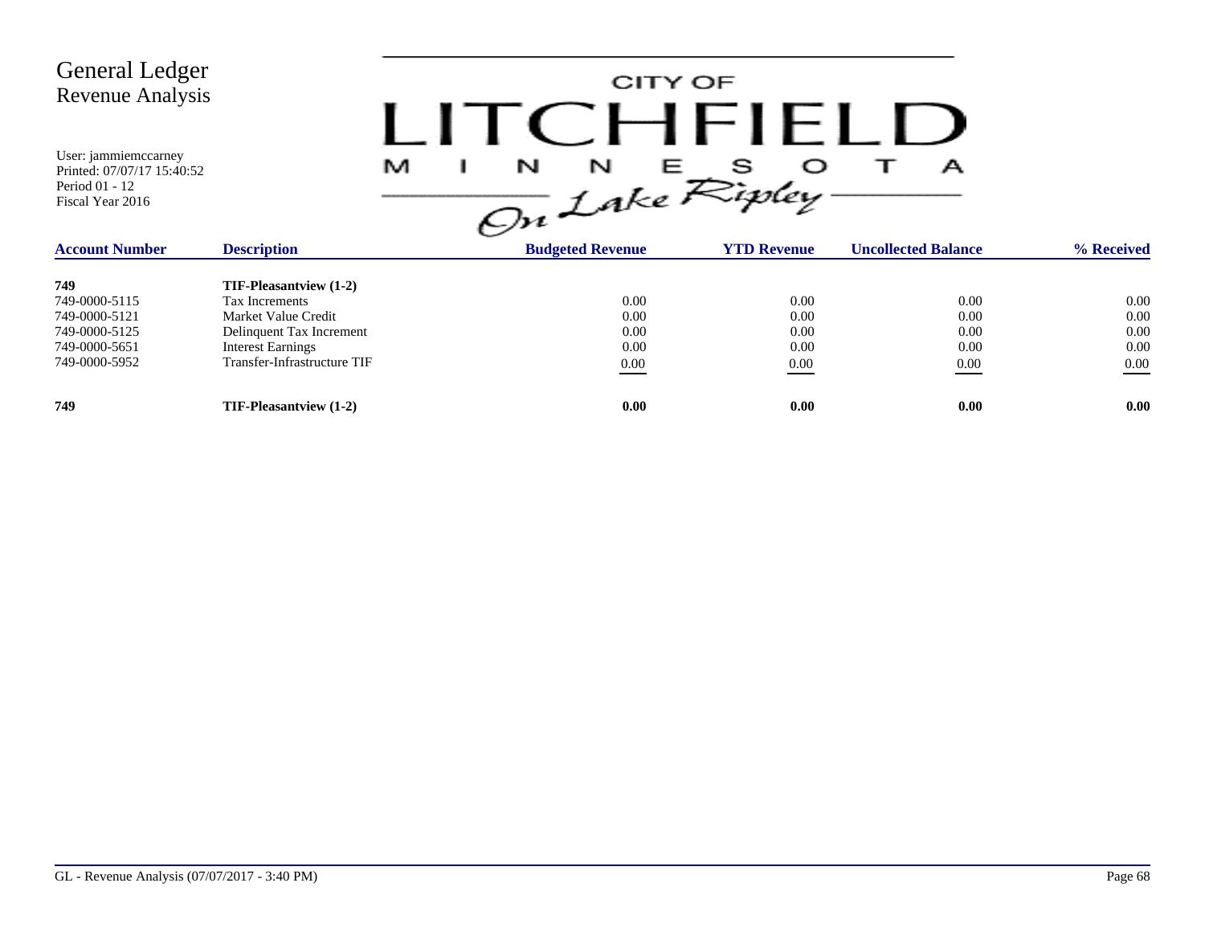# General Ledger
## Revenue Analysis

User: jammiemccarney
Printed: 07/07/17 15:40:52
Period 01 - 12
Fiscal Year 2016

CITY OF LITCHFIELD MINNESOTA On Lake Ripley

| Account Number | Description | Budgeted Revenue | YTD Revenue | Uncollected Balance | % Received |
|---|---|---|---|---|---|
| **749** | **TIF-Pleasantview (1-2)** | | | | |
| 749-0000-5115 | Tax Increments | 0.00 | 0.00 | 0.00 | 0.00 |
| 749-0000-5121 | Market Value Credit | 0.00 | 0.00 | 0.00 | 0.00 |
| 749-0000-5125 | Delinquent Tax Increment | 0.00 | 0.00 | 0.00 | 0.00 |
| 749-0000-5651 | Interest Earnings | 0.00 | 0.00 | 0.00 | 0.00 |
| 749-0000-5952 | Transfer-Infrastructure TIF | 0.00 | 0.00 | 0.00 | 0.00 |
| **749** | **TIF-Pleasantview (1-2)** | **0.00** | **0.00** | **0.00** | **0.00** |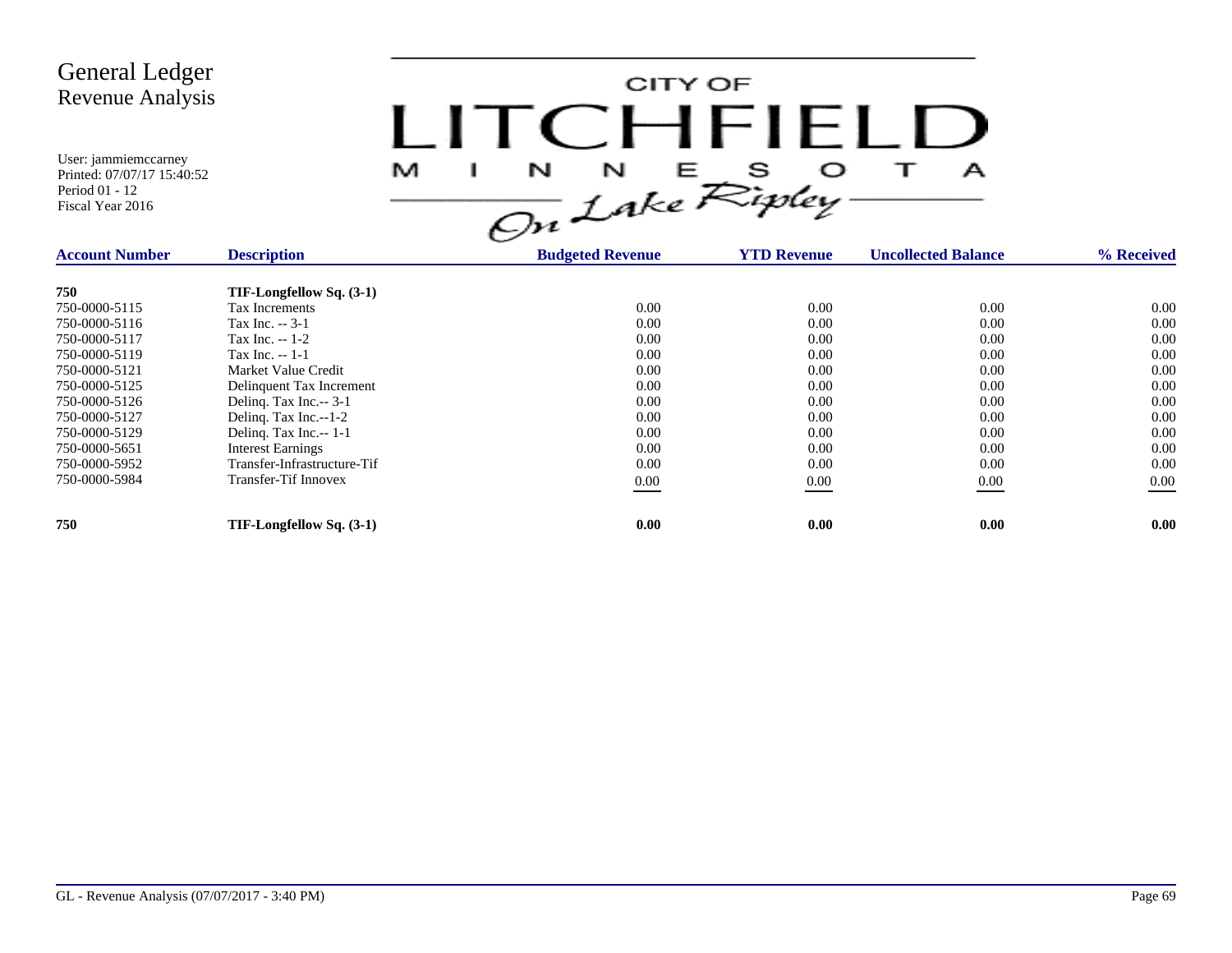# General Ledger
## Revenue Analysis

User: jammiemccarney
Printed: 07/07/17 15:40:52
Period 01 - 12
Fiscal Year 2016

CITY OF LITCHFIELD MINNESOTA *On Lake Ripley*

| Account Number | Description | Budgeted Revenue | YTD Revenue | Uncollected Balance | % Received |
|---|---|---|---|---|---|
| **750** | **TIF-Longfellow Sq. (3-1)** | | | | |
| 750-0000-5115 | Tax Increments | 0.00 | 0.00 | 0.00 | 0.00 |
| 750-0000-5116 | Tax Inc. -- 3-1 | 0.00 | 0.00 | 0.00 | 0.00 |
| 750-0000-5117 | Tax Inc. -- 1-2 | 0.00 | 0.00 | 0.00 | 0.00 |
| 750-0000-5119 | Tax Inc. -- 1-1 | 0.00 | 0.00 | 0.00 | 0.00 |
| 750-0000-5121 | Market Value Credit | 0.00 | 0.00 | 0.00 | 0.00 |
| 750-0000-5125 | Delinquent Tax Increment | 0.00 | 0.00 | 0.00 | 0.00 |
| 750-0000-5126 | Delinq. Tax Inc.-- 3-1 | 0.00 | 0.00 | 0.00 | 0.00 |
| 750-0000-5127 | Delinq. Tax Inc.--1-2 | 0.00 | 0.00 | 0.00 | 0.00 |
| 750-0000-5129 | Delinq. Tax Inc.-- 1-1 | 0.00 | 0.00 | 0.00 | 0.00 |
| 750-0000-5651 | Interest Earnings | 0.00 | 0.00 | 0.00 | 0.00 |
| 750-0000-5952 | Transfer-Infrastructure-Tif | 0.00 | 0.00 | 0.00 | 0.00 |
| 750-0000-5984 | Transfer-Tif Innovex | 0.00 | 0.00 | 0.00 | 0.00 |
| **750** | **TIF-Longfellow Sq. (3-1)** | **0.00** | **0.00** | **0.00** | **0.00** |

GL - Revenue Analysis (07/07/2017 - 3:40 PM)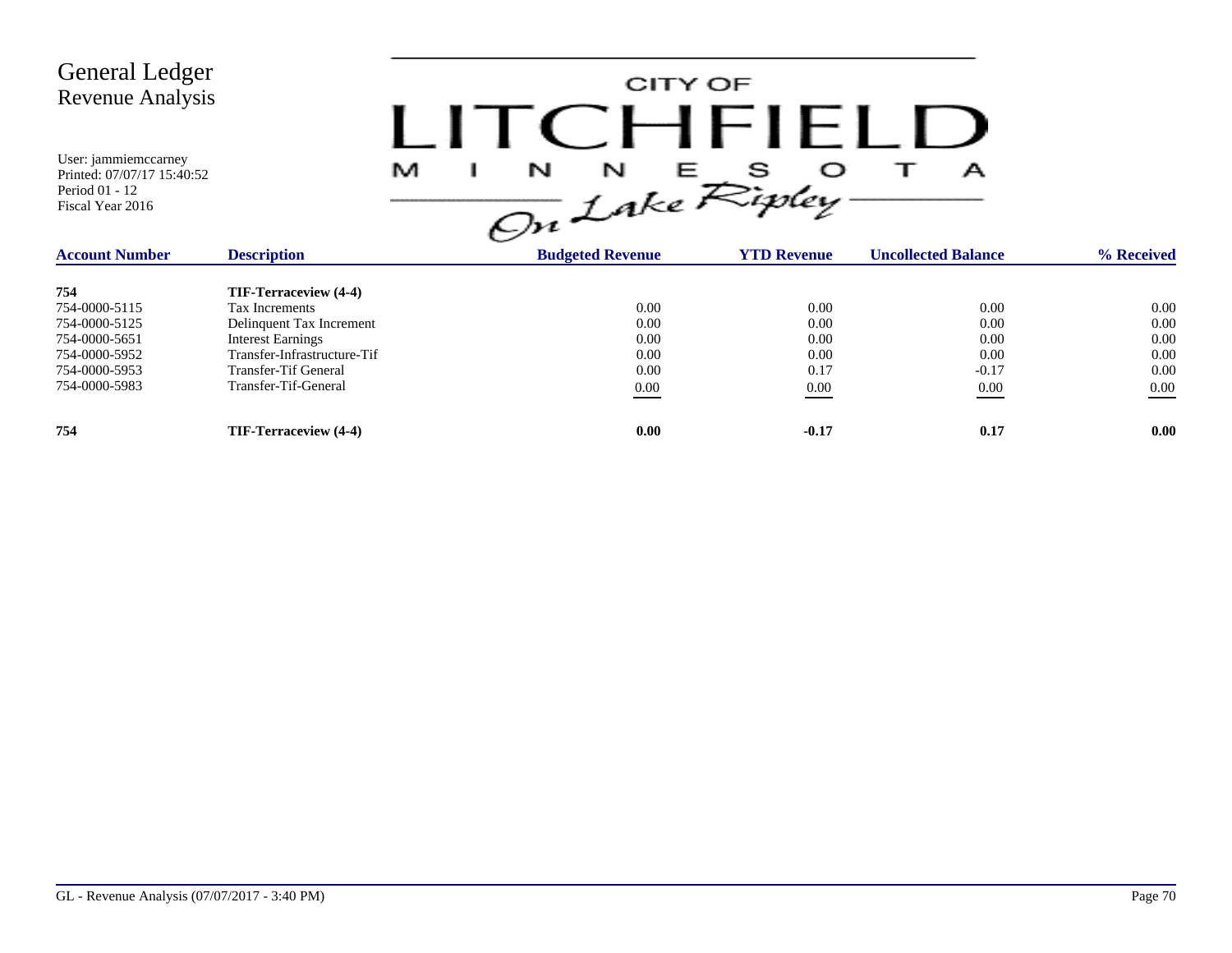# General Ledger
## Revenue Analysis

User: jammiemccarney
Printed: 07/07/17 15:40:52
Period 01 - 12
Fiscal Year 2016

CITY OF LITCHFIELD MINNESOTA *On Lake Ripley*

| Account Number | Description | Budgeted Revenue | YTD Revenue | Uncollected Balance | % Received |
|---|---|---|---|---|---|
| **754** | **TIF-Terraceview (4-4)** | | | | |
| 754-0000-5115 | Tax Increments | 0.00 | 0.00 | 0.00 | 0.00 |
| 754-0000-5125 | Delinquent Tax Increment | 0.00 | 0.00 | 0.00 | 0.00 |
| 754-0000-5651 | Interest Earnings | 0.00 | 0.00 | 0.00 | 0.00 |
| 754-0000-5952 | Transfer-Infrastructure-Tif | 0.00 | 0.00 | 0.00 | 0.00 |
| 754-0000-5953 | Transfer-Tif General | 0.00 | 0.17 | -0.17 | 0.00 |
| 754-0000-5983 | Transfer-Tif-General | 0.00 | 0.00 | 0.00 | 0.00 |
| **754** | **TIF-Terraceview (4-4)** | **0.00** | **-0.17** | **0.17** | **0.00** |

GL - Revenue Analysis (07/07/2017 - 3:40 PM)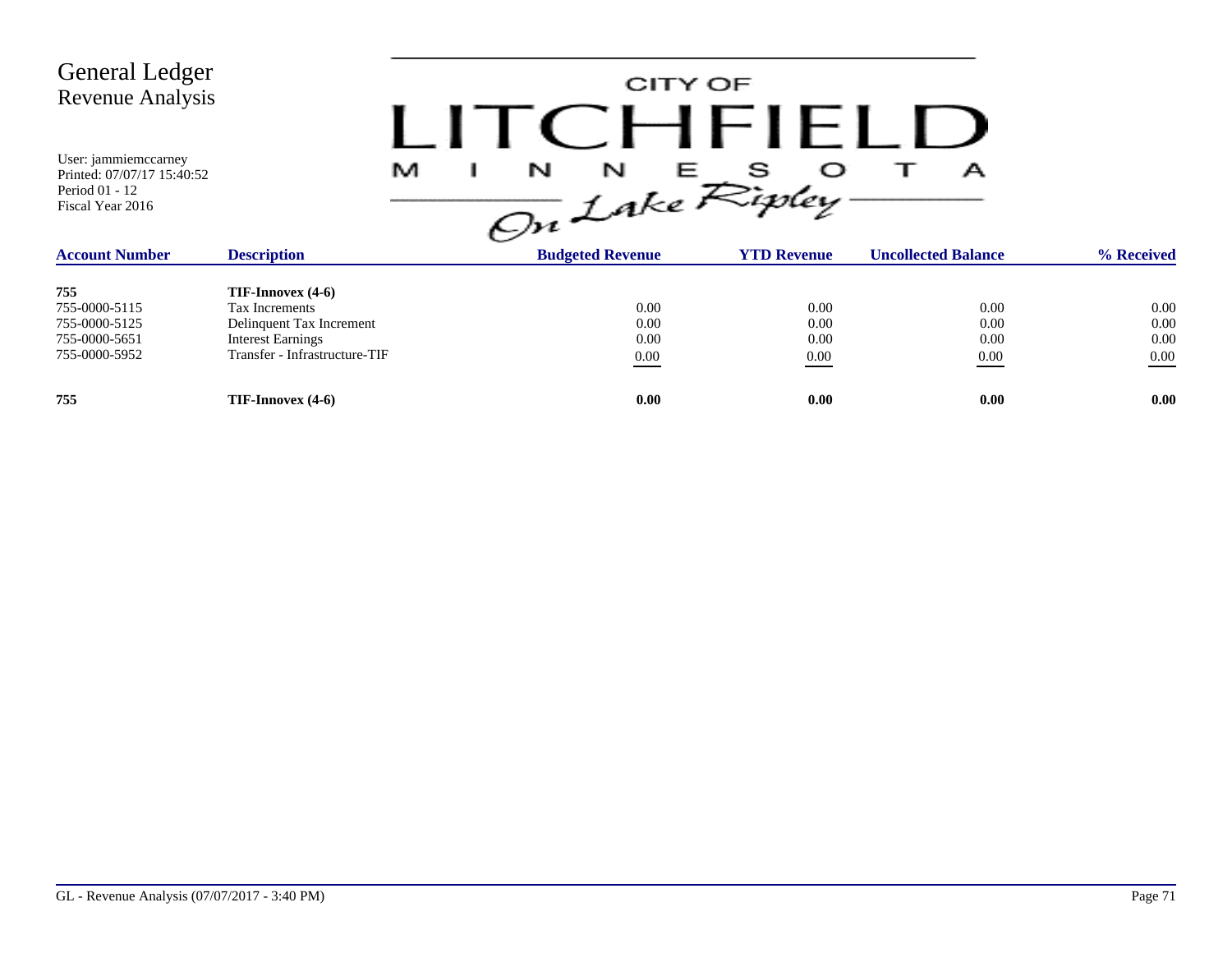# General Ledger
## Revenue Analysis

User: jammiemccarney
Printed: 07/07/17 15:40:52
Period 01 - 12
Fiscal Year 2016

CITY OF LITCHFIELD MINNESOTA On Lake Ripley

| Account Number | Description | Budgeted Revenue | YTD Revenue | Uncollected Balance | % Received |
|---|---|---|---|---|---|
| **755** | **TIF-Innovex (4-6)** | | | | |
| 755-0000-5115 | Tax Increments | 0.00 | 0.00 | 0.00 | 0.00 |
| 755-0000-5125 | Delinquent Tax Increment | 0.00 | 0.00 | 0.00 | 0.00 |
| 755-0000-5651 | Interest Earnings | 0.00 | 0.00 | 0.00 | 0.00 |
| 755-0000-5952 | Transfer - Infrastructure-TIF | 0.00 | 0.00 | 0.00 | 0.00 |
| **755** | **TIF-Innovex (4-6)** | **0.00** | **0.00** | **0.00** | **0.00** |

GL - Revenue Analysis (07/07/2017 - 3:40 PM)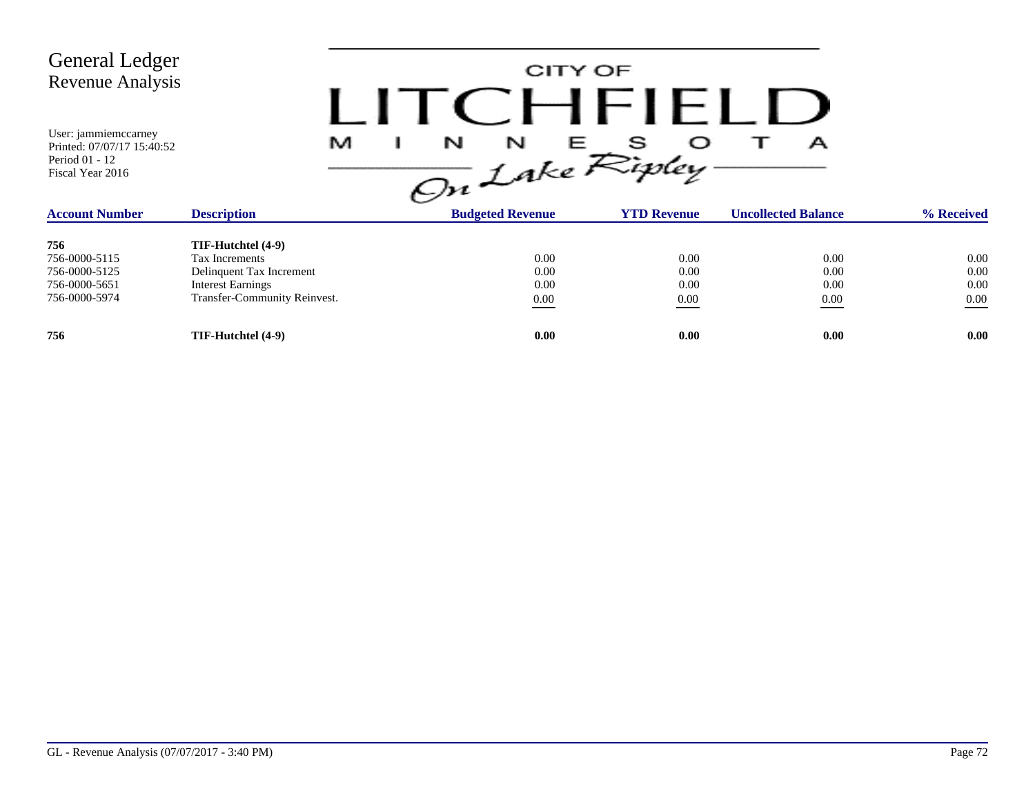# General Ledger
## Revenue Analysis

User: jammiemccarney
Printed: 07/07/17 15:40:52
Period 01 - 12
Fiscal Year 2016

CITY OF LITCHFIELD MINNESOTA *On Lake Ripley*

| Account Number | Description | Budgeted Revenue | YTD Revenue | Uncollected Balance | % Received |
|---|---|---|---|---|---|
| **756** | **TIF-Hutchtel (4-9)** | | | | |
| 756-0000-5115 | Tax Increments | 0.00 | 0.00 | 0.00 | 0.00 |
| 756-0000-5125 | Delinquent Tax Increment | 0.00 | 0.00 | 0.00 | 0.00 |
| 756-0000-5651 | Interest Earnings | 0.00 | 0.00 | 0.00 | 0.00 |
| 756-0000-5974 | Transfer-Community Reinvest. | 0.00 | 0.00 | 0.00 | 0.00 |
| **756** | **TIF-Hutchtel (4-9)** | **0.00** | **0.00** | **0.00** | **0.00** |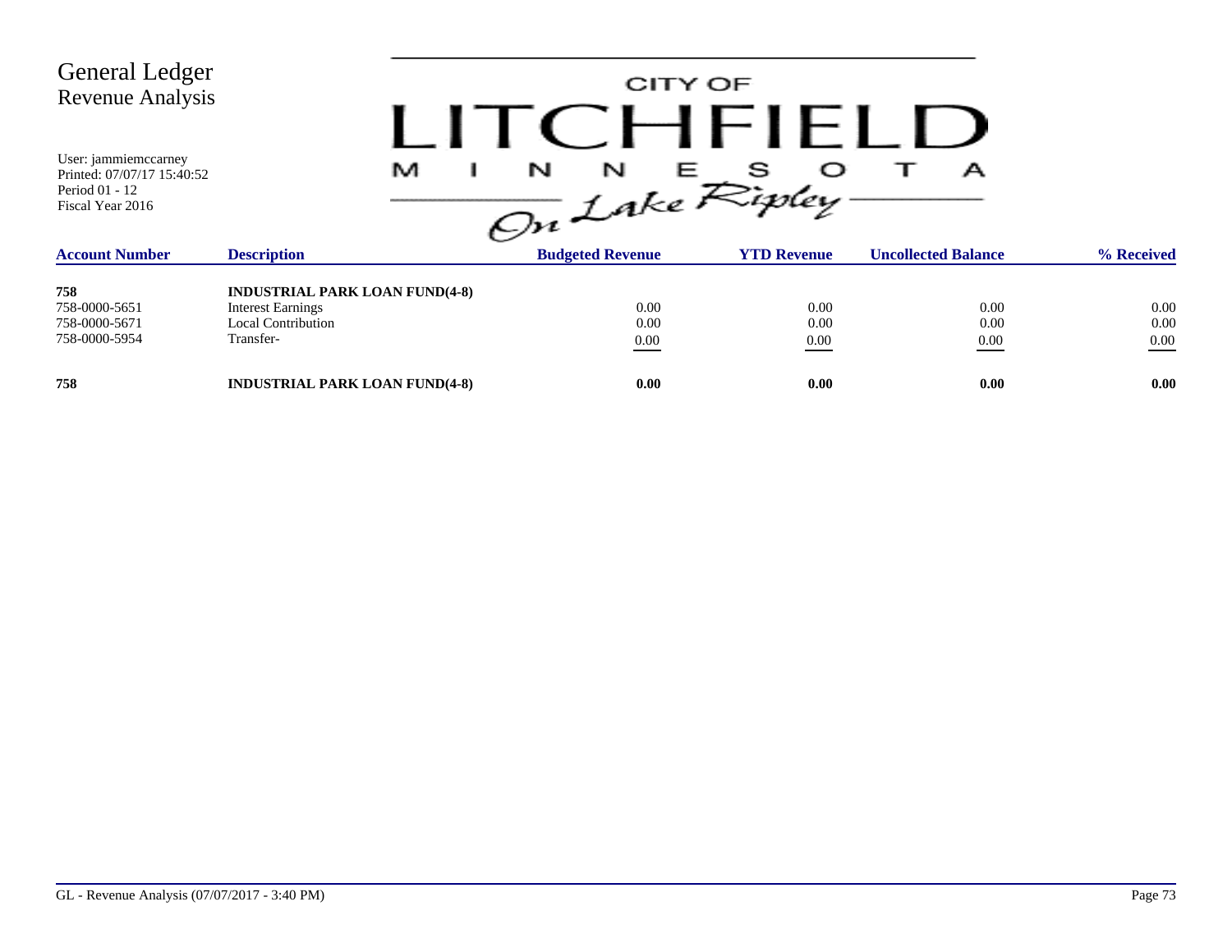# General Ledger
## Revenue Analysis

User: jammiemccarney
Printed: 07/07/17 15:40:52
Period 01 - 12
Fiscal Year 2016

CITY OF LITCHFIELD MINNESOTA On Lake Ripley

| Account Number | Description | Budgeted Revenue | YTD Revenue | Uncollected Balance | % Received |
|---|---|---|---|---|---|
| **758** | **INDUSTRIAL PARK LOAN FUND(4-8)** | | | | |
| 758-0000-5651 | Interest Earnings | 0.00 | 0.00 | 0.00 | 0.00 |
| 758-0000-5671 | Local Contribution | 0.00 | 0.00 | 0.00 | 0.00 |
| 758-0000-5954 | Transfer- | 0.00 | 0.00 | 0.00 | 0.00 |
| **758** | **INDUSTRIAL PARK LOAN FUND(4-8)** | **0.00** | **0.00** | **0.00** | **0.00** |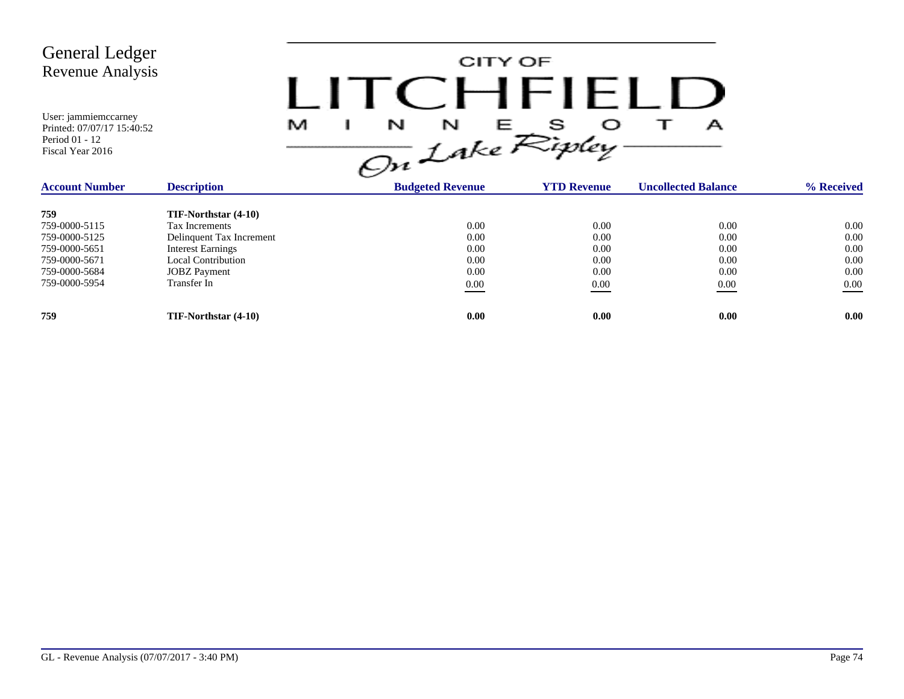# General Ledger
## Revenue Analysis

User: jammiemccarney
Printed: 07/07/17 15:40:52
Period 01 - 12
Fiscal Year 2016

CITY OF LITCHFIELD MINNESOTA *On Lake Ripley*

| Account Number | Description | Budgeted Revenue | YTD Revenue | Uncollected Balance | % Received |
|---|---|---|---|---|---|
| **759** | **TIF-Northstar (4-10)** | | | | |
| 759-0000-5115 | Tax Increments | 0.00 | 0.00 | 0.00 | 0.00 |
| 759-0000-5125 | Delinquent Tax Increment | 0.00 | 0.00 | 0.00 | 0.00 |
| 759-0000-5651 | Interest Earnings | 0.00 | 0.00 | 0.00 | 0.00 |
| 759-0000-5671 | Local Contribution | 0.00 | 0.00 | 0.00 | 0.00 |
| 759-0000-5684 | JOBZ Payment | 0.00 | 0.00 | 0.00 | 0.00 |
| 759-0000-5954 | Transfer In | 0.00 | 0.00 | 0.00 | 0.00 |
| **759** | **TIF-Northstar (4-10)** | **0.00** | **0.00** | **0.00** | **0.00** |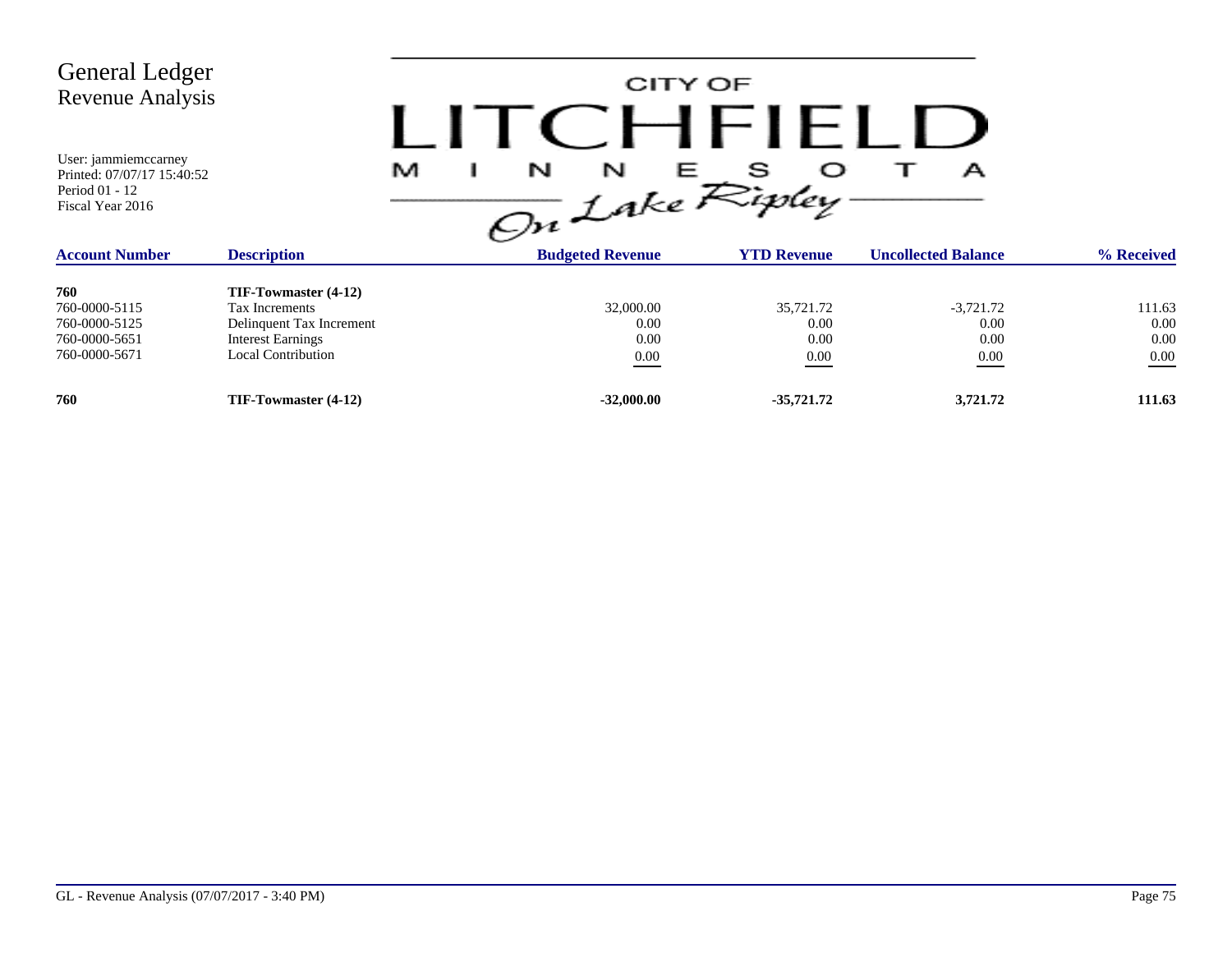# General Ledger
## Revenue Analysis

User: jammiemccarney
Printed: 07/07/17 15:40:52
Period 01 - 12
Fiscal Year 2016

CITY OF LITCHFIELD MINNESOTA *On Lake Ripley*

| Account Number | Description | Budgeted Revenue | YTD Revenue | Uncollected Balance | % Received |
|---|---|---|---|---|---|
| **760** | **TIF-Towmaster (4-12)** | | | | |
| 760-0000-5115 | Tax Increments | 32,000.00 | 35,721.72 | -3,721.72 | 111.63 |
| 760-0000-5125 | Delinquent Tax Increment | 0.00 | 0.00 | 0.00 | 0.00 |
| 760-0000-5651 | Interest Earnings | 0.00 | 0.00 | 0.00 | 0.00 |
| 760-0000-5671 | Local Contribution | 0.00 | 0.00 | 0.00 | 0.00 |
| **760** | **TIF-Towmaster (4-12)** | **-32,000.00** | **-35,721.72** | **3,721.72** | **111.63** |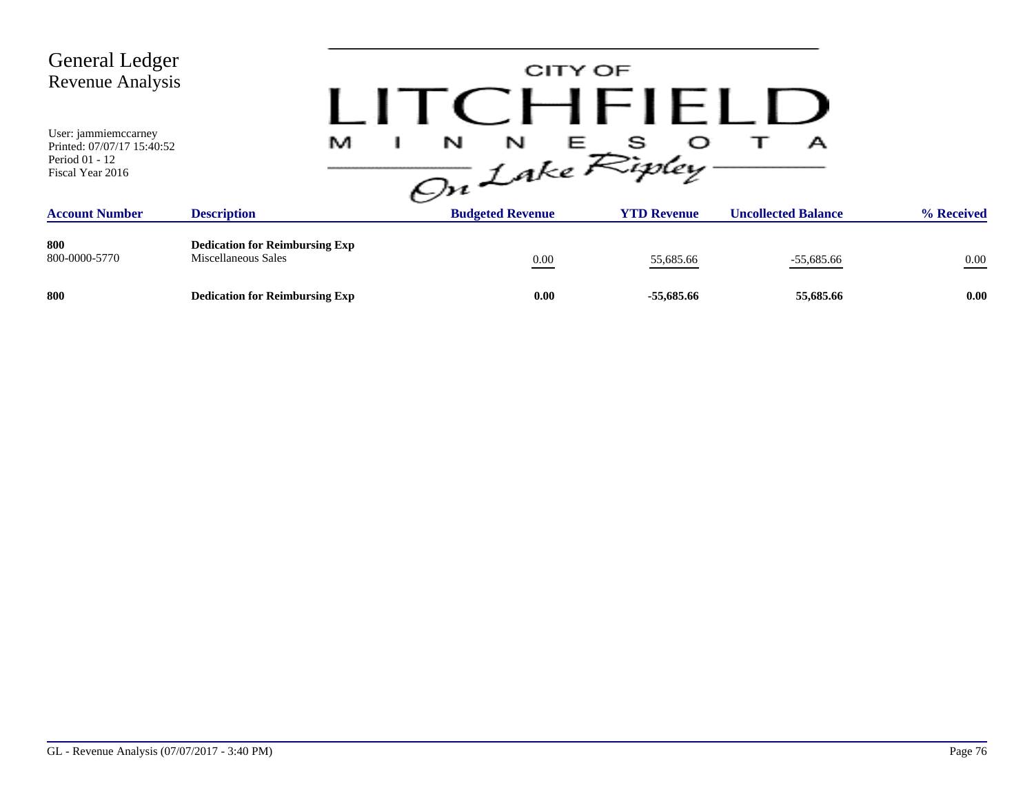# General Ledger
## Revenue Analysis

User: jammiemccarney
Printed: 07/07/17 15:40:52
Period 01 - 12
Fiscal Year 2016

CITY OF LITCHFIELD MINNESOTA On Lake Ripley

| Account Number | Description | Budgeted Revenue | YTD Revenue | Uncollected Balance | % Received |
|---|---|---|---|---|---|
| **800** | **Dedication for Reimbursing Exp** | | | | |
| 800-0000-5770 | Miscellaneous Sales | 0.00 | 55,685.66 | -55,685.66 | 0.00 |
| **800** | **Dedication for Reimbursing Exp** | **0.00** | **-55,685.66** | **55,685.66** | **0.00** |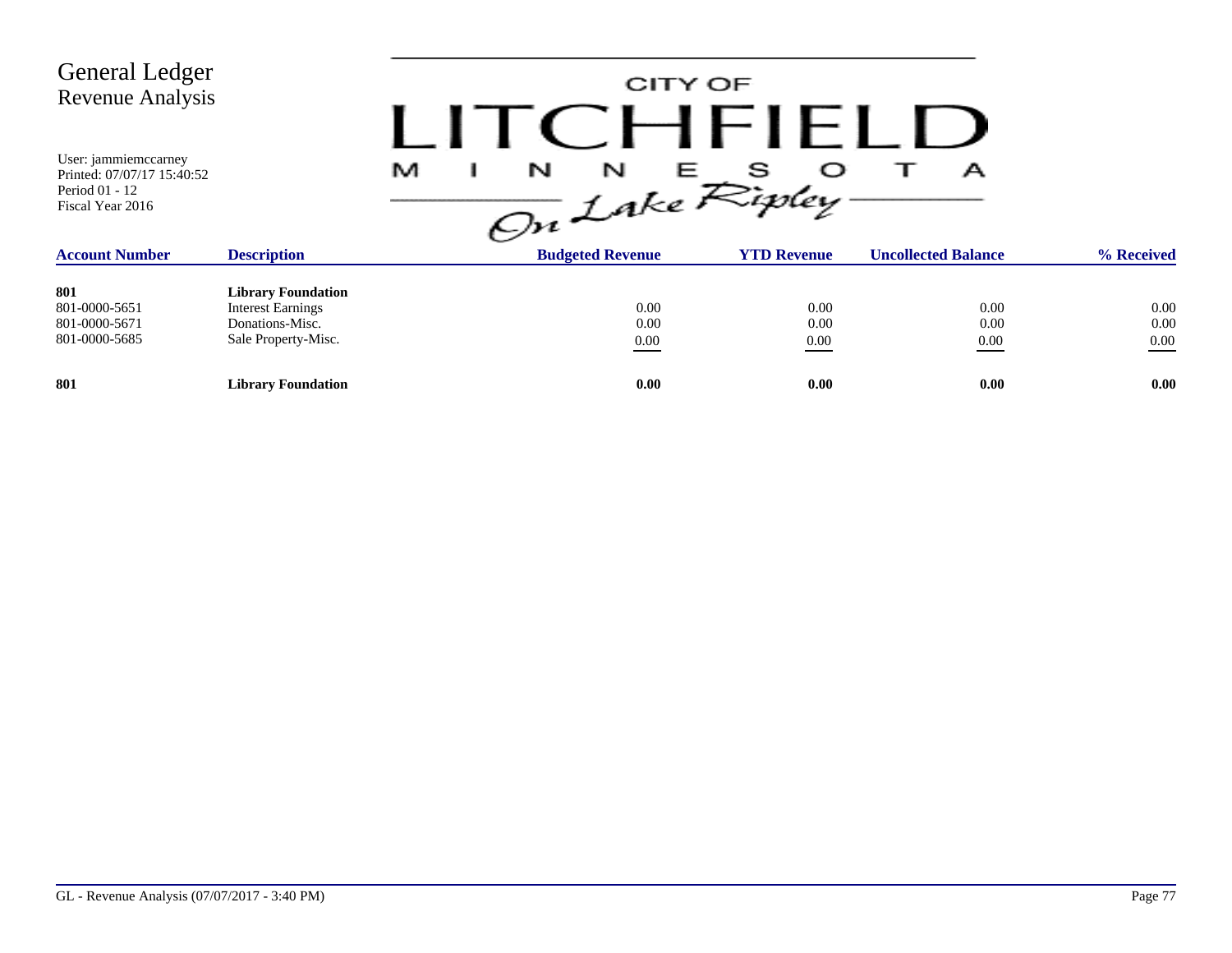# General Ledger
## Revenue Analysis

User: jammiemccarney
Printed: 07/07/17 15:40:52
Period 01 - 12
Fiscal Year 2016

CITY OF LITCHFIELD MINNESOTA *On Lake Ripley*

| Account Number | Description | Budgeted Revenue | YTD Revenue | Uncollected Balance | % Received |
|---|---|---|---|---|---|
| **801** | **Library Foundation** | | | | |
| 801-0000-5651 | Interest Earnings | 0.00 | 0.00 | 0.00 | 0.00 |
| 801-0000-5671 | Donations-Misc. | 0.00 | 0.00 | 0.00 | 0.00 |
| 801-0000-5685 | Sale Property-Misc. | 0.00 | 0.00 | 0.00 | 0.00 |
| **801** | **Library Foundation** | **0.00** | **0.00** | **0.00** | **0.00** |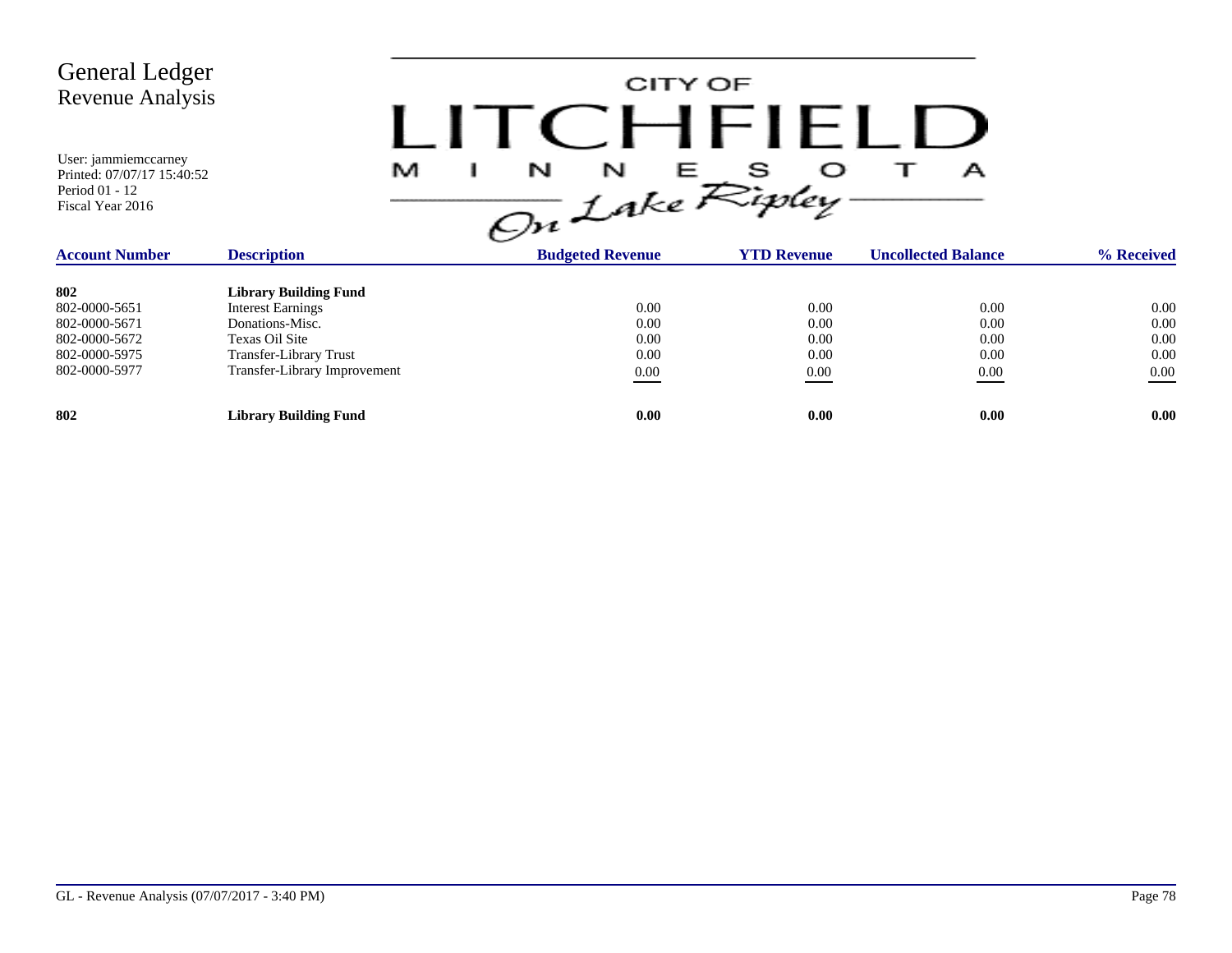# General Ledger
## Revenue Analysis

User: jammiemccarney
Printed: 07/07/17 15:40:52
Period 01 - 12
Fiscal Year 2016

CITY OF LITCHFIELD MINNESOTA On Lake Ripley

| Account Number | Description | Budgeted Revenue | YTD Revenue | Uncollected Balance | % Received |
|---|---|---|---|---|---|
| **802** | **Library Building Fund** | | | | |
| 802-0000-5651 | Interest Earnings | 0.00 | 0.00 | 0.00 | 0.00 |
| 802-0000-5671 | Donations-Misc. | 0.00 | 0.00 | 0.00 | 0.00 |
| 802-0000-5672 | Texas Oil Site | 0.00 | 0.00 | 0.00 | 0.00 |
| 802-0000-5975 | Transfer-Library Trust | 0.00 | 0.00 | 0.00 | 0.00 |
| 802-0000-5977 | Transfer-Library Improvement | 0.00 | 0.00 | 0.00 | 0.00 |
| **802** | **Library Building Fund** | **0.00** | **0.00** | **0.00** | **0.00** |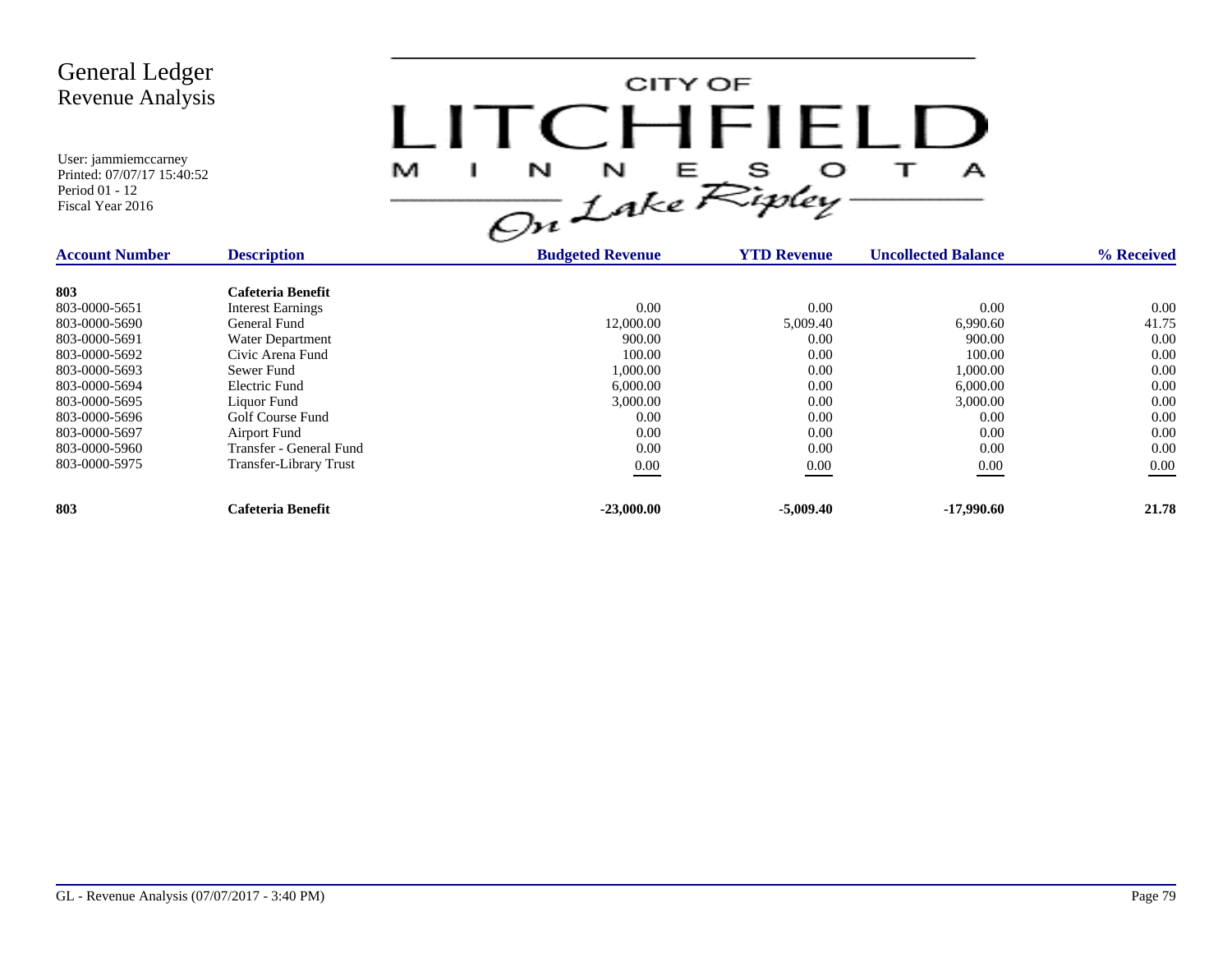# General Ledger
## Revenue Analysis

User: jammiemccarney
Printed: 07/07/17 15:40:52
Period 01 - 12
Fiscal Year 2016

CITY OF LITCHFIELD MINNESOTA On Lake Ripley

| Account Number | Description | Budgeted Revenue | YTD Revenue | Uncollected Balance | % Received |
|---|---|---|---|---|---|
| **803** | **Cafeteria Benefit** | | | | |
| 803-0000-5651 | Interest Earnings | 0.00 | 0.00 | 0.00 | 0.00 |
| 803-0000-5690 | General Fund | 12,000.00 | 5,009.40 | 6,990.60 | 41.75 |
| 803-0000-5691 | Water Department | 900.00 | 0.00 | 900.00 | 0.00 |
| 803-0000-5692 | Civic Arena Fund | 100.00 | 0.00 | 100.00 | 0.00 |
| 803-0000-5693 | Sewer Fund | 1,000.00 | 0.00 | 1,000.00 | 0.00 |
| 803-0000-5694 | Electric Fund | 6,000.00 | 0.00 | 6,000.00 | 0.00 |
| 803-0000-5695 | Liquor Fund | 3,000.00 | 0.00 | 3,000.00 | 0.00 |
| 803-0000-5696 | Golf Course Fund | 0.00 | 0.00 | 0.00 | 0.00 |
| 803-0000-5697 | Airport Fund | 0.00 | 0.00 | 0.00 | 0.00 |
| 803-0000-5960 | Transfer - General Fund | 0.00 | 0.00 | 0.00 | 0.00 |
| 803-0000-5975 | Transfer-Library Trust | 0.00 | 0.00 | 0.00 | 0.00 |
| **803** | **Cafeteria Benefit** | **-23,000.00** | **-5,009.40** | **-17,990.60** | **21.78** |

GL - Revenue Analysis (07/07/2017 - 3:40 PM)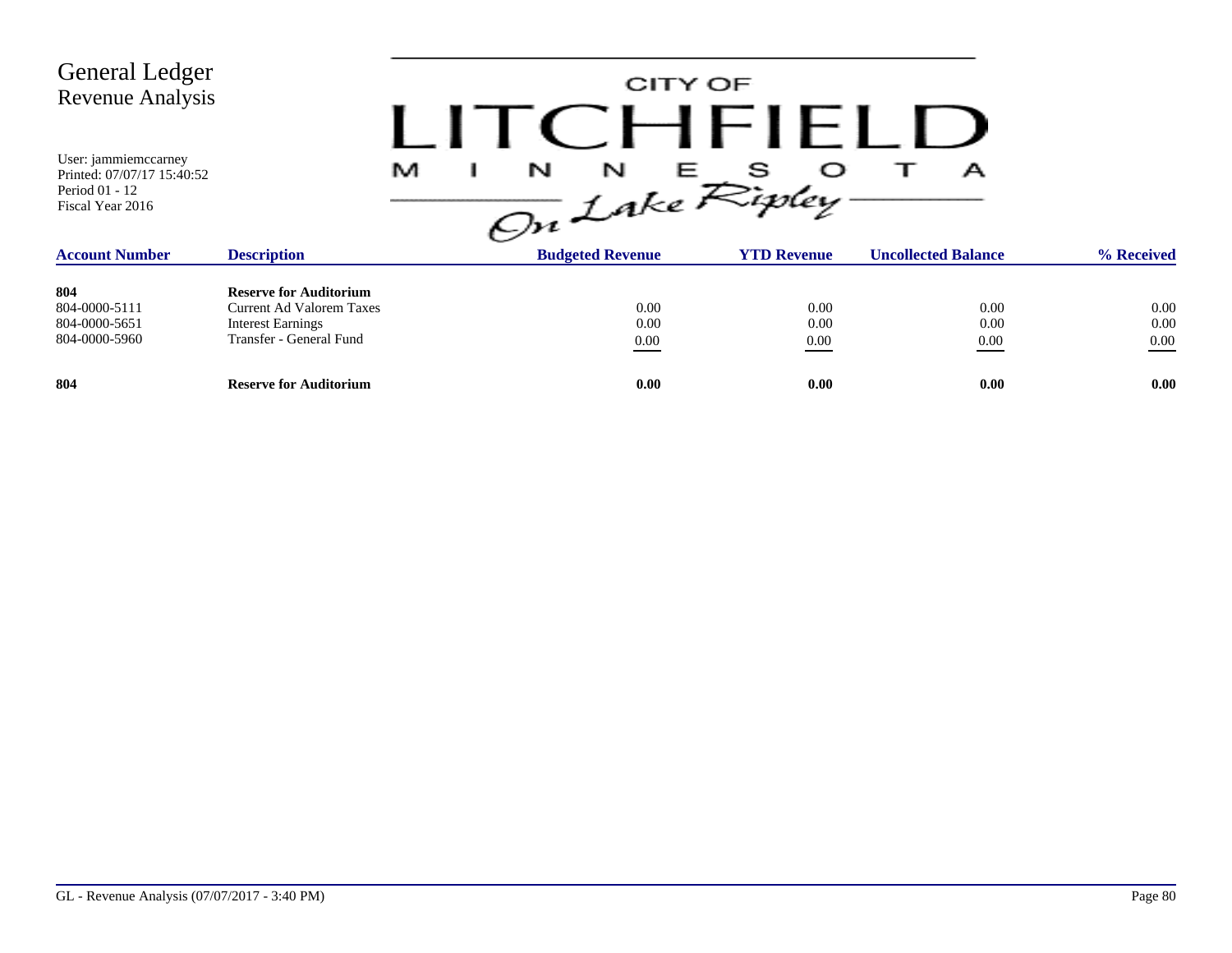# General Ledger
## Revenue Analysis

User: jammiemccarney
Printed: 07/07/17 15:40:52
Period 01 - 12
Fiscal Year 2016

CITY OF LITCHFIELD MINNESOTA *On Lake Ripley*

| Account Number | Description | Budgeted Revenue | YTD Revenue | Uncollected Balance | % Received |
|---|---|---|---|---|---|
| **804** | **Reserve for Auditorium** | | | | |
| 804-0000-5111 | Current Ad Valorem Taxes | 0.00 | 0.00 | 0.00 | 0.00 |
| 804-0000-5651 | Interest Earnings | 0.00 | 0.00 | 0.00 | 0.00 |
| 804-0000-5960 | Transfer - General Fund | 0.00 | 0.00 | 0.00 | 0.00 |
| **804** | **Reserve for Auditorium** | **0.00** | **0.00** | **0.00** | **0.00** |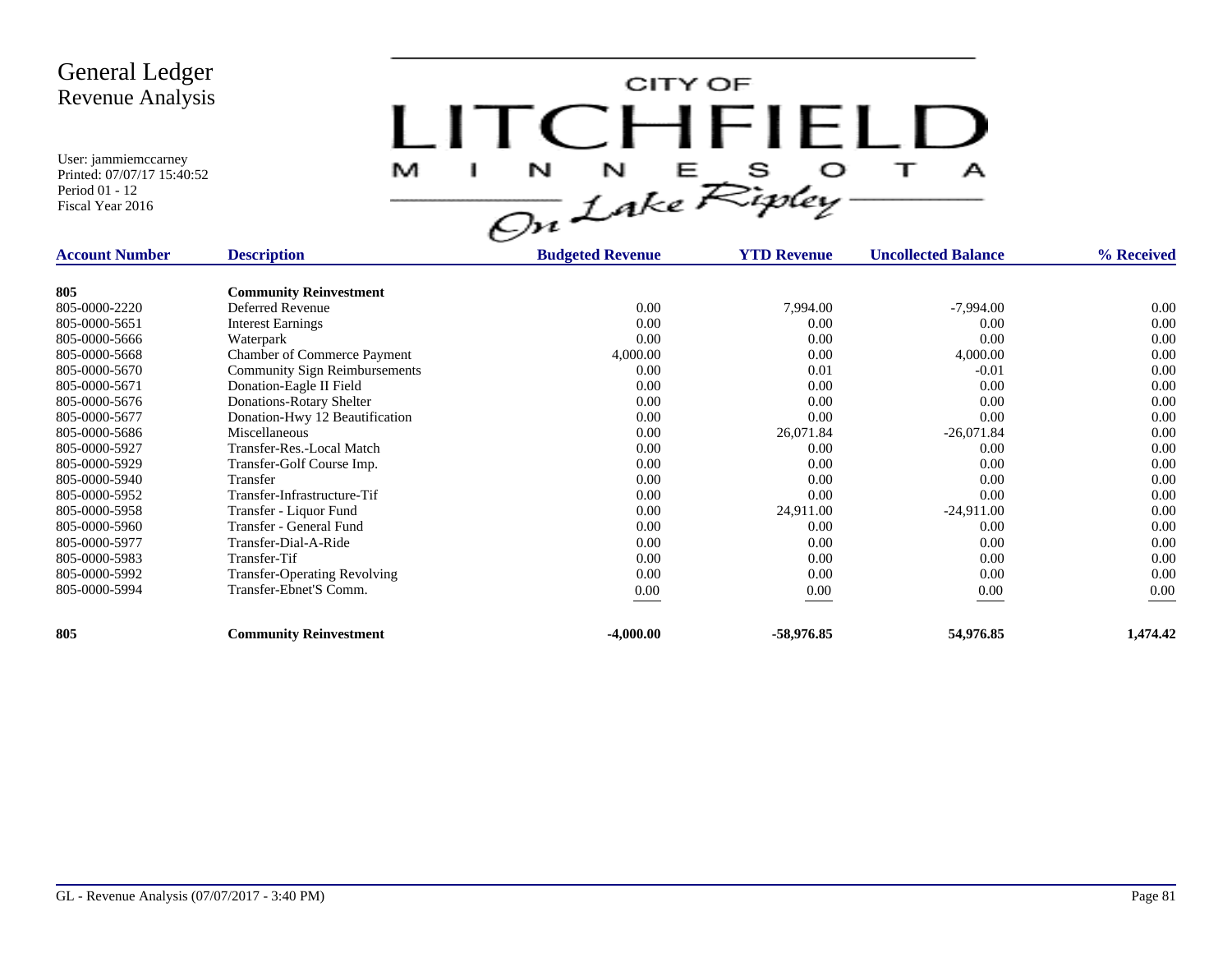# General Ledger
## Revenue Analysis

User: jammiemccarney
Printed: 07/07/17 15:40:52
Period 01 - 12
Fiscal Year 2016

CITY OF LITCHFIELD MINNESOTA
On Lake Ripley

| Account Number | Description | Budgeted Revenue | YTD Revenue | Uncollected Balance | % Received |
|---|---|---|---|---|---|
| **805** | **Community Reinvestment** | | | | |
| 805-0000-2220 | Deferred Revenue | 0.00 | 7,994.00 | -7,994.00 | 0.00 |
| 805-0000-5651 | Interest Earnings | 0.00 | 0.00 | 0.00 | 0.00 |
| 805-0000-5666 | Waterpark | 0.00 | 0.00 | 0.00 | 0.00 |
| 805-0000-5668 | Chamber of Commerce Payment | 4,000.00 | 0.00 | 4,000.00 | 0.00 |
| 805-0000-5670 | Community Sign Reimbursements | 0.00 | 0.01 | -0.01 | 0.00 |
| 805-0000-5671 | Donation-Eagle II Field | 0.00 | 0.00 | 0.00 | 0.00 |
| 805-0000-5676 | Donations-Rotary Shelter | 0.00 | 0.00 | 0.00 | 0.00 |
| 805-0000-5677 | Donation-Hwy 12 Beautification | 0.00 | 0.00 | 0.00 | 0.00 |
| 805-0000-5686 | Miscellaneous | 0.00 | 26,071.84 | -26,071.84 | 0.00 |
| 805-0000-5927 | Transfer-Res.-Local Match | 0.00 | 0.00 | 0.00 | 0.00 |
| 805-0000-5929 | Transfer-Golf Course Imp. | 0.00 | 0.00 | 0.00 | 0.00 |
| 805-0000-5940 | Transfer | 0.00 | 0.00 | 0.00 | 0.00 |
| 805-0000-5952 | Transfer-Infrastructure-Tif | 0.00 | 0.00 | 0.00 | 0.00 |
| 805-0000-5958 | Transfer - Liquor Fund | 0.00 | 24,911.00 | -24,911.00 | 0.00 |
| 805-0000-5960 | Transfer - General Fund | 0.00 | 0.00 | 0.00 | 0.00 |
| 805-0000-5977 | Transfer-Dial-A-Ride | 0.00 | 0.00 | 0.00 | 0.00 |
| 805-0000-5983 | Transfer-Tif | 0.00 | 0.00 | 0.00 | 0.00 |
| 805-0000-5992 | Transfer-Operating Revolving | 0.00 | 0.00 | 0.00 | 0.00 |
| 805-0000-5994 | Transfer-Ebnet'S Comm. | 0.00 | 0.00 | 0.00 | 0.00 |
| **805** | **Community Reinvestment** | **-4,000.00** | **-58,976.85** | **54,976.85** | **1,474.42** |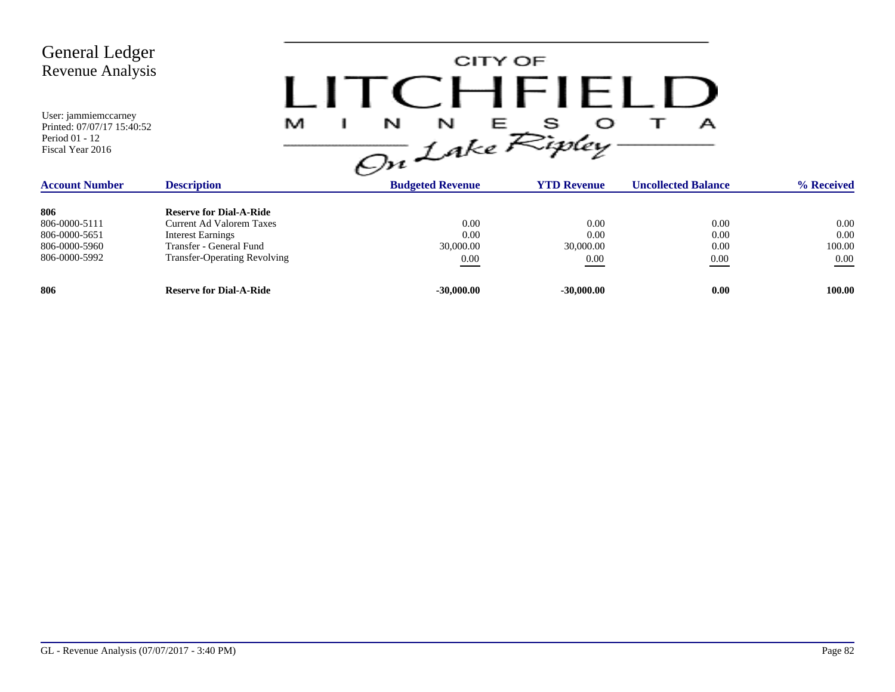# General Ledger
## Revenue Analysis

User: jammiemccarney
Printed: 07/07/17 15:40:52
Period 01 - 12
Fiscal Year 2016

CITY OF LITCHFIELD MINNESOTA On Lake Ripley

| Account Number | Description | Budgeted Revenue | YTD Revenue | Uncollected Balance | % Received |
|---|---|---|---|---|---|
| **806** | **Reserve for Dial-A-Ride** | | | | |
| 806-0000-5111 | Current Ad Valorem Taxes | 0.00 | 0.00 | 0.00 | 0.00 |
| 806-0000-5651 | Interest Earnings | 0.00 | 0.00 | 0.00 | 0.00 |
| 806-0000-5960 | Transfer - General Fund | 30,000.00 | 30,000.00 | 0.00 | 100.00 |
| 806-0000-5992 | Transfer-Operating Revolving | 0.00 | 0.00 | 0.00 | 0.00 |
| **806** | **Reserve for Dial-A-Ride** | **-30,000.00** | **-30,000.00** | **0.00** | **100.00** |

GL - Revenue Analysis (07/07/2017 - 3:40 PM)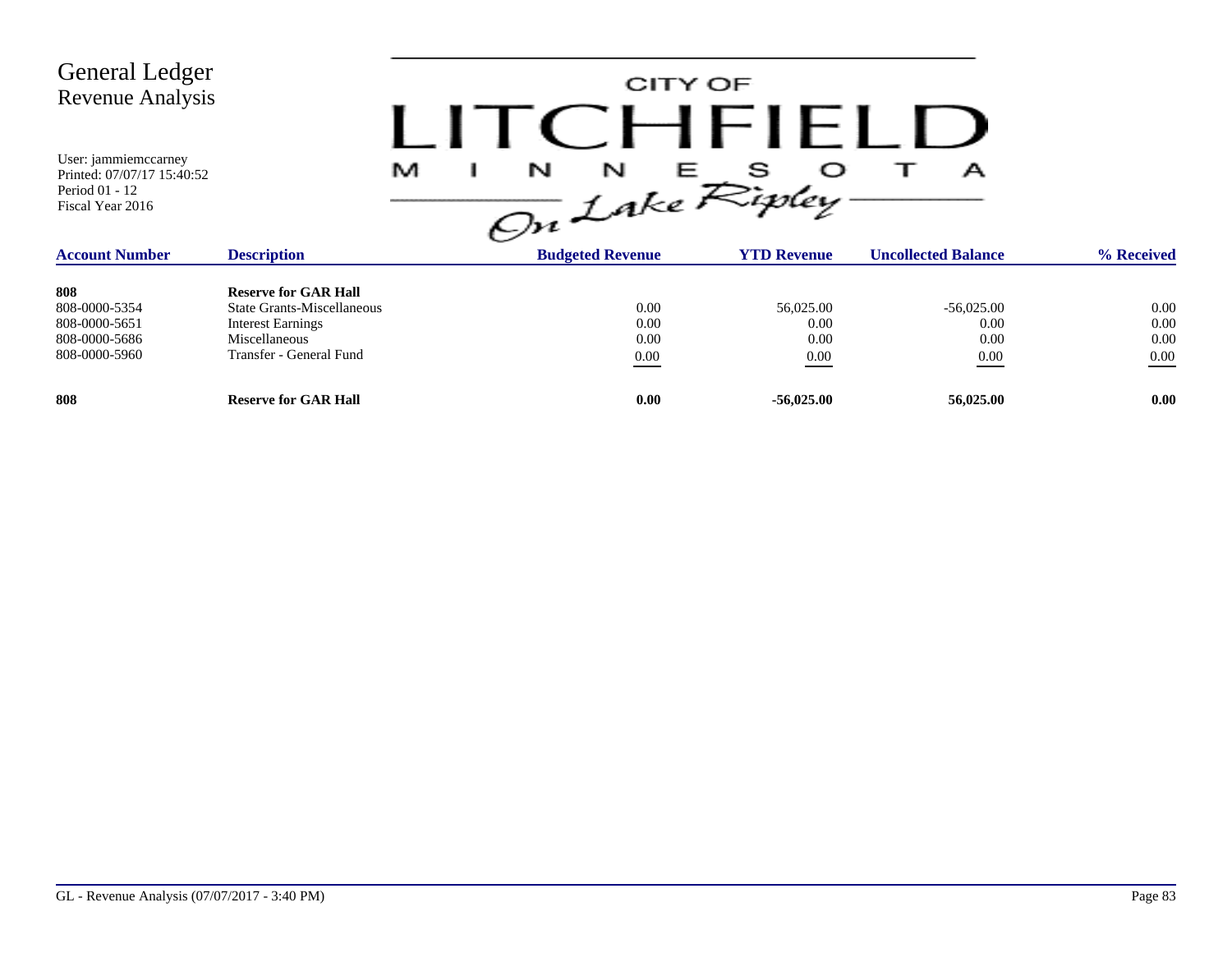# General Ledger
## Revenue Analysis

User: jammiemccarney
Printed: 07/07/17 15:40:52
Period 01 - 12
Fiscal Year 2016

CITY OF LITCHFIELD MINNESOTA On Lake Ripley

| Account Number | Description | Budgeted Revenue | YTD Revenue | Uncollected Balance | % Received |
|---|---|---|---|---|---|
| **808** | **Reserve for GAR Hall** | | | | |
| 808-0000-5354 | State Grants-Miscellaneous | 0.00 | 56,025.00 | -56,025.00 | 0.00 |
| 808-0000-5651 | Interest Earnings | 0.00 | 0.00 | 0.00 | 0.00 |
| 808-0000-5686 | Miscellaneous | 0.00 | 0.00 | 0.00 | 0.00 |
| 808-0000-5960 | Transfer - General Fund | 0.00 | 0.00 | 0.00 | 0.00 |
| **808** | **Reserve for GAR Hall** | **0.00** | **-56,025.00** | **56,025.00** | **0.00** |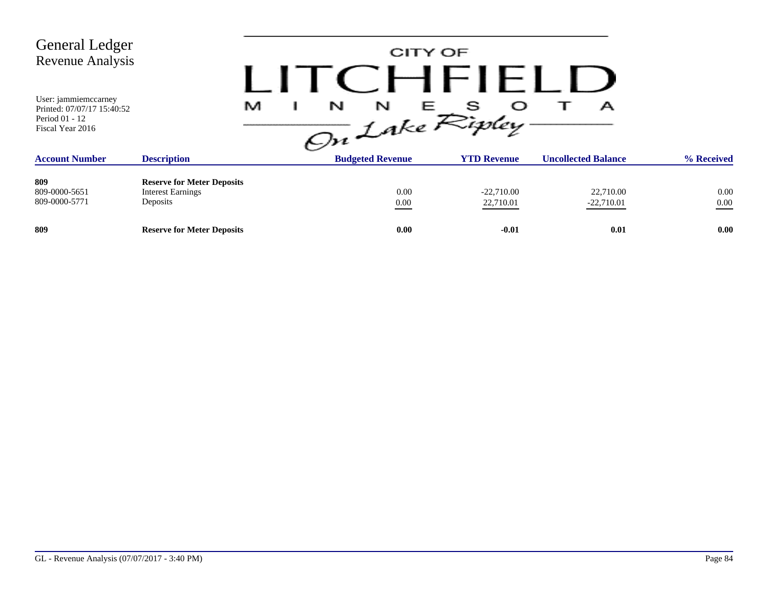# General Ledger
## Revenue Analysis

User: jammiemccarney
Printed: 07/07/17 15:40:52
Period 01 - 12
Fiscal Year 2016

CITY OF LITCHFIELD MINNESOTA On Lake Ripley

| Account Number | Description | Budgeted Revenue | YTD Revenue | Uncollected Balance | % Received |
|---|---|---|---|---|---|
| **809** | **Reserve for Meter Deposits** | | | | |
| 809-0000-5651 | Interest Earnings | 0.00 | -22,710.00 | 22,710.00 | 0.00 |
| 809-0000-5771 | Deposits | 0.00 | 22,710.01 | -22,710.01 | 0.00 |
| **809** | **Reserve for Meter Deposits** | **0.00** | **-0.01** | **0.01** | **0.00** |

GL - Revenue Analysis (07/07/2017 - 3:40 PM)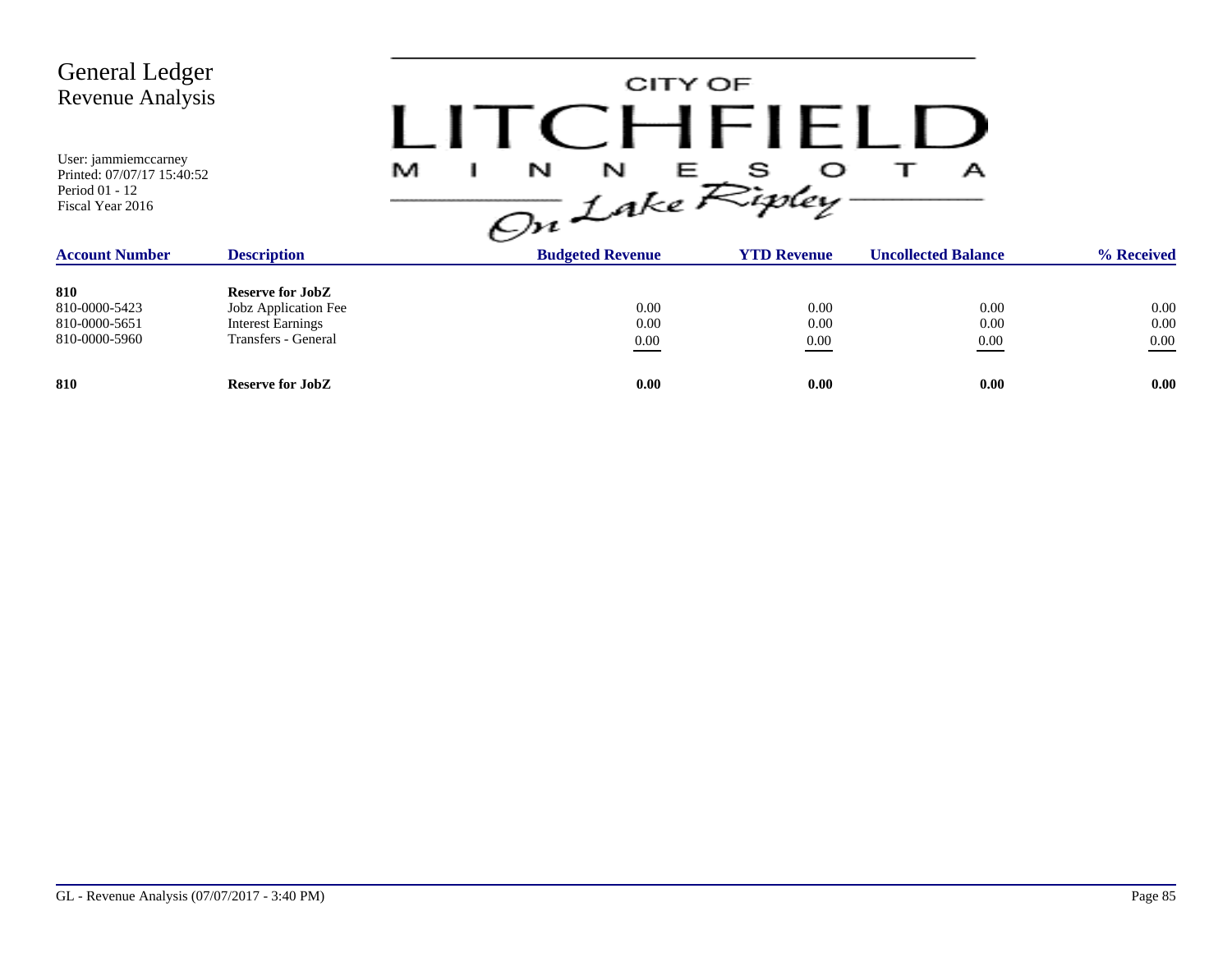# General Ledger
## Revenue Analysis

User: jammiemccarney
Printed: 07/07/17 15:40:52
Period 01 - 12
Fiscal Year 2016

CITY OF LITCHFIELD MINNESOTA On Lake Ripley

| Account Number | Description | Budgeted Revenue | YTD Revenue | Uncollected Balance | % Received |
|---|---|---|---|---|---|
| **810** | **Reserve for JobZ** | | | | |
| 810-0000-5423 | Jobz Application Fee | 0.00 | 0.00 | 0.00 | 0.00 |
| 810-0000-5651 | Interest Earnings | 0.00 | 0.00 | 0.00 | 0.00 |
| 810-0000-5960 | Transfers - General | 0.00 | 0.00 | 0.00 | 0.00 |
| **810** | **Reserve for JobZ** | **0.00** | **0.00** | **0.00** | **0.00** |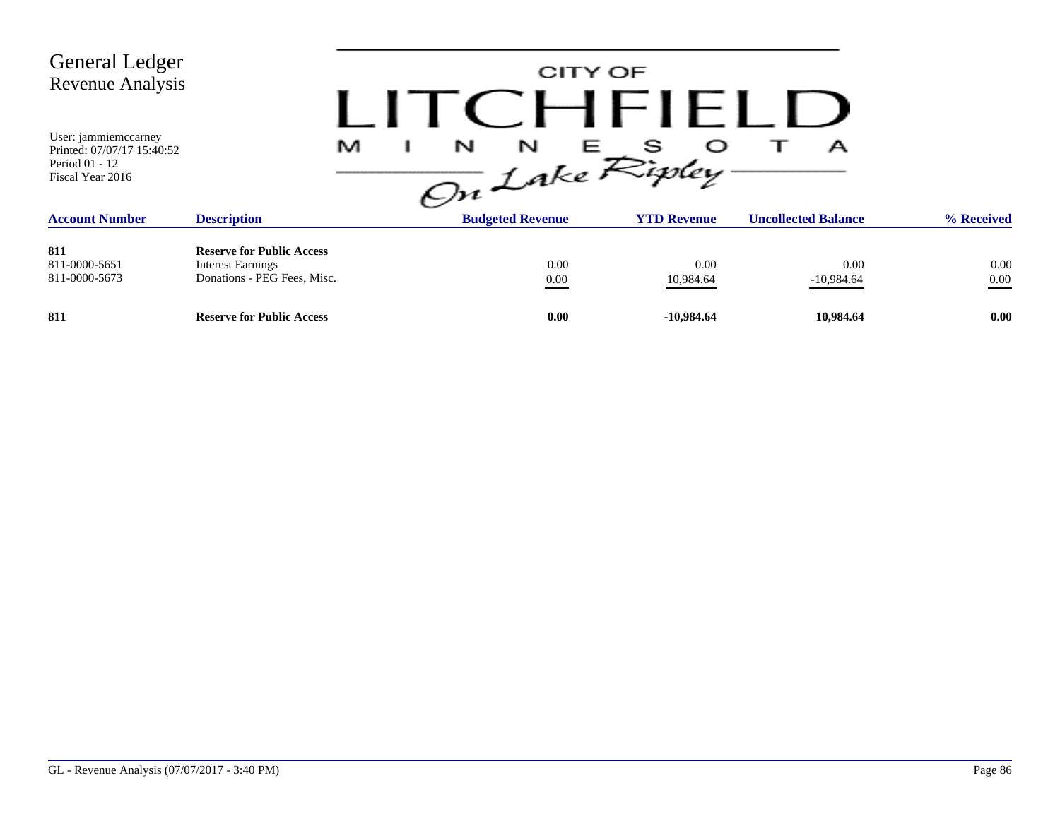# General Ledger
## Revenue Analysis

User: jammiemccarney
Printed: 07/07/17 15:40:52
Period 01 - 12
Fiscal Year 2016

CITY OF LITCHFIELD MINNESOTA *On Lake Ripley*

| Account Number | Description | Budgeted Revenue | YTD Revenue | Uncollected Balance | % Received |
|---|---|---|---|---|---|
| **811** | **Reserve for Public Access** | | | | |
| 811-0000-5651 | Interest Earnings | 0.00 | 0.00 | 0.00 | 0.00 |
| 811-0000-5673 | Donations - PEG Fees, Misc. | 0.00 | 10,984.64 | -10,984.64 | 0.00 |
| **811** | **Reserve for Public Access** | **0.00** | **-10,984.64** | **10,984.64** | **0.00** |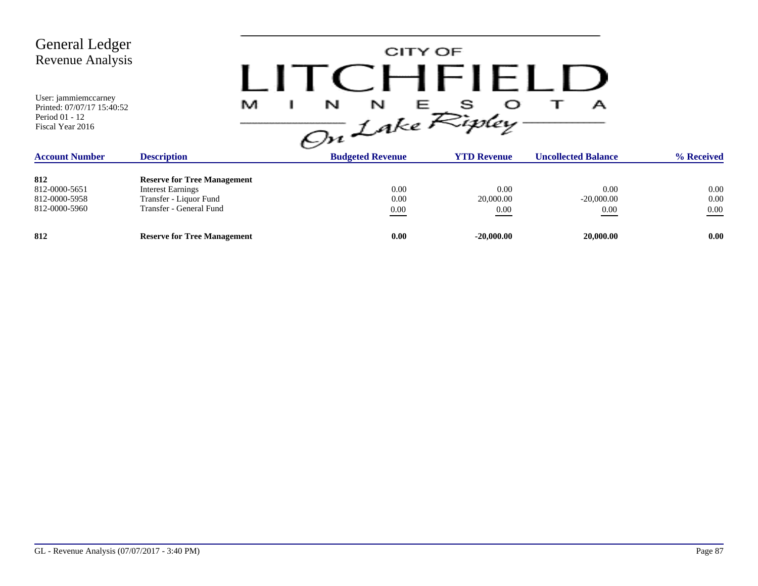# General Ledger
## Revenue Analysis

User: jammiemccarney
Printed: 07/07/17 15:40:52
Period 01 - 12
Fiscal Year 2016

CITY OF LITCHFIELD MINNESOTA On Lake Ripley

| Account Number | Description | Budgeted Revenue | YTD Revenue | Uncollected Balance | % Received |
|---|---|---|---|---|---|
| **812** | **Reserve for Tree Management** | | | | |
| 812-0000-5651 | Interest Earnings | 0.00 | 0.00 | 0.00 | 0.00 |
| 812-0000-5958 | Transfer - Liquor Fund | 0.00 | 20,000.00 | -20,000.00 | 0.00 |
| 812-0000-5960 | Transfer - General Fund | 0.00 | 0.00 | 0.00 | 0.00 |
| **812** | **Reserve for Tree Management** | **0.00** | **-20,000.00** | **20,000.00** | **0.00** |

GL - Revenue Analysis (07/07/2017 - 3:40 PM)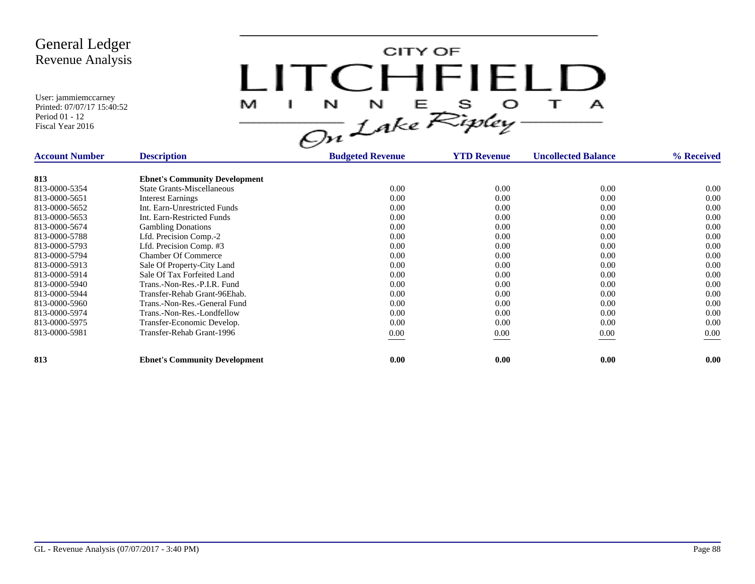# General Ledger
## Revenue Analysis

User: jammiemccarney
Printed: 07/07/17 15:40:52
Period 01 - 12
Fiscal Year 2016

CITY OF LITCHFIELD MINNESOTA On Lake Ripley

| Account Number | Description | Budgeted Revenue | YTD Revenue | Uncollected Balance | % Received |
|---|---|---|---|---|---|
| **813** | **Ebnet's Community Development** | | | | |
| 813-0000-5354 | State Grants-Miscellaneous | 0.00 | 0.00 | 0.00 | 0.00 |
| 813-0000-5651 | Interest Earnings | 0.00 | 0.00 | 0.00 | 0.00 |
| 813-0000-5652 | Int. Earn-Unrestricted Funds | 0.00 | 0.00 | 0.00 | 0.00 |
| 813-0000-5653 | Int. Earn-Restricted Funds | 0.00 | 0.00 | 0.00 | 0.00 |
| 813-0000-5674 | Gambling Donations | 0.00 | 0.00 | 0.00 | 0.00 |
| 813-0000-5788 | Lfd. Precision Comp.-2 | 0.00 | 0.00 | 0.00 | 0.00 |
| 813-0000-5793 | Lfd. Precision Comp. #3 | 0.00 | 0.00 | 0.00 | 0.00 |
| 813-0000-5794 | Chamber Of Commerce | 0.00 | 0.00 | 0.00 | 0.00 |
| 813-0000-5913 | Sale Of Property-City Land | 0.00 | 0.00 | 0.00 | 0.00 |
| 813-0000-5914 | Sale Of Tax Forfeited Land | 0.00 | 0.00 | 0.00 | 0.00 |
| 813-0000-5940 | Trans.-Non-Res.-P.I.R. Fund | 0.00 | 0.00 | 0.00 | 0.00 |
| 813-0000-5944 | Transfer-Rehab Grant-96Ehab. | 0.00 | 0.00 | 0.00 | 0.00 |
| 813-0000-5960 | Trans.-Non-Res.-General Fund | 0.00 | 0.00 | 0.00 | 0.00 |
| 813-0000-5974 | Trans.-Non-Res.-Londfellow | 0.00 | 0.00 | 0.00 | 0.00 |
| 813-0000-5975 | Transfer-Economic Develop. | 0.00 | 0.00 | 0.00 | 0.00 |
| 813-0000-5981 | Transfer-Rehab Grant-1996 | 0.00 | 0.00 | 0.00 | 0.00 |
| **813** | **Ebnet's Community Development** | **0.00** | **0.00** | **0.00** | **0.00** |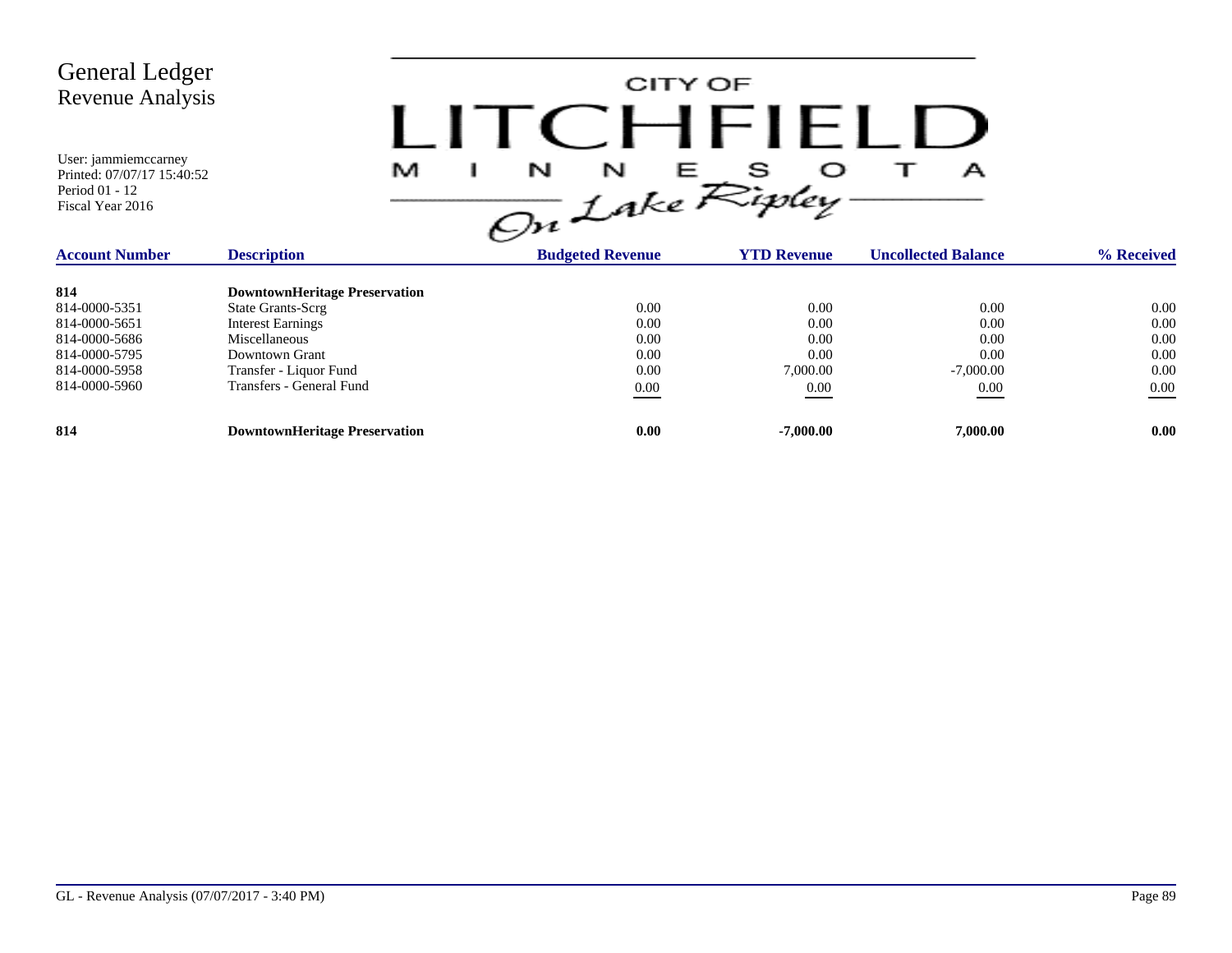# General Ledger
## Revenue Analysis

User: jammiemccarney
Printed: 07/07/17 15:40:52
Period 01 - 12
Fiscal Year 2016

CITY OF LITCHFIELD MINNESOTA On Lake Ripley

| Account Number | Description | Budgeted Revenue | YTD Revenue | Uncollected Balance | % Received |
|---|---|---|---|---|---|
| **814** | **DowntownHeritage Preservation** | | | | |
| 814-0000-5351 | State Grants-Scrg | 0.00 | 0.00 | 0.00 | 0.00 |
| 814-0000-5651 | Interest Earnings | 0.00 | 0.00 | 0.00 | 0.00 |
| 814-0000-5686 | Miscellaneous | 0.00 | 0.00 | 0.00 | 0.00 |
| 814-0000-5795 | Downtown Grant | 0.00 | 0.00 | 0.00 | 0.00 |
| 814-0000-5958 | Transfer - Liquor Fund | 0.00 | 7,000.00 | -7,000.00 | 0.00 |
| 814-0000-5960 | Transfers - General Fund | 0.00 | 0.00 | 0.00 | 0.00 |
| **814** | **DowntownHeritage Preservation** | **0.00** | **-7,000.00** | **7,000.00** | **0.00** |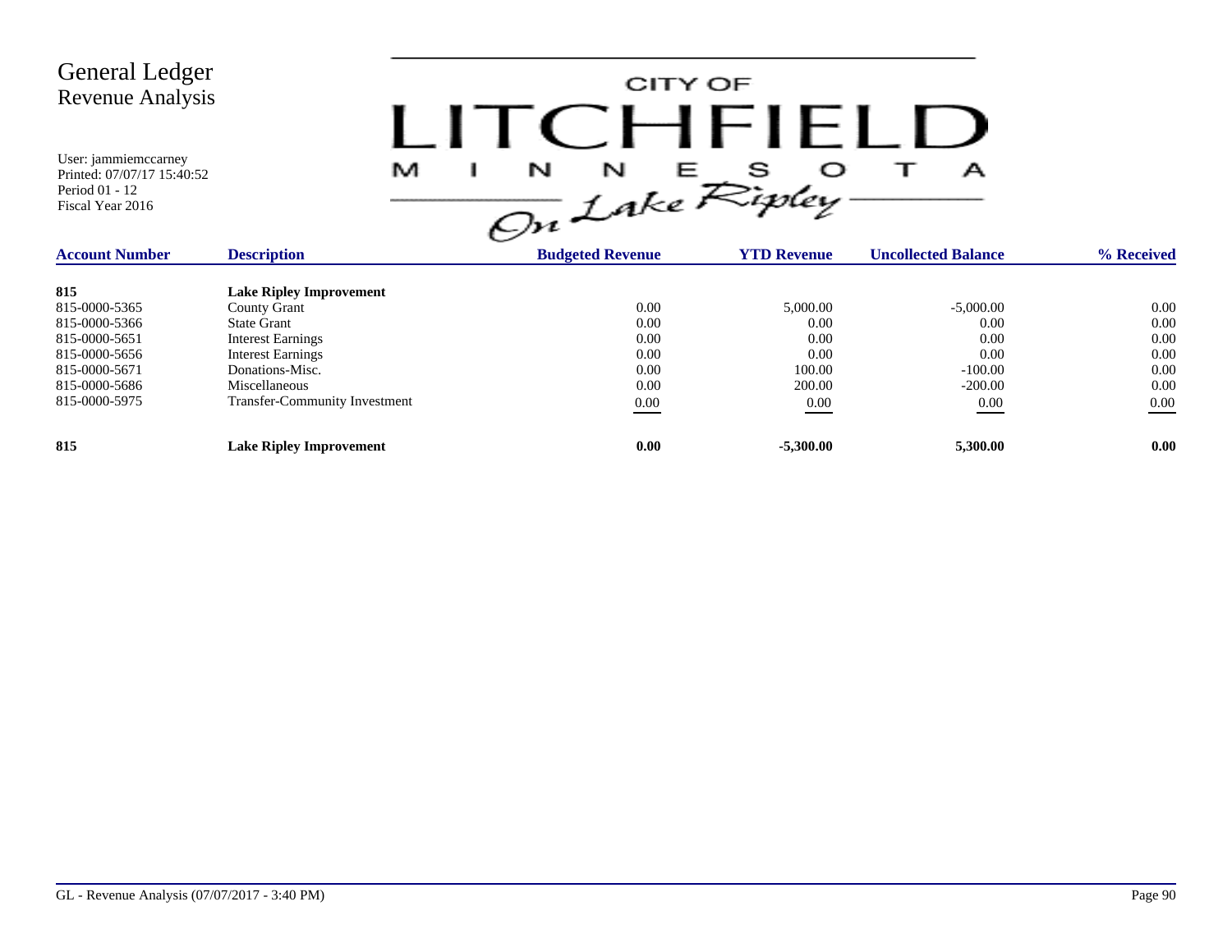# General Ledger
## Revenue Analysis

User: jammiemccarney
Printed: 07/07/17 15:40:52
Period 01 - 12
Fiscal Year 2016

CITY OF LITCHFIELD MINNESOTA On Lake Ripley

| Account Number | Description | Budgeted Revenue | YTD Revenue | Uncollected Balance | % Received |
|---|---|---|---|---|---|
| **815** | **Lake Ripley Improvement** | | | | |
| 815-0000-5365 | County Grant | 0.00 | 5,000.00 | -5,000.00 | 0.00 |
| 815-0000-5366 | State Grant | 0.00 | 0.00 | 0.00 | 0.00 |
| 815-0000-5651 | Interest Earnings | 0.00 | 0.00 | 0.00 | 0.00 |
| 815-0000-5656 | Interest Earnings | 0.00 | 0.00 | 0.00 | 0.00 |
| 815-0000-5671 | Donations-Misc. | 0.00 | 100.00 | -100.00 | 0.00 |
| 815-0000-5686 | Miscellaneous | 0.00 | 200.00 | -200.00 | 0.00 |
| 815-0000-5975 | Transfer-Community Investment | 0.00 | 0.00 | 0.00 | 0.00 |
| **815** | **Lake Ripley Improvement** | **0.00** | **-5,300.00** | **5,300.00** | **0.00** |

GL - Revenue Analysis (07/07/2017 - 3:40 PM)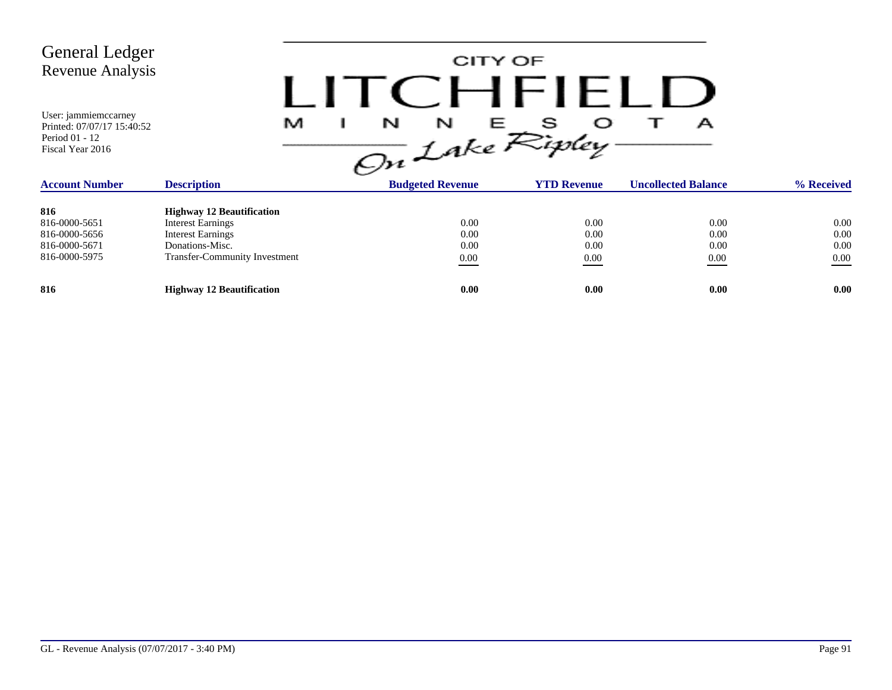# General Ledger
## Revenue Analysis

User: jammiemccarney
Printed: 07/07/17 15:40:52
Period 01 - 12
Fiscal Year 2016

CITY OF LITCHFIELD MINNESOTA On Lake Ripley

| Account Number | Description | Budgeted Revenue | YTD Revenue | Uncollected Balance | % Received |
|---|---|---|---|---|---|
| **816** | **Highway 12 Beautification** | | | | |
| 816-0000-5651 | Interest Earnings | 0.00 | 0.00 | 0.00 | 0.00 |
| 816-0000-5656 | Interest Earnings | 0.00 | 0.00 | 0.00 | 0.00 |
| 816-0000-5671 | Donations-Misc. | 0.00 | 0.00 | 0.00 | 0.00 |
| 816-0000-5975 | Transfer-Community Investment | 0.00 | 0.00 | 0.00 | 0.00 |
| **816** | **Highway 12 Beautification** | **0.00** | **0.00** | **0.00** | **0.00** |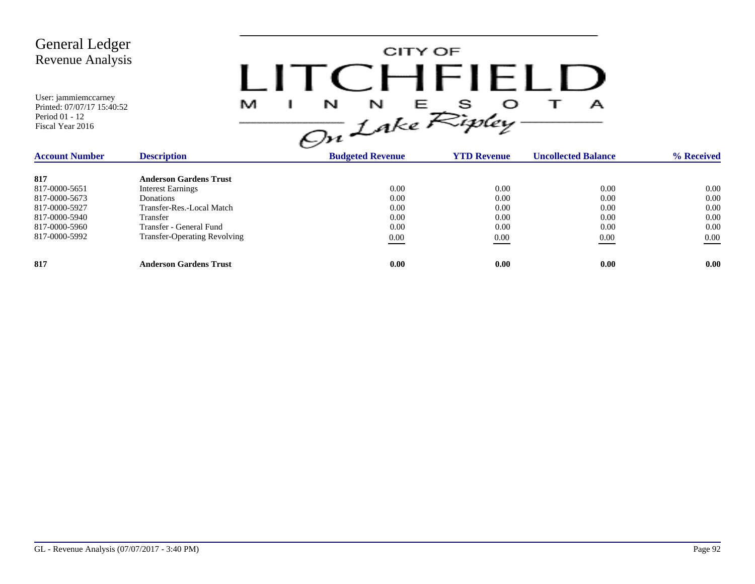# General Ledger
## Revenue Analysis

User: jammiemccarney
Printed: 07/07/17 15:40:52
Period 01 - 12
Fiscal Year 2016

CITY OF LITCHFIELD MINNESOTA On Lake Ripley

| Account Number | Description | Budgeted Revenue | YTD Revenue | Uncollected Balance | % Received |
|---|---|---|---|---|---|
| **817** | **Anderson Gardens Trust** | | | | |
| 817-0000-5651 | Interest Earnings | 0.00 | 0.00 | 0.00 | 0.00 |
| 817-0000-5673 | Donations | 0.00 | 0.00 | 0.00 | 0.00 |
| 817-0000-5927 | Transfer-Res.-Local Match | 0.00 | 0.00 | 0.00 | 0.00 |
| 817-0000-5940 | Transfer | 0.00 | 0.00 | 0.00 | 0.00 |
| 817-0000-5960 | Transfer - General Fund | 0.00 | 0.00 | 0.00 | 0.00 |
| 817-0000-5992 | Transfer-Operating Revolving | 0.00 | 0.00 | 0.00 | 0.00 |
| **817** | **Anderson Gardens Trust** | **0.00** | **0.00** | **0.00** | **0.00** |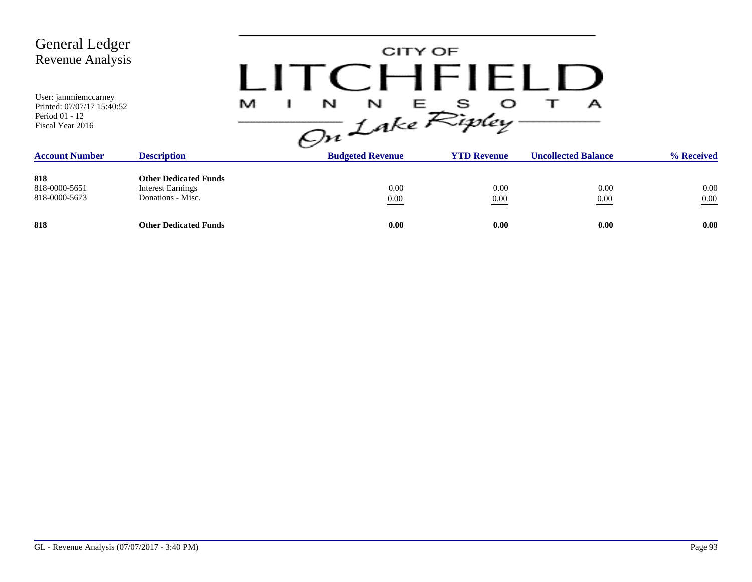# General Ledger
## Revenue Analysis

User: jammiemccarney
Printed: 07/07/17 15:40:52
Period 01 - 12
Fiscal Year 2016

CITY OF LITCHFIELD MINNESOTA *On Lake Ripley*

| Account Number | Description | Budgeted Revenue | YTD Revenue | Uncollected Balance | % Received |
|---|---|---|---|---|---|
| **818** | **Other Dedicated Funds** | | | | |
| 818-0000-5651 | Interest Earnings | 0.00 | 0.00 | 0.00 | 0.00 |
| 818-0000-5673 | Donations - Misc. | 0.00 | 0.00 | 0.00 | 0.00 |
| **818** | **Other Dedicated Funds** | **0.00** | **0.00** | **0.00** | **0.00** |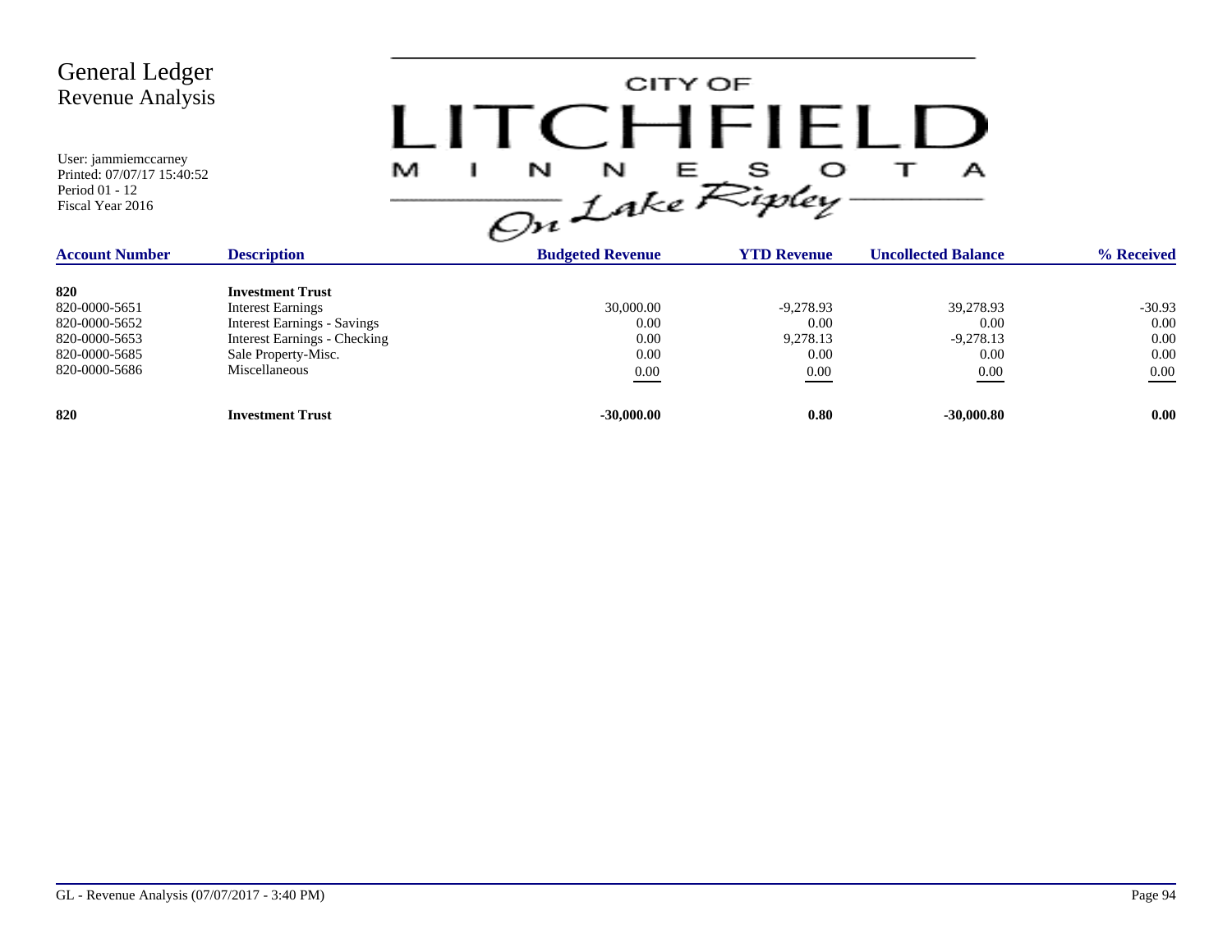# General Ledger
## Revenue Analysis

User: jammiemccarney
Printed: 07/07/17 15:40:52
Period 01 - 12
Fiscal Year 2016

CITY OF LITCHFIELD MINNESOTA
*On Lake Ripley*

| Account Number | Description | Budgeted Revenue | YTD Revenue | Uncollected Balance | % Received |
|---|---|---|---|---|---|
| **820** | **Investment Trust** | | | | |
| 820-0000-5651 | Interest Earnings | 30,000.00 | -9,278.93 | 39,278.93 | -30.93 |
| 820-0000-5652 | Interest Earnings - Savings | 0.00 | 0.00 | 0.00 | 0.00 |
| 820-0000-5653 | Interest Earnings - Checking | 0.00 | 9,278.13 | -9,278.13 | 0.00 |
| 820-0000-5685 | Sale Property-Misc. | 0.00 | 0.00 | 0.00 | 0.00 |
| 820-0000-5686 | Miscellaneous | 0.00 | 0.00 | 0.00 | 0.00 |
| **820** | **Investment Trust** | **-30,000.00** | **0.80** | **-30,000.80** | **0.00** |

GL - Revenue Analysis (07/07/2017 - 3:40 PM)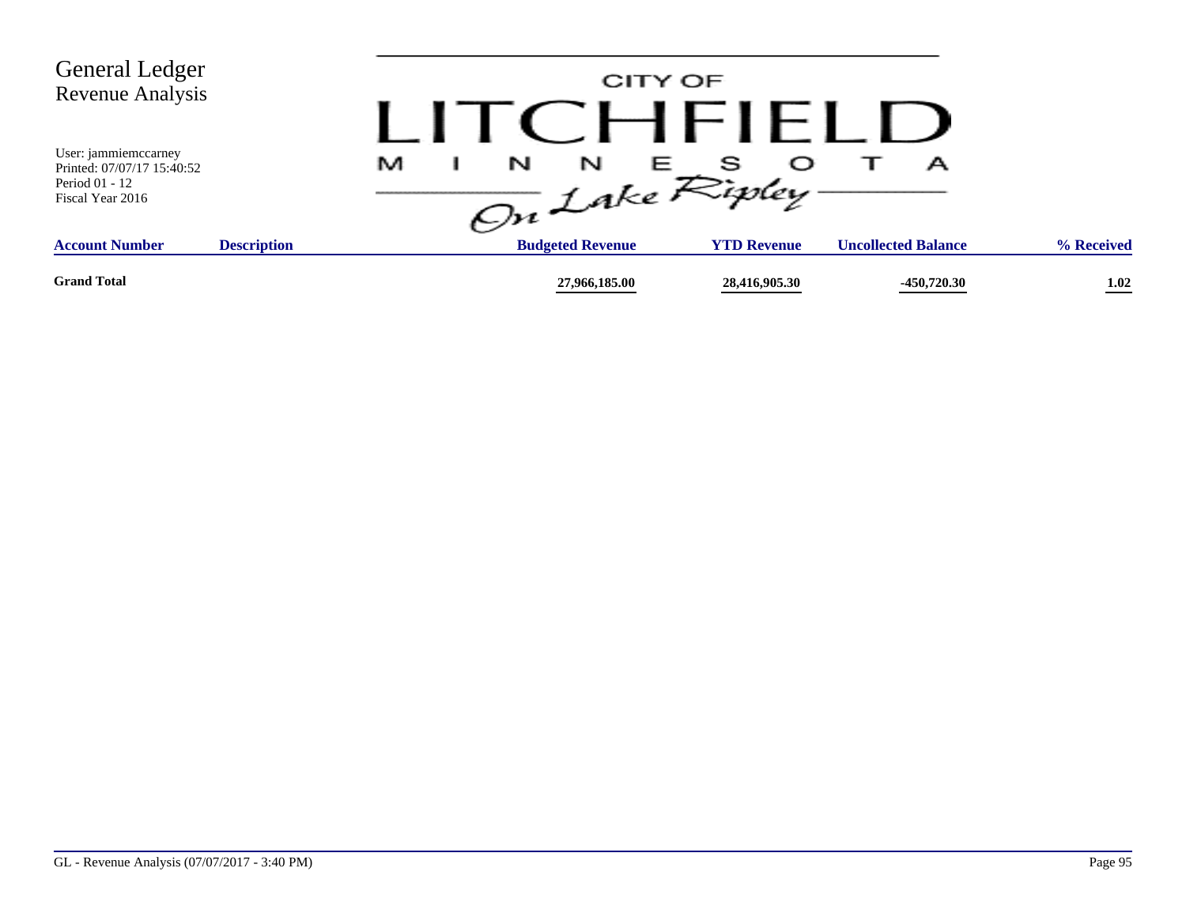# General Ledger
## Revenue Analysis

User: jammiemccarney
Printed: 07/07/17 15:40:52
Period 01 - 12
Fiscal Year 2016

CITY OF LITCHFIELD MINNESOTA On Lake Ripley

| Account Number | Description | Budgeted Revenue | YTD Revenue | Uncollected Balance | % Received |
|---|---|---|---|---|---|
| **Grand Total** | | **27,966,185.00** | **28,416,905.30** | **-450,720.30** | **1.02** |